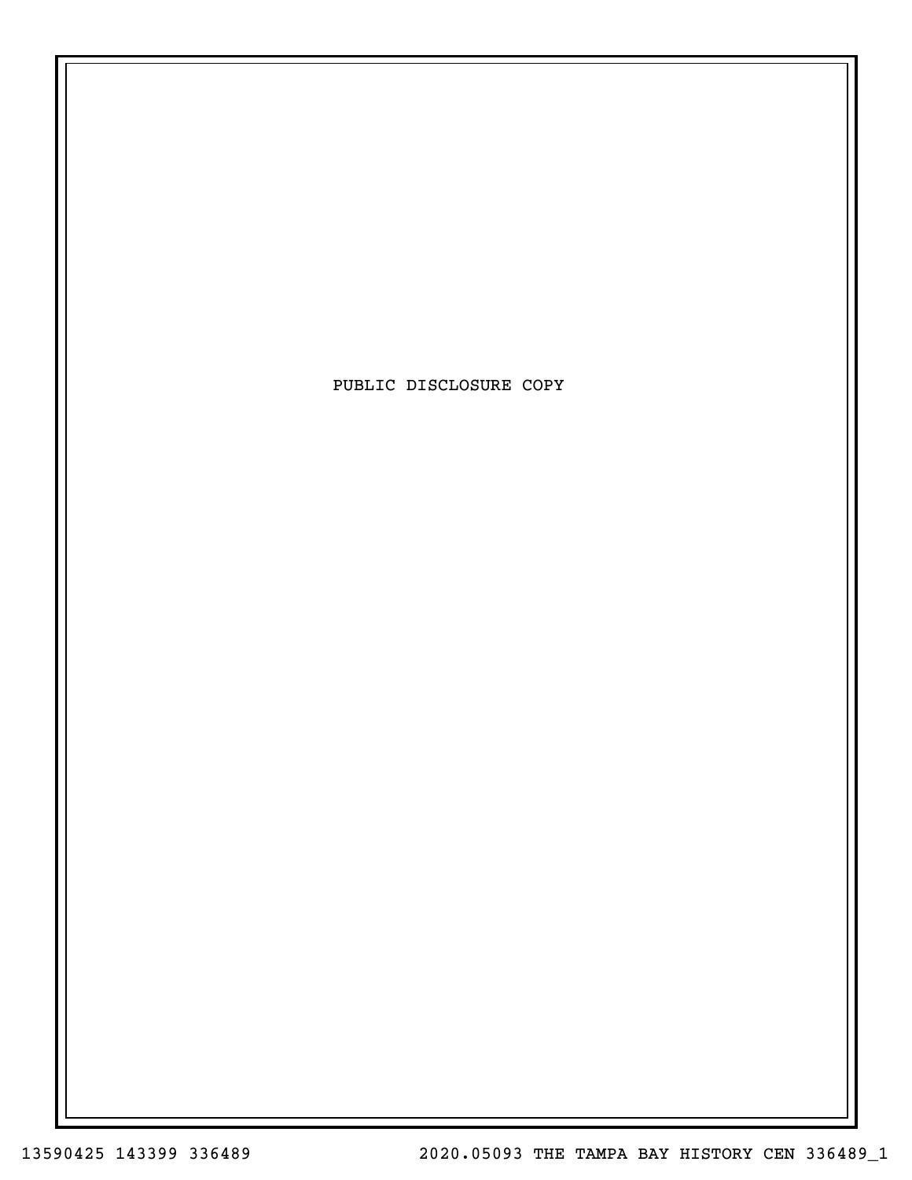PUBLIC DISCLOSURE COPY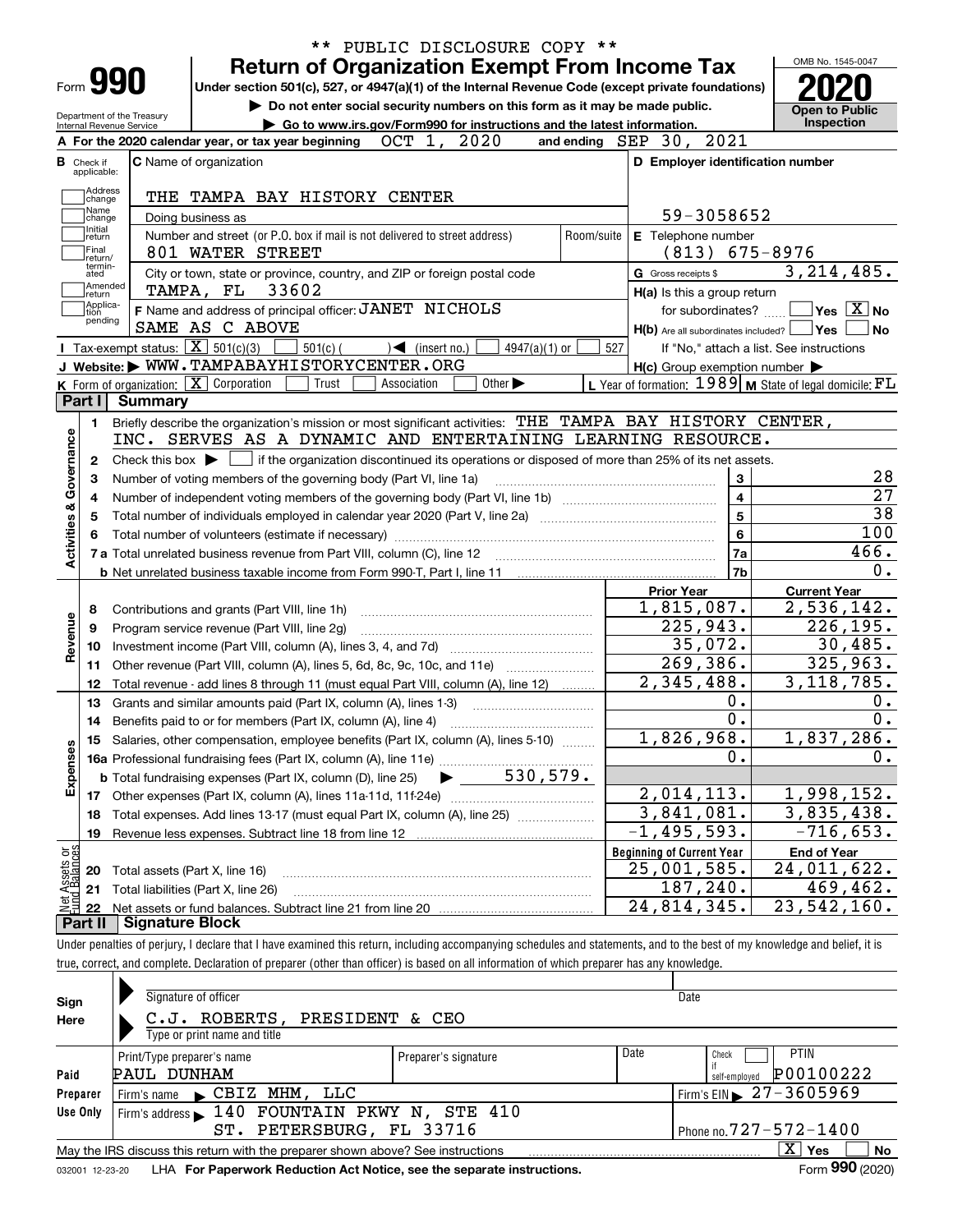\*\* PUBLIC DISCLOSURE COPY \*\*

# Form 990 — Return of Organization Exempt From Income Tax

Under section 501(c), 527, or 4947(a)(1) of the Internal Revenue Code (except private foundations)

▶ Do not enter social security numbers on this form as it may be made public.

▶ Go to www.irs.gov/Form990 for instructions and the latest information.

Department of the Treasury, Internal Revenue Service

OMB No. 1545-0047 — **2020** — Open to Public Inspection

**A** For the 2020 calendar year, or tax year beginning OCT 1, 2020 and ending SEP 30, 2021

**B** Check if applicable: Address change, Name change, Initial return, Final return/terminated, Amended return, Application pending

**C** Name of organization: THE TAMPA BAY HISTORY CENTER

Doing business as

Number and street (or P.O. box if mail is not delivered to street address): 801 WATER STREET — Room/suite

City or town, state or province, country, and ZIP or foreign postal code: TAMPA, FL 33602

**D** Employer identification number: 59-3058652

**E** Telephone number: (813) 675-8976

**G** Gross receipts $ 3,214,485.

**F** Name and address of principal officer: JANET NICHOLS, SAME AS C ABOVE

**H(a)** Is this a group return for subordinates? ☐ Yes ☒ No

**H(b)** Are all subordinates included? ☐ Yes ☐ No — If "No," attach a list. See instructions

**H(c)** Group exemption number ▶

**I** Tax-exempt status: ☒ 501(c)(3) ☐ 501(c) ( ) ◀ (insert no.) ☐ 4947(a)(1) or ☐ 527

**J** Website: ▶ WWW.TAMPABAYHISTORYCENTER.ORG

**K** Form of organization: ☒ Corporation ☐ Trust ☐ Association ☐ Other ▶

**L** Year of formation: 1989 **M** State of legal domicile: FL

## Part I — Summary

**Activities & Governance**

1 Briefly describe the organization's mission or most significant activities: THE TAMPA BAY HISTORY CENTER, INC. SERVES AS A DYNAMIC AND ENTERTAINING LEARNING RESOURCE.

2 Check this box ▶ ☐ if the organization discontinued its operations or disposed of more than 25% of its net assets.

| | | | |
|---|---|---|---|
| 3 | Number of voting members of the governing body (Part VI, line 1a) | 3 | 28 |
| 4 | Number of independent voting members of the governing body (Part VI, line 1b) | 4 | 27 |
| 5 | Total number of individuals employed in calendar year 2020 (Part V, line 2a) | 5 | 38 |
| 6 | Total number of volunteers (estimate if necessary) | 6 | 100 |
| 7a | Total unrelated business revenue from Part VIII, column (C), line 12 | 7a | 466. |
| 7b | Net unrelated business taxable income from Form 990-T, Part I, line 11 | 7b | 0. |

**Revenue / Expenses**

| | | Prior Year | Current Year |
|---|---|---|---|
| 8 | Contributions and grants (Part VIII, line 1h) | 1,815,087. | 2,536,142. |
| 9 | Program service revenue (Part VIII, line 2g) | 225,943. | 226,195. |
| 10 | Investment income (Part VIII, column (A), lines 3, 4, and 7d) | 35,072. | 30,485. |
| 11 | Other revenue (Part VIII, column (A), lines 5, 6d, 8c, 9c, 10c, and 11e) | 269,386. | 325,963. |
| 12 | Total revenue - add lines 8 through 11 (must equal Part VIII, column (A), line 12) | 2,345,488. | 3,118,785. |
| 13 | Grants and similar amounts paid (Part IX, column (A), lines 1-3) | 0. | 0. |
| 14 | Benefits paid to or for members (Part IX, column (A), line 4) | 0. | 0. |
| 15 | Salaries, other compensation, employee benefits (Part IX, column (A), lines 5-10) | 1,826,968. | 1,837,286. |
| 16a | Professional fundraising fees (Part IX, column (A), line 11e) | 0. | 0. |
| b | Total fundraising expenses (Part IX, column (D), line 25) ▶ 530,579. | | |
| 17 | Other expenses (Part IX, column (A), lines 11a-11d, 11f-24e) | 2,014,113. | 1,998,152. |
| 18 | Total expenses. Add lines 13-17 (must equal Part IX, column (A), line 25) | 3,841,081. | 3,835,438. |
| 19 | Revenue less expenses. Subtract line 18 from line 12 | -1,495,593. | -716,653. |

**Net Assets or Fund Balances**

| | | Beginning of Current Year | End of Year |
|---|---|---|---|
| 20 | Total assets (Part X, line 16) | 25,001,585. | 24,011,622. |
| 21 | Total liabilities (Part X, line 26) | 187,240. | 469,462. |
| 22 | Net assets or fund balances. Subtract line 21 from line 20 | 24,814,345. | 23,542,160. |

## Part II — Signature Block

Under penalties of perjury, I declare that I have examined this return, including accompanying schedules and statements, and to the best of my knowledge and belief, it is true, correct, and complete. Declaration of preparer (other than officer) is based on all information of which preparer has any knowledge.

**Sign Here**

Signature of officer — Date

C.J. ROBERTS, PRESIDENT & CEO

Type or print name and title

**Paid Preparer Use Only**

| Print/Type preparer's name | Preparer's signature | Date | Check ☐ if self-employed | PTIN |
|---|---|---|---|---|
| PAUL DUNHAM | | | | P00100222 |

Firm's name ▶ CBIZ MHM, LLC — Firm's EIN ▶ 27-3605969

Firm's address ▶ 140 FOUNTAIN PKWY N, STE 410, ST. PETERSBURG, FL 33716 — Phone no. 727-572-1400

May the IRS discuss this return with the preparer shown above? See instructions ☒ Yes ☐ No

032001 12-23-20 LHA For Paperwork Reduction Act Notice, see the separate instructions. Form **990** (2020)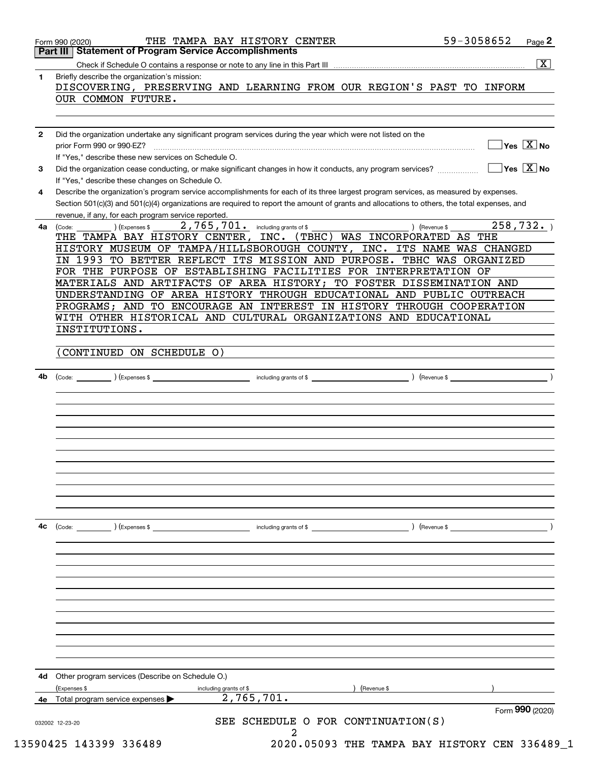Form 990 (2020) THE TAMPA BAY HISTORY CENTER 59-3058652 Page **2**

## Part III Statement of Program Service Accomplishments

Check if Schedule O contains a response or note to any line in this Part III .......... [X]

**1** Briefly describe the organization's mission:

DISCOVERING, PRESERVING AND LEARNING FROM OUR REGION'S PAST TO INFORM OUR COMMON FUTURE.

**2** Did the organization undertake any significant program services during the year which were not listed on the prior Form 990 or 990-EZ? .......... [ ] Yes [X] No

If "Yes," describe these new services on Schedule O.

**3** Did the organization cease conducting, or make significant changes in how it conducts, any program services? .......... [ ] Yes [X] No

If "Yes," describe these changes on Schedule O.

**4** Describe the organization's program service accomplishments for each of its three largest program services, as measured by expenses. Section 501(c)(3) and 501(c)(4) organizations are required to report the amount of grants and allocations to others, the total expenses, and revenue, if any, for each program service reported.

**4a** (Code: ) (Expenses $ 2,765,701. including grants of $ ) (Revenue $ 258,732. )

THE TAMPA BAY HISTORY CENTER, INC. (TBHC) WAS INCORPORATED AS THE HISTORY MUSEUM OF TAMPA/HILLSBOROUGH COUNTY, INC. ITS NAME WAS CHANGED IN 1993 TO BETTER REFLECT ITS MISSION AND PURPOSE. TBHC WAS ORGANIZED FOR THE PURPOSE OF ESTABLISHING FACILITIES FOR INTERPRETATION OF MATERIALS AND ARTIFACTS OF AREA HISTORY; TO FOSTER DISSEMINATION AND UNDERSTANDING OF AREA HISTORY THROUGH EDUCATIONAL AND PUBLIC OUTREACH PROGRAMS; AND TO ENCOURAGE AN INTEREST IN HISTORY THROUGH COOPERATION WITH OTHER HISTORICAL AND CULTURAL ORGANIZATIONS AND EDUCATIONAL INSTITUTIONS.

(CONTINUED ON SCHEDULE O)

**4b** (Code: ) (Expenses $ including grants of $ ) (Revenue $ )

**4c** (Code: ) (Expenses $ including grants of $ ) (Revenue $ )

**4d** Other program services (Describe on Schedule O.)

(Expenses $ including grants of $ ) (Revenue $ )

**4e** Total program service expenses ▶ 2,765,701.

Form **990** (2020)

032002 12-23-20

SEE SCHEDULE O FOR CONTINUATION(S)

13590425 143399 336489 2020.05093 THE TAMPA BAY HISTORY CEN 336489_1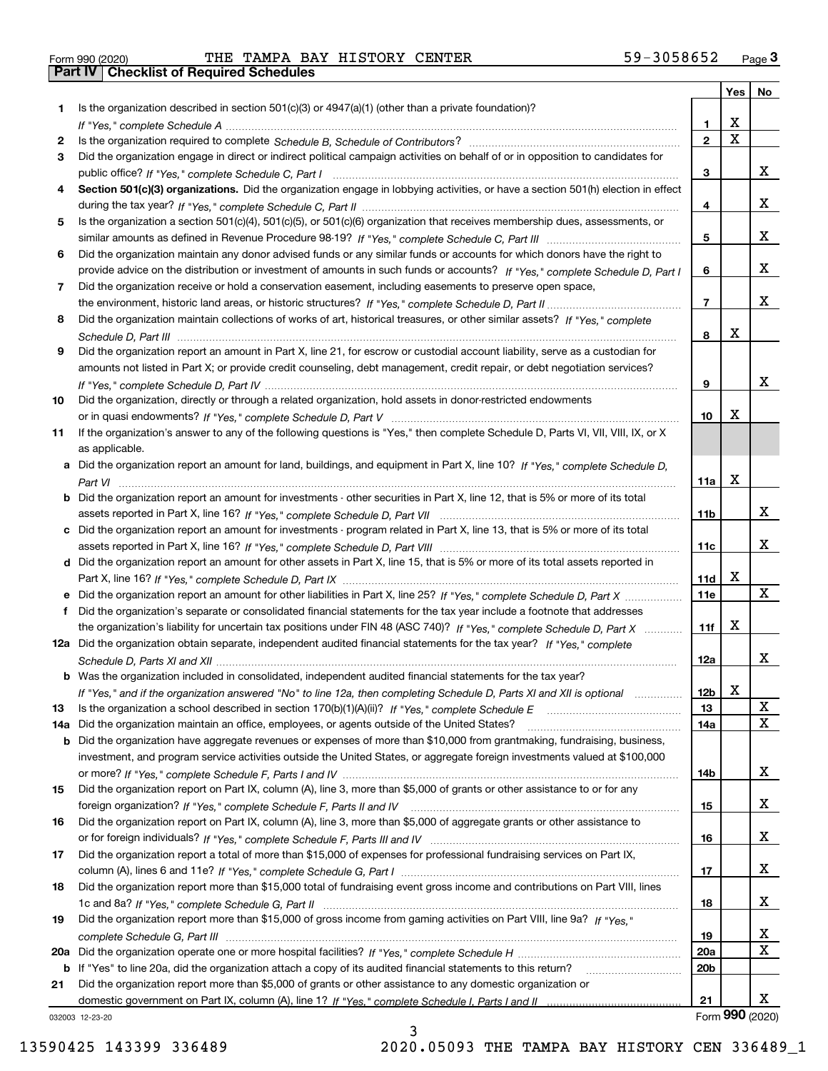Form 990 (2020) THE TAMPA BAY HISTORY CENTER 59-3058652 Page 3

## Part IV | Checklist of Required Schedules

| | | | Yes | No |
|---|---|---|---|---|
| 1 | Is the organization described in section 501(c)(3) or 4947(a)(1) (other than a private foundation)? *If "Yes," complete Schedule A* | 1 | X | |
| 2 | Is the organization required to complete *Schedule B, Schedule of Contributors*? | 2 | X | |
| 3 | Did the organization engage in direct or indirect political campaign activities on behalf of or in opposition to candidates for public office? *If "Yes," complete Schedule C, Part I* | 3 | | X |
| 4 | **Section 501(c)(3) organizations.** Did the organization engage in lobbying activities, or have a section 501(h) election in effect during the tax year? *If "Yes," complete Schedule C, Part II* | 4 | | X |
| 5 | Is the organization a section 501(c)(4), 501(c)(5), or 501(c)(6) organization that receives membership dues, assessments, or similar amounts as defined in Revenue Procedure 98-19? *If "Yes," complete Schedule C, Part III* | 5 | | X |
| 6 | Did the organization maintain any donor advised funds or any similar funds or accounts for which donors have the right to provide advice on the distribution or investment of amounts in such funds or accounts? *If "Yes," complete Schedule D, Part I* | 6 | | X |
| 7 | Did the organization receive or hold a conservation easement, including easements to preserve open space, the environment, historic land areas, or historic structures? *If "Yes," complete Schedule D, Part II* | 7 | | X |
| 8 | Did the organization maintain collections of works of art, historical treasures, or other similar assets? *If "Yes," complete Schedule D, Part III* | 8 | X | |
| 9 | Did the organization report an amount in Part X, line 21, for escrow or custodial account liability, serve as a custodian for amounts not listed in Part X; or provide credit counseling, debt management, credit repair, or debt negotiation services? *If "Yes," complete Schedule D, Part IV* | 9 | | X |
| 10 | Did the organization, directly or through a related organization, hold assets in donor-restricted endowments or in quasi endowments? *If "Yes," complete Schedule D, Part V* | 10 | X | |
| 11 | If the organization's answer to any of the following questions is "Yes," then complete Schedule D, Parts VI, VII, VIII, IX, or X as applicable. | | | |
| a | Did the organization report an amount for land, buildings, and equipment in Part X, line 10? *If "Yes," complete Schedule D, Part VI* | 11a | X | |
| b | Did the organization report an amount for investments - other securities in Part X, line 12, that is 5% or more of its total assets reported in Part X, line 16? *If "Yes," complete Schedule D, Part VII* | 11b | | X |
| c | Did the organization report an amount for investments - program related in Part X, line 13, that is 5% or more of its total assets reported in Part X, line 16? *If "Yes," complete Schedule D, Part VIII* | 11c | | X |
| d | Did the organization report an amount for other assets in Part X, line 15, that is 5% or more of its total assets reported in Part X, line 16? *If "Yes," complete Schedule D, Part IX* | 11d | X | |
| e | Did the organization report an amount for other liabilities in Part X, line 25? *If "Yes," complete Schedule D, Part X* | 11e | | X |
| f | Did the organization's separate or consolidated financial statements for the tax year include a footnote that addresses the organization's liability for uncertain tax positions under FIN 48 (ASC 740)? *If "Yes," complete Schedule D, Part X* | 11f | X | |
| 12a | Did the organization obtain separate, independent audited financial statements for the tax year? *If "Yes," complete Schedule D, Parts XI and XII* | 12a | | X |
| b | Was the organization included in consolidated, independent audited financial statements for the tax year? *If "Yes," and if the organization answered "No" to line 12a, then completing Schedule D, Parts XI and XII is optional* | 12b | X | |
| 13 | Is the organization a school described in section 170(b)(1)(A)(ii)? *If "Yes," complete Schedule E* | 13 | | X |
| 14a | Did the organization maintain an office, employees, or agents outside of the United States? | 14a | | X |
| b | Did the organization have aggregate revenues or expenses of more than $10,000 from grantmaking, fundraising, business, investment, and program service activities outside the United States, or aggregate foreign investments valued at $100,000 or more? *If "Yes," complete Schedule F, Parts I and IV* | 14b | | X |
| 15 | Did the organization report on Part IX, column (A), line 3, more than $5,000 of grants or other assistance to or for any foreign organization? *If "Yes," complete Schedule F, Parts II and IV* | 15 | | X |
| 16 | Did the organization report on Part IX, column (A), line 3, more than $5,000 of aggregate grants or other assistance to or for foreign individuals? *If "Yes," complete Schedule F, Parts III and IV* | 16 | | X |
| 17 | Did the organization report a total of more than $15,000 of expenses for professional fundraising services on Part IX, column (A), lines 6 and 11e? *If "Yes," complete Schedule G, Part I* | 17 | | X |
| 18 | Did the organization report more than $15,000 total of fundraising event gross income and contributions on Part VIII, lines 1c and 8a? *If "Yes," complete Schedule G, Part II* | 18 | | X |
| 19 | Did the organization report more than $15,000 of gross income from gaming activities on Part VIII, line 9a? *If "Yes," complete Schedule G, Part III* | 19 | | X |
| 20a | Did the organization operate one or more hospital facilities? *If "Yes," complete Schedule H* | 20a | | X |
| b | If "Yes" to line 20a, did the organization attach a copy of its audited financial statements to this return? | 20b | | |
| 21 | Did the organization report more than $5,000 of grants or other assistance to any domestic organization or domestic government on Part IX, column (A), line 1? *If "Yes," complete Schedule I, Parts I and II* | 21 | | X |

032003 12-23-20 Form **990** (2020)

13590425 143399 336489 2020.05093 THE TAMPA BAY HISTORY CEN 336489_1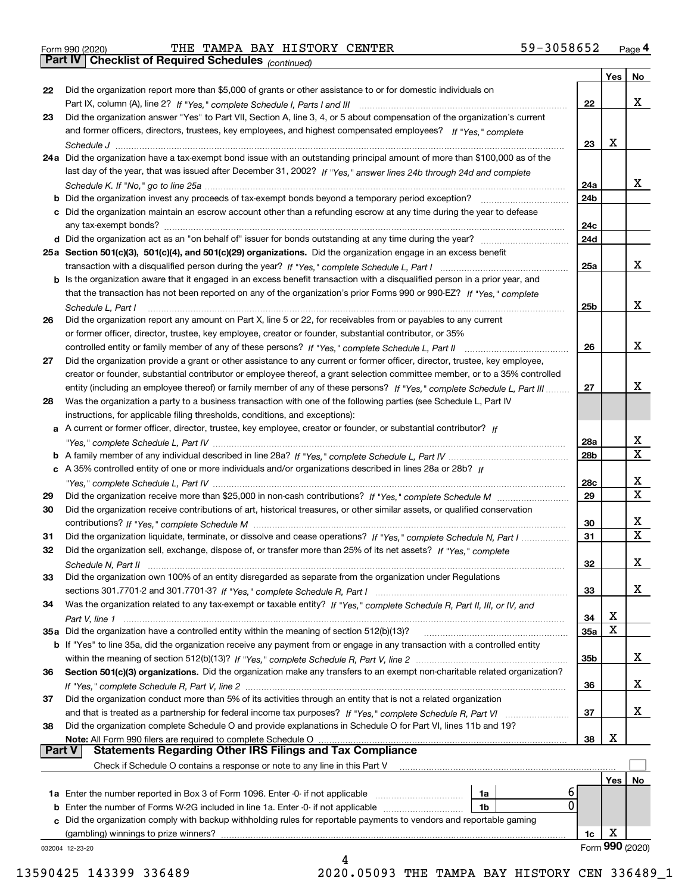Form 990 (2020) THE TAMPA BAY HISTORY CENTER 59-3058652 Page 4

**Part IV Checklist of Required Schedules** *(continued)*

| | | | Yes | No |
|---|---|---|---|---|
| 22 | Did the organization report more than $5,000 of grants or other assistance to or for domestic individuals on Part IX, column (A), line 2? *If "Yes," complete Schedule I, Parts I and III* | 22 | | X |
| 23 | Did the organization answer "Yes" to Part VII, Section A, line 3, 4, or 5 about compensation of the organization's current and former officers, directors, trustees, key employees, and highest compensated employees? *If "Yes," complete Schedule J* | 23 | X | |
| 24a | Did the organization have a tax-exempt bond issue with an outstanding principal amount of more than $100,000 as of the last day of the year, that was issued after December 31, 2002? *If "Yes," answer lines 24b through 24d and complete Schedule K. If "No," go to line 25a* | 24a | | X |
| b | Did the organization invest any proceeds of tax-exempt bonds beyond a temporary period exception? | 24b | | |
| c | Did the organization maintain an escrow account other than a refunding escrow at any time during the year to defease any tax-exempt bonds? | 24c | | |
| d | Did the organization act as an "on behalf of" issuer for bonds outstanding at any time during the year? | 24d | | |
| 25a | **Section 501(c)(3), 501(c)(4), and 501(c)(29) organizations.** Did the organization engage in an excess benefit transaction with a disqualified person during the year? *If "Yes," complete Schedule L, Part I* | 25a | | X |
| b | Is the organization aware that it engaged in an excess benefit transaction with a disqualified person in a prior year, and that the transaction has not been reported on any of the organization's prior Forms 990 or 990-EZ? *If "Yes," complete Schedule L, Part I* | 25b | | X |
| 26 | Did the organization report any amount on Part X, line 5 or 22, for receivables from or payables to any current or former officer, director, trustee, key employee, creator or founder, substantial contributor, or 35% controlled entity or family member of any of these persons? *If "Yes," complete Schedule L, Part II* | 26 | | X |
| 27 | Did the organization provide a grant or other assistance to any current or former officer, director, trustee, key employee, creator or founder, substantial contributor or employee thereof, a grant selection committee member, or to a 35% controlled entity (including an employee thereof) or family member of any of these persons? *If "Yes," complete Schedule L, Part III* | 27 | | X |
| 28 | Was the organization a party to a business transaction with one of the following parties (see Schedule L, Part IV instructions, for applicable filing thresholds, conditions, and exceptions): | | | |
| a | A current or former officer, director, trustee, key employee, creator or founder, or substantial contributor? *If "Yes," complete Schedule L, Part IV* | 28a | | X |
| b | A family member of any individual described in line 28a? *If "Yes," complete Schedule L, Part IV* | 28b | | X |
| c | A 35% controlled entity of one or more individuals and/or organizations described in lines 28a or 28b? *If "Yes," complete Schedule L, Part IV* | 28c | | X |
| 29 | Did the organization receive more than $25,000 in non-cash contributions? *If "Yes," complete Schedule M* | 29 | | X |
| 30 | Did the organization receive contributions of art, historical treasures, or other similar assets, or qualified conservation contributions? *If "Yes," complete Schedule M* | 30 | | X |
| 31 | Did the organization liquidate, terminate, or dissolve and cease operations? *If "Yes," complete Schedule N, Part I* | 31 | | X |
| 32 | Did the organization sell, exchange, dispose of, or transfer more than 25% of its net assets? *If "Yes," complete Schedule N, Part II* | 32 | | X |
| 33 | Did the organization own 100% of an entity disregarded as separate from the organization under Regulations sections 301.7701-2 and 301.7701-3? *If "Yes," complete Schedule R, Part I* | 33 | | X |
| 34 | Was the organization related to any tax-exempt or taxable entity? *If "Yes," complete Schedule R, Part II, III, or IV, and Part V, line 1* | 34 | X | |
| 35a | Did the organization have a controlled entity within the meaning of section 512(b)(13)? | 35a | X | |
| b | If "Yes" to line 35a, did the organization receive any payment from or engage in any transaction with a controlled entity within the meaning of section 512(b)(13)? *If "Yes," complete Schedule R, Part V, line 2* | 35b | | X |
| 36 | **Section 501(c)(3) organizations.** Did the organization make any transfers to an exempt non-charitable related organization? *If "Yes," complete Schedule R, Part V, line 2* | 36 | | X |
| 37 | Did the organization conduct more than 5% of its activities through an entity that is not a related organization and that is treated as a partnership for federal income tax purposes? *If "Yes," complete Schedule R, Part VI* | 37 | | X |
| 38 | Did the organization complete Schedule O and provide explanations in Schedule O for Part VI, lines 11b and 19? **Note:** All Form 990 filers are required to complete Schedule O | 38 | X | |

**Part V Statements Regarding Other IRS Filings and Tax Compliance**

Check if Schedule O contains a response or note to any line in this Part V ☐

| | | | | | Yes | No |
|---|---|---|---|---|---|---|
| 1a | Enter the number reported in Box 3 of Form 1096. Enter -0- if not applicable | 1a | 6 | | | |
| b | Enter the number of Forms W-2G included in line 1a. Enter -0- if not applicable | 1b | 0 | | | |
| c | Did the organization comply with backup withholding rules for reportable payments to vendors and reportable gaming (gambling) winnings to prize winners? | | | 1c | X | |

032004 12-23-20 Form **990** (2020)

13590425 143399 336489 2020.05093 THE TAMPA BAY HISTORY CEN 336489_1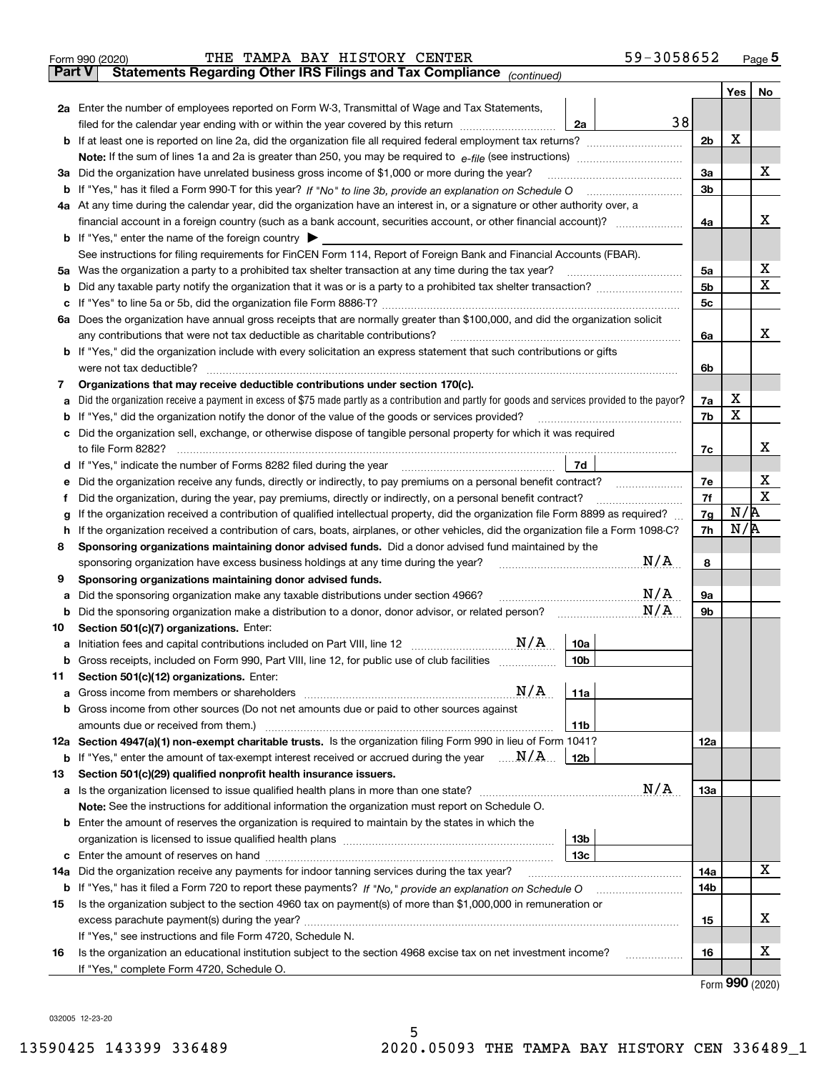Form 990 (2020) THE TAMPA BAY HISTORY CENTER 59-3058652 Page **5**

**Part V Statements Regarding Other IRS Filings and Tax Compliance** *(continued)*

| | | | | Yes | No |
|---|---|---|---|---|---|
| **2a** | Enter the number of employees reported on Form W-3, Transmittal of Wage and Tax Statements, filed for the calendar year ending with or within the year covered by this return | **2a** 38 | | | |
| **b** | If at least one is reported on line 2a, did the organization file all required federal employment tax returns? | | **2b** | X | |
| | **Note:** If the sum of lines 1a and 2a is greater than 250, you may be required to *e-file* (see instructions) | | | | |
| **3a** | Did the organization have unrelated business gross income of $1,000 or more during the year? | | **3a** | | X |
| **b** | If "Yes," has it filed a Form 990-T for this year? *If "No" to line 3b, provide an explanation on Schedule O* | | **3b** | | |
| **4a** | At any time during the calendar year, did the organization have an interest in, or a signature or other authority over, a financial account in a foreign country (such as a bank account, securities account, or other financial account)? | | **4a** | | X |
| **b** | If "Yes," enter the name of the foreign country ▶ | | | | |
| | See instructions for filing requirements for FinCEN Form 114, Report of Foreign Bank and Financial Accounts (FBAR). | | | | |
| **5a** | Was the organization a party to a prohibited tax shelter transaction at any time during the tax year? | | **5a** | | X |
| **b** | Did any taxable party notify the organization that it was or is a party to a prohibited tax shelter transaction? | | **5b** | | X |
| **c** | If "Yes" to line 5a or 5b, did the organization file Form 8886-T? | | **5c** | | |
| **6a** | Does the organization have annual gross receipts that are normally greater than $100,000, and did the organization solicit any contributions that were not tax deductible as charitable contributions? | | **6a** | | X |
| **b** | If "Yes," did the organization include with every solicitation an express statement that such contributions or gifts were not tax deductible? | | **6b** | | |
| **7** | **Organizations that may receive deductible contributions under section 170(c).** | | | | |
| **a** | Did the organization receive a payment in excess of $75 made partly as a contribution and partly for goods and services provided to the payor? | | **7a** | X | |
| **b** | If "Yes," did the organization notify the donor of the value of the goods or services provided? | | **7b** | X | |
| **c** | Did the organization sell, exchange, or otherwise dispose of tangible personal property for which it was required to file Form 8282? | | **7c** | | X |
| **d** | If "Yes," indicate the number of Forms 8282 filed during the year | **7d** | | | |
| **e** | Did the organization receive any funds, directly or indirectly, to pay premiums on a personal benefit contract? | | **7e** | | X |
| **f** | Did the organization, during the year, pay premiums, directly or indirectly, on a personal benefit contract? | | **7f** | | X |
| **g** | If the organization received a contribution of qualified intellectual property, did the organization file Form 8899 as required? | | **7g** | N/A | |
| **h** | If the organization received a contribution of cars, boats, airplanes, or other vehicles, did the organization file a Form 1098-C? | | **7h** | N/A | |
| **8** | **Sponsoring organizations maintaining donor advised funds.** Did a donor advised fund maintained by the sponsoring organization have excess business holdings at any time during the year? N/A | | **8** | | |
| **9** | **Sponsoring organizations maintaining donor advised funds.** | | | | |
| **a** | Did the sponsoring organization make any taxable distributions under section 4966? N/A | | **9a** | | |
| **b** | Did the sponsoring organization make a distribution to a donor, donor advisor, or related person? N/A | | **9b** | | |
| **10** | **Section 501(c)(7) organizations.** Enter: | | | | |
| **a** | Initiation fees and capital contributions included on Part VIII, line 12 N/A | **10a** | | | |
| **b** | Gross receipts, included on Form 990, Part VIII, line 12, for public use of club facilities | **10b** | | | |
| **11** | **Section 501(c)(12) organizations.** Enter: | | | | |
| **a** | Gross income from members or shareholders N/A | **11a** | | | |
| **b** | Gross income from other sources (Do not net amounts due or paid to other sources against amounts due or received from them.) | **11b** | | | |
| **12a** | **Section 4947(a)(1) non-exempt charitable trusts.** Is the organization filing Form 990 in lieu of Form 1041? | | **12a** | | |
| **b** | If "Yes," enter the amount of tax-exempt interest received or accrued during the year N/A | **12b** | | | |
| **13** | **Section 501(c)(29) qualified nonprofit health insurance issuers.** | | | | |
| **a** | Is the organization licensed to issue qualified health plans in more than one state? N/A | | **13a** | | |
| | **Note:** See the instructions for additional information the organization must report on Schedule O. | | | | |
| **b** | Enter the amount of reserves the organization is required to maintain by the states in which the organization is licensed to issue qualified health plans | **13b** | | | |
| **c** | Enter the amount of reserves on hand | **13c** | | | |
| **14a** | Did the organization receive any payments for indoor tanning services during the tax year? | | **14a** | | X |
| **b** | If "Yes," has it filed a Form 720 to report these payments? *If "No," provide an explanation on Schedule O* | | **14b** | | |
| **15** | Is the organization subject to the section 4960 tax on payment(s) of more than $1,000,000 in remuneration or excess parachute payment(s) during the year? | | **15** | | X |
| | If "Yes," see instructions and file Form 4720, Schedule N. | | | | |
| **16** | Is the organization an educational institution subject to the section 4968 excise tax on net investment income? | | **16** | | X |
| | If "Yes," complete Form 4720, Schedule O. | | | | |

Form **990** (2020)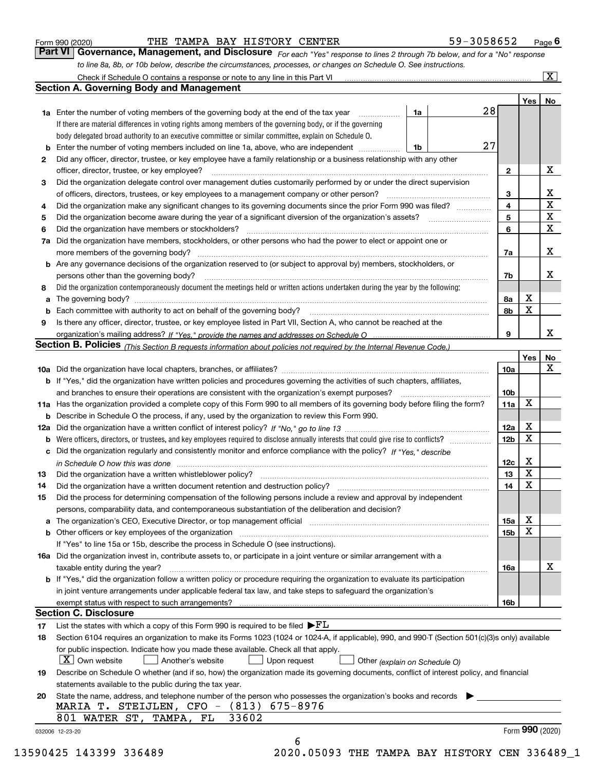Form 990 (2020) THE TAMPA BAY HISTORY CENTER 59-3058652

## Part VI Governance, Management, and Disclosure

*For each "Yes" response to lines 2 through 7b below, and for a "No" response to line 8a, 8b, or 10b below, describe the circumstances, processes, or changes on Schedule O. See instructions.*

Check if Schedule O contains a response or note to any line in this Part VI [X]

### Section A. Governing Body and Management

| | | | | Yes | No |
|---|---|---|---|---|---|
| 1a | Enter the number of voting members of the governing body at the end of the tax year. If there are material differences in voting rights among members of the governing body, or if the governing body delegated broad authority to an executive committee or similar committee, explain on Schedule O. | 1a | 28 | | |
| b | Enter the number of voting members included on line 1a, above, who are independent | 1b | 27 | | |
| 2 | Did any officer, director, trustee, or key employee have a family relationship or a business relationship with any other officer, director, trustee, or key employee? | 2 | | | X |
| 3 | Did the organization delegate control over management duties customarily performed by or under the direct supervision of officers, directors, trustees, or key employees to a management company or other person? | 3 | | | X |
| 4 | Did the organization make any significant changes to its governing documents since the prior Form 990 was filed? | 4 | | | X |
| 5 | Did the organization become aware during the year of a significant diversion of the organization's assets? | 5 | | | X |
| 6 | Did the organization have members or stockholders? | 6 | | | X |
| 7a | Did the organization have members, stockholders, or other persons who had the power to elect or appoint one or more members of the governing body? | 7a | | | X |
| b | Are any governance decisions of the organization reserved to (or subject to approval by) members, stockholders, or persons other than the governing body? | 7b | | | X |
| 8 | Did the organization contemporaneously document the meetings held or written actions undertaken during the year by the following: | | | | |
| a | The governing body? | 8a | | X | |
| b | Each committee with authority to act on behalf of the governing body? | 8b | | X | |
| 9 | Is there any officer, director, trustee, or key employee listed in Part VII, Section A, who cannot be reached at the organization's mailing address? *If "Yes," provide the names and addresses on Schedule O* | 9 | | | X |

### Section B. Policies *(This Section B requests information about policies not required by the Internal Revenue Code.)*

| | | | Yes | No |
|---|---|---|---|---|
| 10a | Did the organization have local chapters, branches, or affiliates? | 10a | | X |
| b | If "Yes," did the organization have written policies and procedures governing the activities of such chapters, affiliates, and branches to ensure their operations are consistent with the organization's exempt purposes? | 10b | | |
| 11a | Has the organization provided a complete copy of this Form 990 to all members of its governing body before filing the form? | 11a | X | |
| b | Describe in Schedule O the process, if any, used by the organization to review this Form 990. | | | |
| 12a | Did the organization have a written conflict of interest policy? *If "No," go to line 13* | 12a | X | |
| b | Were officers, directors, or trustees, and key employees required to disclose annually interests that could give rise to conflicts? | 12b | X | |
| c | Did the organization regularly and consistently monitor and enforce compliance with the policy? *If "Yes," describe in Schedule O how this was done* | 12c | X | |
| 13 | Did the organization have a written whistleblower policy? | 13 | X | |
| 14 | Did the organization have a written document retention and destruction policy? | 14 | X | |
| 15 | Did the process for determining compensation of the following persons include a review and approval by independent persons, comparability data, and contemporaneous substantiation of the deliberation and decision? | | | |
| a | The organization's CEO, Executive Director, or top management official | 15a | X | |
| b | Other officers or key employees of the organization | 15b | X | |
| | If "Yes" to line 15a or 15b, describe the process in Schedule O (see instructions). | | | |
| 16a | Did the organization invest in, contribute assets to, or participate in a joint venture or similar arrangement with a taxable entity during the year? | 16a | | X |
| b | If "Yes," did the organization follow a written policy or procedure requiring the organization to evaluate its participation in joint venture arrangements under applicable federal tax law, and take steps to safeguard the organization's exempt status with respect to such arrangements? | 16b | | |

### Section C. Disclosure

17 List the states with which a copy of this Form 990 is required to be filed ▶FL

18 Section 6104 requires an organization to make its Forms 1023 (1024 or 1024-A, if applicable), 990, and 990-T (Section 501(c)(3)s only) available for public inspection. Indicate how you made these available. Check all that apply.

[X] Own website [ ] Another's website [ ] Upon request [ ] Other *(explain on Schedule O)*

19 Describe on Schedule O whether (and if so, how) the organization made its governing documents, conflict of interest policy, and financial statements available to the public during the tax year.

20 State the name, address, and telephone number of the person who possesses the organization's books and records ▶

MARIA T. STEIJLEN, CFO - (813) 675-8976
801 WATER ST, TAMPA, FL 33602

032006 12-23-20 Form **990** (2020)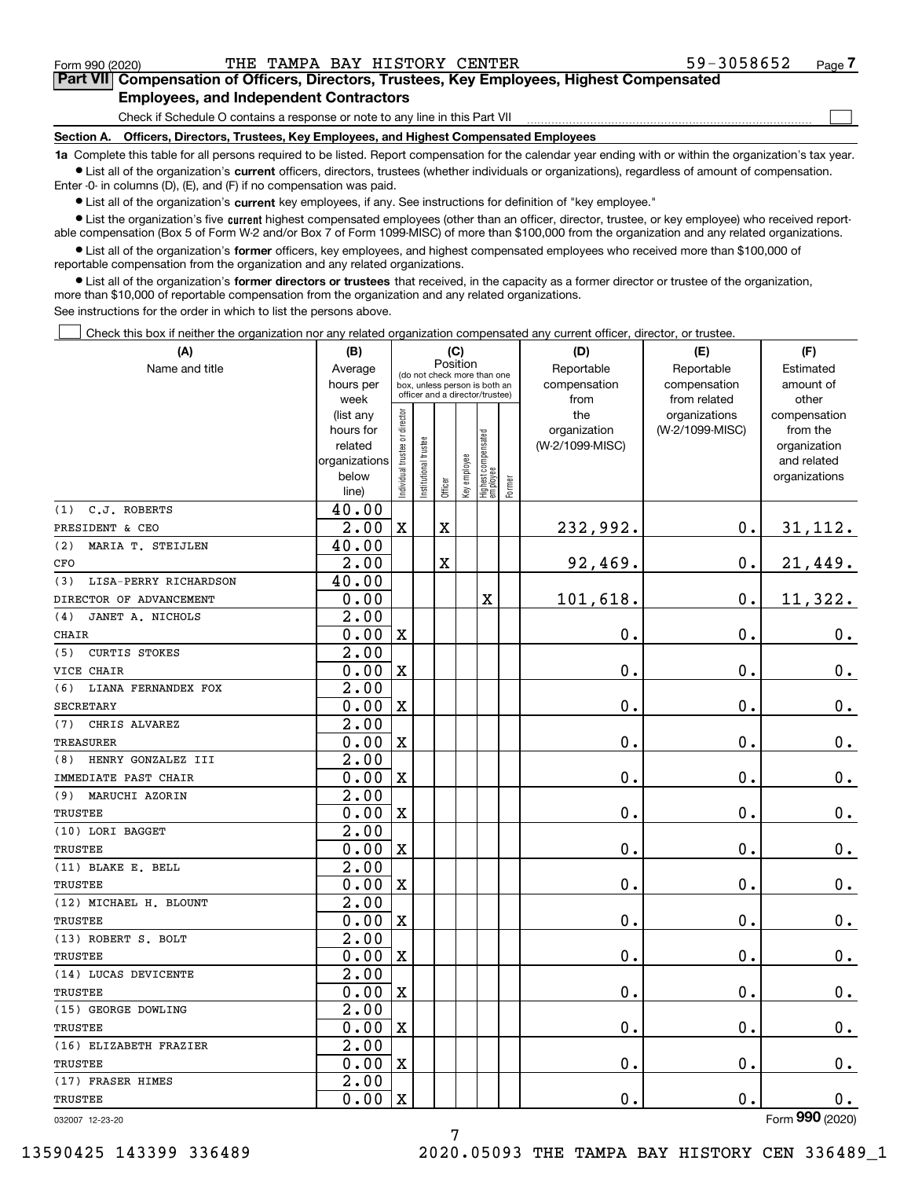Form 990 (2020) THE TAMPA BAY HISTORY CENTER 59-3058652

## Part VII Compensation of Officers, Directors, Trustees, Key Employees, Highest Compensated Employees, and Independent Contractors

Check if Schedule O contains a response or note to any line in this Part VII ☐

### Section A. Officers, Directors, Trustees, Key Employees, and Highest Compensated Employees

**1a** Complete this table for all persons required to be listed. Report compensation for the calendar year ending with or within the organization's tax year.

- List all of the organization's **current** officers, directors, trustees (whether individuals or organizations), regardless of amount of compensation. Enter -0- in columns (D), (E), and (F) if no compensation was paid.
- List all of the organization's **current** key employees, if any. See instructions for definition of "key employee."
- List the organization's five **current** highest compensated employees (other than an officer, director, trustee, or key employee) who received reportable compensation (Box 5 of Form W-2 and/or Box 7 of Form 1099-MISC) of more than $100,000 from the organization and any related organizations.
- List all of the organization's **former** officers, key employees, and highest compensated employees who received more than $100,000 of reportable compensation from the organization and any related organizations.
- List all of the organization's **former directors or trustees** that received, in the capacity as a former director or trustee of the organization, more than $10,000 of reportable compensation from the organization and any related organizations.

See instructions for the order in which to list the persons above.

☐ Check this box if neither the organization nor any related organization compensated any current officer, director, or trustee.

| (A) Name and title | (B) Average hours per week (list any hours for related organizations below line) | (C) Position: Individual trustee or director | Institutional trustee | Officer | Key employee | Highest compensated employee | Former | (D) Reportable compensation from the organization (W-2/1099-MISC) | (E) Reportable compensation from related organizations (W-2/1099-MISC) | (F) Estimated amount of other compensation from the organization and related organizations |
|---|---|---|---|---|---|---|---|---|---|---|
| (1) C.J. ROBERTS<br>PRESIDENT & CEO | 40.00<br>2.00 | X | | X | | | | 232,992. | 0. | 31,112. |
| (2) MARIA T. STEIJLEN<br>CFO | 40.00<br>2.00 | | | X | | | | 92,469. | 0. | 21,449. |
| (3) LISA-PERRY RICHARDSON<br>DIRECTOR OF ADVANCEMENT | 40.00<br>0.00 | | | | | X | | 101,618. | 0. | 11,322. |
| (4) JANET A. NICHOLS<br>CHAIR | 2.00<br>0.00 | X | | | | | | 0. | 0. | 0. |
| (5) CURTIS STOKES<br>VICE CHAIR | 2.00<br>0.00 | X | | | | | | 0. | 0. | 0. |
| (6) LIANA FERNANDEX FOX<br>SECRETARY | 2.00<br>0.00 | X | | | | | | 0. | 0. | 0. |
| (7) CHRIS ALVAREZ<br>TREASURER | 2.00<br>0.00 | X | | | | | | 0. | 0. | 0. |
| (8) HENRY GONZALEZ III<br>IMMEDIATE PAST CHAIR | 2.00<br>0.00 | X | | | | | | 0. | 0. | 0. |
| (9) MARUCHI AZORIN<br>TRUSTEE | 2.00<br>0.00 | X | | | | | | 0. | 0. | 0. |
| (10) LORI BAGGET<br>TRUSTEE | 2.00<br>0.00 | X | | | | | | 0. | 0. | 0. |
| (11) BLAKE E. BELL<br>TRUSTEE | 2.00<br>0.00 | X | | | | | | 0. | 0. | 0. |
| (12) MICHAEL H. BLOUNT<br>TRUSTEE | 2.00<br>0.00 | X | | | | | | 0. | 0. | 0. |
| (13) ROBERT S. BOLT<br>TRUSTEE | 2.00<br>0.00 | X | | | | | | 0. | 0. | 0. |
| (14) LUCAS DEVICENTE<br>TRUSTEE | 2.00<br>0.00 | X | | | | | | 0. | 0. | 0. |
| (15) GEORGE DOWLING<br>TRUSTEE | 2.00<br>0.00 | X | | | | | | 0. | 0. | 0. |
| (16) ELIZABETH FRAZIER<br>TRUSTEE | 2.00<br>0.00 | X | | | | | | 0. | 0. | 0. |
| (17) FRASER HIMES<br>TRUSTEE | 2.00<br>0.00 | X | | | | | | 0. | 0. | 0. |

032007 12-23-20 Form **990** (2020)

13590425 143399 336489 2020.05093 THE TAMPA BAY HISTORY CEN 336489_1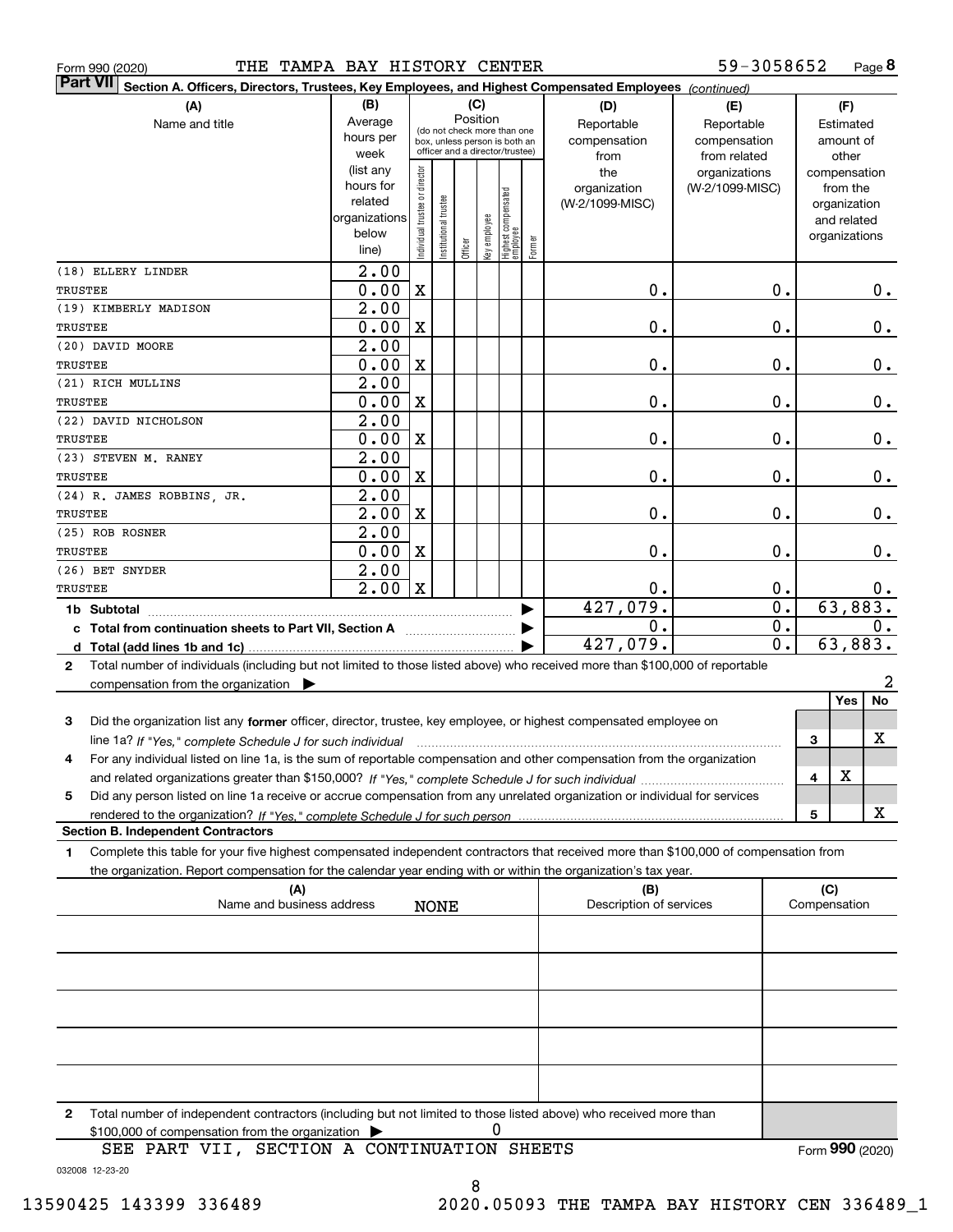Form 990 (2020) THE TAMPA BAY HISTORY CENTER 59-3058652 Page 8

**Part VII** **Section A. Officers, Directors, Trustees, Key Employees, and Highest Compensated Employees** *(continued)*

| (A) Name and title | (B) Average hours per week (list any hours for related organizations below line) | (C) Position: Individual trustee or director | Institutional trustee | Officer | Key employee | Highest compensated employee | Former | (D) Reportable compensation from the organization (W-2/1099-MISC) | (E) Reportable compensation from related organizations (W-2/1099-MISC) | (F) Estimated amount of other compensation from the organization and related organizations |
|---|---|---|---|---|---|---|---|---|---|---|
| (18) ELLERY LINDER<br>TRUSTEE | 2.00<br>0.00 | X | | | | | | 0. | 0. | 0. |
| (19) KIMBERLY MADISON<br>TRUSTEE | 2.00<br>0.00 | X | | | | | | 0. | 0. | 0. |
| (20) DAVID MOORE<br>TRUSTEE | 2.00<br>0.00 | X | | | | | | 0. | 0. | 0. |
| (21) RICH MULLINS<br>TRUSTEE | 2.00<br>0.00 | X | | | | | | 0. | 0. | 0. |
| (22) DAVID NICHOLSON<br>TRUSTEE | 2.00<br>0.00 | X | | | | | | 0. | 0. | 0. |
| (23) STEVEN M. RANEY<br>TRUSTEE | 2.00<br>0.00 | X | | | | | | 0. | 0. | 0. |
| (24) R. JAMES ROBBINS, JR.<br>TRUSTEE | 2.00<br>2.00 | X | | | | | | 0. | 0. | 0. |
| (25) ROB ROSNER<br>TRUSTEE | 2.00<br>0.00 | X | | | | | | 0. | 0. | 0. |
| (26) BET SNYDER<br>TRUSTEE | 2.00<br>2.00 | X | | | | | | 0. | 0. | 0. |
| **1b Subtotal** | | | | | | | | 427,079. | 0. | 63,883. |
| **c Total from continuation sheets to Part VII, Section A** | | | | | | | | 0. | 0. | 0. |
| **d Total (add lines 1b and 1c)** | | | | | | | | 427,079. | 0. | 63,883. |

**2** Total number of individuals (including but not limited to those listed above) who received more than $100,000 of reportable compensation from the organization ▶ 2

| | | Yes | No |
|---|---|---|---|
| **3** Did the organization list any **former** officer, director, trustee, key employee, or highest compensated employee on line 1a? *If "Yes," complete Schedule J for such individual* | 3 | | X |
| **4** For any individual listed on line 1a, is the sum of reportable compensation and other compensation from the organization and related organizations greater than $150,000? *If "Yes," complete Schedule J for such individual* | 4 | X | |
| **5** Did any person listed on line 1a receive or accrue compensation from any unrelated organization or individual for services rendered to the organization? *If "Yes," complete Schedule J for such person* | 5 | | X |

**Section B. Independent Contractors**

**1** Complete this table for your five highest compensated independent contractors that received more than $100,000 of compensation from the organization. Report compensation for the calendar year ending with or within the organization's tax year.

| (A) Name and business address | (B) Description of services | (C) Compensation |
|---|---|---|
| NONE | | |
| | | |
| | | |
| | | |
| | | |

**2** Total number of independent contractors (including but not limited to those listed above) who received more than $100,000 of compensation from the organization ▶ 0

SEE PART VII, SECTION A CONTINUATION SHEETS

Form **990** (2020)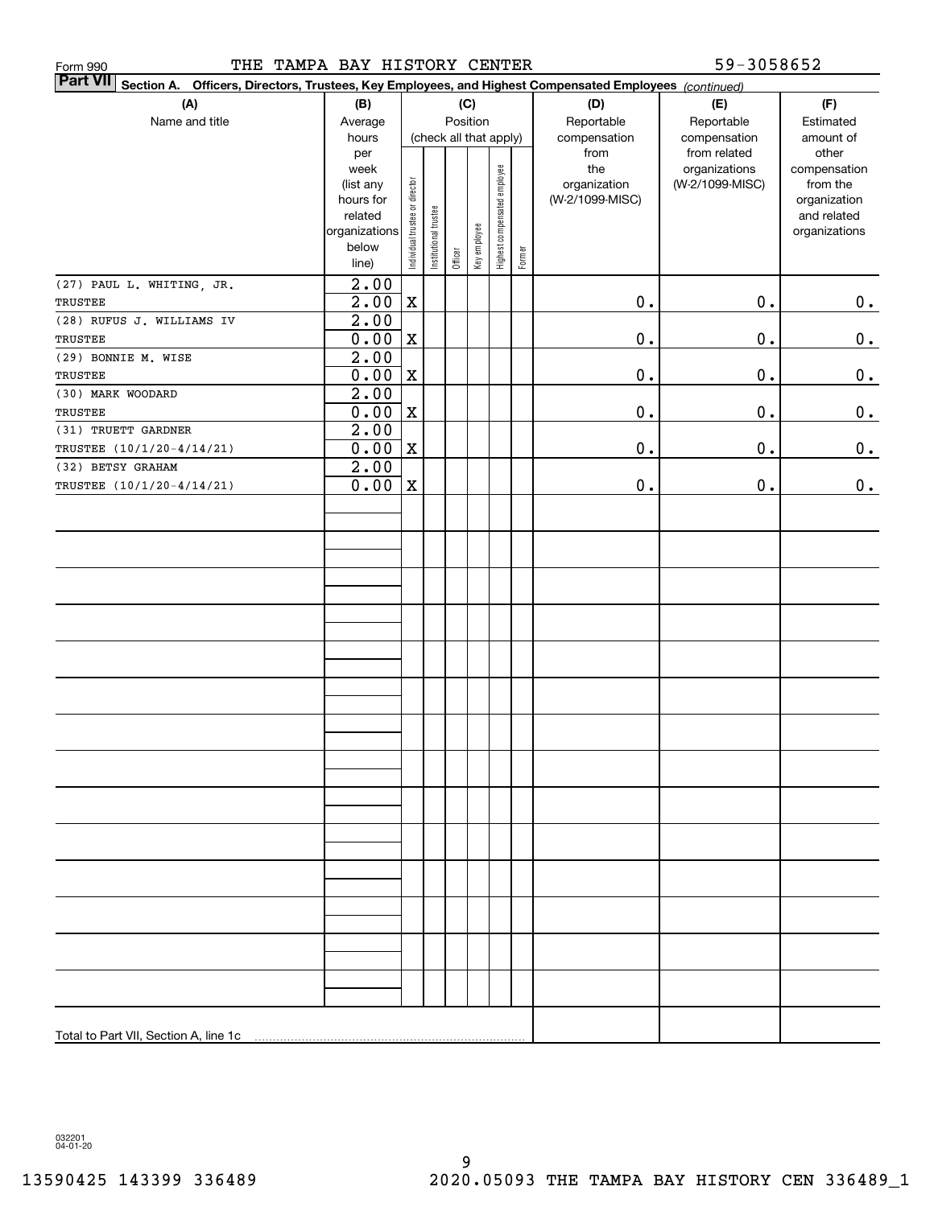Form 990 THE TAMPA BAY HISTORY CENTER 59-3058652

**Part VII Section A. Officers, Directors, Trustees, Key Employees, and Highest Compensated Employees** *(continued)*

| (A) Name and title | (B) Average hours per week (list any hours for related organizations below line) | (C) Position (check all that apply): Individual trustee or director | Institutional trustee | Officer | Key employee | Highest compensated employee | Former | (D) Reportable compensation from the organization (W-2/1099-MISC) | (E) Reportable compensation from related organizations (W-2/1099-MISC) | (F) Estimated amount of other compensation from the organization and related organizations |
|---|---|---|---|---|---|---|---|---|---|---|
| (27) PAUL L. WHITING, JR. TRUSTEE | 2.00 / 2.00 | X | | | | | | 0. | 0. | 0. |
| (28) RUFUS J. WILLIAMS IV TRUSTEE | 2.00 / 0.00 | X | | | | | | 0. | 0. | 0. |
| (29) BONNIE M. WISE TRUSTEE | 2.00 / 0.00 | X | | | | | | 0. | 0. | 0. |
| (30) MARK WOODARD TRUSTEE | 2.00 / 0.00 | X | | | | | | 0. | 0. | 0. |
| (31) TRUETT GARDNER TRUSTEE (10/1/20-4/14/21) | 2.00 / 0.00 | X | | | | | | 0. | 0. | 0. |
| (32) BETSY GRAHAM TRUSTEE (10/1/20-4/14/21) | 2.00 / 0.00 | X | | | | | | 0. | 0. | 0. |
| Total to Part VII, Section A, line 1c | | | | | | | | | | |

032201 04-01-20

13590425 143399 336489 2020.05093 THE TAMPA BAY HISTORY CEN 336489_1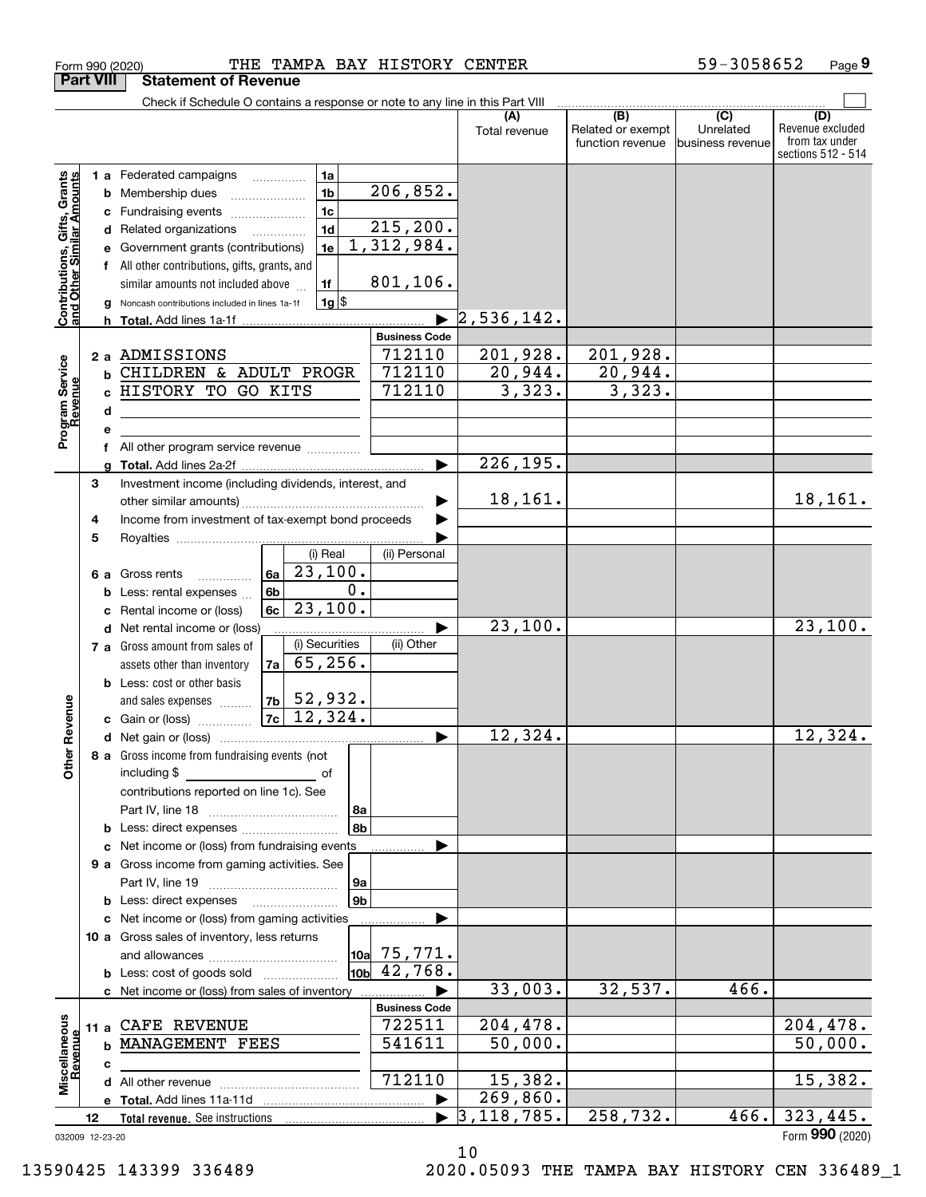Form 990 (2020) THE TAMPA BAY HISTORY CENTER 59-3058652 Page **9**

## Part VIII Statement of Revenue

Check if Schedule O contains a response or note to any line in this Part VIII

| | | | | (A) Total revenue | (B) Related or exempt function revenue | (C) Unrelated business revenue | (D) Revenue excluded from tax under sections 512 - 514 |
|---|---|---|---|---|---|---|---|
| **Contributions, Gifts, Grants and Other Similar Amounts** | 1 a | Federated campaigns | 1a | | | | |
| | b | Membership dues | 1b 206,852. | | | | |
| | c | Fundraising events | 1c | | | | |
| | d | Related organizations | 1d 215,200. | | | | |
| | e | Government grants (contributions) | 1e 1,312,984. | | | | |
| | f | All other contributions, gifts, grants, and similar amounts not included above | 1f 801,106. | | | | |
| | g | Noncash contributions included in lines 1a-1f | 1g $ | | | | |
| | h | **Total.** Add lines 1a-1f | | 2,536,142. | | | |
| | | | **Business Code** | | | | |
| **Program Service Revenue** | 2 a | ADMISSIONS | 712110 | 201,928. | 201,928. | | |
| | b | CHILDREN & ADULT PROGR | 712110 | 20,944. | 20,944. | | |
| | c | HISTORY TO GO KITS | 712110 | 3,323. | 3,323. | | |
| | d | | | | | | |
| | e | | | | | | |
| | f | All other program service revenue | | | | | |
| | g | **Total.** Add lines 2a-2f | | 226,195. | | | |
| **Other Revenue** | 3 | Investment income (including dividends, interest, and other similar amounts) | | 18,161. | | | 18,161. |
| | 4 | Income from investment of tax-exempt bond proceeds | | | | | |
| | 5 | Royalties | | | | | |
| | | | (i) Real / (ii) Personal | | | | |
| | 6 a | Gross rents | 6a 23,100. | | | | |
| | b | Less: rental expenses | 6b 0. | | | | |
| | c | Rental income or (loss) | 6c 23,100. | | | | |
| | d | Net rental income or (loss) | | 23,100. | | | 23,100. |
| | | | (i) Securities / (ii) Other | | | | |
| | 7 a | Gross amount from sales of assets other than inventory | 7a 65,256. | | | | |
| | b | Less: cost or other basis and sales expenses | 7b 52,932. | | | | |
| | c | Gain or (loss) | 7c 12,324. | | | | |
| | d | Net gain or (loss) | | 12,324. | | | 12,324. |
| | 8 a | Gross income from fundraising events (not including $ of contributions reported on line 1c). See Part IV, line 18 | 8a | | | | |
| | b | Less: direct expenses | 8b | | | | |
| | c | Net income or (loss) from fundraising events | | | | | |
| | 9 a | Gross income from gaming activities. See Part IV, line 19 | 9a | | | | |
| | b | Less: direct expenses | 9b | | | | |
| | c | Net income or (loss) from gaming activities | | | | | |
| | 10 a | Gross sales of inventory, less returns and allowances | 10a 75,771. | | | | |
| | b | Less: cost of goods sold | 10b 42,768. | | | | |
| | c | Net income or (loss) from sales of inventory | | 33,003. | 32,537. | 466. | |
| | | | **Business Code** | | | | |
| **Miscellaneous Revenue** | 11 a | CAFE REVENUE | 722511 | 204,478. | | | 204,478. |
| | b | MANAGEMENT FEES | 541611 | 50,000. | | | 50,000. |
| | c | | | | | | |
| | d | All other revenue | 712110 | 15,382. | | | 15,382. |
| | e | **Total.** Add lines 11a-11d | | 269,860. | | | |
| | 12 | **Total revenue.** See instructions | | 3,118,785. | 258,732. | 466. | 323,445. |

032009 12-23-20 Form **990** (2020)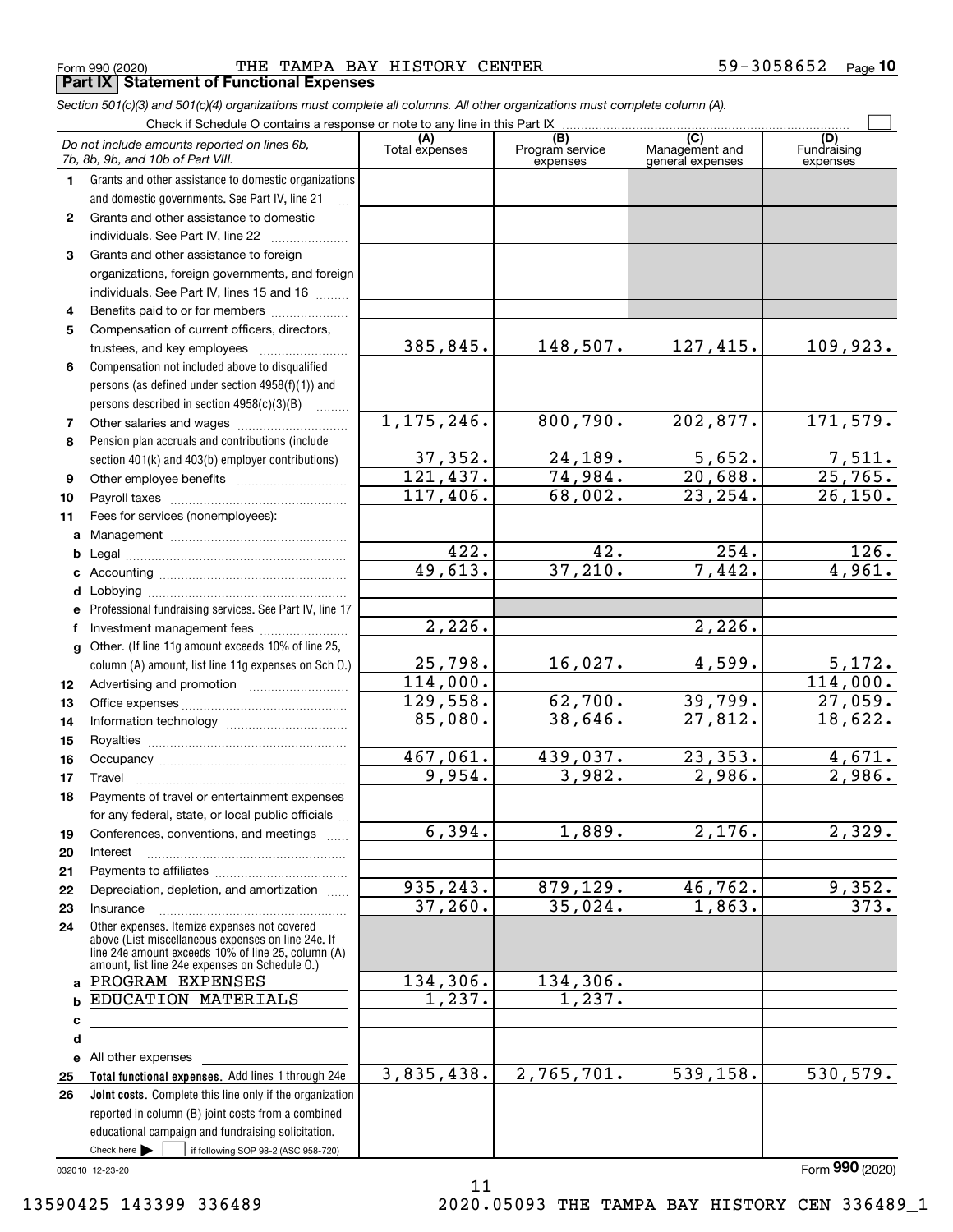Form 990 (2020) THE TAMPA BAY HISTORY CENTER 59-3058652 Page 10

**Part IX Statement of Functional Expenses**

*Section 501(c)(3) and 501(c)(4) organizations must complete all columns. All other organizations must complete column (A).*

Check if Schedule O contains a response or note to any line in this Part IX ☐

| *Do not include amounts reported on lines 6b, 7b, 8b, 9b, and 10b of Part VIII.* | (A) Total expenses | (B) Program service expenses | (C) Management and general expenses | (D) Fundraising expenses |
|---|---|---|---|---|
| 1 Grants and other assistance to domestic organizations and domestic governments. See Part IV, line 21 | | | | |
| 2 Grants and other assistance to domestic individuals. See Part IV, line 22 | | | | |
| 3 Grants and other assistance to foreign organizations, foreign governments, and foreign individuals. See Part IV, lines 15 and 16 | | | | |
| 4 Benefits paid to or for members | | | | |
| 5 Compensation of current officers, directors, trustees, and key employees | 385,845. | 148,507. | 127,415. | 109,923. |
| 6 Compensation not included above to disqualified persons (as defined under section 4958(f)(1)) and persons described in section 4958(c)(3)(B) | | | | |
| 7 Other salaries and wages | 1,175,246. | 800,790. | 202,877. | 171,579. |
| 8 Pension plan accruals and contributions (include section 401(k) and 403(b) employer contributions) | 37,352. | 24,189. | 5,652. | 7,511. |
| 9 Other employee benefits | 121,437. | 74,984. | 20,688. | 25,765. |
| 10 Payroll taxes | 117,406. | 68,002. | 23,254. | 26,150. |
| 11 Fees for services (nonemployees): | | | | |
| a Management | | | | |
| b Legal | 422. | 42. | 254. | 126. |
| c Accounting | 49,613. | 37,210. | 7,442. | 4,961. |
| d Lobbying | | | | |
| e Professional fundraising services. See Part IV, line 17 | | | | |
| f Investment management fees | 2,226. | | 2,226. | |
| g Other. (If line 11g amount exceeds 10% of line 25, column (A) amount, list line 11g expenses on Sch O.) | 25,798. | 16,027. | 4,599. | 5,172. |
| 12 Advertising and promotion | 114,000. | | | 114,000. |
| 13 Office expenses | 129,558. | 62,700. | 39,799. | 27,059. |
| 14 Information technology | 85,080. | 38,646. | 27,812. | 18,622. |
| 15 Royalties | | | | |
| 16 Occupancy | 467,061. | 439,037. | 23,353. | 4,671. |
| 17 Travel | 9,954. | 3,982. | 2,986. | 2,986. |
| 18 Payments of travel or entertainment expenses for any federal, state, or local public officials | | | | |
| 19 Conferences, conventions, and meetings | 6,394. | 1,889. | 2,176. | 2,329. |
| 20 Interest | | | | |
| 21 Payments to affiliates | | | | |
| 22 Depreciation, depletion, and amortization | 935,243. | 879,129. | 46,762. | 9,352. |
| 23 Insurance | 37,260. | 35,024. | 1,863. | 373. |
| 24 Other expenses. Itemize expenses not covered above (List miscellaneous expenses on line 24e. If line 24e amount exceeds 10% of line 25, column (A) amount, list line 24e expenses on Schedule O.) | | | | |
| a PROGRAM EXPENSES | 134,306. | 134,306. | | |
| b EDUCATION MATERIALS | 1,237. | 1,237. | | |
| c | | | | |
| d | | | | |
| e All other expenses | | | | |
| 25 **Total functional expenses.** Add lines 1 through 24e | 3,835,438. | 2,765,701. | 539,158. | 530,579. |
| 26 **Joint costs.** Complete this line only if the organization reported in column (B) joint costs from a combined educational campaign and fundraising solicitation. Check here ☐ if following SOP 98-2 (ASC 958-720) | | | | |

032010 12-23-20

Form **990** (2020)

13590425 143399 336489 2020.05093 THE TAMPA BAY HISTORY CEN 336489_1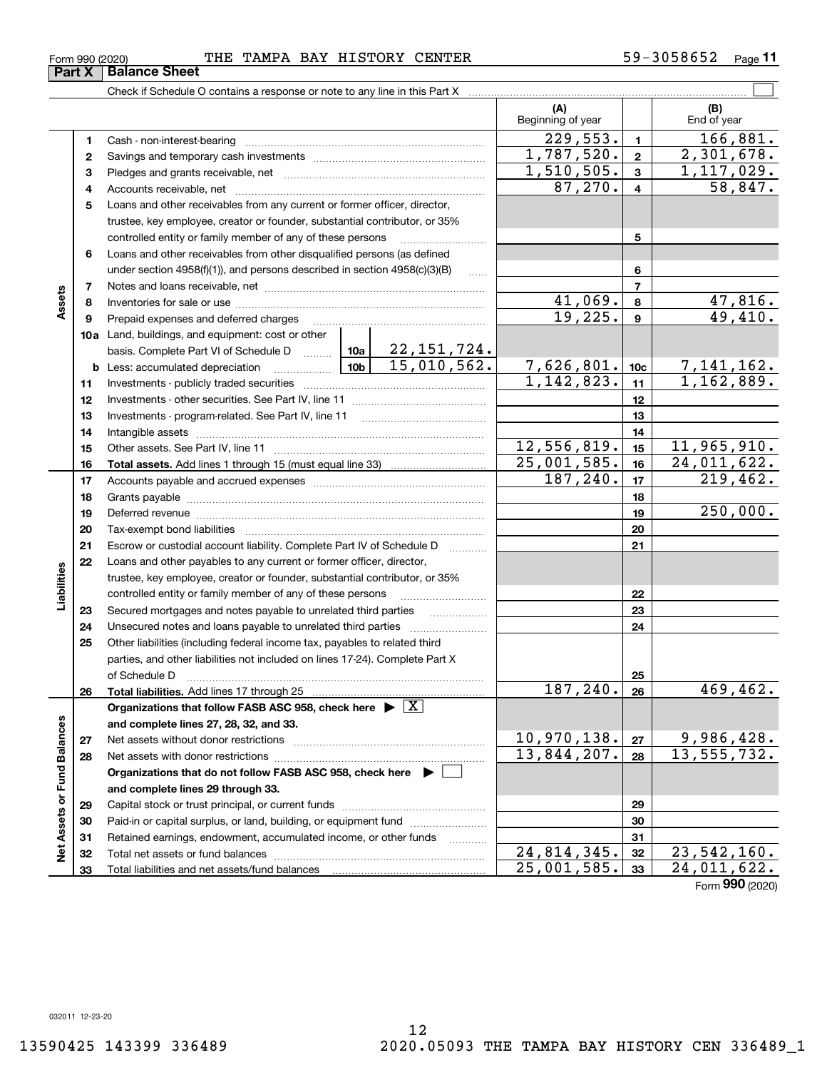Form 990 (2020) THE TAMPA BAY HISTORY CENTER 59-3058652 Page 11

## Part X Balance Sheet

Check if Schedule O contains a response or note to any line in this Part X ☐

| | | | (A) Beginning of year | | (B) End of year |
|---|---|---|---|---|---|
| **Assets** | 1 | Cash - non-interest-bearing | 229,553. | 1 | 166,881. |
| | 2 | Savings and temporary cash investments | 1,787,520. | 2 | 2,301,678. |
| | 3 | Pledges and grants receivable, net | 1,510,505. | 3 | 1,117,029. |
| | 4 | Accounts receivable, net | 87,270. | 4 | 58,847. |
| | 5 | Loans and other receivables from any current or former officer, director, trustee, key employee, creator or founder, substantial contributor, or 35% controlled entity or family member of any of these persons | | 5 | |
| | 6 | Loans and other receivables from other disqualified persons (as defined under section 4958(f)(1)), and persons described in section 4958(c)(3)(B) | | 6 | |
| | 7 | Notes and loans receivable, net | | 7 | |
| | 8 | Inventories for sale or use | 41,069. | 8 | 47,816. |
| | 9 | Prepaid expenses and deferred charges | 19,225. | 9 | 49,410. |
| | 10a | Land, buildings, and equipment: cost or other basis. Complete Part VI of Schedule D ... 10a 22,151,724. | | | |
| | b | Less: accumulated depreciation ... 10b 15,010,562. | 7,626,801. | 10c | 7,141,162. |
| | 11 | Investments - publicly traded securities | 1,142,823. | 11 | 1,162,889. |
| | 12 | Investments - other securities. See Part IV, line 11 | | 12 | |
| | 13 | Investments - program-related. See Part IV, line 11 | | 13 | |
| | 14 | Intangible assets | | 14 | |
| | 15 | Other assets. See Part IV, line 11 | 12,556,819. | 15 | 11,965,910. |
| | 16 | **Total assets.** Add lines 1 through 15 (must equal line 33) | 25,001,585. | 16 | 24,011,622. |
| **Liabilities** | 17 | Accounts payable and accrued expenses | 187,240. | 17 | 219,462. |
| | 18 | Grants payable | | 18 | |
| | 19 | Deferred revenue | | 19 | 250,000. |
| | 20 | Tax-exempt bond liabilities | | 20 | |
| | 21 | Escrow or custodial account liability. Complete Part IV of Schedule D | | 21 | |
| | 22 | Loans and other payables to any current or former officer, director, trustee, key employee, creator or founder, substantial contributor, or 35% controlled entity or family member of any of these persons | | 22 | |
| | 23 | Secured mortgages and notes payable to unrelated third parties | | 23 | |
| | 24 | Unsecured notes and loans payable to unrelated third parties | | 24 | |
| | 25 | Other liabilities (including federal income tax, payables to related third parties, and other liabilities not included on lines 17-24). Complete Part X of Schedule D | | 25 | |
| | 26 | **Total liabilities.** Add lines 17 through 25 | 187,240. | 26 | 469,462. |
| **Net Assets or Fund Balances** | | **Organizations that follow FASB ASC 958, check here ▶ ☒ and complete lines 27, 28, 32, and 33.** | | | |
| | 27 | Net assets without donor restrictions | 10,970,138. | 27 | 9,986,428. |
| | 28 | Net assets with donor restrictions | 13,844,207. | 28 | 13,555,732. |
| | | **Organizations that do not follow FASB ASC 958, check here ▶ ☐ and complete lines 29 through 33.** | | | |
| | 29 | Capital stock or trust principal, or current funds | | 29 | |
| | 30 | Paid-in or capital surplus, or land, building, or equipment fund | | 30 | |
| | 31 | Retained earnings, endowment, accumulated income, or other funds | | 31 | |
| | 32 | Total net assets or fund balances | 24,814,345. | 32 | 23,542,160. |
| | 33 | Total liabilities and net assets/fund balances | 25,001,585. | 33 | 24,011,622. |

Form **990** (2020)

032011 12-23-20

13590425 143399 336489 2020.05093 THE TAMPA BAY HISTORY CEN 336489_1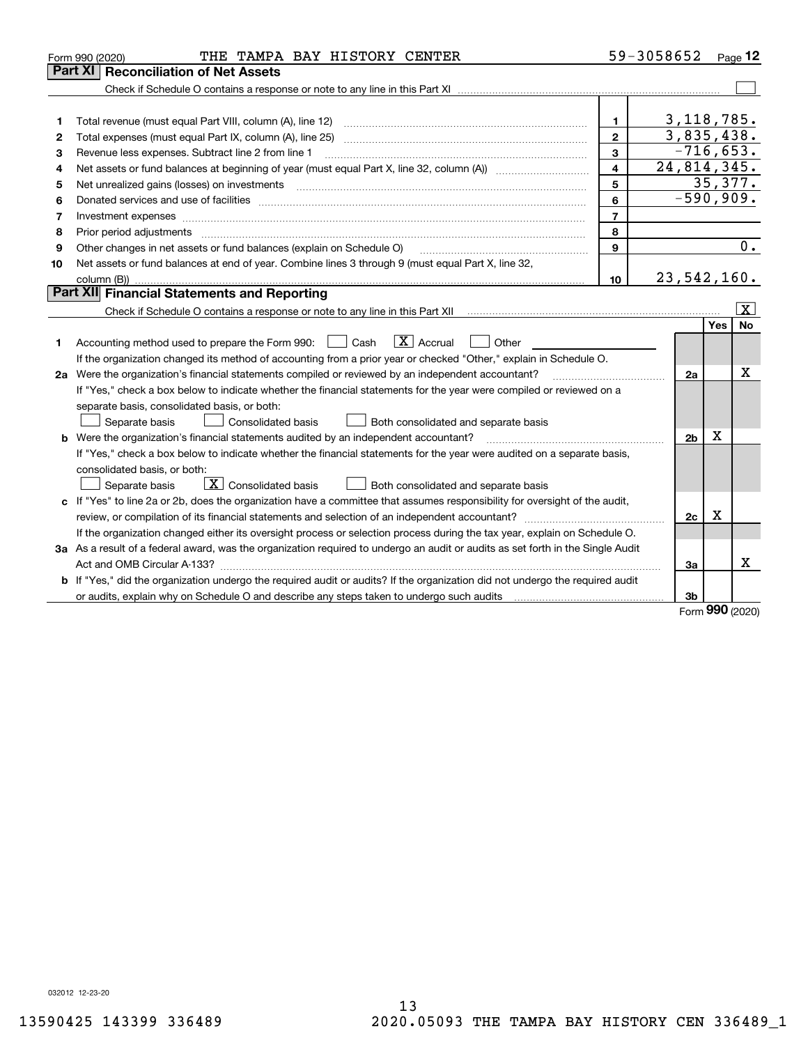Form 990 (2020) THE TAMPA BAY HISTORY CENTER 59-3058652 Page 12

## Part XI Reconciliation of Net Assets

Check if Schedule O contains a response or note to any line in this Part XI [ ]

| | | | |
|---|---|---|---|
| 1 | Total revenue (must equal Part VIII, column (A), line 12) | 1 | 3,118,785. |
| 2 | Total expenses (must equal Part IX, column (A), line 25) | 2 | 3,835,438. |
| 3 | Revenue less expenses. Subtract line 2 from line 1 | 3 | -716,653. |
| 4 | Net assets or fund balances at beginning of year (must equal Part X, line 32, column (A)) | 4 | 24,814,345. |
| 5 | Net unrealized gains (losses) on investments | 5 | 35,377. |
| 6 | Donated services and use of facilities | 6 | -590,909. |
| 7 | Investment expenses | 7 | |
| 8 | Prior period adjustments | 8 | |
| 9 | Other changes in net assets or fund balances (explain on Schedule O) | 9 | 0. |
| 10 | Net assets or fund balances at end of year. Combine lines 3 through 9 (must equal Part X, line 32, column (B)) | 10 | 23,542,160. |

## Part XII Financial Statements and Reporting

Check if Schedule O contains a response or note to any line in this Part XII [X]

| | | | Yes | No |
|---|---|---|---|---|
| 1 | Accounting method used to prepare the Form 990: [ ] Cash [X] Accrual [ ] Other<br>If the organization changed its method of accounting from a prior year or checked "Other," explain in Schedule O. | | | |
| 2a | Were the organization's financial statements compiled or reviewed by an independent accountant?<br>If "Yes," check a box below to indicate whether the financial statements for the year were compiled or reviewed on a separate basis, consolidated basis, or both:<br>[ ] Separate basis [ ] Consolidated basis [ ] Both consolidated and separate basis | 2a | | X |
| b | Were the organization's financial statements audited by an independent accountant?<br>If "Yes," check a box below to indicate whether the financial statements for the year were audited on a separate basis, consolidated basis, or both:<br>[ ] Separate basis [X] Consolidated basis [ ] Both consolidated and separate basis | 2b | X | |
| c | If "Yes" to line 2a or 2b, does the organization have a committee that assumes responsibility for oversight of the audit, review, or compilation of its financial statements and selection of an independent accountant?<br>If the organization changed either its oversight process or selection process during the tax year, explain on Schedule O. | 2c | X | |
| 3a | As a result of a federal award, was the organization required to undergo an audit or audits as set forth in the Single Audit Act and OMB Circular A-133? | 3a | | X |
| b | If "Yes," did the organization undergo the required audit or audits? If the organization did not undergo the required audit or audits, explain why on Schedule O and describe any steps taken to undergo such audits | 3b | | |

Form 990 (2020)

032012 12-23-20

13590425 143399 336489 2020.05093 THE TAMPA BAY HISTORY CEN 336489_1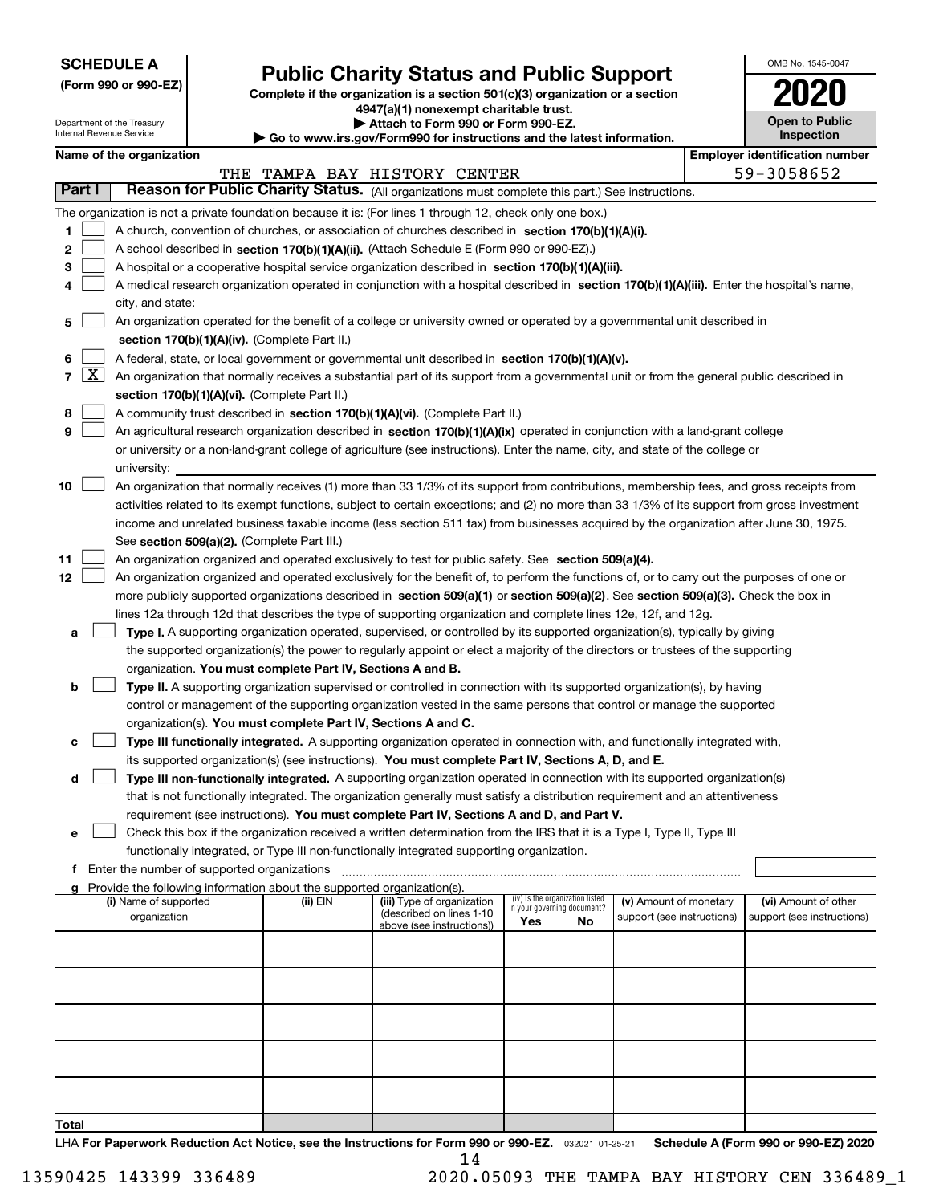**SCHEDULE A**
**(Form 990 or 990-EZ)**

Department of the Treasury
Internal Revenue Service

# Public Charity Status and Public Support

**Complete if the organization is a section 501(c)(3) organization or a section 4947(a)(1) nonexempt charitable trust.**
**▶ Attach to Form 990 or Form 990-EZ.**
**▶ Go to www.irs.gov/Form990 for instructions and the latest information.**

OMB No. 1545-0047

**2020**

**Open to Public Inspection**

**Name of the organization**
THE TAMPA BAY HISTORY CENTER

**Employer identification number**
59-3058652

**Part I** **Reason for Public Charity Status.** (All organizations must complete this part.) See instructions.

The organization is not a private foundation because it is: (For lines 1 through 12, check only one box.)

1 ☐ A church, convention of churches, or association of churches described in **section 170(b)(1)(A)(i).**

2 ☐ A school described in **section 170(b)(1)(A)(ii).** (Attach Schedule E (Form 990 or 990-EZ).)

3 ☐ A hospital or a cooperative hospital service organization described in **section 170(b)(1)(A)(iii).**

4 ☐ A medical research organization operated in conjunction with a hospital described in **section 170(b)(1)(A)(iii).** Enter the hospital's name, city, and state:

5 ☐ An organization operated for the benefit of a college or university owned or operated by a governmental unit described in **section 170(b)(1)(A)(iv).** (Complete Part II.)

6 ☐ A federal, state, or local government or governmental unit described in **section 170(b)(1)(A)(v).**

7 ☒ An organization that normally receives a substantial part of its support from a governmental unit or from the general public described in **section 170(b)(1)(A)(vi).** (Complete Part II.)

8 ☐ A community trust described in **section 170(b)(1)(A)(vi).** (Complete Part II.)

9 ☐ An agricultural research organization described in **section 170(b)(1)(A)(ix)** operated in conjunction with a land-grant college or university or a non-land-grant college of agriculture (see instructions). Enter the name, city, and state of the college or university:

10 ☐ An organization that normally receives (1) more than 33 1/3% of its support from contributions, membership fees, and gross receipts from activities related to its exempt functions, subject to certain exceptions; and (2) no more than 33 1/3% of its support from gross investment income and unrelated business taxable income (less section 511 tax) from businesses acquired by the organization after June 30, 1975. See **section 509(a)(2).** (Complete Part III.)

11 ☐ An organization organized and operated exclusively to test for public safety. See **section 509(a)(4).**

12 ☐ An organization organized and operated exclusively for the benefit of, to perform the functions of, or to carry out the purposes of one or more publicly supported organizations described in **section 509(a)(1)** or **section 509(a)(2)**. See **section 509(a)(3).** Check the box in lines 12a through 12d that describes the type of supporting organization and complete lines 12e, 12f, and 12g.

a ☐ **Type I.** A supporting organization operated, supervised, or controlled by its supported organization(s), typically by giving the supported organization(s) the power to regularly appoint or elect a majority of the directors or trustees of the supporting organization. **You must complete Part IV, Sections A and B.**

b ☐ **Type II.** A supporting organization supervised or controlled in connection with its supported organization(s), by having control or management of the supporting organization vested in the same persons that control or manage the supported organization(s). **You must complete Part IV, Sections A and C.**

c ☐ **Type III functionally integrated.** A supporting organization operated in connection with, and functionally integrated with, its supported organization(s) (see instructions). **You must complete Part IV, Sections A, D, and E.**

d ☐ **Type III non-functionally integrated.** A supporting organization operated in connection with its supported organization(s) that is not functionally integrated. The organization generally must satisfy a distribution requirement and an attentiveness requirement (see instructions). **You must complete Part IV, Sections A and D, and Part V.**

e ☐ Check this box if the organization received a written determination from the IRS that it is a Type I, Type II, Type III functionally integrated, or Type III non-functionally integrated supporting organization.

f Enter the number of supported organizations

g Provide the following information about the supported organization(s).

| (i) Name of supported organization | (ii) EIN | (iii) Type of organization (described on lines 1-10 above (see instructions)) | (iv) Is the organization listed in your governing document? Yes | No | (v) Amount of monetary support (see instructions) | (vi) Amount of other support (see instructions) |
|---|---|---|---|---|---|---|
| | | | | | | |
| | | | | | | |
| | | | | | | |
| | | | | | | |
| | | | | | | |
| **Total** | | | | | | |

LHA **For Paperwork Reduction Act Notice, see the Instructions for Form 990 or 990-EZ.** 032021 01-25-21 **Schedule A (Form 990 or 990-EZ) 2020**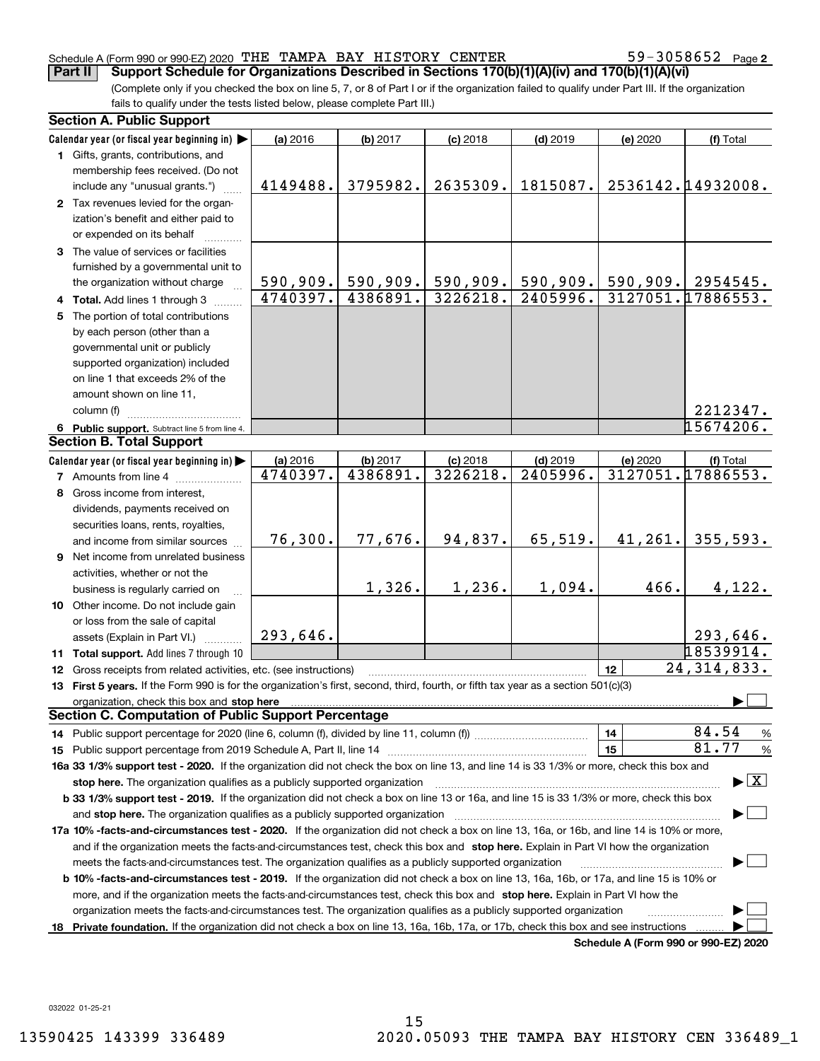Schedule A (Form 990 or 990-EZ) 2020 THE TAMPA BAY HISTORY CENTER 59-3058652 Page 2

**Part II Support Schedule for Organizations Described in Sections 170(b)(1)(A)(iv) and 170(b)(1)(A)(vi)**

(Complete only if you checked the box on line 5, 7, or 8 of Part I or if the organization failed to qualify under Part III. If the organization fails to qualify under the tests listed below, please complete Part III.)

## Section A. Public Support

| Calendar year (or fiscal year beginning in) ▶ | (a) 2016 | (b) 2017 | (c) 2018 | (d) 2019 | (e) 2020 | (f) Total |
|---|---|---|---|---|---|---|
| 1 Gifts, grants, contributions, and membership fees received. (Do not include any "unusual grants.") | 4149488. | 3795982. | 2635309. | 1815087. | 2536142. | 14932008. |
| 2 Tax revenues levied for the organization's benefit and either paid to or expended on its behalf | | | | | | |
| 3 The value of services or facilities furnished by a governmental unit to the organization without charge | 590,909. | 590,909. | 590,909. | 590,909. | 590,909. | 2954545. |
| 4 **Total.** Add lines 1 through 3 | 4740397. | 4386891. | 3226218. | 2405996. | 3127051. | 17886553. |
| 5 The portion of total contributions by each person (other than a governmental unit or publicly supported organization) included on line 1 that exceeds 2% of the amount shown on line 11, column (f) | | | | | | 2212347. |
| 6 **Public support.** Subtract line 5 from line 4. | | | | | | 15674206. |

## Section B. Total Support

| Calendar year (or fiscal year beginning in) ▶ | (a) 2016 | (b) 2017 | (c) 2018 | (d) 2019 | (e) 2020 | (f) Total |
|---|---|---|---|---|---|---|
| 7 Amounts from line 4 | 4740397. | 4386891. | 3226218. | 2405996. | 3127051. | 17886553. |
| 8 Gross income from interest, dividends, payments received on securities loans, rents, royalties, and income from similar sources | 76,300. | 77,676. | 94,837. | 65,519. | 41,261. | 355,593. |
| 9 Net income from unrelated business activities, whether or not the business is regularly carried on | | 1,326. | 1,236. | 1,094. | 466. | 4,122. |
| 10 Other income. Do not include gain or loss from the sale of capital assets (Explain in Part VI.) | 293,646. | | | | | 293,646. |
| 11 **Total support.** Add lines 7 through 10 | | | | | | 18539914. |

12 Gross receipts from related activities, etc. (see instructions) | 12 | 24,314,833.

13 **First 5 years.** If the Form 990 is for the organization's first, second, third, fourth, or fifth tax year as a section 501(c)(3) organization, check this box and **stop here** ▶ ☐

## Section C. Computation of Public Support Percentage

14 Public support percentage for 2020 (line 6, column (f), divided by line 11, column (f)) | 14 | 84.54 %

15 Public support percentage from 2019 Schedule A, Part II, line 14 | 15 | 81.77 %

**16a 33 1/3% support test - 2020.** If the organization did not check the box on line 13, and line 14 is 33 1/3% or more, check this box and **stop here.** The organization qualifies as a publicly supported organization ▶ ☒

**b 33 1/3% support test - 2019.** If the organization did not check a box on line 13 or 16a, and line 15 is 33 1/3% or more, check this box and **stop here.** The organization qualifies as a publicly supported organization ▶ ☐

**17a 10% -facts-and-circumstances test - 2020.** If the organization did not check a box on line 13, 16a, or 16b, and line 14 is 10% or more, and if the organization meets the facts-and-circumstances test, check this box and **stop here.** Explain in Part VI how the organization meets the facts-and-circumstances test. The organization qualifies as a publicly supported organization ▶ ☐

**b 10% -facts-and-circumstances test - 2019.** If the organization did not check a box on line 13, 16a, 16b, or 17a, and line 15 is 10% or more, and if the organization meets the facts-and-circumstances test, check this box and **stop here.** Explain in Part VI how the organization meets the facts-and-circumstances test. The organization qualifies as a publicly supported organization ▶ ☐

**18 Private foundation.** If the organization did not check a box on line 13, 16a, 16b, 17a, or 17b, check this box and see instructions ▶ ☐

**Schedule A (Form 990 or 990-EZ) 2020**

032022 01-25-21

13590425 143399 336489 2020.05093 THE TAMPA BAY HISTORY CEN 336489_1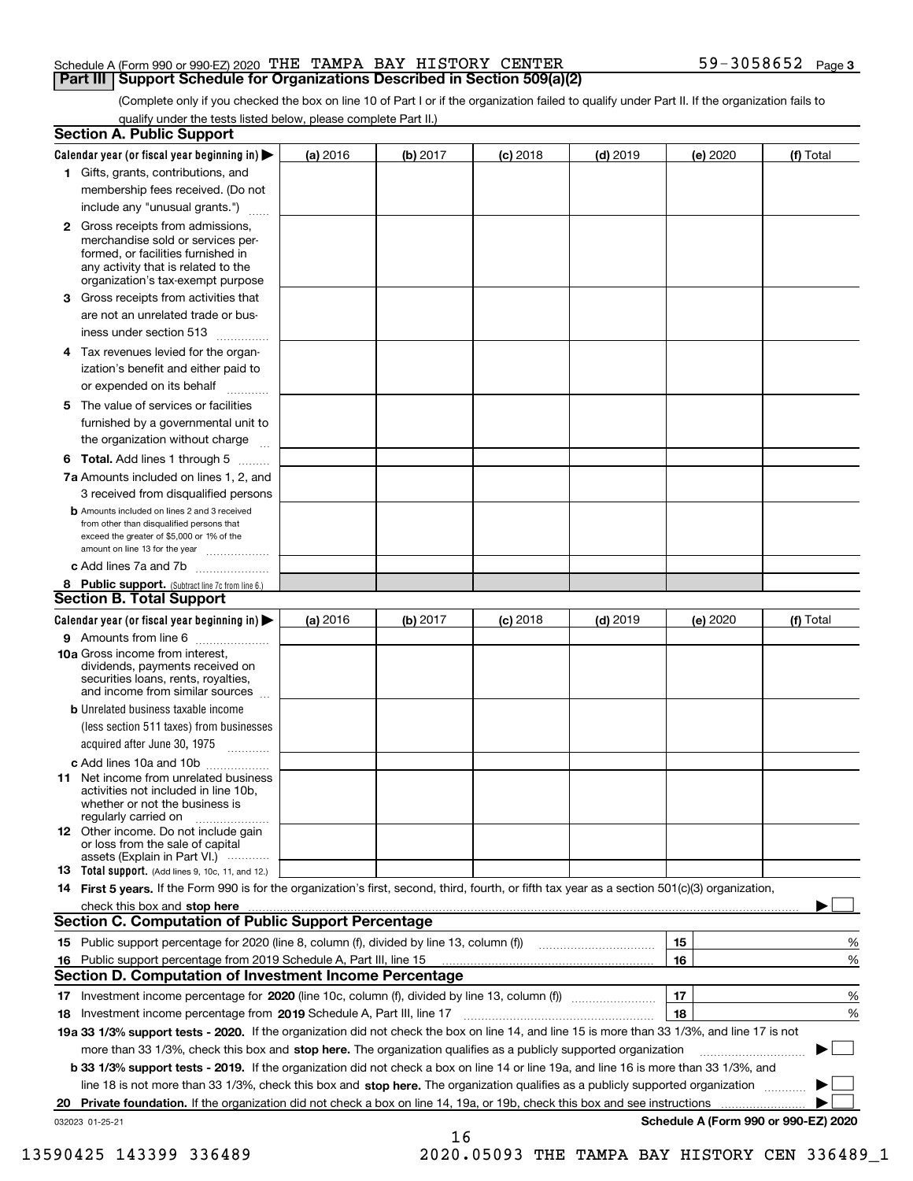Schedule A (Form 990 or 990-EZ) 2020 THE TAMPA BAY HISTORY CENTER 59-3058652 Page 3

## Part III | Support Schedule for Organizations Described in Section 509(a)(2)

(Complete only if you checked the box on line 10 of Part I or if the organization failed to qualify under Part II. If the organization fails to qualify under the tests listed below, please complete Part II.)

### Section A. Public Support

| Calendar year (or fiscal year beginning in) ▶ | (a) 2016 | (b) 2017 | (c) 2018 | (d) 2019 | (e) 2020 | (f) Total |
|---|---|---|---|---|---|---|
| 1 Gifts, grants, contributions, and membership fees received. (Do not include any "unusual grants.") | | | | | | |
| 2 Gross receipts from admissions, merchandise sold or services performed, or facilities furnished in any activity that is related to the organization's tax-exempt purpose | | | | | | |
| 3 Gross receipts from activities that are not an unrelated trade or business under section 513 | | | | | | |
| 4 Tax revenues levied for the organization's benefit and either paid to or expended on its behalf | | | | | | |
| 5 The value of services or facilities furnished by a governmental unit to the organization without charge | | | | | | |
| 6 Total. Add lines 1 through 5 | | | | | | |
| 7a Amounts included on lines 1, 2, and 3 received from disqualified persons | | | | | | |
| b Amounts included on lines 2 and 3 received from other than disqualified persons that exceed the greater of $5,000 or 1% of the amount on line 13 for the year | | | | | | |
| c Add lines 7a and 7b | | | | | | |
| 8 Public support. (Subtract line 7c from line 6.) | | | | | | |

### Section B. Total Support

| Calendar year (or fiscal year beginning in) ▶ | (a) 2016 | (b) 2017 | (c) 2018 | (d) 2019 | (e) 2020 | (f) Total |
|---|---|---|---|---|---|---|
| 9 Amounts from line 6 | | | | | | |
| 10a Gross income from interest, dividends, payments received on securities loans, rents, royalties, and income from similar sources | | | | | | |
| b Unrelated business taxable income (less section 511 taxes) from businesses acquired after June 30, 1975 | | | | | | |
| c Add lines 10a and 10b | | | | | | |
| 11 Net income from unrelated business activities not included in line 10b, whether or not the business is regularly carried on | | | | | | |
| 12 Other income. Do not include gain or loss from the sale of capital assets (Explain in Part VI.) | | | | | | |
| 13 Total support. (Add lines 9, 10c, 11, and 12.) | | | | | | |

14 First 5 years. If the Form 990 is for the organization's first, second, third, fourth, or fifth tax year as a section 501(c)(3) organization, check this box and stop here ▶ ☐

### Section C. Computation of Public Support Percentage

| | | | |
|---|---|---|---|
| 15 | Public support percentage for 2020 (line 8, column (f), divided by line 13, column (f)) | 15 | % |
| 16 | Public support percentage from 2019 Schedule A, Part III, line 15 | 16 | % |

### Section D. Computation of Investment Income Percentage

| | | | |
|---|---|---|---|
| 17 | Investment income percentage for 2020 (line 10c, column (f), divided by line 13, column (f)) | 17 | % |
| 18 | Investment income percentage from 2019 Schedule A, Part III, line 17 | 18 | % |

19a 33 1/3% support tests - 2020. If the organization did not check the box on line 14, and line 15 is more than 33 1/3%, and line 17 is not more than 33 1/3%, check this box and stop here. The organization qualifies as a publicly supported organization ▶ ☐

b 33 1/3% support tests - 2019. If the organization did not check a box on line 14 or line 19a, and line 16 is more than 33 1/3%, and line 18 is not more than 33 1/3%, check this box and stop here. The organization qualifies as a publicly supported organization ▶ ☐

20 Private foundation. If the organization did not check a box on line 14, 19a, or 19b, check this box and see instructions ▶ ☐

032023 01-25-21 Schedule A (Form 990 or 990-EZ) 2020

13590425 143399 336489 2020.05093 THE TAMPA BAY HISTORY CEN 336489_1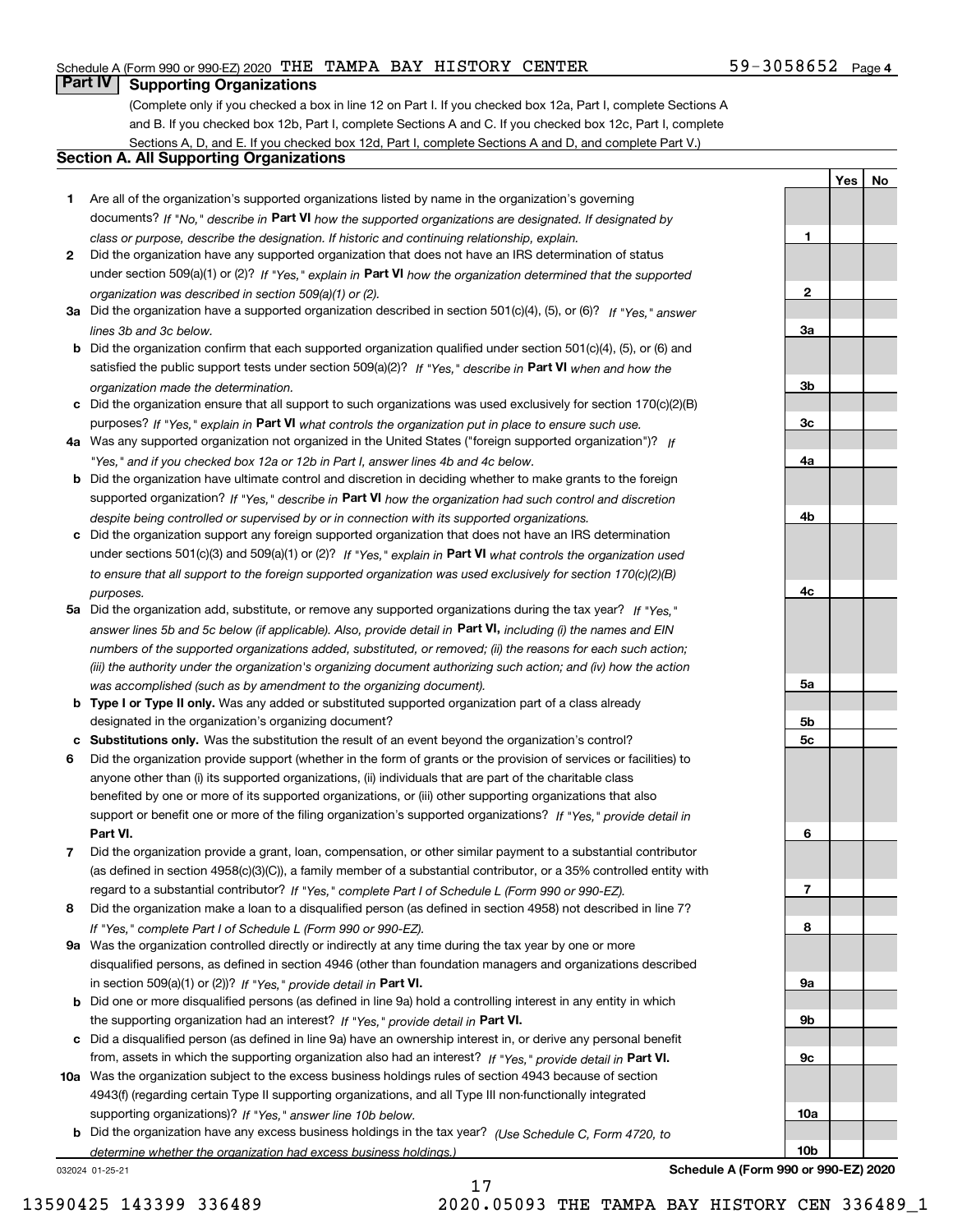Schedule A (Form 990 or 990-EZ) 2020 THE TAMPA BAY HISTORY CENTER 59-3058652 Page 4

## Part IV Supporting Organizations

(Complete only if you checked a box in line 12 on Part I. If you checked box 12a, Part I, complete Sections A and B. If you checked box 12b, Part I, complete Sections A and C. If you checked box 12c, Part I, complete Sections A, D, and E. If you checked box 12d, Part I, complete Sections A and D, and complete Part V.)

### Section A. All Supporting Organizations

| | | Line | Yes | No |
|---|---|---|---|---|
| **1** | Are all of the organization's supported organizations listed by name in the organization's governing documents? *If "No," describe in* **Part VI** *how the supported organizations are designated. If designated by class or purpose, describe the designation. If historic and continuing relationship, explain.* | 1 | | |
| **2** | Did the organization have any supported organization that does not have an IRS determination of status under section 509(a)(1) or (2)? *If "Yes," explain in* **Part VI** *how the organization determined that the supported organization was described in section 509(a)(1) or (2).* | 2 | | |
| **3a** | Did the organization have a supported organization described in section 501(c)(4), (5), or (6)? *If "Yes," answer lines 3b and 3c below.* | 3a | | |
| **b** | Did the organization confirm that each supported organization qualified under section 501(c)(4), (5), or (6) and satisfied the public support tests under section 509(a)(2)? *If "Yes," describe in* **Part VI** *when and how the organization made the determination.* | 3b | | |
| **c** | Did the organization ensure that all support to such organizations was used exclusively for section 170(c)(2)(B) purposes? *If "Yes," explain in* **Part VI** *what controls the organization put in place to ensure such use.* | 3c | | |
| **4a** | Was any supported organization not organized in the United States ("foreign supported organization")? *If "Yes," and if you checked box 12a or 12b in Part I, answer lines 4b and 4c below.* | 4a | | |
| **b** | Did the organization have ultimate control and discretion in deciding whether to make grants to the foreign supported organization? *If "Yes," describe in* **Part VI** *how the organization had such control and discretion despite being controlled or supervised by or in connection with its supported organizations.* | 4b | | |
| **c** | Did the organization support any foreign supported organization that does not have an IRS determination under sections 501(c)(3) and 509(a)(1) or (2)? *If "Yes," explain in* **Part VI** *what controls the organization used to ensure that all support to the foreign supported organization was used exclusively for section 170(c)(2)(B) purposes.* | 4c | | |
| **5a** | Did the organization add, substitute, or remove any supported organizations during the tax year? *If "Yes," answer lines 5b and 5c below (if applicable). Also, provide detail in* **Part VI,** *including (i) the names and EIN numbers of the supported organizations added, substituted, or removed; (ii) the reasons for each such action; (iii) the authority under the organization's organizing document authorizing such action; and (iv) how the action was accomplished (such as by amendment to the organizing document).* | 5a | | |
| **b** | **Type I or Type II only.** Was any added or substituted supported organization part of a class already designated in the organization's organizing document? | 5b | | |
| **c** | **Substitutions only.** Was the substitution the result of an event beyond the organization's control? | 5c | | |
| **6** | Did the organization provide support (whether in the form of grants or the provision of services or facilities) to anyone other than (i) its supported organizations, (ii) individuals that are part of the charitable class benefited by one or more of its supported organizations, or (iii) other supporting organizations that also support or benefit one or more of the filing organization's supported organizations? *If "Yes," provide detail in* **Part VI.** | 6 | | |
| **7** | Did the organization provide a grant, loan, compensation, or other similar payment to a substantial contributor (as defined in section 4958(c)(3)(C)), a family member of a substantial contributor, or a 35% controlled entity with regard to a substantial contributor? *If "Yes," complete Part I of Schedule L (Form 990 or 990-EZ).* | 7 | | |
| **8** | Did the organization make a loan to a disqualified person (as defined in section 4958) not described in line 7? *If "Yes," complete Part I of Schedule L (Form 990 or 990-EZ).* | 8 | | |
| **9a** | Was the organization controlled directly or indirectly at any time during the tax year by one or more disqualified persons, as defined in section 4946 (other than foundation managers and organizations described in section 509(a)(1) or (2))? *If "Yes," provide detail in* **Part VI.** | 9a | | |
| **b** | Did one or more disqualified persons (as defined in line 9a) hold a controlling interest in any entity in which the supporting organization had an interest? *If "Yes," provide detail in* **Part VI.** | 9b | | |
| **c** | Did a disqualified person (as defined in line 9a) have an ownership interest in, or derive any personal benefit from, assets in which the supporting organization also had an interest? *If "Yes," provide detail in* **Part VI.** | 9c | | |
| **10a** | Was the organization subject to the excess business holdings rules of section 4943 because of section 4943(f) (regarding certain Type II supporting organizations, and all Type III non-functionally integrated supporting organizations)? *If "Yes," answer line 10b below.* | 10a | | |
| **b** | Did the organization have any excess business holdings in the tax year? *(Use Schedule C, Form 4720, to determine whether the organization had excess business holdings.)* | 10b | | |

032024 01-25-21

**Schedule A (Form 990 or 990-EZ) 2020**

13590425 143399 336489 2020.05093 THE TAMPA BAY HISTORY CEN 336489_1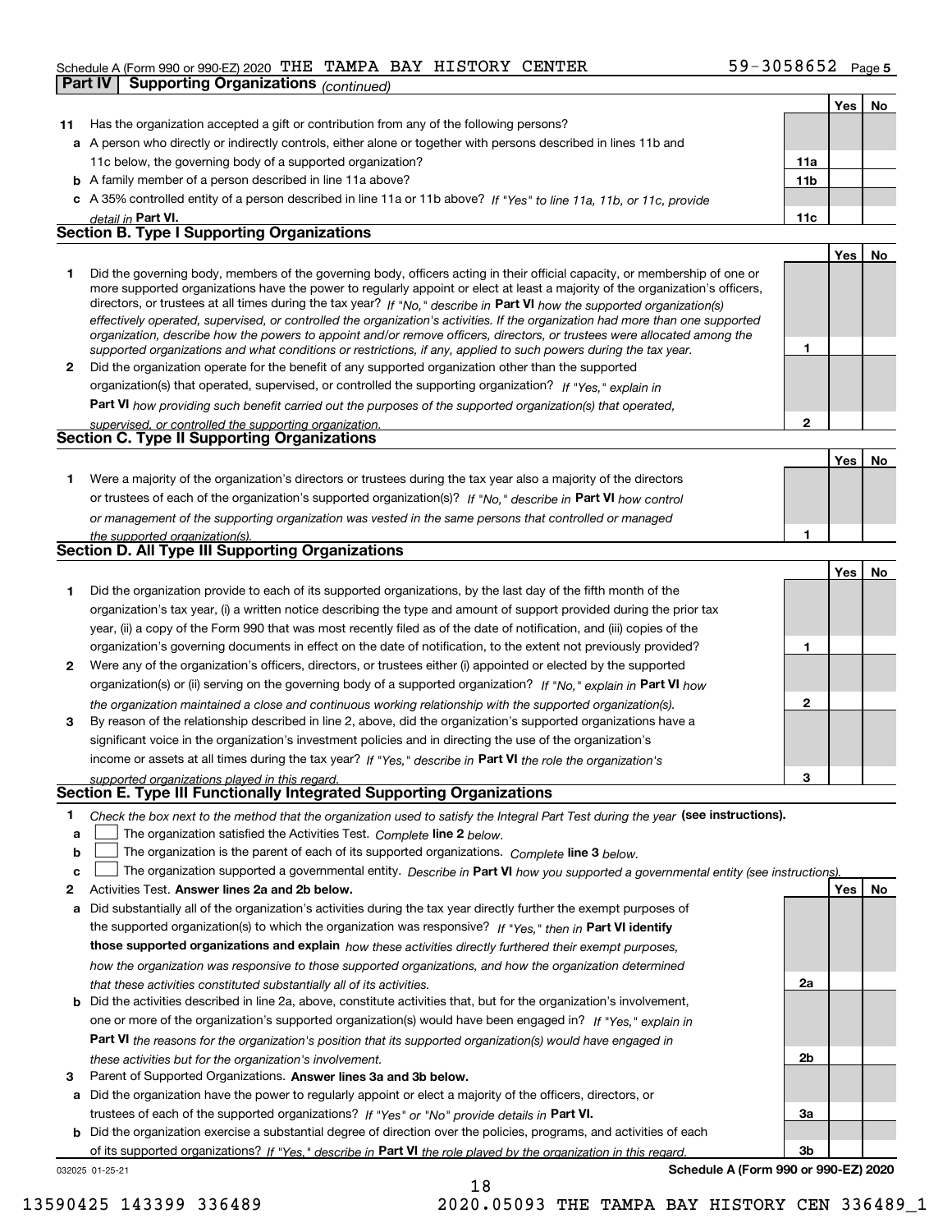Schedule A (Form 990 or 990-EZ) 2020 THE TAMPA BAY HISTORY CENTER 59-3058652 Page 5

**Part IV Supporting Organizations** *(continued)*

| | | | Yes | No |
|---|---|---|---|---|
| **11** | Has the organization accepted a gift or contribution from any of the following persons? | | | |
| **a** | A person who directly or indirectly controls, either alone or together with persons described in lines 11b and 11c below, the governing body of a supported organization? | **11a** | | |
| **b** | A family member of a person described in line 11a above? | **11b** | | |
| **c** | A 35% controlled entity of a person described in line 11a or 11b above? *If "Yes" to line 11a, 11b, or 11c, provide detail in* **Part VI.** | **11c** | | |

## Section B. Type I Supporting Organizations

| | | | Yes | No |
|---|---|---|---|---|
| **1** | Did the governing body, members of the governing body, officers acting in their official capacity, or membership of one or more supported organizations have the power to regularly appoint or elect at least a majority of the organization's officers, directors, or trustees at all times during the tax year? *If "No," describe in* **Part VI** *how the supported organization(s) effectively operated, supervised, or controlled the organization's activities. If the organization had more than one supported organization, describe how the powers to appoint and/or remove officers, directors, or trustees were allocated among the supported organizations and what conditions or restrictions, if any, applied to such powers during the tax year.* | **1** | | |
| **2** | Did the organization operate for the benefit of any supported organization other than the supported organization(s) that operated, supervised, or controlled the supporting organization? *If "Yes," explain in* **Part VI** *how providing such benefit carried out the purposes of the supported organization(s) that operated, supervised, or controlled the supporting organization.* | **2** | | |

## Section C. Type II Supporting Organizations

| | | | Yes | No |
|---|---|---|---|---|
| **1** | Were a majority of the organization's directors or trustees during the tax year also a majority of the directors or trustees of each of the organization's supported organization(s)? *If "No," describe in* **Part VI** *how control or management of the supporting organization was vested in the same persons that controlled or managed the supported organization(s).* | **1** | | |

## Section D. All Type III Supporting Organizations

| | | | Yes | No |
|---|---|---|---|---|
| **1** | Did the organization provide to each of its supported organizations, by the last day of the fifth month of the organization's tax year, (i) a written notice describing the type and amount of support provided during the prior tax year, (ii) a copy of the Form 990 that was most recently filed as of the date of notification, and (iii) copies of the organization's governing documents in effect on the date of notification, to the extent not previously provided? | **1** | | |
| **2** | Were any of the organization's officers, directors, or trustees either (i) appointed or elected by the supported organization(s) or (ii) serving on the governing body of a supported organization? *If "No," explain in* **Part VI** *how the organization maintained a close and continuous working relationship with the supported organization(s).* | **2** | | |
| **3** | By reason of the relationship described in line 2, above, did the organization's supported organizations have a significant voice in the organization's investment policies and in directing the use of the organization's income or assets at all times during the tax year? *If "Yes," describe in* **Part VI** *the role the organization's supported organizations played in this regard.* | **3** | | |

## Section E. Type III Functionally Integrated Supporting Organizations

**1** *Check the box next to the method that the organization used to satisfy the Integral Part Test during the year* **(see instructions).**

- **a** ☐ The organization satisfied the Activities Test. *Complete* **line 2** *below.*
- **b** ☐ The organization is the parent of each of its supported organizations. *Complete* **line 3** *below.*
- **c** ☐ The organization supported a governmental entity. *Describe in* **Part VI** *how you supported a governmental entity (see instructions).*

| | | | Yes | No |
|---|---|---|---|---|
| **2** | Activities Test. **Answer lines 2a and 2b below.** | | | |
| **a** | Did substantially all of the organization's activities during the tax year directly further the exempt purposes of the supported organization(s) to which the organization was responsive? *If "Yes," then in* **Part VI identify those supported organizations and explain** *how these activities directly furthered their exempt purposes, how the organization was responsive to those supported organizations, and how the organization determined that these activities constituted substantially all of its activities.* | **2a** | | |
| **b** | Did the activities described in line 2a, above, constitute activities that, but for the organization's involvement, one or more of the organization's supported organization(s) would have been engaged in? *If "Yes," explain in* **Part VI** *the reasons for the organization's position that its supported organization(s) would have engaged in these activities but for the organization's involvement.* | **2b** | | |
| **3** | Parent of Supported Organizations. **Answer lines 3a and 3b below.** | | | |
| **a** | Did the organization have the power to regularly appoint or elect a majority of the officers, directors, or trustees of each of the supported organizations? *If "Yes" or "No" provide details in* **Part VI.** | **3a** | | |
| **b** | Did the organization exercise a substantial degree of direction over the policies, programs, and activities of each of its supported organizations? *If "Yes," describe in* **Part VI** *the role played by the organization in this regard.* | **3b** | | |

032025 01-25-21 **Schedule A (Form 990 or 990-EZ) 2020**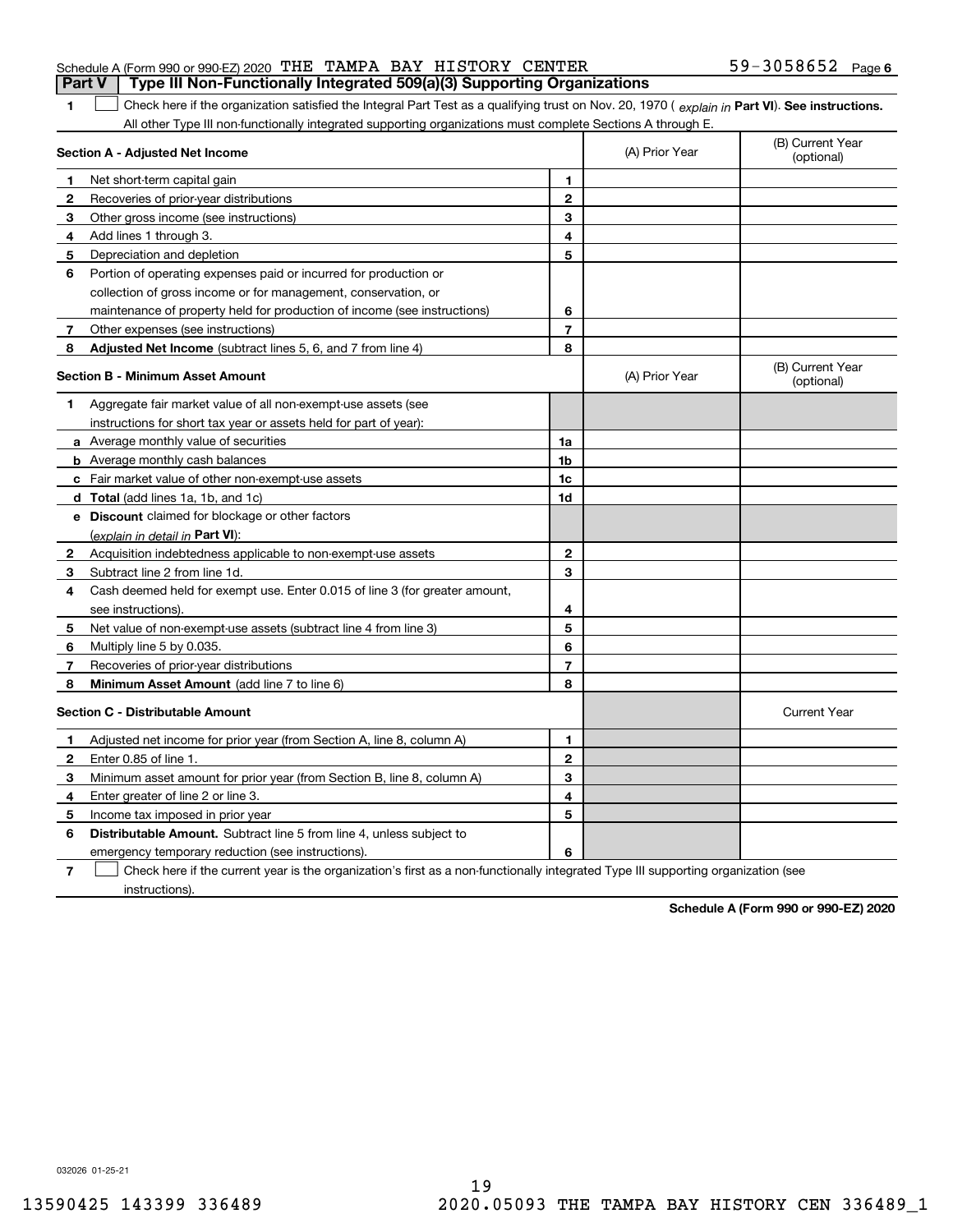Schedule A (Form 990 or 990-EZ) 2020 THE TAMPA BAY HISTORY CENTER 59-3058652 Page 6

## Part V Type III Non-Functionally Integrated 509(a)(3) Supporting Organizations

**1** ☐ Check here if the organization satisfied the Integral Part Test as a qualifying trust on Nov. 20, 1970 ( *explain in* **Part VI**). **See instructions.** All other Type III non-functionally integrated supporting organizations must complete Sections A through E.

| **Section A - Adjusted Net Income** | | | (A) Prior Year | (B) Current Year (optional) |
|---|---|---|---|---|
| 1 | Net short-term capital gain | 1 | | |
| 2 | Recoveries of prior-year distributions | 2 | | |
| 3 | Other gross income (see instructions) | 3 | | |
| 4 | Add lines 1 through 3. | 4 | | |
| 5 | Depreciation and depletion | 5 | | |
| 6 | Portion of operating expenses paid or incurred for production or collection of gross income or for management, conservation, or maintenance of property held for production of income (see instructions) | 6 | | |
| 7 | Other expenses (see instructions) | 7 | | |
| 8 | **Adjusted Net Income** (subtract lines 5, 6, and 7 from line 4) | 8 | | |

| **Section B - Minimum Asset Amount** | | | (A) Prior Year | (B) Current Year (optional) |
|---|---|---|---|---|
| 1 | Aggregate fair market value of all non-exempt-use assets (see instructions for short tax year or assets held for part of year): | | | |
| a | Average monthly value of securities | 1a | | |
| b | Average monthly cash balances | 1b | | |
| c | Fair market value of other non-exempt-use assets | 1c | | |
| d | **Total** (add lines 1a, 1b, and 1c) | 1d | | |
| e | **Discount** claimed for blockage or other factors (*explain in detail in* **Part VI**): | | | |
| 2 | Acquisition indebtedness applicable to non-exempt-use assets | 2 | | |
| 3 | Subtract line 2 from line 1d. | 3 | | |
| 4 | Cash deemed held for exempt use. Enter 0.015 of line 3 (for greater amount, see instructions). | 4 | | |
| 5 | Net value of non-exempt-use assets (subtract line 4 from line 3) | 5 | | |
| 6 | Multiply line 5 by 0.035. | 6 | | |
| 7 | Recoveries of prior-year distributions | 7 | | |
| 8 | **Minimum Asset Amount** (add line 7 to line 6) | 8 | | |

| **Section C - Distributable Amount** | | | | Current Year |
|---|---|---|---|---|
| 1 | Adjusted net income for prior year (from Section A, line 8, column A) | 1 | | |
| 2 | Enter 0.85 of line 1. | 2 | | |
| 3 | Minimum asset amount for prior year (from Section B, line 8, column A) | 3 | | |
| 4 | Enter greater of line 2 or line 3. | 4 | | |
| 5 | Income tax imposed in prior year | 5 | | |
| 6 | **Distributable Amount.** Subtract line 5 from line 4, unless subject to emergency temporary reduction (see instructions). | 6 | | |

**7** ☐ Check here if the current year is the organization's first as a non-functionally integrated Type III supporting organization (see instructions).

**Schedule A (Form 990 or 990-EZ) 2020**

032026 01-25-21

13590425 143399 336489 2020.05093 THE TAMPA BAY HISTORY CEN 336489_1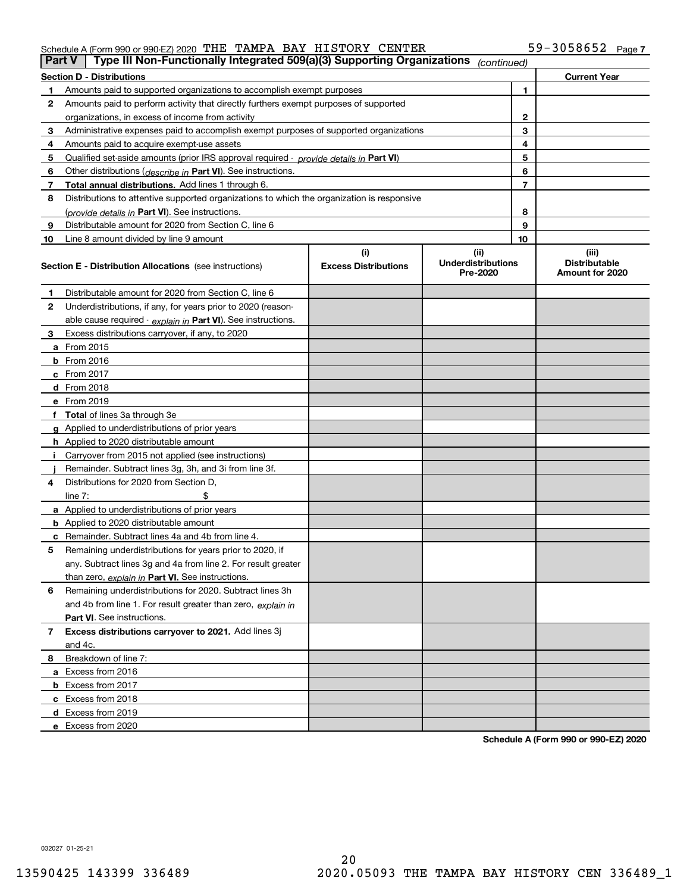Schedule A (Form 990 or 990-EZ) 2020 THE TAMPA BAY HISTORY CENTER 59-3058652 Page 7

## Part V Type III Non-Functionally Integrated 509(a)(3) Supporting Organizations *(continued)*

| Section D - Distributions | | | Current Year |
|---|---|---|---|
| 1 | Amounts paid to supported organizations to accomplish exempt purposes | 1 | |
| 2 | Amounts paid to perform activity that directly furthers exempt purposes of supported organizations, in excess of income from activity | 2 | |
| 3 | Administrative expenses paid to accomplish exempt purposes of supported organizations | 3 | |
| 4 | Amounts paid to acquire exempt-use assets | 4 | |
| 5 | Qualified set-aside amounts (prior IRS approval required - *provide details in* **Part VI**) | 5 | |
| 6 | Other distributions (*describe in* **Part VI**). See instructions. | 6 | |
| 7 | **Total annual distributions.** Add lines 1 through 6. | 7 | |
| 8 | Distributions to attentive supported organizations to which the organization is responsive (*provide details in* **Part VI**). See instructions. | 8 | |
| 9 | Distributable amount for 2020 from Section C, line 6 | 9 | |
| 10 | Line 8 amount divided by line 9 amount | 10 | |

| **Section E - Distribution Allocations** (see instructions) | (i) Excess Distributions | (ii) Underdistributions Pre-2020 | (iii) Distributable Amount for 2020 |
|---|---|---|---|
| **1** Distributable amount for 2020 from Section C, line 6 | | | |
| **2** Underdistributions, if any, for years prior to 2020 (reasonable cause required - *explain in* **Part VI**). See instructions. | | | |
| **3** Excess distributions carryover, if any, to 2020 | | | |
| **a** From 2015 | | | |
| **b** From 2016 | | | |
| **c** From 2017 | | | |
| **d** From 2018 | | | |
| **e** From 2019 | | | |
| **f** **Total** of lines 3a through 3e | | | |
| **g** Applied to underdistributions of prior years | | | |
| **h** Applied to 2020 distributable amount | | | |
| **i** Carryover from 2015 not applied (see instructions) | | | |
| **j** Remainder. Subtract lines 3g, 3h, and 3i from line 3f. | | | |
| **4** Distributions for 2020 from Section D, line 7: $ | | | |
| **a** Applied to underdistributions of prior years | | | |
| **b** Applied to 2020 distributable amount | | | |
| **c** Remainder. Subtract lines 4a and 4b from line 4. | | | |
| **5** Remaining underdistributions for years prior to 2020, if any. Subtract lines 3g and 4a from line 2. For result greater than zero, *explain in* **Part VI.** See instructions. | | | |
| **6** Remaining underdistributions for 2020. Subtract lines 3h and 4b from line 1. For result greater than zero, *explain in* **Part VI**. See instructions. | | | |
| **7** **Excess distributions carryover to 2021.** Add lines 3j and 4c. | | | |
| **8** Breakdown of line 7: | | | |
| **a** Excess from 2016 | | | |
| **b** Excess from 2017 | | | |
| **c** Excess from 2018 | | | |
| **d** Excess from 2019 | | | |
| **e** Excess from 2020 | | | |

**Schedule A (Form 990 or 990-EZ) 2020**

032027 01-25-21

13590425 143399 336489 2020.05093 THE TAMPA BAY HISTORY CEN 336489_1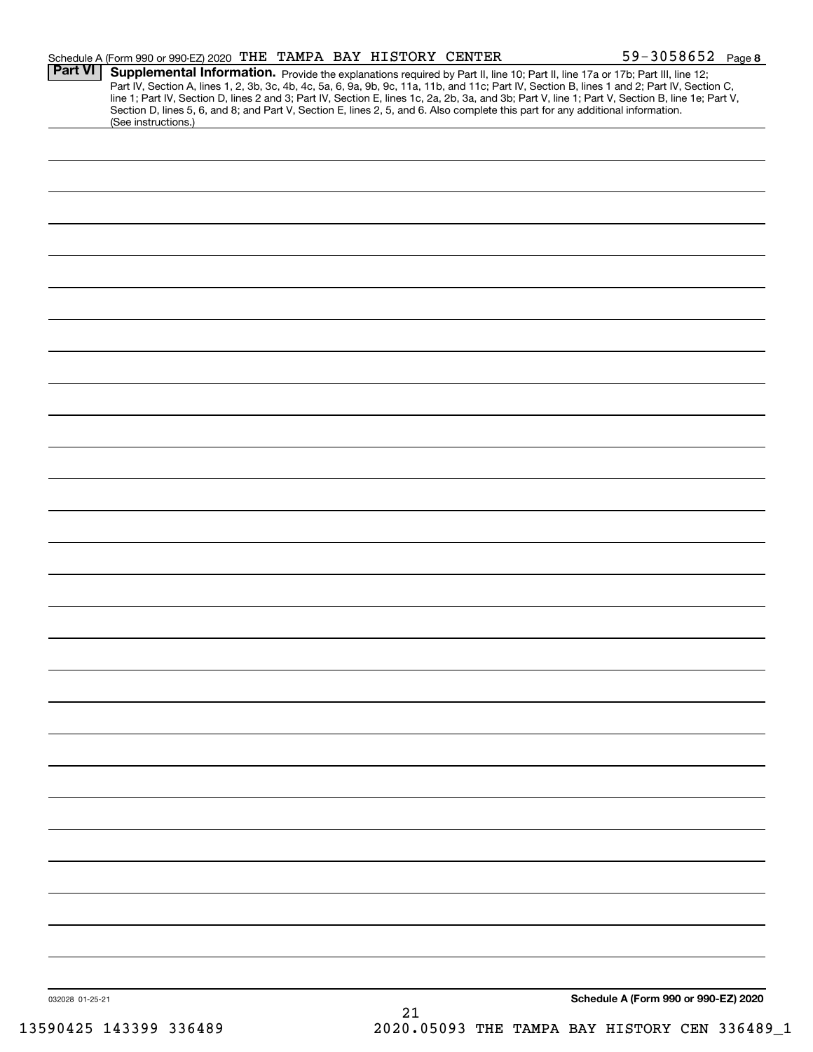Schedule A (Form 990 or 990-EZ) 2020 THE TAMPA BAY HISTORY CENTER 59-3058652 Page 8

**Part VI** **Supplemental Information.** Provide the explanations required by Part II, line 10; Part II, line 17a or 17b; Part III, line 12; Part IV, Section A, lines 1, 2, 3b, 3c, 4b, 4c, 5a, 6, 9a, 9b, 9c, 11a, 11b, and 11c; Part IV, Section B, lines 1 and 2; Part IV, Section C, line 1; Part IV, Section D, lines 2 and 3; Part IV, Section E, lines 1c, 2a, 2b, 3a, and 3b; Part V, line 1; Part V, Section B, line 1e; Part V, Section D, lines 5, 6, and 8; and Part V, Section E, lines 2, 5, and 6. Also complete this part for any additional information. (See instructions.)

032028 01-25-21 **Schedule A (Form 990 or 990-EZ) 2020**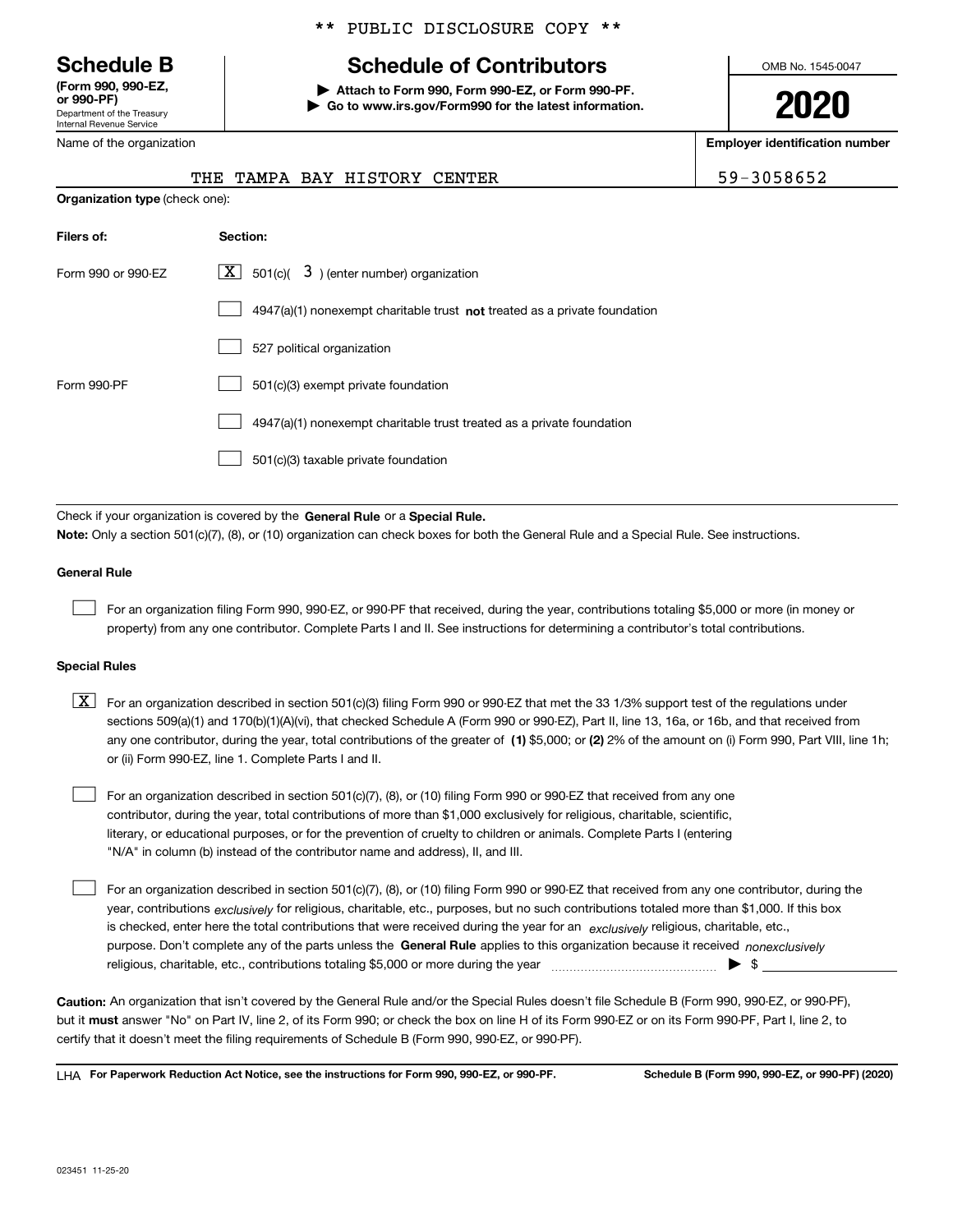\*\* PUBLIC DISCLOSURE COPY \*\*

**Schedule B**
**(Form 990, 990-EZ, or 990-PF)**
Department of the Treasury
Internal Revenue Service

# Schedule of Contributors

▶ **Attach to Form 990, Form 990-EZ, or Form 990-PF.**
▶ **Go to www.irs.gov/Form990 for the latest information.**

OMB No. 1545-0047

**2020**

Name of the organization: THE TAMPA BAY HISTORY CENTER

**Employer identification number:** 59-3058652

**Organization type** (check one):

| **Filers of:** | **Section:** |
|---|---|
| Form 990 or 990-EZ | [X] 501(c)( 3 ) (enter number) organization |
| | [ ] 4947(a)(1) nonexempt charitable trust **not** treated as a private foundation |
| | [ ] 527 political organization |
| Form 990-PF | [ ] 501(c)(3) exempt private foundation |
| | [ ] 4947(a)(1) nonexempt charitable trust treated as a private foundation |
| | [ ] 501(c)(3) taxable private foundation |

Check if your organization is covered by the **General Rule** or a **Special Rule.**
**Note:** Only a section 501(c)(7), (8), or (10) organization can check boxes for both the General Rule and a Special Rule. See instructions.

**General Rule**

[ ] For an organization filing Form 990, 990-EZ, or 990-PF that received, during the year, contributions totaling $5,000 or more (in money or property) from any one contributor. Complete Parts I and II. See instructions for determining a contributor's total contributions.

**Special Rules**

[X] For an organization described in section 501(c)(3) filing Form 990 or 990-EZ that met the 33 1/3% support test of the regulations under sections 509(a)(1) and 170(b)(1)(A)(vi), that checked Schedule A (Form 990 or 990-EZ), Part II, line 13, 16a, or 16b, and that received from any one contributor, during the year, total contributions of the greater of **(1)** $5,000; or **(2)** 2% of the amount on (i) Form 990, Part VIII, line 1h; or (ii) Form 990-EZ, line 1. Complete Parts I and II.

[ ] For an organization described in section 501(c)(7), (8), or (10) filing Form 990 or 990-EZ that received from any one contributor, during the year, total contributions of more than $1,000 exclusively for religious, charitable, scientific, literary, or educational purposes, or for the prevention of cruelty to children or animals. Complete Parts I (entering "N/A" in column (b) instead of the contributor name and address), II, and III.

[ ] For an organization described in section 501(c)(7), (8), or (10) filing Form 990 or 990-EZ that received from any one contributor, during the year, contributions *exclusively* for religious, charitable, etc., purposes, but no such contributions totaled more than $1,000. If this box is checked, enter here the total contributions that were received during the year for an *exclusively* religious, charitable, etc., purpose. Don't complete any of the parts unless the **General Rule** applies to this organization because it received *nonexclusively* religious, charitable, etc., contributions totaling $5,000 or more during the year ▶ $

**Caution:** An organization that isn't covered by the General Rule and/or the Special Rules doesn't file Schedule B (Form 990, 990-EZ, or 990-PF), but it **must** answer "No" on Part IV, line 2, of its Form 990; or check the box on line H of its Form 990-EZ or on its Form 990-PF, Part I, line 2, to certify that it doesn't meet the filing requirements of Schedule B (Form 990, 990-EZ, or 990-PF).

LHA **For Paperwork Reduction Act Notice, see the instructions for Form 990, 990-EZ, or 990-PF.** **Schedule B (Form 990, 990-EZ, or 990-PF) (2020)**

023451 11-25-20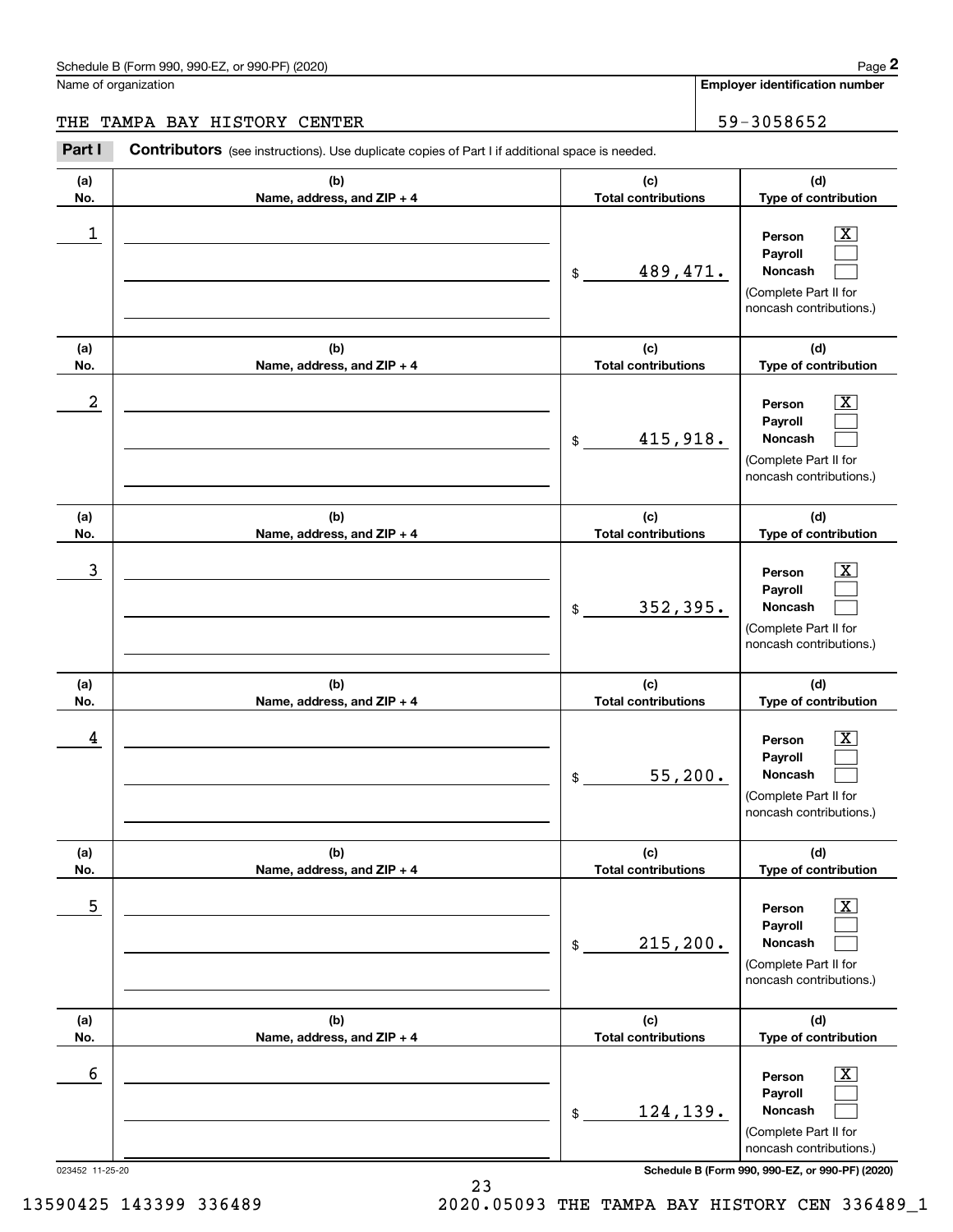Schedule B (Form 990, 990-EZ, or 990-PF) (2020)

Name of organization: THE TAMPA BAY HISTORY CENTER

Employer identification number: 59-3058652

**Part I** **Contributors** (see instructions). Use duplicate copies of Part I if additional space is needed.

| (a) No. | (b) Name, address, and ZIP + 4 | (c) Total contributions | (d) Type of contribution |
|---|---|---|---|
| 1 | | $ 489,471. | Person [X] Payroll [ ] Noncash [ ] (Complete Part II for noncash contributions.) |
| 2 | | $ 415,918. | Person [X] Payroll [ ] Noncash [ ] (Complete Part II for noncash contributions.) |
| 3 | | $ 352,395. | Person [X] Payroll [ ] Noncash [ ] (Complete Part II for noncash contributions.) |
| 4 | | $ 55,200. | Person [X] Payroll [ ] Noncash [ ] (Complete Part II for noncash contributions.) |
| 5 | | $ 215,200. | Person [X] Payroll [ ] Noncash [ ] (Complete Part II for noncash contributions.) |
| 6 | | $ 124,139. | Person [X] Payroll [ ] Noncash [ ] (Complete Part II for noncash contributions.) |

023452 11-25-20 **Schedule B (Form 990, 990-EZ, or 990-PF) (2020)**

13590425 143399 336489 2020.05093 THE TAMPA BAY HISTORY CEN 336489_1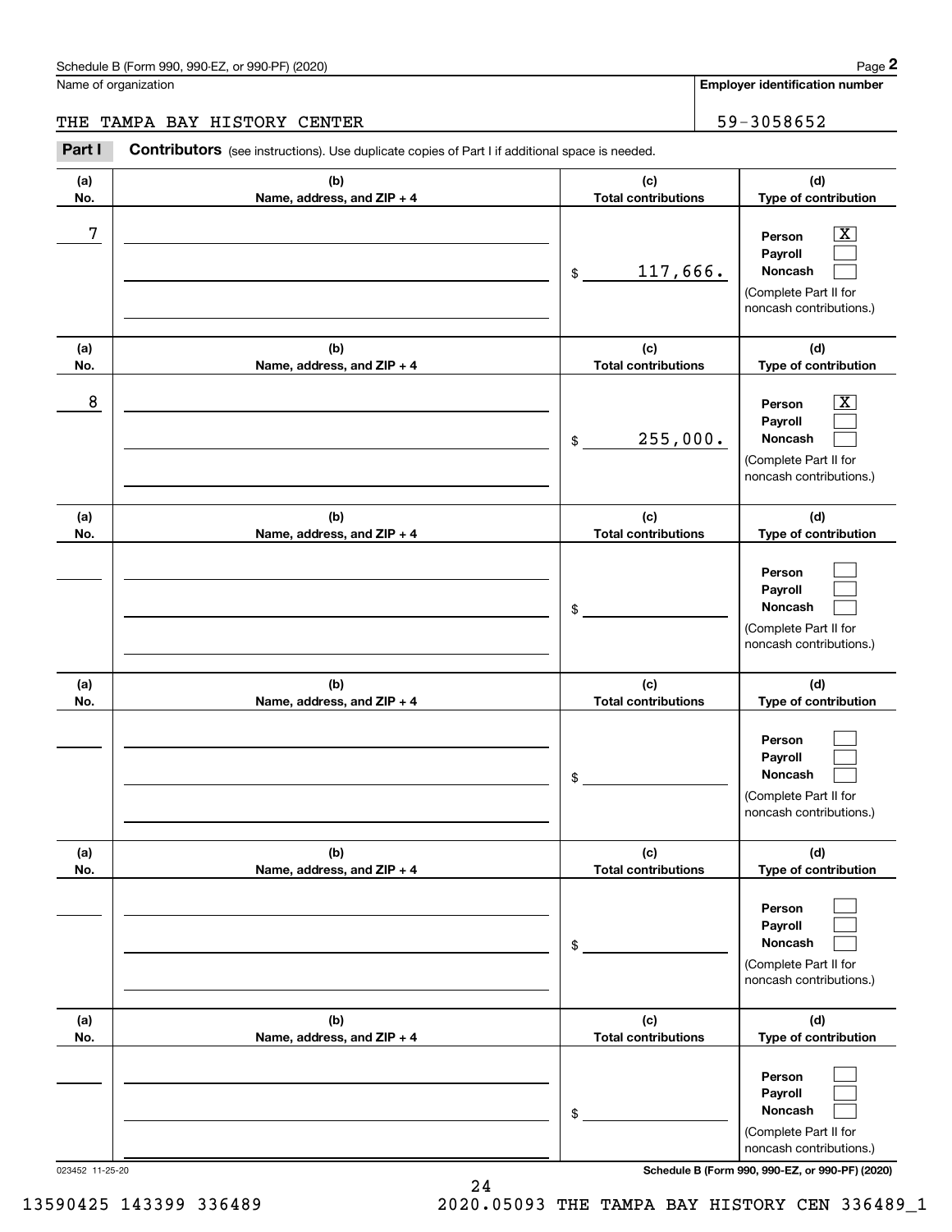Name of organization

THE TAMPA BAY HISTORY CENTER

**Employer identification number**

59-3058652

**Part I** **Contributors** (see instructions). Use duplicate copies of Part I if additional space is needed.

| (a) No. | (b) Name, address, and ZIP + 4 | (c) Total contributions | (d) Type of contribution |
|---|---|---|---|
| 7 | | $ 117,666. | Person [X] Payroll [ ] Noncash [ ] (Complete Part II for noncash contributions.) |
| 8 | | $ 255,000. | Person [X] Payroll [ ] Noncash [ ] (Complete Part II for noncash contributions.) |
| | | $ | Person [ ] Payroll [ ] Noncash [ ] (Complete Part II for noncash contributions.) |
| | | $ | Person [ ] Payroll [ ] Noncash [ ] (Complete Part II for noncash contributions.) |
| | | $ | Person [ ] Payroll [ ] Noncash [ ] (Complete Part II for noncash contributions.) |
| | | $ | Person [ ] Payroll [ ] Noncash [ ] (Complete Part II for noncash contributions.) |

023452 11-25-20

**Schedule B (Form 990, 990-EZ, or 990-PF) (2020)**

13590425 143399 336489 2020.05093 THE TAMPA BAY HISTORY CEN 336489_1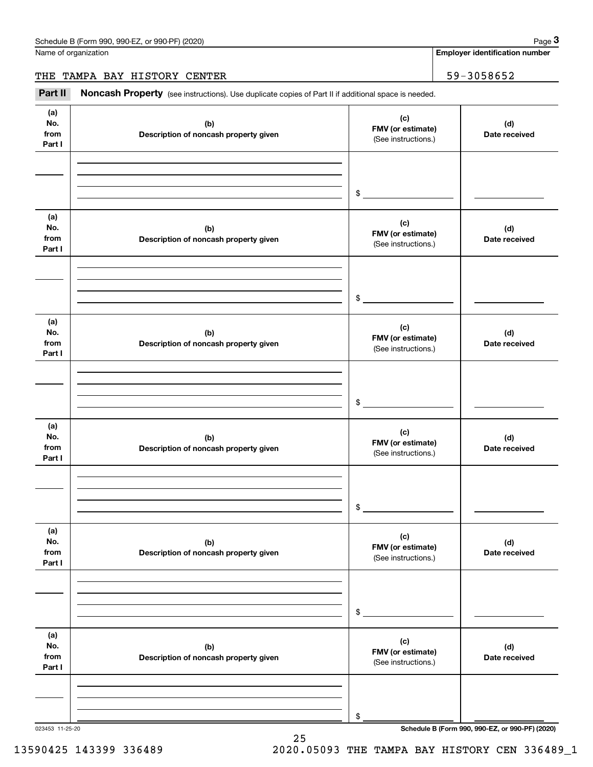Schedule B (Form 990, 990-EZ, or 990-PF) (2020)

Name of organization: THE TAMPA BAY HISTORY CENTER

**Employer identification number:** 59-3058652

**Part II — Noncash Property** (see instructions). Use duplicate copies of Part II if additional space is needed.

| (a) No. from Part I | (b) Description of noncash property given | (c) FMV (or estimate) (See instructions.) | (d) Date received |
|---|---|---|---|
| | | $ | |

| (a) No. from Part I | (b) Description of noncash property given | (c) FMV (or estimate) (See instructions.) | (d) Date received |
|---|---|---|---|
| | | $ | |

| (a) No. from Part I | (b) Description of noncash property given | (c) FMV (or estimate) (See instructions.) | (d) Date received |
|---|---|---|---|
| | | $ | |

| (a) No. from Part I | (b) Description of noncash property given | (c) FMV (or estimate) (See instructions.) | (d) Date received |
|---|---|---|---|
| | | $ | |

| (a) No. from Part I | (b) Description of noncash property given | (c) FMV (or estimate) (See instructions.) | (d) Date received |
|---|---|---|---|
| | | $ | |

| (a) No. from Part I | (b) Description of noncash property given | (c) FMV (or estimate) (See instructions.) | (d) Date received |
|---|---|---|---|
| | | $ | |

023453 11-25-20

Schedule B (Form 990, 990-EZ, or 990-PF) (2020)

13590425 143399 336489 2020.05093 THE TAMPA BAY HISTORY CEN 336489_1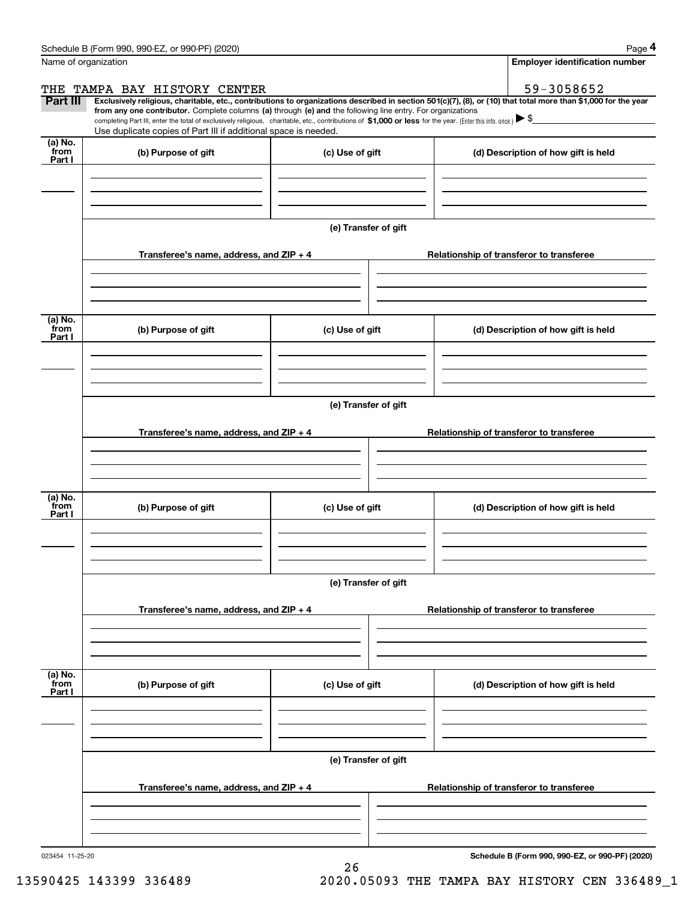Schedule B (Form 990, 990-EZ, or 990-PF) (2020)

| Name of organization | Employer identification number |
|---|---|
| THE TAMPA BAY HISTORY CENTER | 59-3058652 |

**Part III** **Exclusively religious, charitable, etc., contributions to organizations described in section 501(c)(7), (8), or (10) that total more than $1,000 for the year from any one contributor.** Complete columns **(a)** through **(e) and** the following line entry. For organizations completing Part III, enter the total of exclusively religious, charitable, etc., contributions of **$1,000 or less** for the year. (Enter this info. once.) ▶ $

Use duplicate copies of Part III if additional space is needed.

| (a) No. from Part I | (b) Purpose of gift | (c) Use of gift | (d) Description of how gift is held |
|---|---|---|---|
| | | | |

(e) Transfer of gift

| Transferee's name, address, and ZIP + 4 | Relationship of transferor to transferee |
|---|---|
| | |

| (a) No. from Part I | (b) Purpose of gift | (c) Use of gift | (d) Description of how gift is held |
|---|---|---|---|
| | | | |

(e) Transfer of gift

| Transferee's name, address, and ZIP + 4 | Relationship of transferor to transferee |
|---|---|
| | |

| (a) No. from Part I | (b) Purpose of gift | (c) Use of gift | (d) Description of how gift is held |
|---|---|---|---|
| | | | |

(e) Transfer of gift

| Transferee's name, address, and ZIP + 4 | Relationship of transferor to transferee |
|---|---|
| | |

| (a) No. from Part I | (b) Purpose of gift | (c) Use of gift | (d) Description of how gift is held |
|---|---|---|---|
| | | | |

(e) Transfer of gift

| Transferee's name, address, and ZIP + 4 | Relationship of transferor to transferee |
|---|---|
| | |

023454 11-25-20

Schedule B (Form 990, 990-EZ, or 990-PF) (2020)

13590425 143399 336489 2020.05093 THE TAMPA BAY HISTORY CEN 336489_1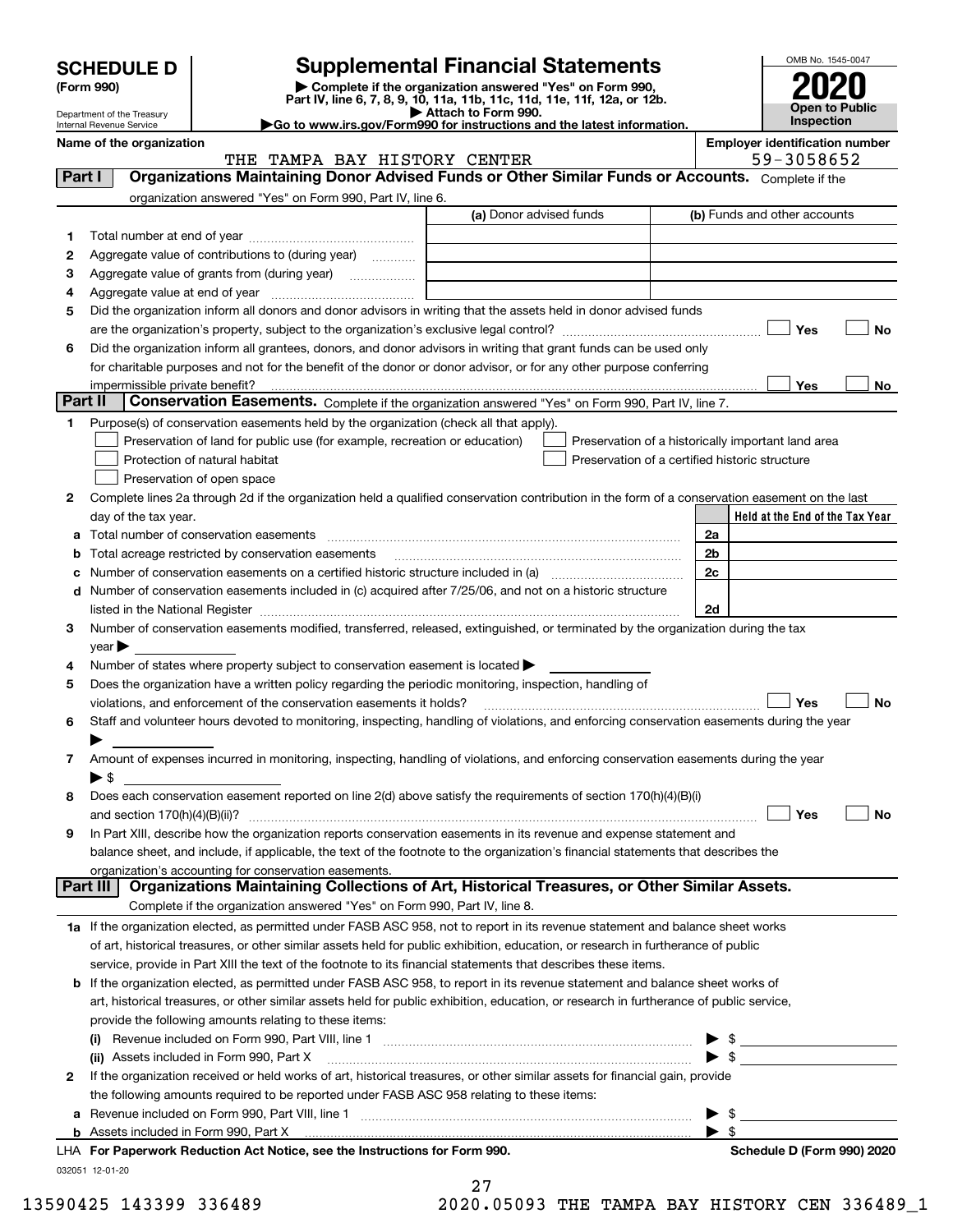# SCHEDULE D (Form 990)

Department of the Treasury
Internal Revenue Service

## Supplemental Financial Statements

▶ Complete if the organization answered "Yes" on Form 990, Part IV, line 6, 7, 8, 9, 10, 11a, 11b, 11c, 11d, 11e, 11f, 12a, or 12b.
▶ Attach to Form 990.
▶Go to www.irs.gov/Form990 for instructions and the latest information.

OMB No. 1545-0047
**2020**
**Open to Public Inspection**

**Name of the organization:** THE TAMPA BAY HISTORY CENTER

**Employer identification number:** 59-3058652

### Part I — Organizations Maintaining Donor Advised Funds or Other Similar Funds or Accounts.
Complete if the organization answered "Yes" on Form 990, Part IV, line 6.

| | | (a) Donor advised funds | (b) Funds and other accounts |
|---|---|---|---|
| 1 | Total number at end of year | | |
| 2 | Aggregate value of contributions to (during year) | | |
| 3 | Aggregate value of grants from (during year) | | |
| 4 | Aggregate value at end of year | | |

5 Did the organization inform all donors and donor advisors in writing that the assets held in donor advised funds are the organization's property, subject to the organization's exclusive legal control? ☐ Yes ☐ No

6 Did the organization inform all grantees, donors, and donor advisors in writing that grant funds can be used only for charitable purposes and not for the benefit of the donor or donor advisor, or for any other purpose conferring impermissible private benefit? ☐ Yes ☐ No

### Part II — Conservation Easements.
Complete if the organization answered "Yes" on Form 990, Part IV, line 7.

1 Purpose(s) of conservation easements held by the organization (check all that apply).
- ☐ Preservation of land for public use (for example, recreation or education)
- ☐ Protection of natural habitat
- ☐ Preservation of open space
- ☐ Preservation of a historically important land area
- ☐ Preservation of a certified historic structure

2 Complete lines 2a through 2d if the organization held a qualified conservation contribution in the form of a conservation easement on the last day of the tax year.

| | | | Held at the End of the Tax Year |
|---|---|---|---|
| a | Total number of conservation easements | 2a | |
| b | Total acreage restricted by conservation easements | 2b | |
| c | Number of conservation easements on a certified historic structure included in (a) | 2c | |
| d | Number of conservation easements included in (c) acquired after 7/25/06, and not on a historic structure listed in the National Register | 2d | |

3 Number of conservation easements modified, transferred, released, extinguished, or terminated by the organization during the tax year ▶

4 Number of states where property subject to conservation easement is located ▶

5 Does the organization have a written policy regarding the periodic monitoring, inspection, handling of violations, and enforcement of the conservation easements it holds? ☐ Yes ☐ No

6 Staff and volunteer hours devoted to monitoring, inspecting, handling of violations, and enforcing conservation easements during the year ▶

7 Amount of expenses incurred in monitoring, inspecting, handling of violations, and enforcing conservation easements during the year ▶ $

8 Does each conservation easement reported on line 2(d) above satisfy the requirements of section 170(h)(4)(B)(i) and section 170(h)(4)(B)(ii)? ☐ Yes ☐ No

9 In Part XIII, describe how the organization reports conservation easements in its revenue and expense statement and balance sheet, and include, if applicable, the text of the footnote to the organization's financial statements that describes the organization's accounting for conservation easements.

### Part III — Organizations Maintaining Collections of Art, Historical Treasures, or Other Similar Assets.
Complete if the organization answered "Yes" on Form 990, Part IV, line 8.

1a If the organization elected, as permitted under FASB ASC 958, not to report in its revenue statement and balance sheet works of art, historical treasures, or other similar assets held for public exhibition, education, or research in furtherance of public service, provide in Part XIII the text of the footnote to its financial statements that describes these items.

b If the organization elected, as permitted under FASB ASC 958, to report in its revenue statement and balance sheet works of art, historical treasures, or other similar assets held for public exhibition, education, or research in furtherance of public service, provide the following amounts relating to these items:

(i) Revenue included on Form 990, Part VIII, line 1 ▶ $

(ii) Assets included in Form 990, Part X ▶ $

2 If the organization received or held works of art, historical treasures, or other similar assets for financial gain, provide the following amounts required to be reported under FASB ASC 958 relating to these items:

a Revenue included on Form 990, Part VIII, line 1 ▶ $

b Assets included in Form 990, Part X ▶ $

LHA For Paperwork Reduction Act Notice, see the Instructions for Form 990. Schedule D (Form 990) 2020

032051 12-01-20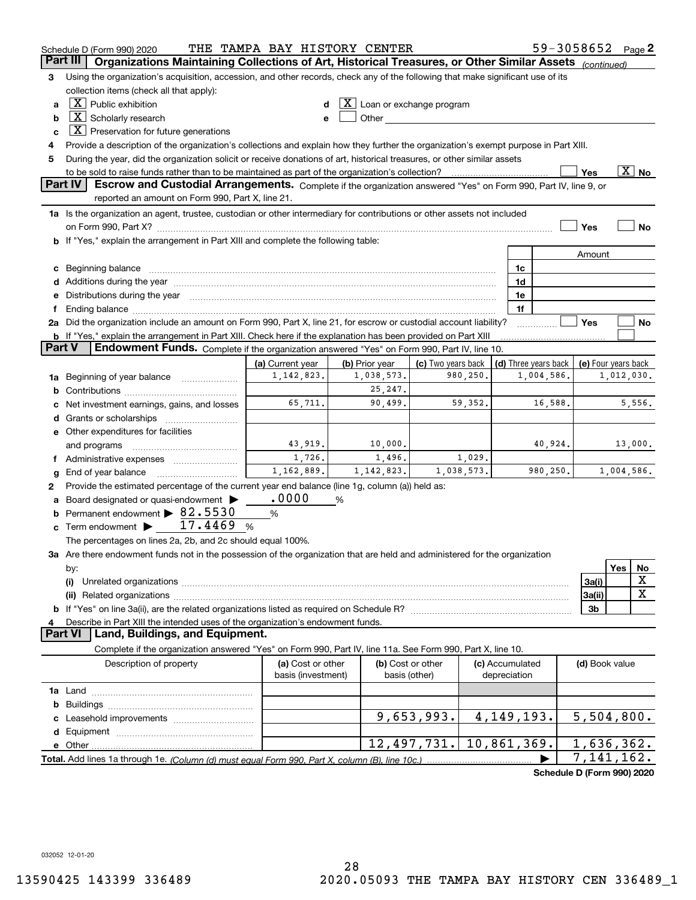Schedule D (Form 990) 2020 THE TAMPA BAY HISTORY CENTER 59-3058652 Page 2

## Part III | Organizations Maintaining Collections of Art, Historical Treasures, or Other Similar Assets *(continued)*

**3** Using the organization's acquisition, accession, and other records, check any of the following that make significant use of its collection items (check all that apply):

- **a** [X] Public exhibition
- **b** [X] Scholarly research
- **c** [X] Preservation for future generations
- **d** [X] Loan or exchange program
- **e** [ ] Other

**4** Provide a description of the organization's collections and explain how they further the organization's exempt purpose in Part XIII.

**5** During the year, did the organization solicit or receive donations of art, historical treasures, or other similar assets to be sold to raise funds rather than to be maintained as part of the organization's collection? [ ] Yes [X] No

## Part IV | Escrow and Custodial Arrangements.

Complete if the organization answered "Yes" on Form 990, Part IV, line 9, or reported an amount on Form 990, Part X, line 21.

**1a** Is the organization an agent, trustee, custodian or other intermediary for contributions or other assets not included on Form 990, Part X? [ ] Yes [ ] No

**b** If "Yes," explain the arrangement in Part XIII and complete the following table:

| | | Amount |
|---|---|---|
| c Beginning balance | 1c | |
| d Additions during the year | 1d | |
| e Distributions during the year | 1e | |
| f Ending balance | 1f | |

**2a** Did the organization include an amount on Form 990, Part X, line 21, for escrow or custodial account liability? [ ] Yes [ ] No

**b** If "Yes," explain the arrangement in Part XIII. Check here if the explanation has been provided on Part XIII [ ]

## Part V | Endowment Funds.

Complete if the organization answered "Yes" on Form 990, Part IV, line 10.

| | (a) Current year | (b) Prior year | (c) Two years back | (d) Three years back | (e) Four years back |
|---|---|---|---|---|---|
| 1a Beginning of year balance | 1,142,823. | 1,038,573. | 980,250. | 1,004,586. | 1,012,030. |
| b Contributions | | 25,247. | | | |
| c Net investment earnings, gains, and losses | 65,711. | 90,499. | 59,352. | 16,588. | 5,556. |
| d Grants or scholarships | | | | | |
| e Other expenditures for facilities and programs | 43,919. | 10,000. | | 40,924. | 13,000. |
| f Administrative expenses | 1,726. | 1,496. | 1,029. | | |
| g End of year balance | 1,162,889. | 1,142,823. | 1,038,573. | 980,250. | 1,004,586. |

**2** Provide the estimated percentage of the current year end balance (line 1g, column (a)) held as:

- **a** Board designated or quasi-endowment ▶ .0000 %
- **b** Permanent endowment ▶ 82.5530 %
- **c** Term endowment ▶ 17.4469 %

The percentages on lines 2a, 2b, and 2c should equal 100%.

**3a** Are there endowment funds not in the possession of the organization that are held and administered for the organization by:

| | | Yes | No |
|---|---|---|---|
| (i) Unrelated organizations | 3a(i) | | X |
| (ii) Related organizations | 3a(ii) | | X |
| b If "Yes" on line 3a(ii), are the related organizations listed as required on Schedule R? | 3b | | |

**4** Describe in Part XIII the intended uses of the organization's endowment funds.

## Part VI | Land, Buildings, and Equipment.

Complete if the organization answered "Yes" on Form 990, Part IV, line 11a. See Form 990, Part X, line 10.

| Description of property | (a) Cost or other basis (investment) | (b) Cost or other basis (other) | (c) Accumulated depreciation | (d) Book value |
|---|---|---|---|---|
| 1a Land | | | | |
| b Buildings | | | | |
| c Leasehold improvements | | 9,653,993. | 4,149,193. | 5,504,800. |
| d Equipment | | | | |
| e Other | | 12,497,731. | 10,861,369. | 1,636,362. |
| **Total.** Add lines 1a through 1e. *(Column (d) must equal Form 990, Part X, column (B), line 10c.)* | | | ▶ | 7,141,162. |

**Schedule D (Form 990) 2020**

032052 12-01-20

13590425 143399 336489 2020.05093 THE TAMPA BAY HISTORY CEN 336489_1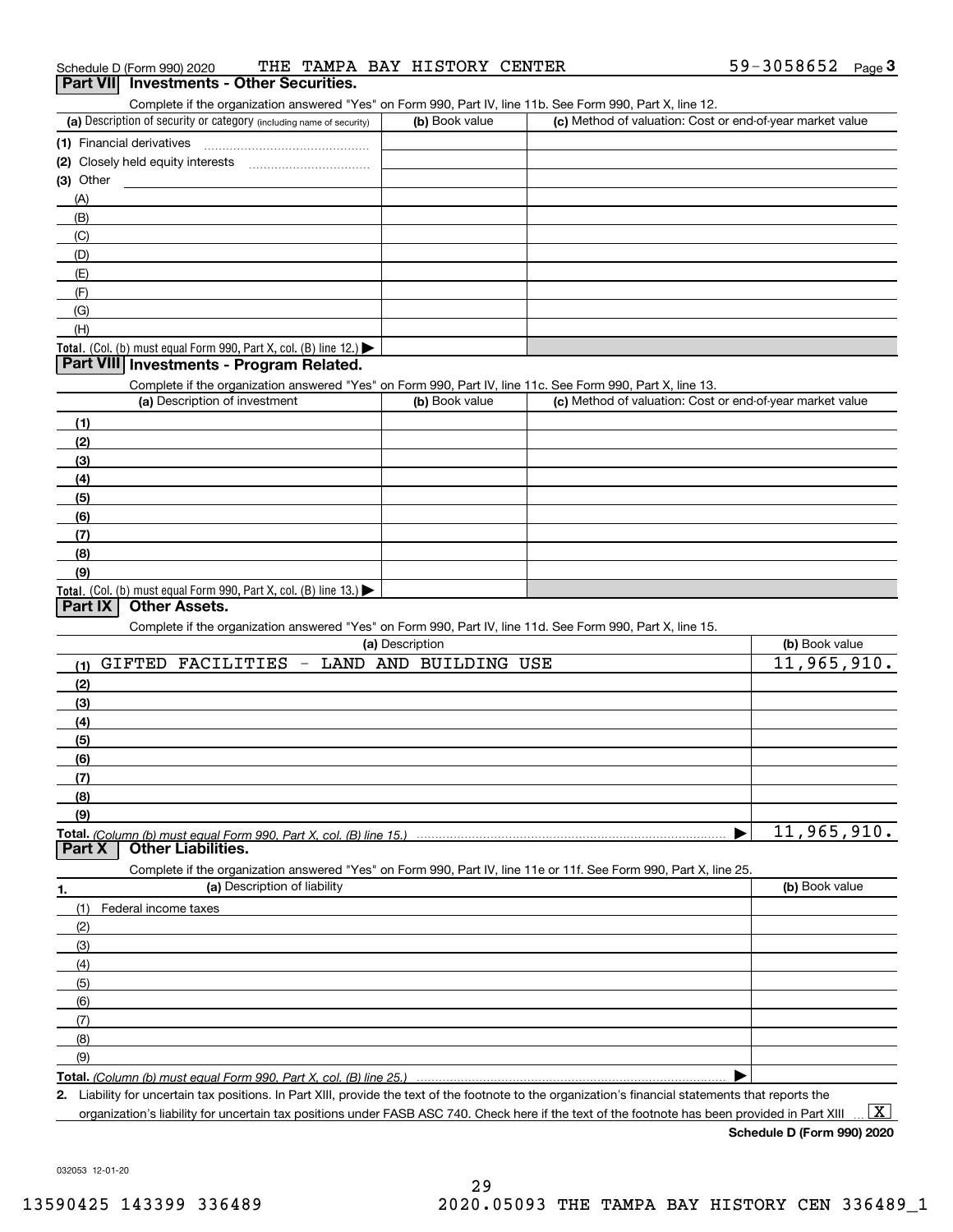Schedule D (Form 990) 2020 THE TAMPA BAY HISTORY CENTER 59-3058652 Page 3

## Part VII Investments - Other Securities.

Complete if the organization answered "Yes" on Form 990, Part IV, line 11b. See Form 990, Part X, line 12.

| (a) Description of security or category (including name of security) | (b) Book value | (c) Method of valuation: Cost or end-of-year market value |
|---|---|---|
| (1) Financial derivatives | | |
| (2) Closely held equity interests | | |
| (3) Other | | |
| (A) | | |
| (B) | | |
| (C) | | |
| (D) | | |
| (E) | | |
| (F) | | |
| (G) | | |
| (H) | | |
| **Total.** (Col. (b) must equal Form 990, Part X, col. (B) line 12.) ▶ | | |

## Part VIII Investments - Program Related.

Complete if the organization answered "Yes" on Form 990, Part IV, line 11c. See Form 990, Part X, line 13.

| (a) Description of investment | (b) Book value | (c) Method of valuation: Cost or end-of-year market value |
|---|---|---|
| (1) | | |
| (2) | | |
| (3) | | |
| (4) | | |
| (5) | | |
| (6) | | |
| (7) | | |
| (8) | | |
| (9) | | |
| **Total.** (Col. (b) must equal Form 990, Part X, col. (B) line 13.) ▶ | | |

## Part IX Other Assets.

Complete if the organization answered "Yes" on Form 990, Part IV, line 11d. See Form 990, Part X, line 15.

| (a) Description | (b) Book value |
|---|---|
| (1) GIFTED FACILITIES - LAND AND BUILDING USE | 11,965,910. |
| (2) | |
| (3) | |
| (4) | |
| (5) | |
| (6) | |
| (7) | |
| (8) | |
| (9) | |
| **Total.** *(Column (b) must equal Form 990, Part X, col. (B) line 15.)* ▶ | 11,965,910. |

## Part X Other Liabilities.

Complete if the organization answered "Yes" on Form 990, Part IV, line 11e or 11f. See Form 990, Part X, line 25.

| 1. (a) Description of liability | (b) Book value |
|---|---|
| (1) Federal income taxes | |
| (2) | |
| (3) | |
| (4) | |
| (5) | |
| (6) | |
| (7) | |
| (8) | |
| (9) | |
| **Total.** *(Column (b) must equal Form 990, Part X, col. (B) line 25.)* ▶ | |

2. Liability for uncertain tax positions. In Part XIII, provide the text of the footnote to the organization's financial statements that reports the organization's liability for uncertain tax positions under FASB ASC 740. Check here if the text of the footnote has been provided in Part XIII ... [X]

**Schedule D (Form 990) 2020**

032053 12-01-20

13590425 143399 336489 2020.05093 THE TAMPA BAY HISTORY CEN 336489_1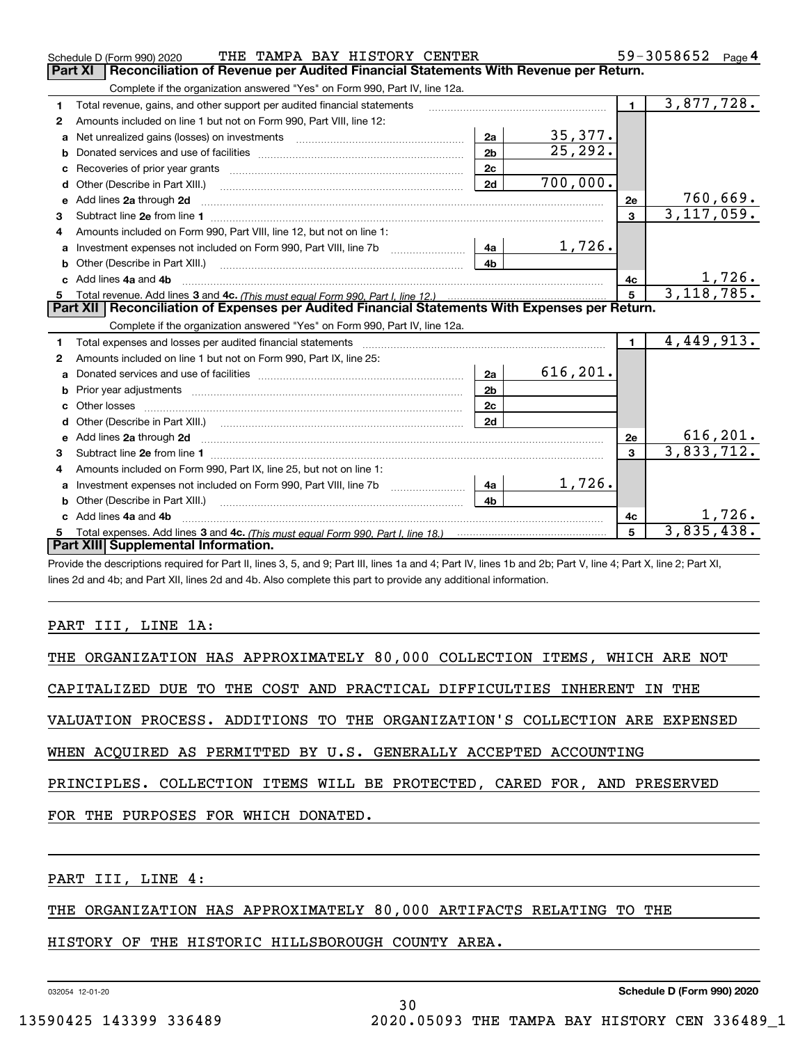Schedule D (Form 990) 2020 THE TAMPA BAY HISTORY CENTER 59-3058652 Page 4

## Part XI Reconciliation of Revenue per Audited Financial Statements With Revenue per Return.

Complete if the organization answered "Yes" on Form 990, Part IV, line 12a.

| | | | | | |
|---|---|---|---|---|---|
| 1 | Total revenue, gains, and other support per audited financial statements | | | 1 | 3,877,728. |
| 2 | Amounts included on line 1 but not on Form 990, Part VIII, line 12: | | | | |
| a | Net unrealized gains (losses) on investments | 2a | 35,377. | | |
| b | Donated services and use of facilities | 2b | 25,292. | | |
| c | Recoveries of prior year grants | 2c | | | |
| d | Other (Describe in Part XIII.) | 2d | 700,000. | | |
| e | Add lines 2a through 2d | | | 2e | 760,669. |
| 3 | Subtract line 2e from line 1 | | | 3 | 3,117,059. |
| 4 | Amounts included on Form 990, Part VIII, line 12, but not on line 1: | | | | |
| a | Investment expenses not included on Form 990, Part VIII, line 7b | 4a | 1,726. | | |
| b | Other (Describe in Part XIII.) | 4b | | | |
| c | Add lines 4a and 4b | | | 4c | 1,726. |
| 5 | Total revenue. Add lines 3 and 4c. *(This must equal Form 990, Part I, line 12.)* | | | 5 | 3,118,785. |

## Part XII Reconciliation of Expenses per Audited Financial Statements With Expenses per Return.

Complete if the organization answered "Yes" on Form 990, Part IV, line 12a.

| | | | | | |
|---|---|---|---|---|---|
| 1 | Total expenses and losses per audited financial statements | | | 1 | 4,449,913. |
| 2 | Amounts included on line 1 but not on Form 990, Part IX, line 25: | | | | |
| a | Donated services and use of facilities | 2a | 616,201. | | |
| b | Prior year adjustments | 2b | | | |
| c | Other losses | 2c | | | |
| d | Other (Describe in Part XIII.) | 2d | | | |
| e | Add lines 2a through 2d | | | 2e | 616,201. |
| 3 | Subtract line 2e from line 1 | | | 3 | 3,833,712. |
| 4 | Amounts included on Form 990, Part IX, line 25, but not on line 1: | | | | |
| a | Investment expenses not included on Form 990, Part VIII, line 7b | 4a | 1,726. | | |
| b | Other (Describe in Part XIII.) | 4b | | | |
| c | Add lines 4a and 4b | | | 4c | 1,726. |
| 5 | Total expenses. Add lines 3 and 4c. *(This must equal Form 990, Part I, line 18.)* | | | 5 | 3,835,438. |

## Part XIII Supplemental Information.

Provide the descriptions required for Part II, lines 3, 5, and 9; Part III, lines 1a and 4; Part IV, lines 1b and 2b; Part V, line 4; Part X, line 2; Part XI, lines 2d and 4b; and Part XII, lines 2d and 4b. Also complete this part to provide any additional information.

PART III, LINE 1A:

THE ORGANIZATION HAS APPROXIMATELY 80,000 COLLECTION ITEMS, WHICH ARE NOT CAPITALIZED DUE TO THE COST AND PRACTICAL DIFFICULTIES INHERENT IN THE VALUATION PROCESS. ADDITIONS TO THE ORGANIZATION'S COLLECTION ARE EXPENSED WHEN ACQUIRED AS PERMITTED BY U.S. GENERALLY ACCEPTED ACCOUNTING PRINCIPLES. COLLECTION ITEMS WILL BE PROTECTED, CARED FOR, AND PRESERVED FOR THE PURPOSES FOR WHICH DONATED.

PART III, LINE 4:

THE ORGANIZATION HAS APPROXIMATELY 80,000 ARTIFACTS RELATING TO THE HISTORY OF THE HISTORIC HILLSBOROUGH COUNTY AREA.

032054 12-01-20 Schedule D (Form 990) 2020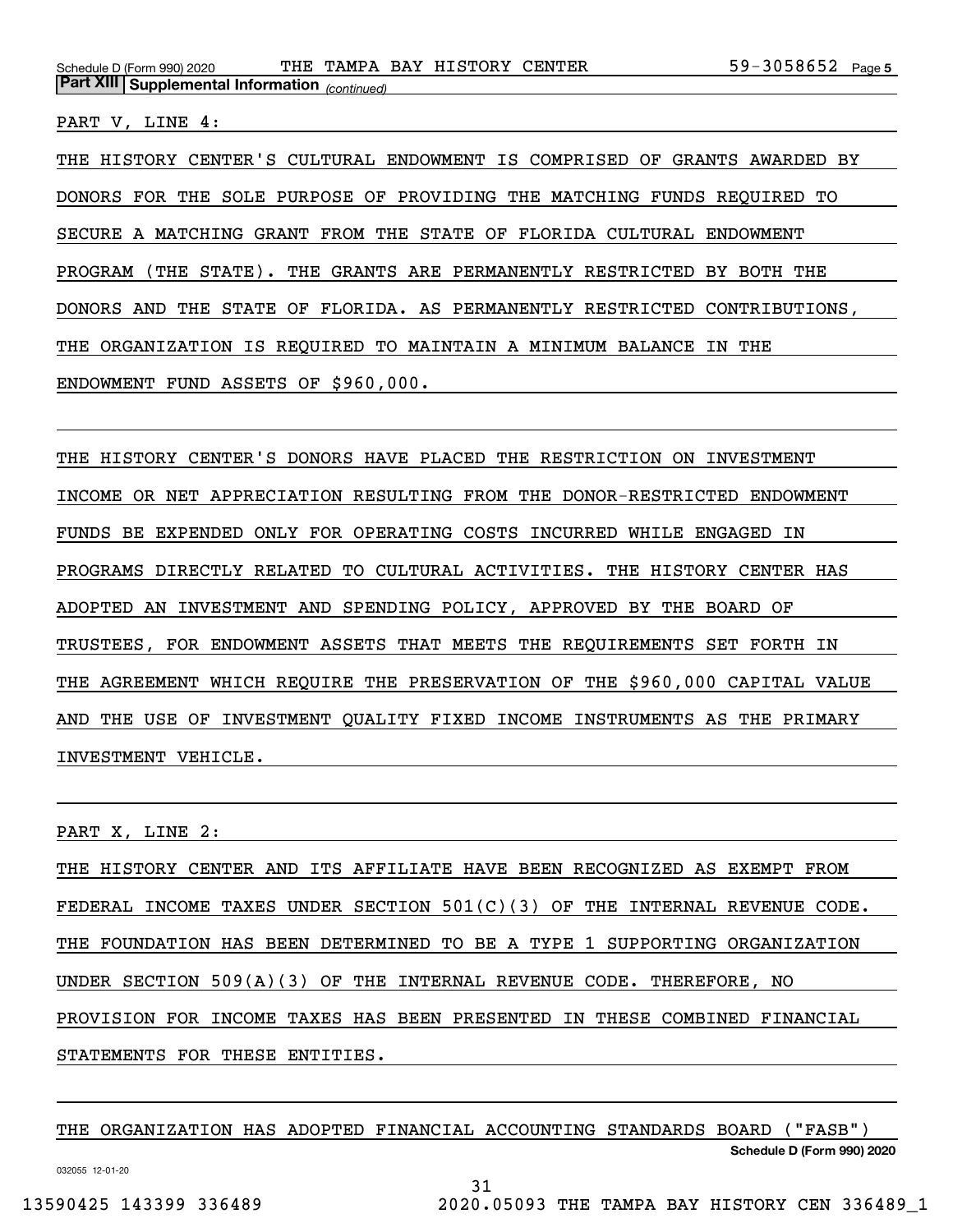**Part XIII Supplemental Information** *(continued)*

PART V, LINE 4:

THE HISTORY CENTER'S CULTURAL ENDOWMENT IS COMPRISED OF GRANTS AWARDED BY DONORS FOR THE SOLE PURPOSE OF PROVIDING THE MATCHING FUNDS REQUIRED TO SECURE A MATCHING GRANT FROM THE STATE OF FLORIDA CULTURAL ENDOWMENT PROGRAM (THE STATE). THE GRANTS ARE PERMANENTLY RESTRICTED BY BOTH THE DONORS AND THE STATE OF FLORIDA. AS PERMANENTLY RESTRICTED CONTRIBUTIONS, THE ORGANIZATION IS REQUIRED TO MAINTAIN A MINIMUM BALANCE IN THE ENDOWMENT FUND ASSETS OF $960,000.

THE HISTORY CENTER'S DONORS HAVE PLACED THE RESTRICTION ON INVESTMENT INCOME OR NET APPRECIATION RESULTING FROM THE DONOR-RESTRICTED ENDOWMENT FUNDS BE EXPENDED ONLY FOR OPERATING COSTS INCURRED WHILE ENGAGED IN PROGRAMS DIRECTLY RELATED TO CULTURAL ACTIVITIES. THE HISTORY CENTER HAS ADOPTED AN INVESTMENT AND SPENDING POLICY, APPROVED BY THE BOARD OF TRUSTEES, FOR ENDOWMENT ASSETS THAT MEETS THE REQUIREMENTS SET FORTH IN THE AGREEMENT WHICH REQUIRE THE PRESERVATION OF THE $960,000 CAPITAL VALUE AND THE USE OF INVESTMENT QUALITY FIXED INCOME INSTRUMENTS AS THE PRIMARY INVESTMENT VEHICLE.

PART X, LINE 2:

THE HISTORY CENTER AND ITS AFFILIATE HAVE BEEN RECOGNIZED AS EXEMPT FROM FEDERAL INCOME TAXES UNDER SECTION 501(C)(3) OF THE INTERNAL REVENUE CODE. THE FOUNDATION HAS BEEN DETERMINED TO BE A TYPE 1 SUPPORTING ORGANIZATION UNDER SECTION 509(A)(3) OF THE INTERNAL REVENUE CODE. THEREFORE, NO PROVISION FOR INCOME TAXES HAS BEEN PRESENTED IN THESE COMBINED FINANCIAL STATEMENTS FOR THESE ENTITIES.

THE ORGANIZATION HAS ADOPTED FINANCIAL ACCOUNTING STANDARDS BOARD ("FASB")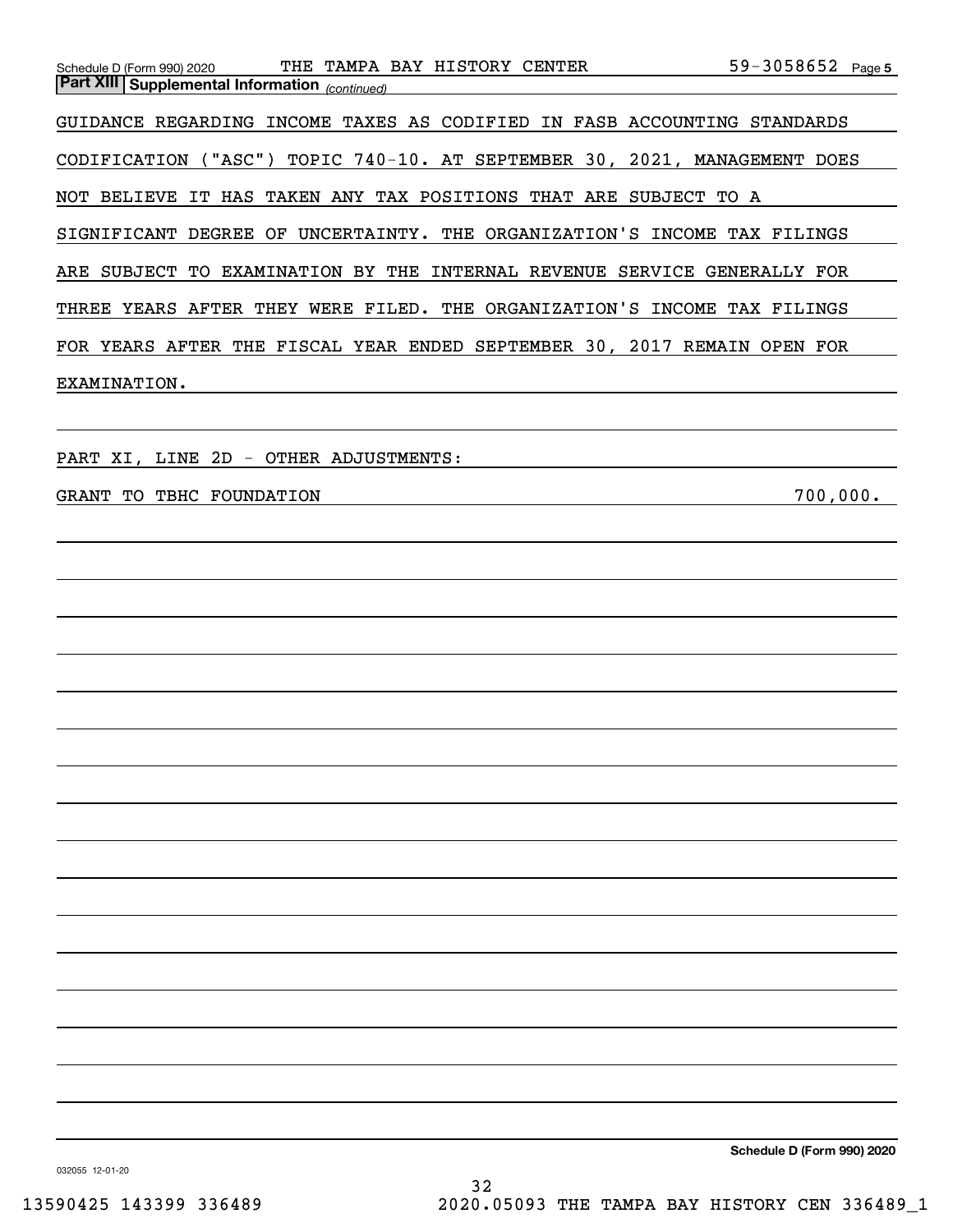**Part XIII | Supplemental Information** *(continued)*

GUIDANCE REGARDING INCOME TAXES AS CODIFIED IN FASB ACCOUNTING STANDARDS CODIFICATION ("ASC") TOPIC 740-10. AT SEPTEMBER 30, 2021, MANAGEMENT DOES NOT BELIEVE IT HAS TAKEN ANY TAX POSITIONS THAT ARE SUBJECT TO A SIGNIFICANT DEGREE OF UNCERTAINTY. THE ORGANIZATION'S INCOME TAX FILINGS ARE SUBJECT TO EXAMINATION BY THE INTERNAL REVENUE SERVICE GENERALLY FOR THREE YEARS AFTER THEY WERE FILED. THE ORGANIZATION'S INCOME TAX FILINGS FOR YEARS AFTER THE FISCAL YEAR ENDED SEPTEMBER 30, 2017 REMAIN OPEN FOR EXAMINATION.

PART XI, LINE 2D - OTHER ADJUSTMENTS:

| | |
|---|---|
| GRANT TO TBHC FOUNDATION | 700,000. |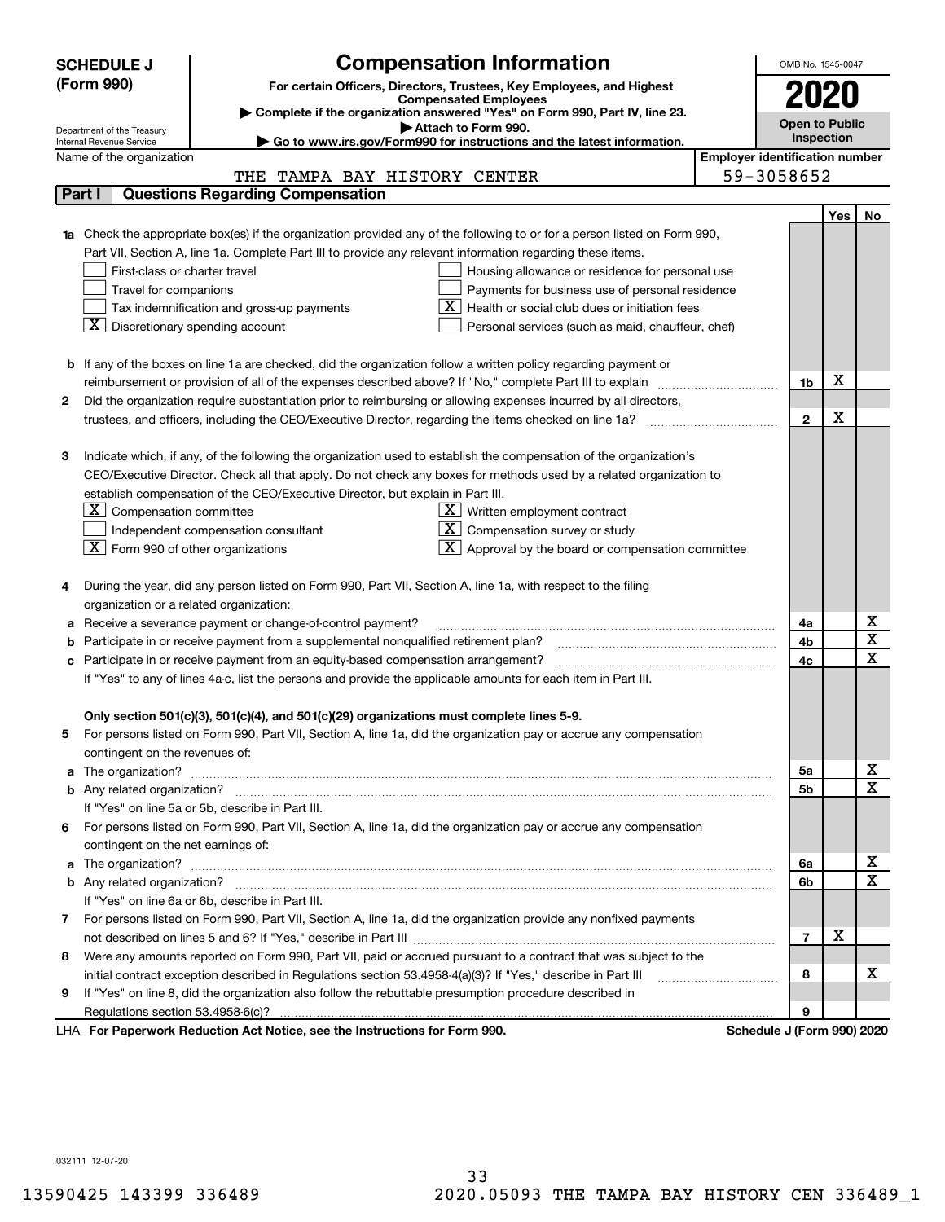# SCHEDULE J (Form 990)

## Compensation Information

**For certain Officers, Directors, Trustees, Key Employees, and Highest Compensated Employees**

▶ Complete if the organization answered "Yes" on Form 990, Part IV, line 23.

▶ Attach to Form 990.

▶ Go to www.irs.gov/Form990 for instructions and the latest information.

Department of the Treasury
Internal Revenue Service

OMB No. 1545-0047

**2020**

**Open to Public Inspection**

Name of the organization: THE TAMPA BAY HISTORY CENTER

Employer identification number: 59-3058652

### Part I — Questions Regarding Compensation

| | | | Yes | No |
|---|---|---|---|---|
| **1a** | Check the appropriate box(es) if the organization provided any of the following to or for a person listed on Form 990, Part VII, Section A, line 1a. Complete Part III to provide any relevant information regarding these items. | | | |

- [ ] First-class or charter travel
- [ ] Travel for companions
- [ ] Tax indemnification and gross-up payments
- [X] Discretionary spending account
- [ ] Housing allowance or residence for personal use
- [ ] Payments for business use of personal residence
- [X] Health or social club dues or initiation fees
- [ ] Personal services (such as maid, chauffeur, chef)

| | | Line | Yes | No |
|---|---|---|---|---|
| **b** | If any of the boxes on line 1a are checked, did the organization follow a written policy regarding payment or reimbursement or provision of all of the expenses described above? If "No," complete Part III to explain | 1b | X | |
| **2** | Did the organization require substantiation prior to reimbursing or allowing expenses incurred by all directors, trustees, and officers, including the CEO/Executive Director, regarding the items checked on line 1a? | 2 | X | |

**3** Indicate which, if any, of the following the organization used to establish the compensation of the organization's CEO/Executive Director. Check all that apply. Do not check any boxes for methods used by a related organization to establish compensation of the CEO/Executive Director, but explain in Part III.

- [X] Compensation committee
- [ ] Independent compensation consultant
- [X] Form 990 of other organizations
- [X] Written employment contract
- [X] Compensation survey or study
- [X] Approval by the board or compensation committee

**4** During the year, did any person listed on Form 990, Part VII, Section A, line 1a, with respect to the filing organization or a related organization:

| | | Line | Yes | No |
|---|---|---|---|---|
| **a** | Receive a severance payment or change-of-control payment? | 4a | | X |
| **b** | Participate in or receive payment from a supplemental nonqualified retirement plan? | 4b | | X |
| **c** | Participate in or receive payment from an equity-based compensation arrangement? | 4c | | X |

If "Yes" to any of lines 4a-c, list the persons and provide the applicable amounts for each item in Part III.

**Only section 501(c)(3), 501(c)(4), and 501(c)(29) organizations must complete lines 5-9.**

**5** For persons listed on Form 990, Part VII, Section A, line 1a, did the organization pay or accrue any compensation contingent on the revenues of:

| | | Line | Yes | No |
|---|---|---|---|---|
| **a** | The organization? | 5a | | X |
| **b** | Any related organization? | 5b | | X |

If "Yes" on line 5a or 5b, describe in Part III.

**6** For persons listed on Form 990, Part VII, Section A, line 1a, did the organization pay or accrue any compensation contingent on the net earnings of:

| | | Line | Yes | No |
|---|---|---|---|---|
| **a** | The organization? | 6a | | X |
| **b** | Any related organization? | 6b | | X |

If "Yes" on line 6a or 6b, describe in Part III.

| | | Line | Yes | No |
|---|---|---|---|---|
| **7** | For persons listed on Form 990, Part VII, Section A, line 1a, did the organization provide any nonfixed payments not described on lines 5 and 6? If "Yes," describe in Part III | 7 | X | |
| **8** | Were any amounts reported on Form 990, Part VII, paid or accrued pursuant to a contract that was subject to the initial contract exception described in Regulations section 53.4958-4(a)(3)? If "Yes," describe in Part III | 8 | | X |
| **9** | If "Yes" on line 8, did the organization also follow the rebuttable presumption procedure described in Regulations section 53.4958-6(c)? | 9 | | |

LHA **For Paperwork Reduction Act Notice, see the Instructions for Form 990.** **Schedule J (Form 990) 2020**

032111 12-07-20

13590425 143399 336489 2020.05093 THE TAMPA BAY HISTORY CEN 336489_1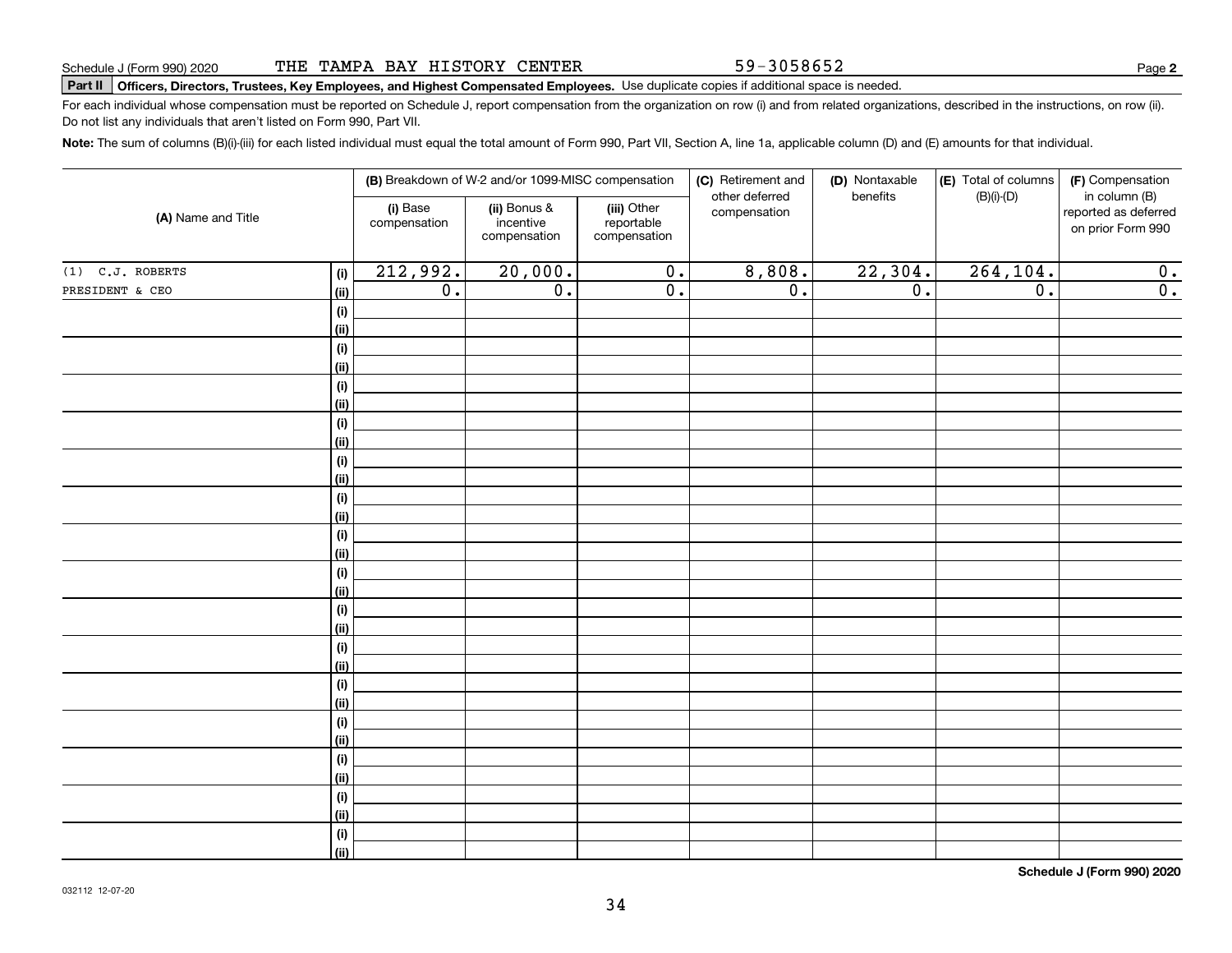Schedule J (Form 990) 2020 THE TAMPA BAY HISTORY CENTER 59-3058652

**Part II Officers, Directors, Trustees, Key Employees, and Highest Compensated Employees.** Use duplicate copies if additional space is needed.

For each individual whose compensation must be reported on Schedule J, report compensation from the organization on row (i) and from related organizations, described in the instructions, on row (ii). Do not list any individuals that aren't listed on Form 990, Part VII.

**Note:** The sum of columns (B)(i)-(iii) for each listed individual must equal the total amount of Form 990, Part VII, Section A, line 1a, applicable column (D) and (E) amounts for that individual.

| (A) Name and Title | | (B) Breakdown of W-2 and/or 1099-MISC compensation | | | (C) Retirement and other deferred compensation | (D) Nontaxable benefits | (E) Total of columns (B)(i)-(D) | (F) Compensation in column (B) reported as deferred on prior Form 990 |
|---|---|---|---|---|---|---|---|---|
| | | (i) Base compensation | (ii) Bonus & incentive compensation | (iii) Other reportable compensation | | | | |
| (1) C.J. ROBERTS | (i) | 212,992. | 20,000. | 0. | 8,808. | 22,304. | 264,104. | 0. |
| PRESIDENT & CEO | (ii) | 0. | 0. | 0. | 0. | 0. | 0. | 0. |

Schedule J (Form 990) 2020

032112 12-07-20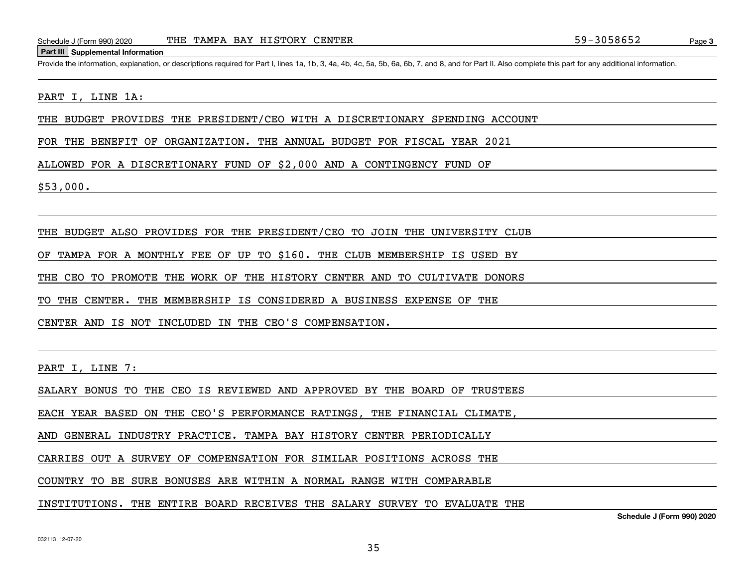## Part III Supplemental Information

Provide the information, explanation, or descriptions required for Part I, lines 1a, 1b, 3, 4a, 4b, 4c, 5a, 5b, 6a, 6b, 7, and 8, and for Part II. Also complete this part for any additional information.

PART I, LINE 1A:

THE BUDGET PROVIDES THE PRESIDENT/CEO WITH A DISCRETIONARY SPENDING ACCOUNT FOR THE BENEFIT OF ORGANIZATION. THE ANNUAL BUDGET FOR FISCAL YEAR 2021 ALLOWED FOR A DISCRETIONARY FUND OF $2,000 AND A CONTINGENCY FUND OF $53,000.

THE BUDGET ALSO PROVIDES FOR THE PRESIDENT/CEO TO JOIN THE UNIVERSITY CLUB OF TAMPA FOR A MONTHLY FEE OF UP TO $160. THE CLUB MEMBERSHIP IS USED BY THE CEO TO PROMOTE THE WORK OF THE HISTORY CENTER AND TO CULTIVATE DONORS TO THE CENTER. THE MEMBERSHIP IS CONSIDERED A BUSINESS EXPENSE OF THE CENTER AND IS NOT INCLUDED IN THE CEO'S COMPENSATION.

PART I, LINE 7:

SALARY BONUS TO THE CEO IS REVIEWED AND APPROVED BY THE BOARD OF TRUSTEES EACH YEAR BASED ON THE CEO'S PERFORMANCE RATINGS, THE FINANCIAL CLIMATE, AND GENERAL INDUSTRY PRACTICE. TAMPA BAY HISTORY CENTER PERIODICALLY CARRIES OUT A SURVEY OF COMPENSATION FOR SIMILAR POSITIONS ACROSS THE COUNTRY TO BE SURE BONUSES ARE WITHIN A NORMAL RANGE WITH COMPARABLE INSTITUTIONS. THE ENTIRE BOARD RECEIVES THE SALARY SURVEY TO EVALUATE THE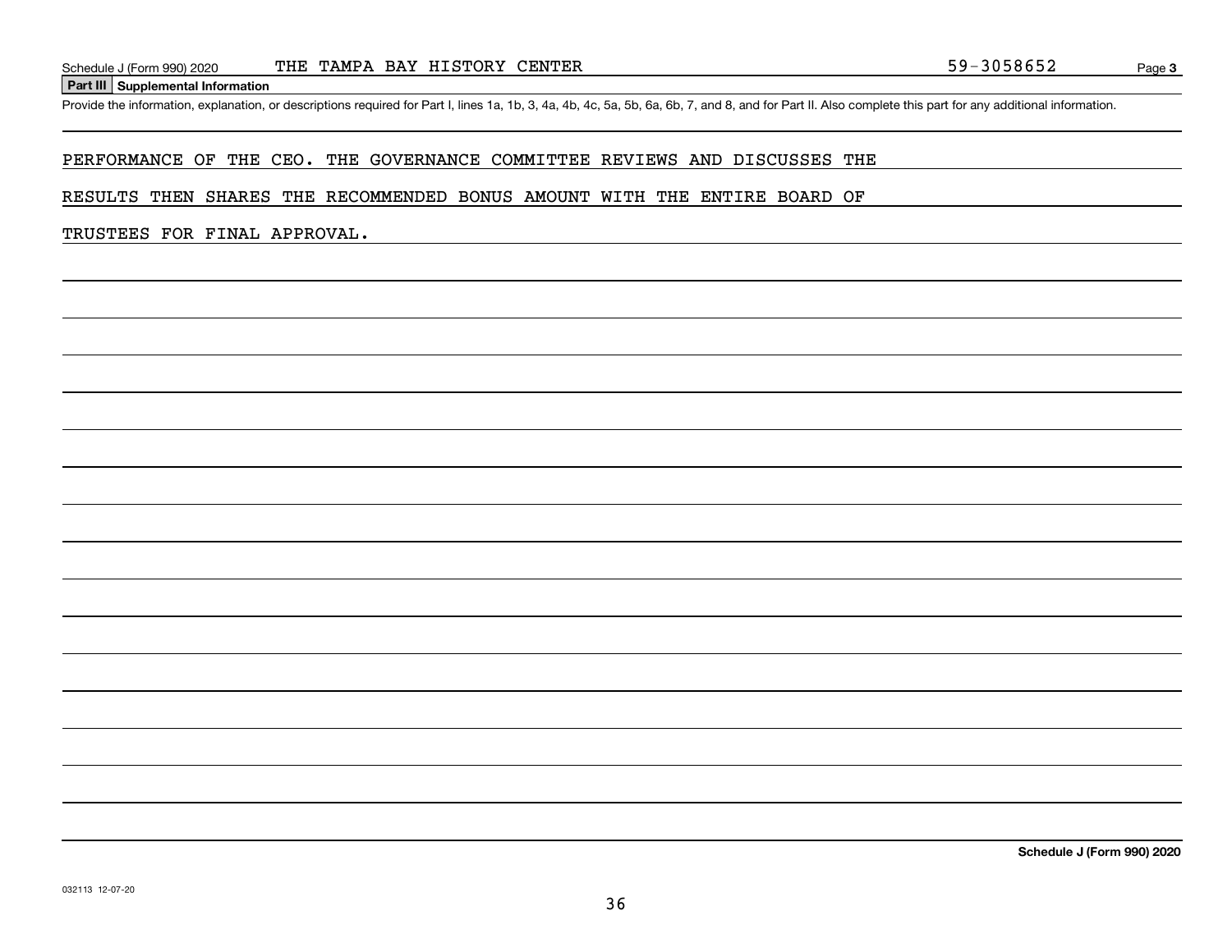## Part III Supplemental Information

Provide the information, explanation, or descriptions required for Part I, lines 1a, 1b, 3, 4a, 4b, 4c, 5a, 5b, 6a, 6b, 7, and 8, and for Part II. Also complete this part for any additional information.

PERFORMANCE OF THE CEO. THE GOVERNANCE COMMITTEE REVIEWS AND DISCUSSES THE RESULTS THEN SHARES THE RECOMMENDED BONUS AMOUNT WITH THE ENTIRE BOARD OF TRUSTEES FOR FINAL APPROVAL.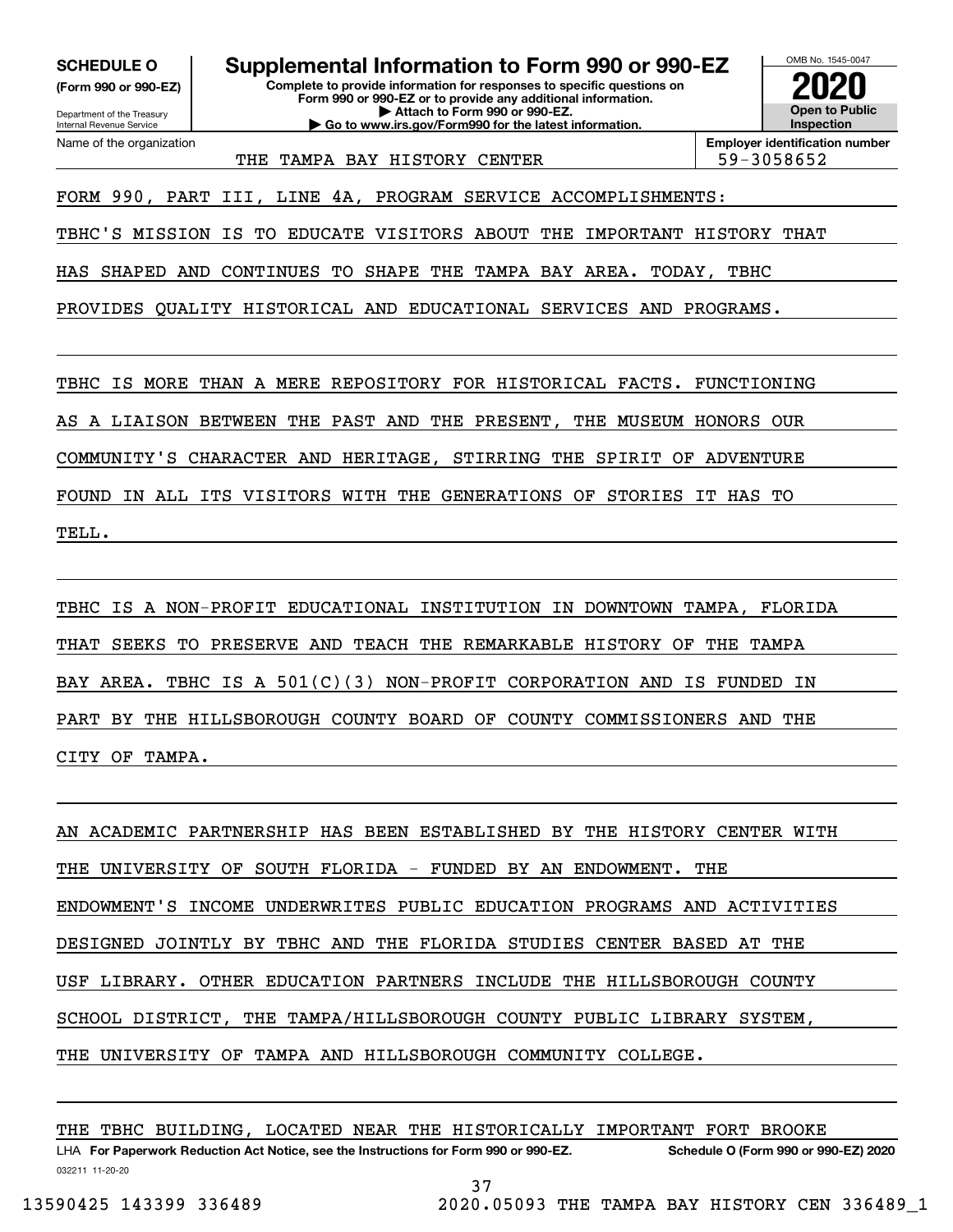**SCHEDULE O**
**(Form 990 or 990-EZ)**

Department of the Treasury
Internal Revenue Service

# Supplemental Information to Form 990 or 990-EZ

**Complete to provide information for responses to specific questions on Form 990 or 990-EZ or to provide any additional information.**
**▶ Attach to Form 990 or 990-EZ.**
**▶ Go to www.irs.gov/Form990 for the latest information.**

OMB No. 1545-0047
**2020**
**Open to Public Inspection**

| Name of the organization | Employer identification number |
|---|---|
| THE TAMPA BAY HISTORY CENTER | 59-3058652 |

FORM 990, PART III, LINE 4A, PROGRAM SERVICE ACCOMPLISHMENTS:

TBHC'S MISSION IS TO EDUCATE VISITORS ABOUT THE IMPORTANT HISTORY THAT HAS SHAPED AND CONTINUES TO SHAPE THE TAMPA BAY AREA. TODAY, TBHC PROVIDES QUALITY HISTORICAL AND EDUCATIONAL SERVICES AND PROGRAMS.

TBHC IS MORE THAN A MERE REPOSITORY FOR HISTORICAL FACTS. FUNCTIONING AS A LIAISON BETWEEN THE PAST AND THE PRESENT, THE MUSEUM HONORS OUR COMMUNITY'S CHARACTER AND HERITAGE, STIRRING THE SPIRIT OF ADVENTURE FOUND IN ALL ITS VISITORS WITH THE GENERATIONS OF STORIES IT HAS TO TELL.

TBHC IS A NON-PROFIT EDUCATIONAL INSTITUTION IN DOWNTOWN TAMPA, FLORIDA THAT SEEKS TO PRESERVE AND TEACH THE REMARKABLE HISTORY OF THE TAMPA BAY AREA. TBHC IS A 501(C)(3) NON-PROFIT CORPORATION AND IS FUNDED IN PART BY THE HILLSBOROUGH COUNTY BOARD OF COUNTY COMMISSIONERS AND THE CITY OF TAMPA.

AN ACADEMIC PARTNERSHIP HAS BEEN ESTABLISHED BY THE HISTORY CENTER WITH THE UNIVERSITY OF SOUTH FLORIDA - FUNDED BY AN ENDOWMENT. THE ENDOWMENT'S INCOME UNDERWRITES PUBLIC EDUCATION PROGRAMS AND ACTIVITIES DESIGNED JOINTLY BY TBHC AND THE FLORIDA STUDIES CENTER BASED AT THE USF LIBRARY. OTHER EDUCATION PARTNERS INCLUDE THE HILLSBOROUGH COUNTY SCHOOL DISTRICT, THE TAMPA/HILLSBOROUGH COUNTY PUBLIC LIBRARY SYSTEM, THE UNIVERSITY OF TAMPA AND HILLSBOROUGH COMMUNITY COLLEGE.

THE TBHC BUILDING, LOCATED NEAR THE HISTORICALLY IMPORTANT FORT BROOKE

LHA **For Paperwork Reduction Act Notice, see the Instructions for Form 990 or 990-EZ.** **Schedule O (Form 990 or 990-EZ) 2020**
032211 11-20-20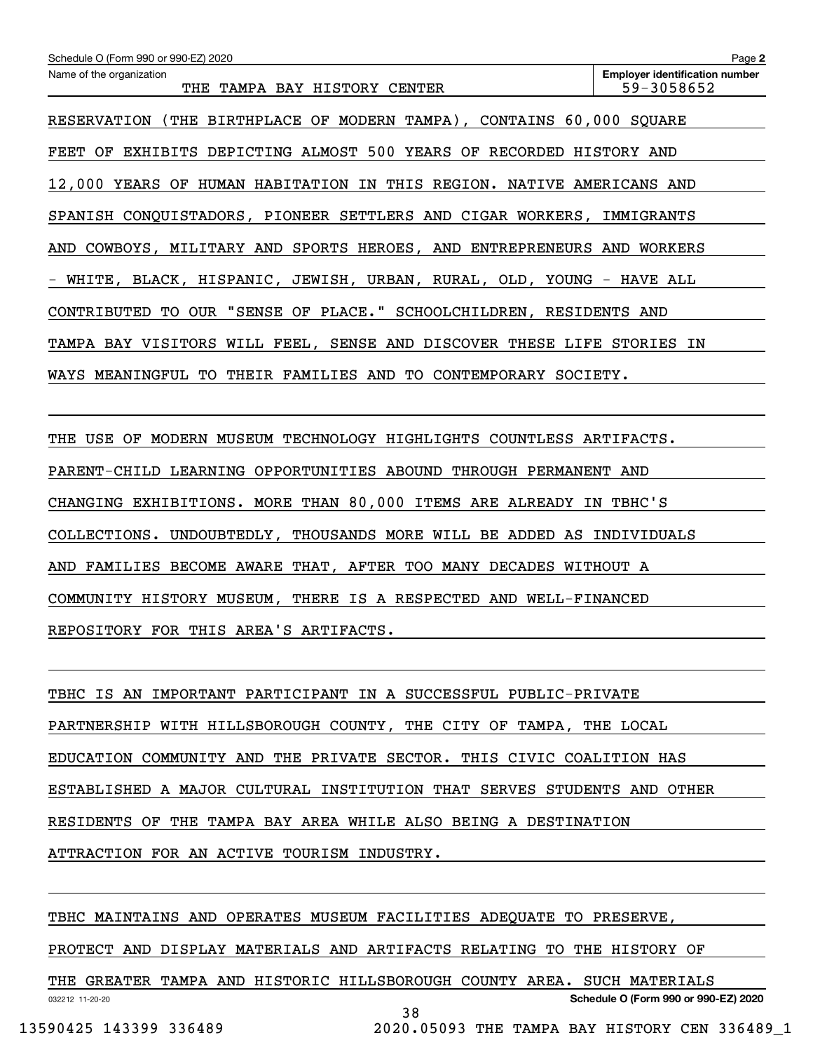Schedule O (Form 990 or 990-EZ) 2020

Name of the organization: THE TAMPA BAY HISTORY CENTER

Employer identification number: 59-3058652

RESERVATION (THE BIRTHPLACE OF MODERN TAMPA), CONTAINS 60,000 SQUARE FEET OF EXHIBITS DEPICTING ALMOST 500 YEARS OF RECORDED HISTORY AND 12,000 YEARS OF HUMAN HABITATION IN THIS REGION. NATIVE AMERICANS AND SPANISH CONQUISTADORS, PIONEER SETTLERS AND CIGAR WORKERS, IMMIGRANTS AND COWBOYS, MILITARY AND SPORTS HEROES, AND ENTREPRENEURS AND WORKERS - WHITE, BLACK, HISPANIC, JEWISH, URBAN, RURAL, OLD, YOUNG - HAVE ALL CONTRIBUTED TO OUR "SENSE OF PLACE." SCHOOLCHILDREN, RESIDENTS AND TAMPA BAY VISITORS WILL FEEL, SENSE AND DISCOVER THESE LIFE STORIES IN WAYS MEANINGFUL TO THEIR FAMILIES AND TO CONTEMPORARY SOCIETY.

THE USE OF MODERN MUSEUM TECHNOLOGY HIGHLIGHTS COUNTLESS ARTIFACTS. PARENT-CHILD LEARNING OPPORTUNITIES ABOUND THROUGH PERMANENT AND CHANGING EXHIBITIONS. MORE THAN 80,000 ITEMS ARE ALREADY IN TBHC'S COLLECTIONS. UNDOUBTEDLY, THOUSANDS MORE WILL BE ADDED AS INDIVIDUALS AND FAMILIES BECOME AWARE THAT, AFTER TOO MANY DECADES WITHOUT A COMMUNITY HISTORY MUSEUM, THERE IS A RESPECTED AND WELL-FINANCED REPOSITORY FOR THIS AREA'S ARTIFACTS.

TBHC IS AN IMPORTANT PARTICIPANT IN A SUCCESSFUL PUBLIC-PRIVATE PARTNERSHIP WITH HILLSBOROUGH COUNTY, THE CITY OF TAMPA, THE LOCAL EDUCATION COMMUNITY AND THE PRIVATE SECTOR. THIS CIVIC COALITION HAS ESTABLISHED A MAJOR CULTURAL INSTITUTION THAT SERVES STUDENTS AND OTHER RESIDENTS OF THE TAMPA BAY AREA WHILE ALSO BEING A DESTINATION ATTRACTION FOR AN ACTIVE TOURISM INDUSTRY.

TBHC MAINTAINS AND OPERATES MUSEUM FACILITIES ADEQUATE TO PRESERVE, PROTECT AND DISPLAY MATERIALS AND ARTIFACTS RELATING TO THE HISTORY OF THE GREATER TAMPA AND HISTORIC HILLSBOROUGH COUNTY AREA. SUCH MATERIALS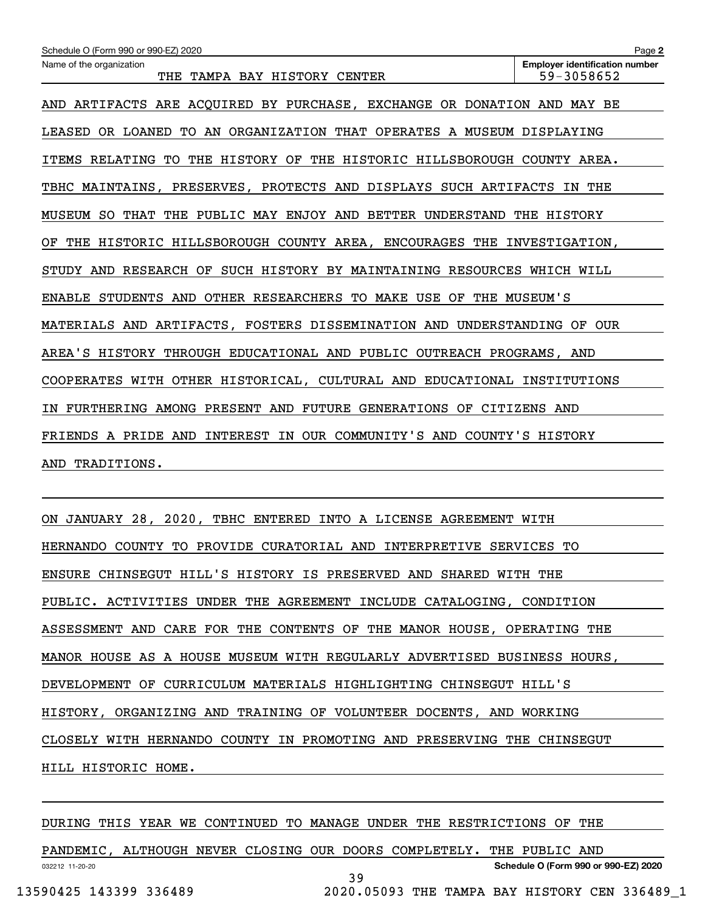Schedule O (Form 990 or 990-EZ) 2020

Name of the organization: THE TAMPA BAY HISTORY CENTER

Employer identification number: 59-3058652

AND ARTIFACTS ARE ACQUIRED BY PURCHASE, EXCHANGE OR DONATION AND MAY BE LEASED OR LOANED TO AN ORGANIZATION THAT OPERATES A MUSEUM DISPLAYING ITEMS RELATING TO THE HISTORY OF THE HISTORIC HILLSBOROUGH COUNTY AREA. TBHC MAINTAINS, PRESERVES, PROTECTS AND DISPLAYS SUCH ARTIFACTS IN THE MUSEUM SO THAT THE PUBLIC MAY ENJOY AND BETTER UNDERSTAND THE HISTORY OF THE HISTORIC HILLSBOROUGH COUNTY AREA, ENCOURAGES THE INVESTIGATION, STUDY AND RESEARCH OF SUCH HISTORY BY MAINTAINING RESOURCES WHICH WILL ENABLE STUDENTS AND OTHER RESEARCHERS TO MAKE USE OF THE MUSEUM'S MATERIALS AND ARTIFACTS, FOSTERS DISSEMINATION AND UNDERSTANDING OF OUR AREA'S HISTORY THROUGH EDUCATIONAL AND PUBLIC OUTREACH PROGRAMS, AND COOPERATES WITH OTHER HISTORICAL, CULTURAL AND EDUCATIONAL INSTITUTIONS IN FURTHERING AMONG PRESENT AND FUTURE GENERATIONS OF CITIZENS AND FRIENDS A PRIDE AND INTEREST IN OUR COMMUNITY'S AND COUNTY'S HISTORY AND TRADITIONS.

ON JANUARY 28, 2020, TBHC ENTERED INTO A LICENSE AGREEMENT WITH HERNANDO COUNTY TO PROVIDE CURATORIAL AND INTERPRETIVE SERVICES TO ENSURE CHINSEGUT HILL'S HISTORY IS PRESERVED AND SHARED WITH THE PUBLIC. ACTIVITIES UNDER THE AGREEMENT INCLUDE CATALOGING, CONDITION ASSESSMENT AND CARE FOR THE CONTENTS OF THE MANOR HOUSE, OPERATING THE MANOR HOUSE AS A HOUSE MUSEUM WITH REGULARLY ADVERTISED BUSINESS HOURS, DEVELOPMENT OF CURRICULUM MATERIALS HIGHLIGHTING CHINSEGUT HILL'S HISTORY, ORGANIZING AND TRAINING OF VOLUNTEER DOCENTS, AND WORKING CLOSELY WITH HERNANDO COUNTY IN PROMOTING AND PRESERVING THE CHINSEGUT HILL HISTORIC HOME.

DURING THIS YEAR WE CONTINUED TO MANAGE UNDER THE RESTRICTIONS OF THE PANDEMIC, ALTHOUGH NEVER CLOSING OUR DOORS COMPLETELY. THE PUBLIC AND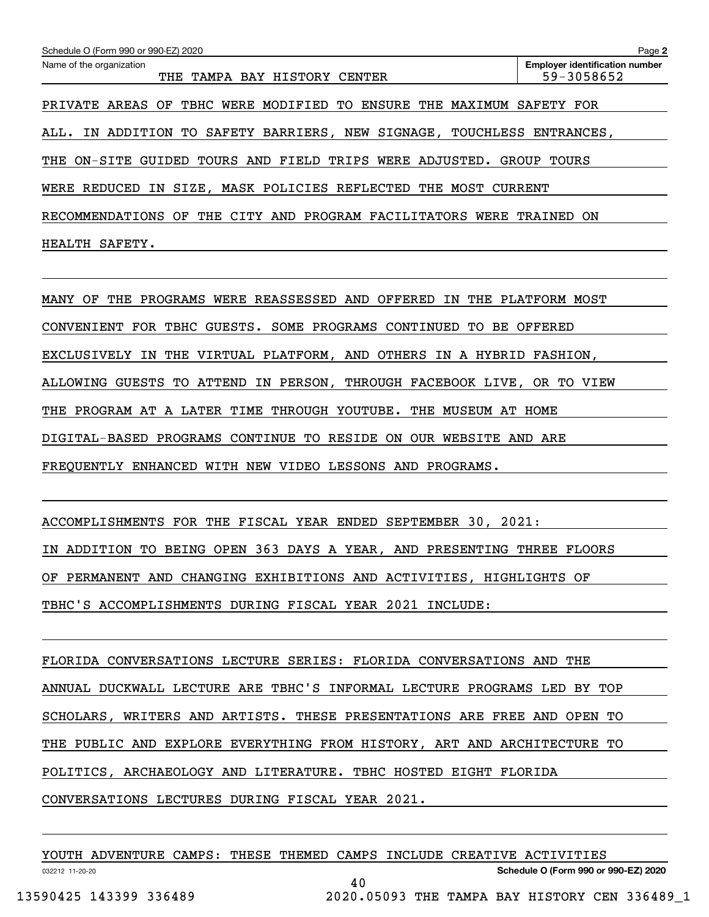PRIVATE AREAS OF TBHC WERE MODIFIED TO ENSURE THE MAXIMUM SAFETY FOR ALL. IN ADDITION TO SAFETY BARRIERS, NEW SIGNAGE, TOUCHLESS ENTRANCES, THE ON-SITE GUIDED TOURS AND FIELD TRIPS WERE ADJUSTED. GROUP TOURS WERE REDUCED IN SIZE, MASK POLICIES REFLECTED THE MOST CURRENT RECOMMENDATIONS OF THE CITY AND PROGRAM FACILITATORS WERE TRAINED ON HEALTH SAFETY.

MANY OF THE PROGRAMS WERE REASSESSED AND OFFERED IN THE PLATFORM MOST CONVENIENT FOR TBHC GUESTS. SOME PROGRAMS CONTINUED TO BE OFFERED EXCLUSIVELY IN THE VIRTUAL PLATFORM, AND OTHERS IN A HYBRID FASHION, ALLOWING GUESTS TO ATTEND IN PERSON, THROUGH FACEBOOK LIVE, OR TO VIEW THE PROGRAM AT A LATER TIME THROUGH YOUTUBE. THE MUSEUM AT HOME DIGITAL-BASED PROGRAMS CONTINUE TO RESIDE ON OUR WEBSITE AND ARE FREQUENTLY ENHANCED WITH NEW VIDEO LESSONS AND PROGRAMS.

ACCOMPLISHMENTS FOR THE FISCAL YEAR ENDED SEPTEMBER 30, 2021:
IN ADDITION TO BEING OPEN 363 DAYS A YEAR, AND PRESENTING THREE FLOORS OF PERMANENT AND CHANGING EXHIBITIONS AND ACTIVITIES, HIGHLIGHTS OF TBHC'S ACCOMPLISHMENTS DURING FISCAL YEAR 2021 INCLUDE:

FLORIDA CONVERSATIONS LECTURE SERIES: FLORIDA CONVERSATIONS AND THE ANNUAL DUCKWALL LECTURE ARE TBHC'S INFORMAL LECTURE PROGRAMS LED BY TOP SCHOLARS, WRITERS AND ARTISTS. THESE PRESENTATIONS ARE FREE AND OPEN TO THE PUBLIC AND EXPLORE EVERYTHING FROM HISTORY, ART AND ARCHITECTURE TO POLITICS, ARCHAEOLOGY AND LITERATURE. TBHC HOSTED EIGHT FLORIDA CONVERSATIONS LECTURES DURING FISCAL YEAR 2021.

YOUTH ADVENTURE CAMPS: THESE THEMED CAMPS INCLUDE CREATIVE ACTIVITIES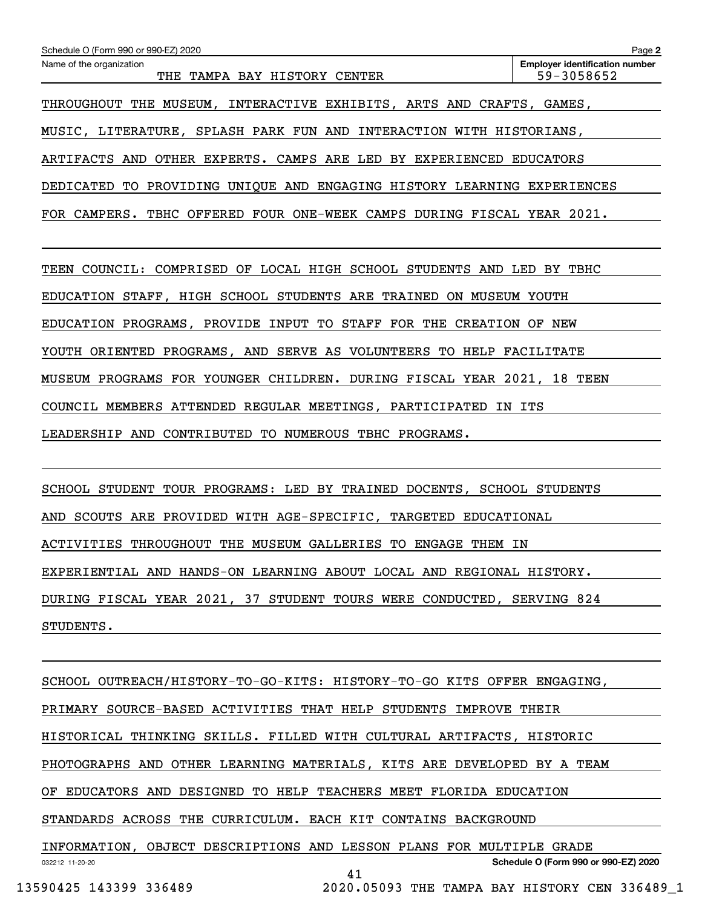Name of the organization: THE TAMPA BAY HISTORY CENTER

Employer identification number: 59-3058652

THROUGHOUT THE MUSEUM, INTERACTIVE EXHIBITS, ARTS AND CRAFTS, GAMES, MUSIC, LITERATURE, SPLASH PARK FUN AND INTERACTION WITH HISTORIANS, ARTIFACTS AND OTHER EXPERTS. CAMPS ARE LED BY EXPERIENCED EDUCATORS DEDICATED TO PROVIDING UNIQUE AND ENGAGING HISTORY LEARNING EXPERIENCES FOR CAMPERS. TBHC OFFERED FOUR ONE-WEEK CAMPS DURING FISCAL YEAR 2021.

TEEN COUNCIL: COMPRISED OF LOCAL HIGH SCHOOL STUDENTS AND LED BY TBHC EDUCATION STAFF, HIGH SCHOOL STUDENTS ARE TRAINED ON MUSEUM YOUTH EDUCATION PROGRAMS, PROVIDE INPUT TO STAFF FOR THE CREATION OF NEW YOUTH ORIENTED PROGRAMS, AND SERVE AS VOLUNTEERS TO HELP FACILITATE MUSEUM PROGRAMS FOR YOUNGER CHILDREN. DURING FISCAL YEAR 2021, 18 TEEN COUNCIL MEMBERS ATTENDED REGULAR MEETINGS, PARTICIPATED IN ITS LEADERSHIP AND CONTRIBUTED TO NUMEROUS TBHC PROGRAMS.

SCHOOL STUDENT TOUR PROGRAMS: LED BY TRAINED DOCENTS, SCHOOL STUDENTS AND SCOUTS ARE PROVIDED WITH AGE-SPECIFIC, TARGETED EDUCATIONAL ACTIVITIES THROUGHOUT THE MUSEUM GALLERIES TO ENGAGE THEM IN EXPERIENTIAL AND HANDS-ON LEARNING ABOUT LOCAL AND REGIONAL HISTORY. DURING FISCAL YEAR 2021, 37 STUDENT TOURS WERE CONDUCTED, SERVING 824 STUDENTS.

SCHOOL OUTREACH/HISTORY-TO-GO-KITS: HISTORY-TO-GO KITS OFFER ENGAGING, PRIMARY SOURCE-BASED ACTIVITIES THAT HELP STUDENTS IMPROVE THEIR HISTORICAL THINKING SKILLS. FILLED WITH CULTURAL ARTIFACTS, HISTORIC PHOTOGRAPHS AND OTHER LEARNING MATERIALS, KITS ARE DEVELOPED BY A TEAM OF EDUCATORS AND DESIGNED TO HELP TEACHERS MEET FLORIDA EDUCATION STANDARDS ACROSS THE CURRICULUM. EACH KIT CONTAINS BACKGROUND INFORMATION, OBJECT DESCRIPTIONS AND LESSON PLANS FOR MULTIPLE GRADE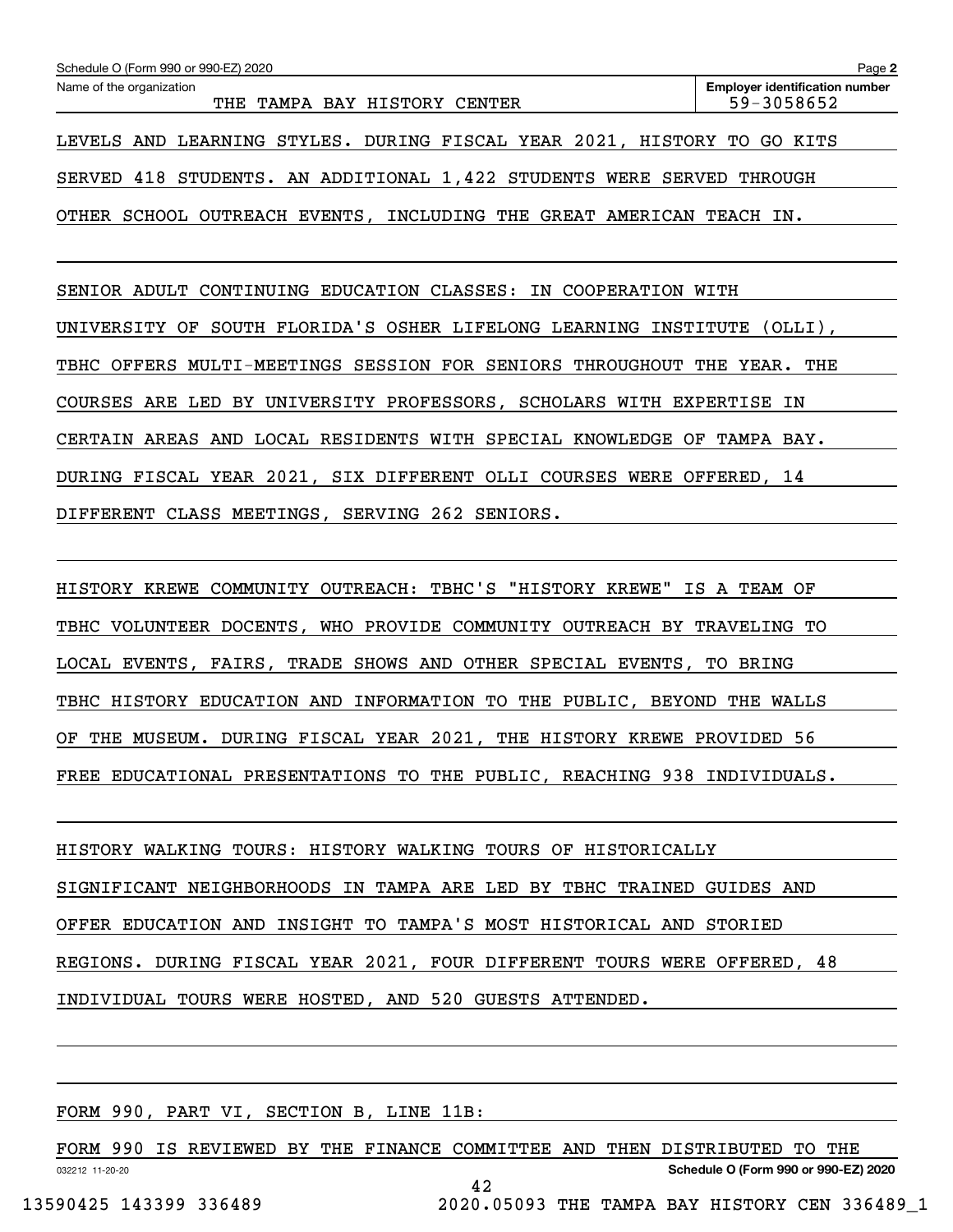LEVELS AND LEARNING STYLES. DURING FISCAL YEAR 2021, HISTORY TO GO KITS SERVED 418 STUDENTS. AN ADDITIONAL 1,422 STUDENTS WERE SERVED THROUGH OTHER SCHOOL OUTREACH EVENTS, INCLUDING THE GREAT AMERICAN TEACH IN.

SENIOR ADULT CONTINUING EDUCATION CLASSES: IN COOPERATION WITH UNIVERSITY OF SOUTH FLORIDA'S OSHER LIFELONG LEARNING INSTITUTE (OLLI), TBHC OFFERS MULTI-MEETINGS SESSION FOR SENIORS THROUGHOUT THE YEAR. THE COURSES ARE LED BY UNIVERSITY PROFESSORS, SCHOLARS WITH EXPERTISE IN CERTAIN AREAS AND LOCAL RESIDENTS WITH SPECIAL KNOWLEDGE OF TAMPA BAY. DURING FISCAL YEAR 2021, SIX DIFFERENT OLLI COURSES WERE OFFERED, 14 DIFFERENT CLASS MEETINGS, SERVING 262 SENIORS.

HISTORY KREWE COMMUNITY OUTREACH: TBHC'S "HISTORY KREWE" IS A TEAM OF TBHC VOLUNTEER DOCENTS, WHO PROVIDE COMMUNITY OUTREACH BY TRAVELING TO LOCAL EVENTS, FAIRS, TRADE SHOWS AND OTHER SPECIAL EVENTS, TO BRING TBHC HISTORY EDUCATION AND INFORMATION TO THE PUBLIC, BEYOND THE WALLS OF THE MUSEUM. DURING FISCAL YEAR 2021, THE HISTORY KREWE PROVIDED 56 FREE EDUCATIONAL PRESENTATIONS TO THE PUBLIC, REACHING 938 INDIVIDUALS.

HISTORY WALKING TOURS: HISTORY WALKING TOURS OF HISTORICALLY SIGNIFICANT NEIGHBORHOODS IN TAMPA ARE LED BY TBHC TRAINED GUIDES AND OFFER EDUCATION AND INSIGHT TO TAMPA'S MOST HISTORICAL AND STORIED REGIONS. DURING FISCAL YEAR 2021, FOUR DIFFERENT TOURS WERE OFFERED, 48 INDIVIDUAL TOURS WERE HOSTED, AND 520 GUESTS ATTENDED.

FORM 990, PART VI, SECTION B, LINE 11B:

FORM 990 IS REVIEWED BY THE FINANCE COMMITTEE AND THEN DISTRIBUTED TO THE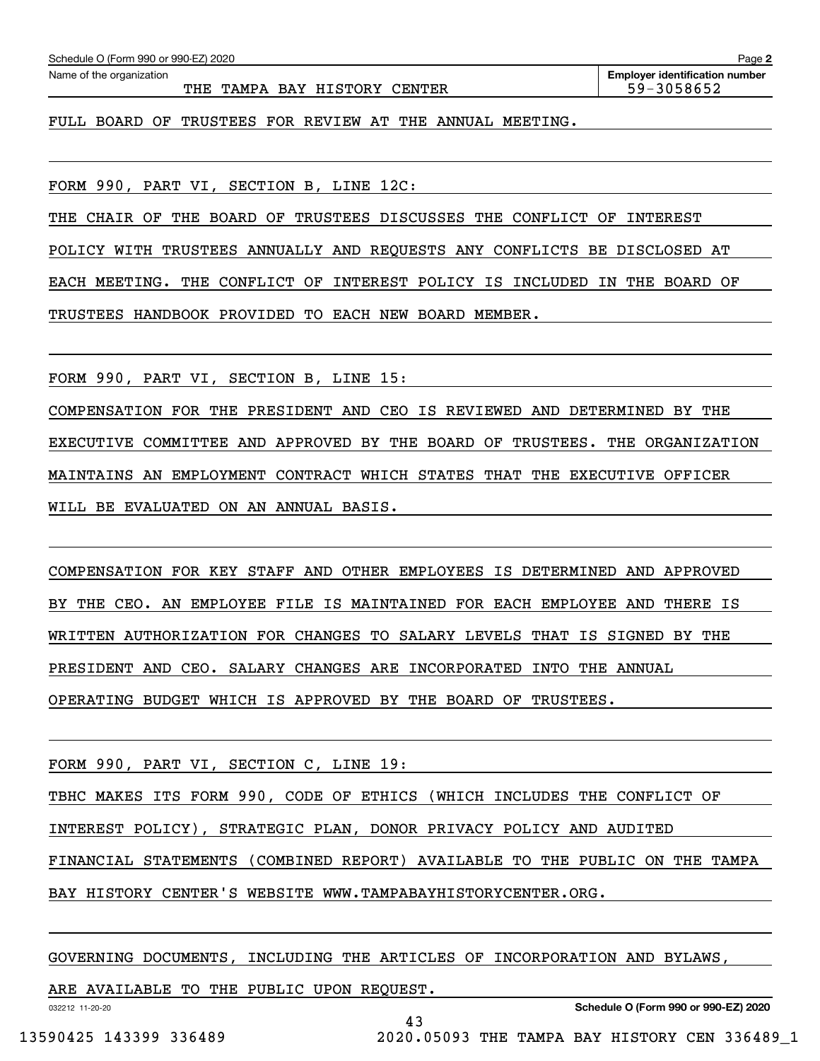Name of the organization: THE TAMPA BAY HISTORY CENTER

Employer identification number: 59-3058652

FULL BOARD OF TRUSTEES FOR REVIEW AT THE ANNUAL MEETING.

FORM 990, PART VI, SECTION B, LINE 12C:

THE CHAIR OF THE BOARD OF TRUSTEES DISCUSSES THE CONFLICT OF INTEREST POLICY WITH TRUSTEES ANNUALLY AND REQUESTS ANY CONFLICTS BE DISCLOSED AT EACH MEETING. THE CONFLICT OF INTEREST POLICY IS INCLUDED IN THE BOARD OF TRUSTEES HANDBOOK PROVIDED TO EACH NEW BOARD MEMBER.

FORM 990, PART VI, SECTION B, LINE 15:

COMPENSATION FOR THE PRESIDENT AND CEO IS REVIEWED AND DETERMINED BY THE EXECUTIVE COMMITTEE AND APPROVED BY THE BOARD OF TRUSTEES. THE ORGANIZATION MAINTAINS AN EMPLOYMENT CONTRACT WHICH STATES THAT THE EXECUTIVE OFFICER WILL BE EVALUATED ON AN ANNUAL BASIS.

COMPENSATION FOR KEY STAFF AND OTHER EMPLOYEES IS DETERMINED AND APPROVED BY THE CEO. AN EMPLOYEE FILE IS MAINTAINED FOR EACH EMPLOYEE AND THERE IS WRITTEN AUTHORIZATION FOR CHANGES TO SALARY LEVELS THAT IS SIGNED BY THE PRESIDENT AND CEO. SALARY CHANGES ARE INCORPORATED INTO THE ANNUAL OPERATING BUDGET WHICH IS APPROVED BY THE BOARD OF TRUSTEES.

FORM 990, PART VI, SECTION C, LINE 19:

TBHC MAKES ITS FORM 990, CODE OF ETHICS (WHICH INCLUDES THE CONFLICT OF INTEREST POLICY), STRATEGIC PLAN, DONOR PRIVACY POLICY AND AUDITED FINANCIAL STATEMENTS (COMBINED REPORT) AVAILABLE TO THE PUBLIC ON THE TAMPA BAY HISTORY CENTER'S WEBSITE WWW.TAMPABAYHISTORYCENTER.ORG.

GOVERNING DOCUMENTS, INCLUDING THE ARTICLES OF INCORPORATION AND BYLAWS, ARE AVAILABLE TO THE PUBLIC UPON REQUEST.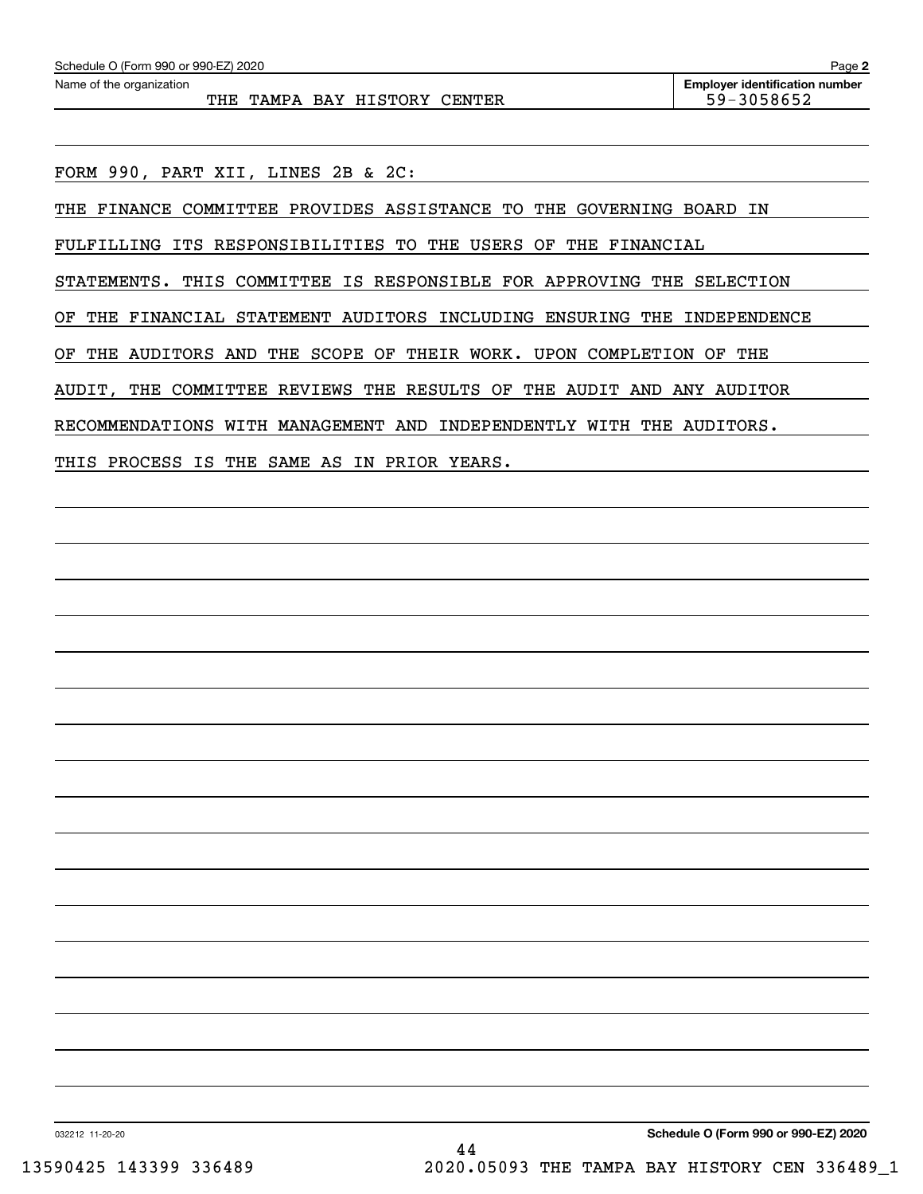Schedule O (Form 990 or 990-EZ) 2020

Name of the organization: THE TAMPA BAY HISTORY CENTER

Employer identification number: 59-3058652

FORM 990, PART XII, LINES 2B & 2C:

THE FINANCE COMMITTEE PROVIDES ASSISTANCE TO THE GOVERNING BOARD IN FULFILLING ITS RESPONSIBILITIES TO THE USERS OF THE FINANCIAL STATEMENTS. THIS COMMITTEE IS RESPONSIBLE FOR APPROVING THE SELECTION OF THE FINANCIAL STATEMENT AUDITORS INCLUDING ENSURING THE INDEPENDENCE OF THE AUDITORS AND THE SCOPE OF THEIR WORK. UPON COMPLETION OF THE AUDIT, THE COMMITTEE REVIEWS THE RESULTS OF THE AUDIT AND ANY AUDITOR RECOMMENDATIONS WITH MANAGEMENT AND INDEPENDENTLY WITH THE AUDITORS. THIS PROCESS IS THE SAME AS IN PRIOR YEARS.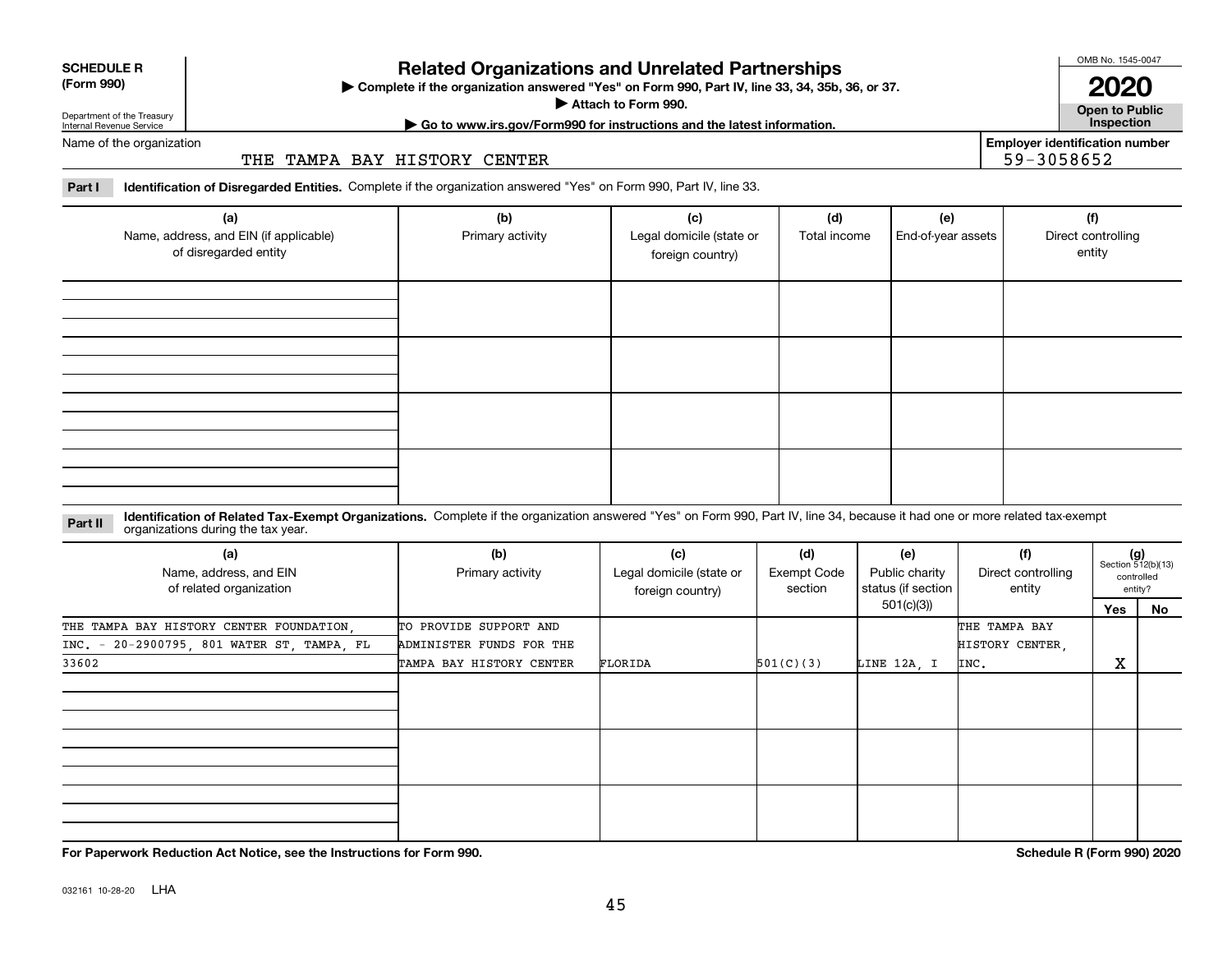**SCHEDULE R (Form 990)**

Department of the Treasury
Internal Revenue Service

# Related Organizations and Unrelated Partnerships

▶ Complete if the organization answered "Yes" on Form 990, Part IV, line 33, 34, 35b, 36, or 37.
▶ Attach to Form 990.
▶ Go to www.irs.gov/Form990 for instructions and the latest information.

OMB No. 1545-0047

**2020**

**Open to Public Inspection**

Name of the organization: THE TAMPA BAY HISTORY CENTER

Employer identification number: 59-3058652

**Part I** **Identification of Disregarded Entities.** Complete if the organization answered "Yes" on Form 990, Part IV, line 33.

| (a) Name, address, and EIN (if applicable) of disregarded entity | (b) Primary activity | (c) Legal domicile (state or foreign country) | (d) Total income | (e) End-of-year assets | (f) Direct controlling entity |
|---|---|---|---|---|---|
| | | | | | |
| | | | | | |
| | | | | | |
| | | | | | |

**Part II** **Identification of Related Tax-Exempt Organizations.** Complete if the organization answered "Yes" on Form 990, Part IV, line 34, because it had one or more related tax-exempt organizations during the tax year.

| (a) Name, address, and EIN of related organization | (b) Primary activity | (c) Legal domicile (state or foreign country) | (d) Exempt Code section | (e) Public charity status (if section 501(c)(3)) | (f) Direct controlling entity | (g) Section 512(b)(13) controlled entity? Yes | No |
|---|---|---|---|---|---|---|---|
| THE TAMPA BAY HISTORY CENTER FOUNDATION, INC. - 20-2900795, 801 WATER ST, TAMPA, FL 33602 | TO PROVIDE SUPPORT AND ADMINISTER FUNDS FOR THE TAMPA BAY HISTORY CENTER | FLORIDA | 501(C)(3) | LINE 12A, I | THE TAMPA BAY HISTORY CENTER, INC. | X | |
| | | | | | | | |
| | | | | | | | |
| | | | | | | | |

**For Paperwork Reduction Act Notice, see the Instructions for Form 990.**

**Schedule R (Form 990) 2020**

032161 10-28-20 LHA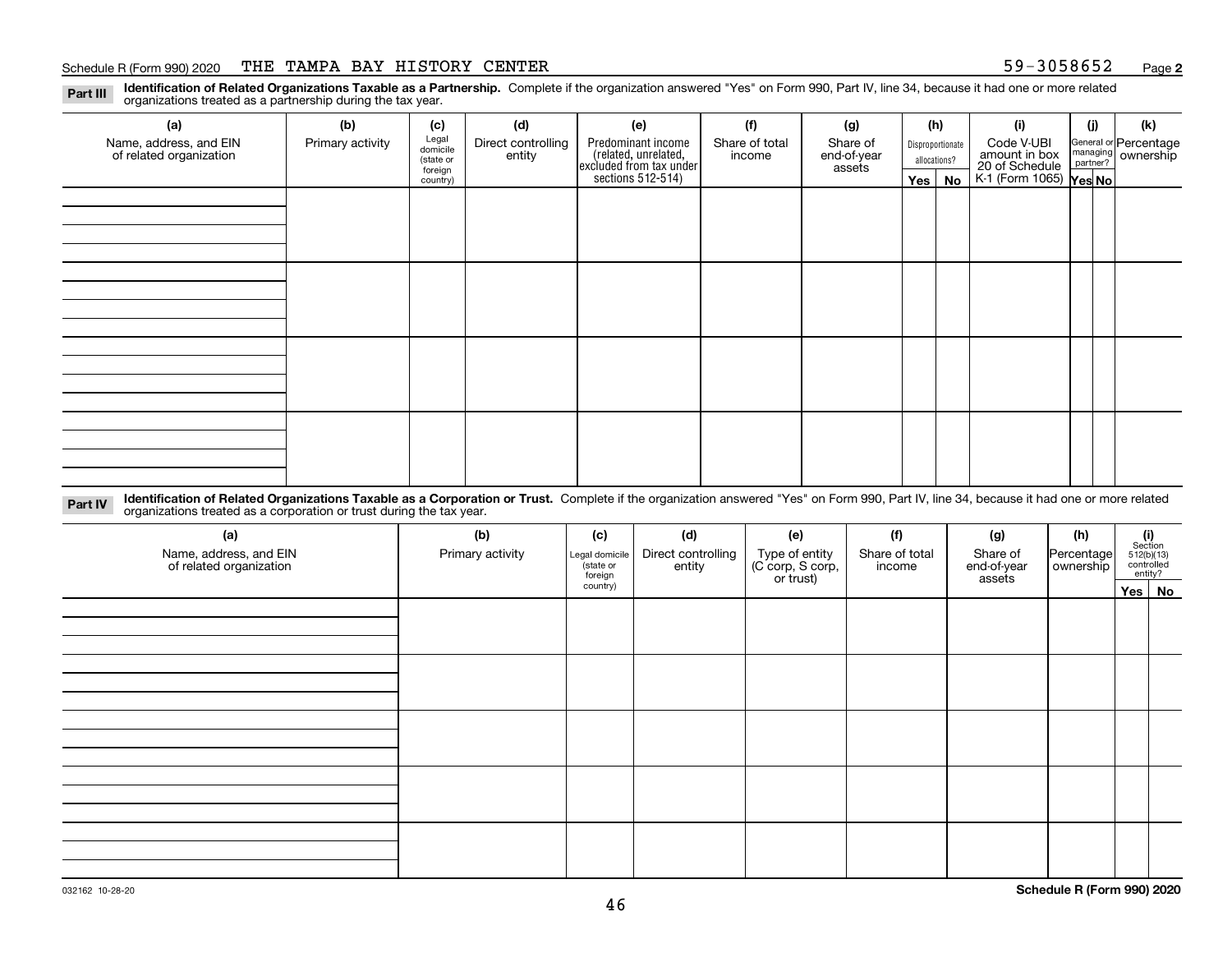Schedule R (Form 990) 2020 THE TAMPA BAY HISTORY CENTER 59-3058652 Page **2**

**Part III** **Identification of Related Organizations Taxable as a Partnership.** Complete if the organization answered "Yes" on Form 990, Part IV, line 34, because it had one or more related organizations treated as a partnership during the tax year.

| (a) Name, address, and EIN of related organization | (b) Primary activity | (c) Legal domicile (state or foreign country) | (d) Direct controlling entity | (e) Predominant income (related, unrelated, excluded from tax under sections 512-514) | (f) Share of total income | (g) Share of end-of-year assets | (h) Disproportionate allocations? Yes | No | (i) Code V-UBI amount in box 20 of Schedule K-1 (Form 1065) | (j) General or managing partner? Yes | No | (k) Percentage ownership |
|---|---|---|---|---|---|---|---|---|---|---|---|---|
| | | | | | | | | | | | | |
| | | | | | | | | | | | | |
| | | | | | | | | | | | | |
| | | | | | | | | | | | | |

**Part IV** **Identification of Related Organizations Taxable as a Corporation or Trust.** Complete if the organization answered "Yes" on Form 990, Part IV, line 34, because it had one or more related organizations treated as a corporation or trust during the tax year.

| (a) Name, address, and EIN of related organization | (b) Primary activity | (c) Legal domicile (state or foreign country) | (d) Direct controlling entity | (e) Type of entity (C corp, S corp, or trust) | (f) Share of total income | (g) Share of end-of-year assets | (h) Percentage ownership | (i) Section 512(b)(13) controlled entity? Yes | No |
|---|---|---|---|---|---|---|---|---|---|
| | | | | | | | | | |
| | | | | | | | | | |
| | | | | | | | | | |
| | | | | | | | | | |
| | | | | | | | | | |

032162 10-28-20 **Schedule R (Form 990) 2020**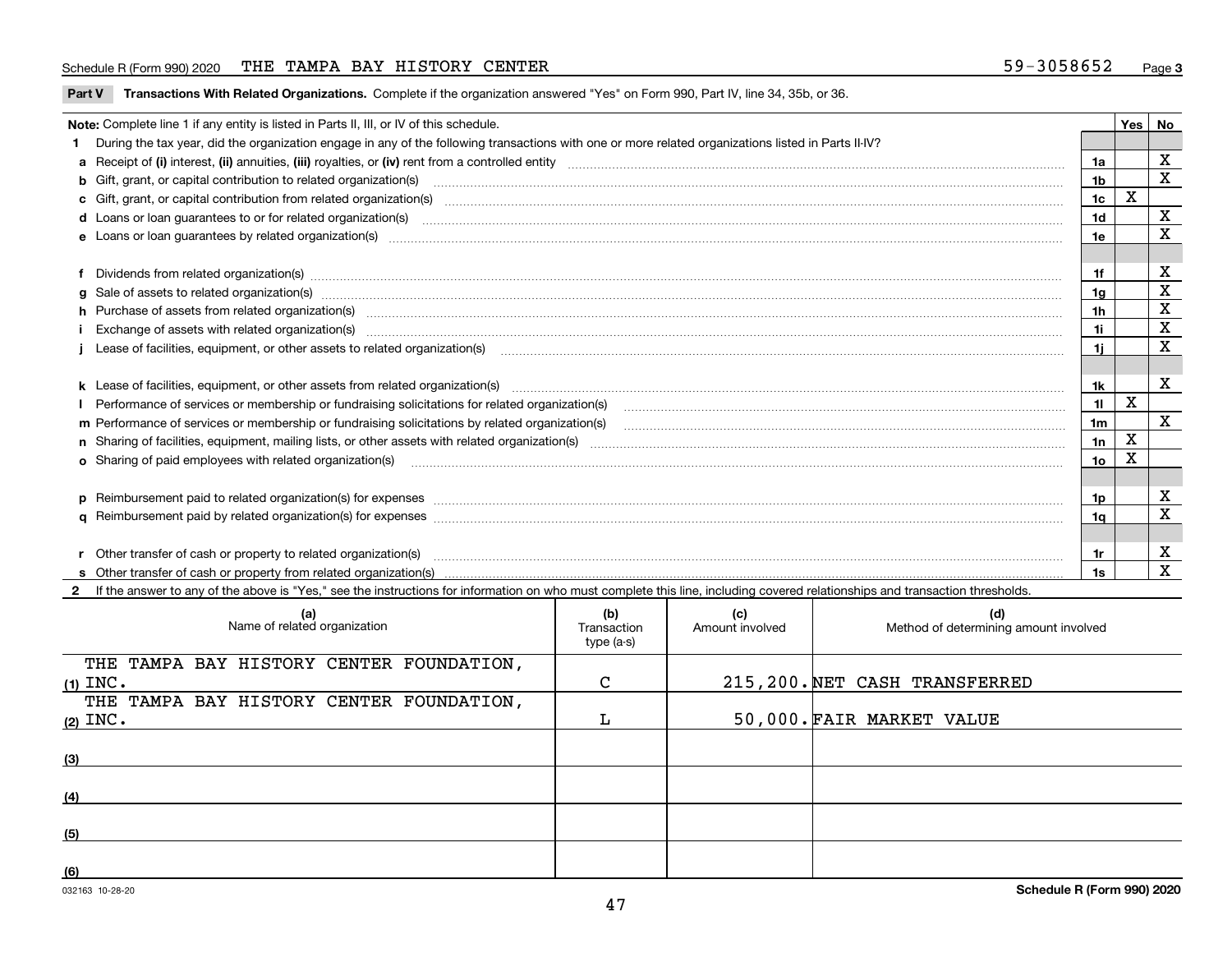Schedule R (Form 990) 2020 THE TAMPA BAY HISTORY CENTER 59-3058652 Page 3

**Part V** **Transactions With Related Organizations.** Complete if the organization answered "Yes" on Form 990, Part IV, line 34, 35b, or 36.

| Note: Complete line 1 if any entity is listed in Parts II, III, or IV of this schedule. | | Yes | No |
|---|---|---|---|
| **1** During the tax year, did the organization engage in any of the following transactions with one or more related organizations listed in Parts II-IV? | | | |
| **a** Receipt of **(i)** interest, **(ii)** annuities, **(iii)** royalties, or **(iv)** rent from a controlled entity | 1a | | X |
| **b** Gift, grant, or capital contribution to related organization(s) | 1b | | X |
| **c** Gift, grant, or capital contribution from related organization(s) | 1c | X | |
| **d** Loans or loan guarantees to or for related organization(s) | 1d | | X |
| **e** Loans or loan guarantees by related organization(s) | 1e | | X |
| **f** Dividends from related organization(s) | 1f | | X |
| **g** Sale of assets to related organization(s) | 1g | | X |
| **h** Purchase of assets from related organization(s) | 1h | | X |
| **i** Exchange of assets with related organization(s) | 1i | | X |
| **j** Lease of facilities, equipment, or other assets to related organization(s) | 1j | | X |
| **k** Lease of facilities, equipment, or other assets from related organization(s) | 1k | | X |
| **l** Performance of services or membership or fundraising solicitations for related organization(s) | 1l | X | |
| **m** Performance of services or membership or fundraising solicitations by related organization(s) | 1m | | X |
| **n** Sharing of facilities, equipment, mailing lists, or other assets with related organization(s) | 1n | X | |
| **o** Sharing of paid employees with related organization(s) | 1o | X | |
| **p** Reimbursement paid to related organization(s) for expenses | 1p | | X |
| **q** Reimbursement paid by related organization(s) for expenses | 1q | | X |
| **r** Other transfer of cash or property to related organization(s) | 1r | | X |
| **s** Other transfer of cash or property from related organization(s) | 1s | | X |

**2** If the answer to any of the above is "Yes," see the instructions for information on who must complete this line, including covered relationships and transaction thresholds.

| | (a) Name of related organization | (b) Transaction type (a-s) | (c) Amount involved | (d) Method of determining amount involved |
|---|---|---|---|---|
| (1) | THE TAMPA BAY HISTORY CENTER FOUNDATION, INC. | C | 215,200. | NET CASH TRANSFERRED |
| (2) | THE TAMPA BAY HISTORY CENTER FOUNDATION, INC. | L | 50,000. | FAIR MARKET VALUE |
| (3) | | | | |
| (4) | | | | |
| (5) | | | | |
| (6) | | | | |

032163 10-28-20 **Schedule R (Form 990) 2020**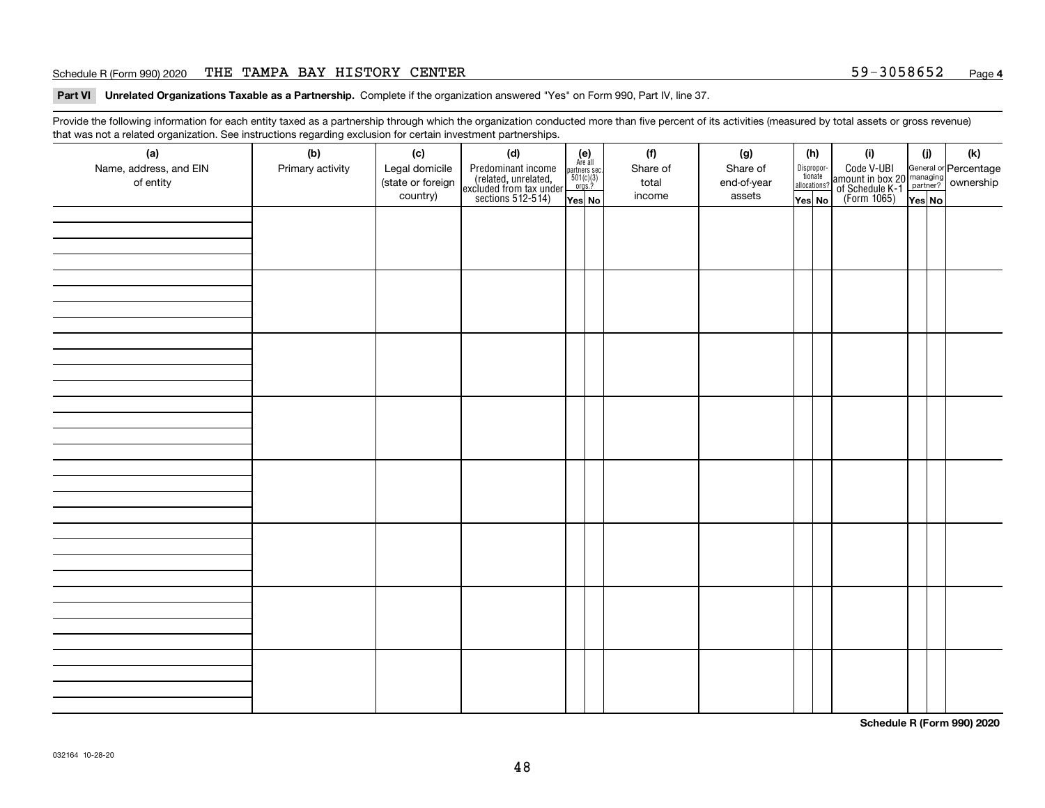Schedule R (Form 990) 2020 THE TAMPA BAY HISTORY CENTER 59-3058652

**Part VI Unrelated Organizations Taxable as a Partnership.** Complete if the organization answered "Yes" on Form 990, Part IV, line 37.

Provide the following information for each entity taxed as a partnership through which the organization conducted more than five percent of its activities (measured by total assets or gross revenue) that was not a related organization. See instructions regarding exclusion for certain investment partnerships.

| (a) Name, address, and EIN of entity | (b) Primary activity | (c) Legal domicile (state or foreign country) | (d) Predominant income (related, unrelated, excluded from tax under sections 512-514) | (e) Are all partners sec. 501(c)(3) orgs.? | | (f) Share of total income | (g) Share of end-of-year assets | (h) Disproportionate allocations? | | (i) Code V-UBI amount in box 20 of Schedule K-1 (Form 1065) | (j) General or managing partner? | | (k) Percentage ownership |
|---|---|---|---|---|---|---|---|---|---|---|---|---|---|
| | | | | Yes | No | | | Yes | No | | Yes | No | |
| | | | | | | | | | | | | | |
| | | | | | | | | | | | | | |
| | | | | | | | | | | | | | |
| | | | | | | | | | | | | | |
| | | | | | | | | | | | | | |
| | | | | | | | | | | | | | |
| | | | | | | | | | | | | | |
| | | | | | | | | | | | | | |

**Schedule R (Form 990) 2020**

032164 10-28-20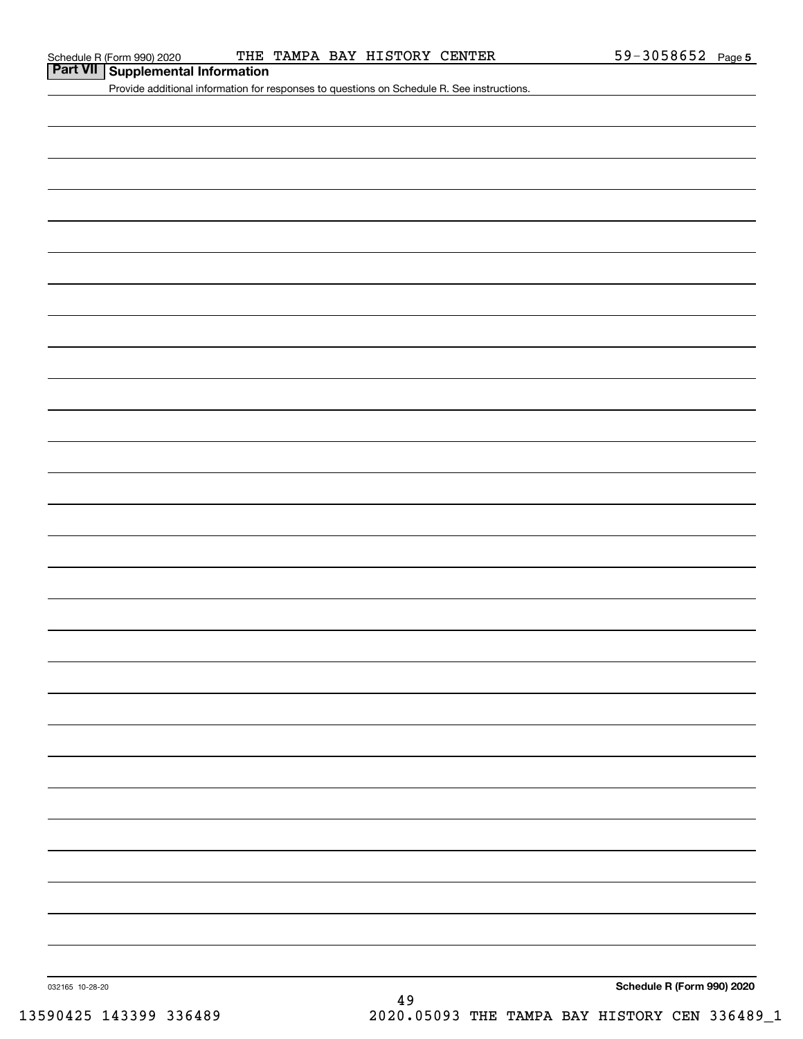## Part VII Supplemental Information

Provide additional information for responses to questions on Schedule R. See instructions.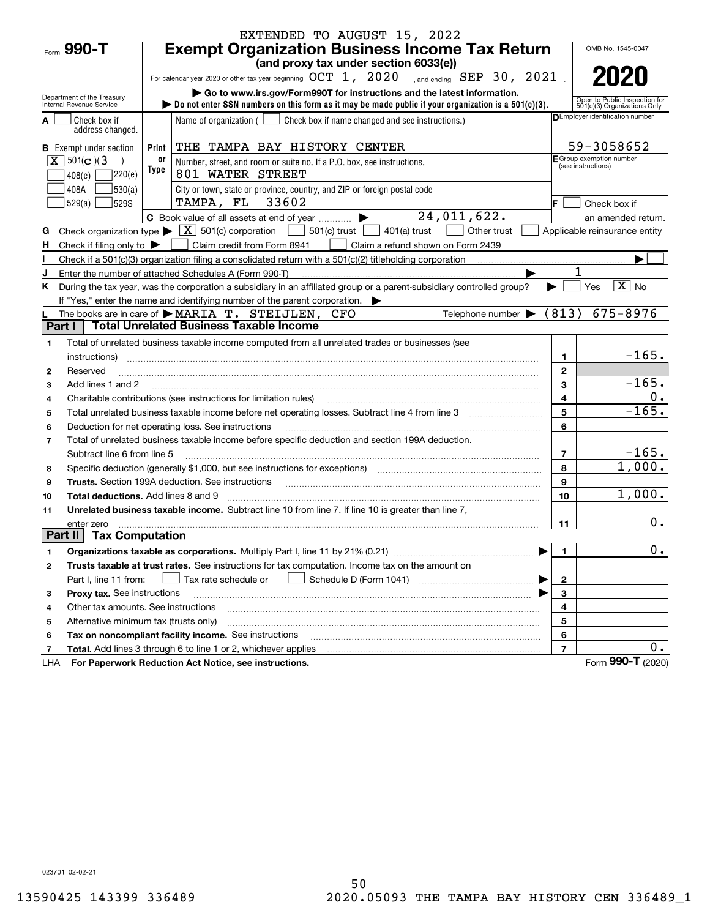EXTENDED TO AUGUST 15, 2022

# Form 990-T Exempt Organization Business Income Tax Return

**(and proxy tax under section 6033(e))**

For calendar year 2020 or other tax year beginning OCT 1, 2020, and ending SEP 30, 2021.

OMB No. 1545-0047

**2020**

Department of the Treasury
Internal Revenue Service

▶ Go to www.irs.gov/Form990T for instructions and the latest information.
▶ Do not enter SSN numbers on this form as it may be made public if your organization is a 501(c)(3).

Open to Public Inspection for 501(c)(3) Organizations Only

**A** ☐ Check box if address changed.

**B** Exempt under section
[X] 501(c)(3)
☐ 408(e) ☐ 220(e)
☐ 408A ☐ 530(a)
☐ 529(a) ☐ 529S

Print or Type

Name of organization ( ☐ Check box if name changed and see instructions.)
THE TAMPA BAY HISTORY CENTER

Number, street, and room or suite no. If a P.O. box, see instructions.
801 WATER STREET

City or town, state or province, country, and ZIP or foreign postal code
TAMPA, FL 33602

**D** Employer identification number: 59-3058652

**E** Group exemption number (see instructions)

**F** ☐ Check box if an amended return.

**C** Book value of all assets at end of year ▶ 24,011,622.

**G** Check organization type ▶ [X] 501(c) corporation ☐ 501(c) trust ☐ 401(a) trust ☐ Other trust ☐ Applicable reinsurance entity

**H** Check if filing only to ▶ ☐ Claim credit from Form 8941 ☐ Claim a refund shown on Form 2439

**I** Check if a 501(c)(3) organization filing a consolidated return with a 501(c)(2) titleholding corporation ▶ ☐

**J** Enter the number of attached Schedules A (Form 990-T) ▶ 1

**K** During the tax year, was the corporation a subsidiary in an affiliated group or a parent-subsidiary controlled group? ▶ ☐ Yes [X] No
If "Yes," enter the name and identifying number of the parent corporation. ▶

**L** The books are in care of ▶ MARIA T. STEIJLEN, CFO Telephone number ▶ (813) 675-8976

## Part I Total Unrelated Business Taxable Income

| | | | |
|---|---|---|---|
| 1 | Total of unrelated business taxable income computed from all unrelated trades or businesses (see instructions) | 1 | -165. |
| 2 | Reserved | 2 | |
| 3 | Add lines 1 and 2 | 3 | -165. |
| 4 | Charitable contributions (see instructions for limitation rules) | 4 | 0. |
| 5 | Total unrelated business taxable income before net operating losses. Subtract line 4 from line 3 | 5 | -165. |
| 6 | Deduction for net operating loss. See instructions | 6 | |
| 7 | Total of unrelated business taxable income before specific deduction and section 199A deduction. Subtract line 6 from line 5 | 7 | -165. |
| 8 | Specific deduction (generally $1,000, but see instructions for exceptions) | 8 | 1,000. |
| 9 | **Trusts.** Section 199A deduction. See instructions | 9 | |
| 10 | **Total deductions.** Add lines 8 and 9 | 10 | 1,000. |
| 11 | **Unrelated business taxable income.** Subtract line 10 from line 7. If line 10 is greater than line 7, enter zero | 11 | 0. |

## Part II Tax Computation

| | | | |
|---|---|---|---|
| 1 | **Organizations taxable as corporations.** Multiply Part I, line 11 by 21% (0.21) ▶ | 1 | 0. |
| 2 | **Trusts taxable at trust rates.** See instructions for tax computation. Income tax on the amount on Part I, line 11 from: ☐ Tax rate schedule or ☐ Schedule D (Form 1041) ▶ | 2 | |
| 3 | **Proxy tax.** See instructions ▶ | 3 | |
| 4 | Other tax amounts. See instructions | 4 | |
| 5 | Alternative minimum tax (trusts only) | 5 | |
| 6 | **Tax on noncompliant facility income.** See instructions | 6 | |
| 7 | **Total.** Add lines 3 through 6 to line 1 or 2, whichever applies | 7 | 0. |

LHA **For Paperwork Reduction Act Notice, see instructions.** Form **990-T** (2020)

023701 02-02-21

13590425 143399 336489 2020.05093 THE TAMPA BAY HISTORY CEN 336489_1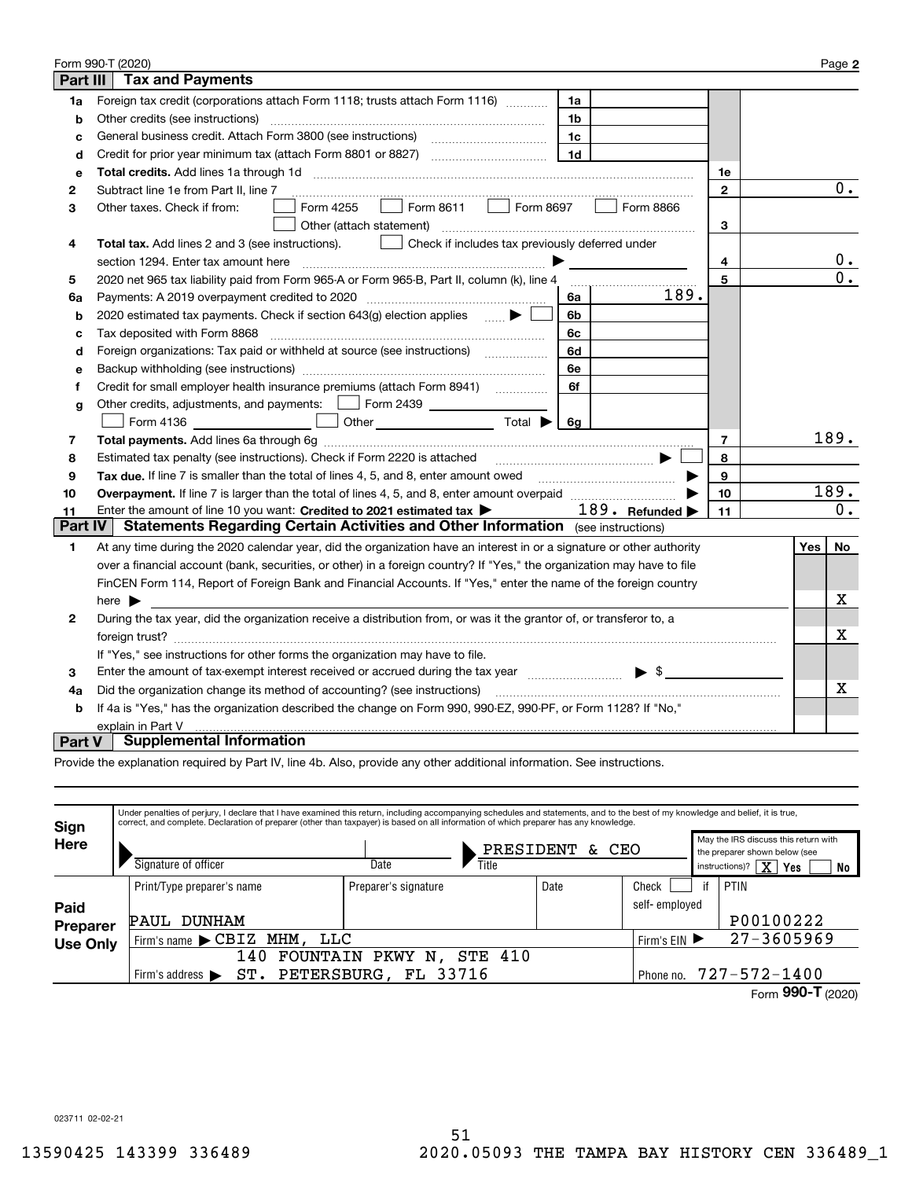Form 990-T (2020) Page **2**

## Part III Tax and Payments

| Line | Description | Ref | Amount | Ref | Amount |
|---|---|---|---|---|---|
| 1a | Foreign tax credit (corporations attach Form 1118; trusts attach Form 1116) | 1a | | | |
| b | Other credits (see instructions) | 1b | | | |
| c | General business credit. Attach Form 3800 (see instructions) | 1c | | | |
| d | Credit for prior year minimum tax (attach Form 8801 or 8827) | 1d | | | |
| e | **Total credits.** Add lines 1a through 1d | | | 1e | |
| 2 | Subtract line 1e from Part II, line 7 | | | 2 | 0. |
| 3 | Other taxes. Check if from: ☐ Form 4255 ☐ Form 8611 ☐ Form 8697 ☐ Form 8866 ☐ Other (attach statement) | | | 3 | |
| 4 | **Total tax.** Add lines 2 and 3 (see instructions). ☐ Check if includes tax previously deferred under section 1294. Enter tax amount here | | | 4 | 0. |
| 5 | 2020 net 965 tax liability paid from Form 965-A or Form 965-B, Part II, column (k), line 4 | | | 5 | 0. |
| 6a | Payments: A 2019 overpayment credited to 2020 | 6a | 189. | | |
| b | 2020 estimated tax payments. Check if section 643(g) election applies ☐ | 6b | | | |
| c | Tax deposited with Form 8868 | 6c | | | |
| d | Foreign organizations: Tax paid or withheld at source (see instructions) | 6d | | | |
| e | Backup withholding (see instructions) | 6e | | | |
| f | Credit for small employer health insurance premiums (attach Form 8941) | 6f | | | |
| g | Other credits, adjustments, and payments: ☐ Form 2439 ☐ Form 4136 ☐ Other Total ▶ | 6g | | | |
| 7 | **Total payments.** Add lines 6a through 6g | | | 7 | 189. |
| 8 | Estimated tax penalty (see instructions). Check if Form 2220 is attached ☐ | | | 8 | |
| 9 | **Tax due.** If line 7 is smaller than the total of lines 4, 5, and 8, enter amount owed | | | 9 | |
| 10 | **Overpayment.** If line 7 is larger than the total of lines 4, 5, and 8, enter amount overpaid | | | 10 | 189. |
| 11 | Enter the amount of line 10 you want: **Credited to 2021 estimated tax** ▶ 189. **Refunded** ▶ | | | 11 | 0. |

## Part IV Statements Regarding Certain Activities and Other Information (see instructions)

| Line | Question | Yes | No |
|---|---|---|---|
| 1 | At any time during the 2020 calendar year, did the organization have an interest in or a signature or other authority over a financial account (bank, securities, or other) in a foreign country? If "Yes," the organization may have to file FinCEN Form 114, Report of Foreign Bank and Financial Accounts. If "Yes," enter the name of the foreign country here ▶ | | X |
| 2 | During the tax year, did the organization receive a distribution from, or was it the grantor of, or transferor to, a foreign trust? If "Yes," see instructions for other forms the organization may have to file. | | X |
| 3 | Enter the amount of tax-exempt interest received or accrued during the tax year ▶ $ | | |
| 4a | Did the organization change its method of accounting? (see instructions) | | X |
| b | If 4a is "Yes," has the organization described the change on Form 990, 990-EZ, 990-PF, or Form 1128? If "No," explain in Part V | | |

## Part V Supplemental Information

Provide the explanation required by Part IV, line 4b. Also, provide any other additional information. See instructions.

**Sign Here**

Under penalties of perjury, I declare that I have examined this return, including accompanying schedules and statements, and to the best of my knowledge and belief, it is true, correct, and complete. Declaration of preparer (other than taxpayer) is based on all information of which preparer has any knowledge.

Signature of officer | Date | Title: PRESIDENT & CEO

May the IRS discuss this return with the preparer shown below (see instructions)? [X] Yes [ ] No

**Paid Preparer Use Only**

| Print/Type preparer's name | Preparer's signature | Date | Check ☐ if self-employed | PTIN |
|---|---|---|---|---|
| PAUL DUNHAM | | | | P00100222 |

Firm's name ▶ CBIZ MHM, LLC — Firm's EIN ▶ 27-3605969

Firm's address ▶ 140 FOUNTAIN PKWY N, STE 410, ST. PETERSBURG, FL 33716 — Phone no. 727-572-1400

Form **990-T** (2020)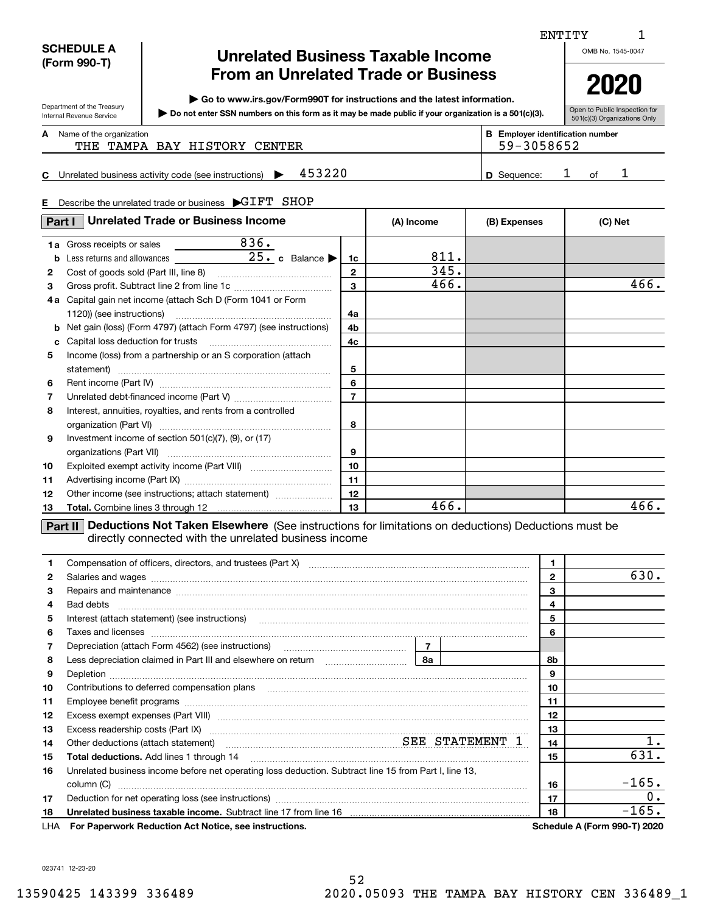ENTITY 1

**SCHEDULE A (Form 990-T)**

Department of the Treasury
Internal Revenue Service

# Unrelated Business Taxable Income From an Unrelated Trade or Business

▶ Go to www.irs.gov/Form990T for instructions and the latest information.

▶ Do not enter SSN numbers on this form as it may be made public if your organization is a 501(c)(3).

OMB No. 1545-0047

**2020**

Open to Public Inspection for 501(c)(3) Organizations Only

**A** Name of the organization: THE TAMPA BAY HISTORY CENTER

**B** Employer identification number: 59-3058652

**C** Unrelated business activity code (see instructions) ▶ 453220

**D** Sequence: 1 of 1

**E** Describe the unrelated trade or business ▶ GIFT SHOP

## Part I Unrelated Trade or Business Income

| | | | (A) Income | (B) Expenses | (C) Net |
|---|---|---|---|---|---|
| 1a | Gross receipts or sales 836. | | | | |
| b | Less returns and allowances 25. c Balance ▶ | 1c | 811. | | |
| 2 | Cost of goods sold (Part III, line 8) | 2 | 345. | | |
| 3 | Gross profit. Subtract line 2 from line 1c | 3 | 466. | | 466. |
| 4a | Capital gain net income (attach Sch D (Form 1041 or Form 1120)) (see instructions) | 4a | | | |
| b | Net gain (loss) (Form 4797) (attach Form 4797) (see instructions) | 4b | | | |
| c | Capital loss deduction for trusts | 4c | | | |
| 5 | Income (loss) from a partnership or an S corporation (attach statement) | 5 | | | |
| 6 | Rent income (Part IV) | 6 | | | |
| 7 | Unrelated debt-financed income (Part V) | 7 | | | |
| 8 | Interest, annuities, royalties, and rents from a controlled organization (Part VI) | 8 | | | |
| 9 | Investment income of section 501(c)(7), (9), or (17) organizations (Part VII) | 9 | | | |
| 10 | Exploited exempt activity income (Part VIII) | 10 | | | |
| 11 | Advertising income (Part IX) | 11 | | | |
| 12 | Other income (see instructions; attach statement) | 12 | | | |
| 13 | **Total.** Combine lines 3 through 12 | 13 | 466. | | 466. |

## Part II Deductions Not Taken Elsewhere (See instructions for limitations on deductions) Deductions must be directly connected with the unrelated business income

| | | | |
|---|---|---|---|
| 1 | Compensation of officers, directors, and trustees (Part X) | 1 | |
| 2 | Salaries and wages | 2 | 630. |
| 3 | Repairs and maintenance | 3 | |
| 4 | Bad debts | 4 | |
| 5 | Interest (attach statement) (see instructions) | 5 | |
| 6 | Taxes and licenses | 6 | |
| 7 | Depreciation (attach Form 4562) (see instructions) 7 | | |
| 8 | Less depreciation claimed in Part III and elsewhere on return 8a | 8b | |
| 9 | Depletion | 9 | |
| 10 | Contributions to deferred compensation plans | 10 | |
| 11 | Employee benefit programs | 11 | |
| 12 | Excess exempt expenses (Part VIII) | 12 | |
| 13 | Excess readership costs (Part IX) | 13 | |
| 14 | Other deductions (attach statement) SEE STATEMENT 1 | 14 | 1. |
| 15 | **Total deductions.** Add lines 1 through 14 | 15 | 631. |
| 16 | Unrelated business income before net operating loss deduction. Subtract line 15 from Part I, line 13, column (C) | 16 | -165. |
| 17 | Deduction for net operating loss (see instructions) | 17 | 0. |
| 18 | **Unrelated business taxable income.** Subtract line 17 from line 16 | 18 | -165. |

LHA **For Paperwork Reduction Act Notice, see instructions.** **Schedule A (Form 990-T) 2020**

023741 12-23-20

13590425 143399 336489 2020.05093 THE TAMPA BAY HISTORY CEN 336489_1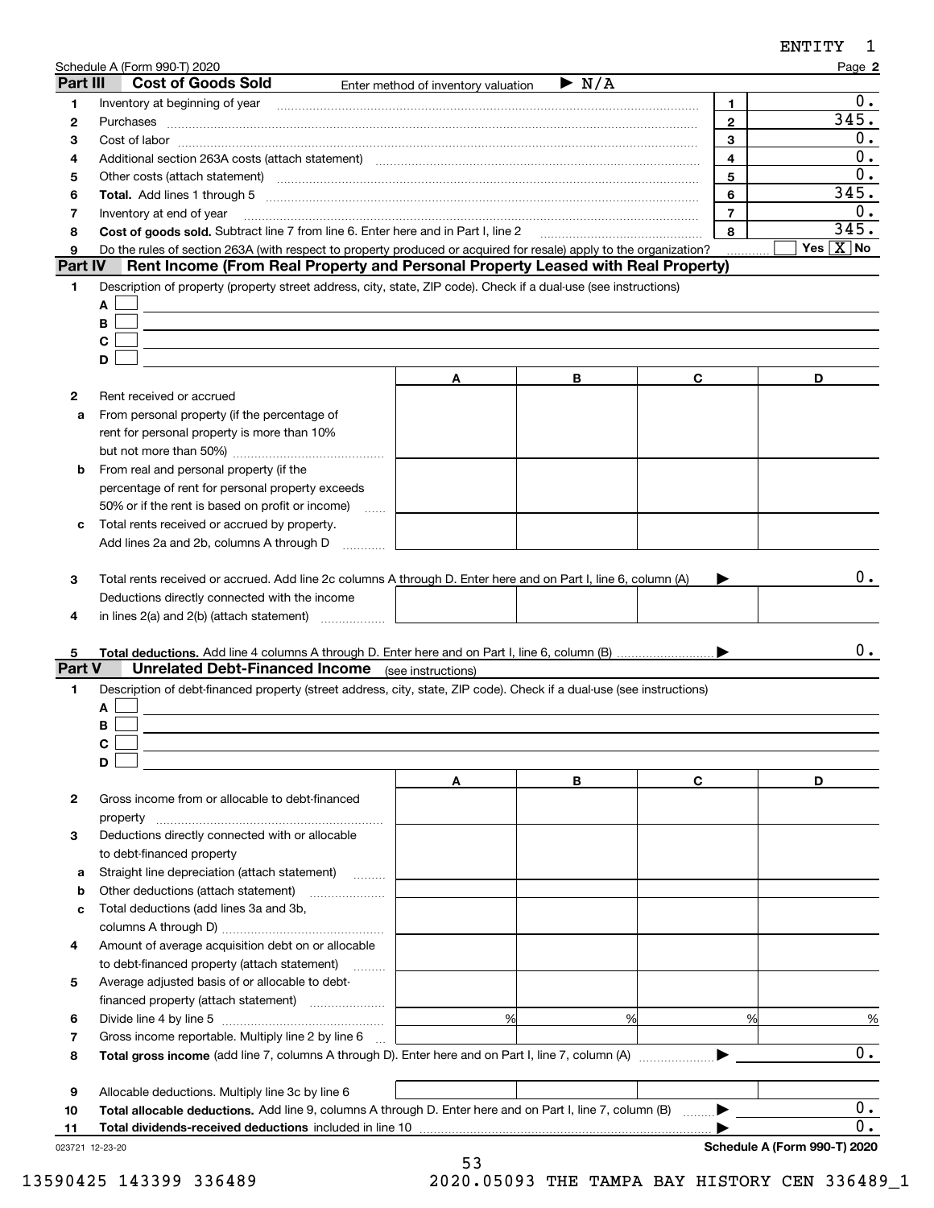Schedule A (Form 990-T) 2020

## Part III Cost of Goods Sold

Enter method of inventory valuation ▶ N/A

| | | Line | Amount |
|---|---|---|---|
| 1 | Inventory at beginning of year | 1 | 0. |
| 2 | Purchases | 2 | 345. |
| 3 | Cost of labor | 3 | 0. |
| 4 | Additional section 263A costs (attach statement) | 4 | 0. |
| 5 | Other costs (attach statement) | 5 | 0. |
| 6 | **Total.** Add lines 1 through 5 | 6 | 345. |
| 7 | Inventory at end of year | 7 | 0. |
| 8 | **Cost of goods sold.** Subtract line 7 from line 6. Enter here and in Part I, line 2 | 8 | 345. |
| 9 | Do the rules of section 263A (with respect to property produced or acquired for resale) apply to the organization? | | Yes [ ] No [X] |

## Part IV Rent Income (From Real Property and Personal Property Leased with Real Property)

1 Description of property (property street address, city, state, ZIP code). Check if a dual-use (see instructions)

A [ ]
B [ ]
C [ ]
D [ ]

| | | A | B | C | D |
|---|---|---|---|---|---|
| 2 | Rent received or accrued | | | | |
| a | From personal property (if the percentage of rent for personal property is more than 10% but not more than 50%) | | | | |
| b | From real and personal property (if the percentage of rent for personal property exceeds 50% or if the rent is based on profit or income) | | | | |
| c | Total rents received or accrued by property. Add lines 2a and 2b, columns A through D | | | | |

3 Total rents received or accrued. Add line 2c columns A through D. Enter here and on Part I, line 6, column (A) ▶ 0.

| | | A | B | C | D |
|---|---|---|---|---|---|
| 4 | Deductions directly connected with the income in lines 2(a) and 2(b) (attach statement) | | | | |

5 **Total deductions.** Add line 4 columns A through D. Enter here and on Part I, line 6, column (B) ▶ 0.

## Part V Unrelated Debt-Financed Income (see instructions)

1 Description of debt-financed property (street address, city, state, ZIP code). Check if a dual-use (see instructions)

A [ ]
B [ ]
C [ ]
D [ ]

| | | A | B | C | D |
|---|---|---|---|---|---|
| 2 | Gross income from or allocable to debt-financed property | | | | |
| 3 | Deductions directly connected with or allocable to debt-financed property | | | | |
| a | Straight line depreciation (attach statement) | | | | |
| b | Other deductions (attach statement) | | | | |
| c | Total deductions (add lines 3a and 3b, columns A through D) | | | | |
| 4 | Amount of average acquisition debt on or allocable to debt-financed property (attach statement) | | | | |
| 5 | Average adjusted basis of or allocable to debt-financed property (attach statement) | | | | |
| 6 | Divide line 4 by line 5 | % | % | % | % |
| 7 | Gross income reportable. Multiply line 2 by line 6 | | | | |

8 **Total gross income** (add line 7, columns A through D). Enter here and on Part I, line 7, column (A) ▶ 0.

| | | A | B | C | D |
|---|---|---|---|---|---|
| 9 | Allocable deductions. Multiply line 3c by line 6 | | | | |

10 **Total allocable deductions.** Add line 9, columns A through D. Enter here and on Part I, line 7, column (B) ▶ 0.

11 **Total dividends-received deductions** included in line 10 ▶ 0.

Schedule A (Form 990-T) 2020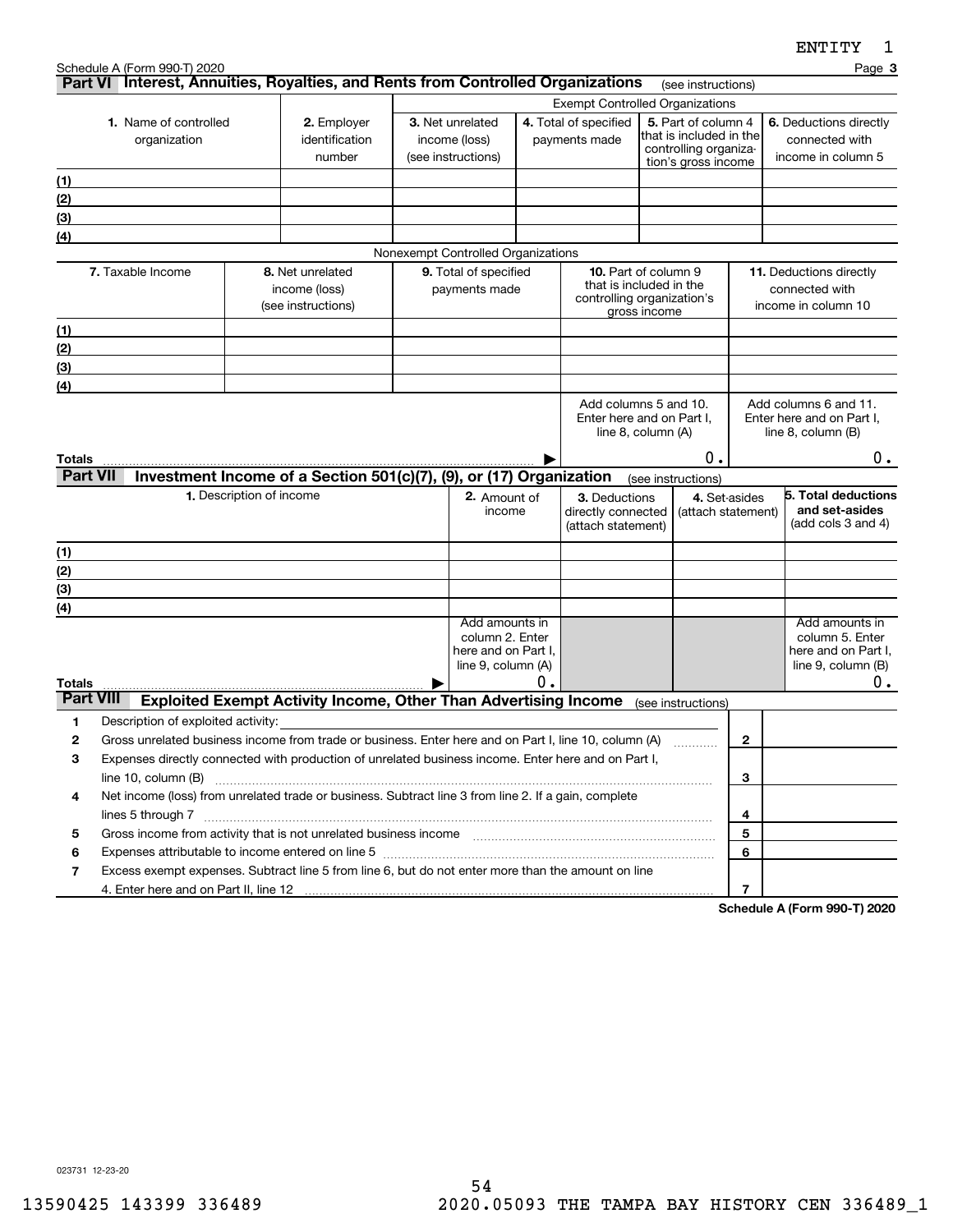Schedule A (Form 990-T) 2020

## Part VI Interest, Annuities, Royalties, and Rents from Controlled Organizations (see instructions)

| 1. Name of controlled organization | 2. Employer identification number | Exempt Controlled Organizations | | | |
|---|---|---|---|---|---|
| | | 3. Net unrelated income (loss) (see instructions) | 4. Total of specified payments made | 5. Part of column 4 that is included in the controlling organization's gross income | 6. Deductions directly connected with income in column 5 |
| (1) | | | | | |
| (2) | | | | | |
| (3) | | | | | |
| (4) | | | | | |

Nonexempt Controlled Organizations

| 7. Taxable Income | 8. Net unrelated income (loss) (see instructions) | 9. Total of specified payments made | 10. Part of column 9 that is included in the controlling organization's gross income | 11. Deductions directly connected with income in column 10 |
|---|---|---|---|---|
| (1) | | | | |
| (2) | | | | |
| (3) | | | | |
| (4) | | | | |
| | | | Add columns 5 and 10. Enter here and on Part I, line 8, column (A) | Add columns 6 and 11. Enter here and on Part I, line 8, column (B) |
| Totals | | ▶ | 0. | 0. |

## Part VII Investment Income of a Section 501(c)(7), (9), or (17) Organization (see instructions)

| 1. Description of income | 2. Amount of income | 3. Deductions directly connected (attach statement) | 4. Set-asides (attach statement) | 5. Total deductions and set-asides (add cols 3 and 4) |
|---|---|---|---|---|
| (1) | | | | |
| (2) | | | | |
| (3) | | | | |
| (4) | | | | |
| | Add amounts in column 2. Enter here and on Part I, line 9, column (A) | | | Add amounts in column 5. Enter here and on Part I, line 9, column (B) |
| Totals ▶ | 0. | | | 0. |

## Part VIII Exploited Exempt Activity Income, Other Than Advertising Income (see instructions)

| | | | |
|---|---|---|---|
| 1 | Description of exploited activity: | | |
| 2 | Gross unrelated business income from trade or business. Enter here and on Part I, line 10, column (A) | 2 | |
| 3 | Expenses directly connected with production of unrelated business income. Enter here and on Part I, line 10, column (B) | 3 | |
| 4 | Net income (loss) from unrelated trade or business. Subtract line 3 from line 2. If a gain, complete lines 5 through 7 | 4 | |
| 5 | Gross income from activity that is not unrelated business income | 5 | |
| 6 | Expenses attributable to income entered on line 5 | 6 | |
| 7 | Excess exempt expenses. Subtract line 5 from line 6, but do not enter more than the amount on line 4. Enter here and on Part II, line 12 | 7 | |

Schedule A (Form 990-T) 2020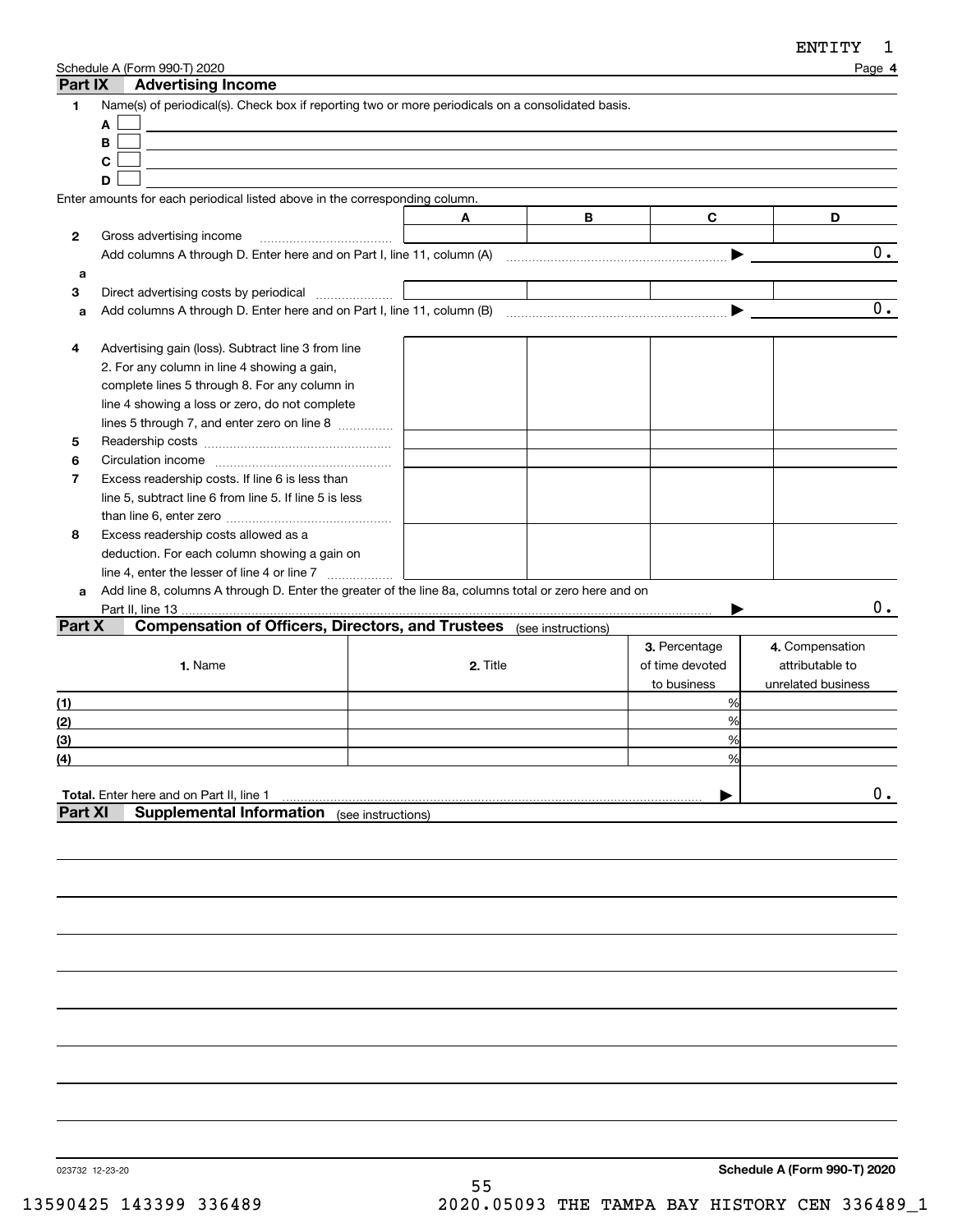ENTITY 1

Schedule A (Form 990-T) 2020 Page **4**

## Part IX Advertising Income

**1** Name(s) of periodical(s). Check box if reporting two or more periodicals on a consolidated basis.

**A** ☐

**B** ☐

**C** ☐

**D** ☐

Enter amounts for each periodical listed above in the corresponding column.

| | | A | B | C | D |
|---|---|---|---|---|---|
| **2** | Gross advertising income | | | | |
| | Add columns A through D. Enter here and on Part I, line 11, column (A) ▶ | | | | 0. |
| **a** | | | | | |
| **3** | Direct advertising costs by periodical | | | | |
| **a** | Add columns A through D. Enter here and on Part I, line 11, column (B) ▶ | | | | 0. |
| **4** | Advertising gain (loss). Subtract line 3 from line 2. For any column in line 4 showing a gain, complete lines 5 through 8. For any column in line 4 showing a loss or zero, do not complete lines 5 through 7, and enter zero on line 8 | | | | |
| **5** | Readership costs | | | | |
| **6** | Circulation income | | | | |
| **7** | Excess readership costs. If line 6 is less than line 5, subtract line 6 from line 5. If line 5 is less than line 6, enter zero | | | | |
| **8** | Excess readership costs allowed as a deduction. For each column showing a gain on line 4, enter the lesser of line 4 or line 7 | | | | |
| **a** | Add line 8, columns A through D. Enter the greater of the line 8a, columns total or zero here and on Part II, line 13 ▶ | | | | 0. |

## Part X Compensation of Officers, Directors, and Trustees (see instructions)

| | 1. Name | 2. Title | 3. Percentage of time devoted to business | 4. Compensation attributable to unrelated business |
|---|---|---|---|---|
| (1) | | | % | |
| (2) | | | % | |
| (3) | | | % | |
| (4) | | | % | |
| **Total.** Enter here and on Part II, line 1 ▶ | | | | 0. |

## Part XI Supplemental Information (see instructions)

023732 12-23-20 **Schedule A (Form 990-T) 2020**

13590425 143399 336489 2020.05093 THE TAMPA BAY HISTORY CEN 336489_1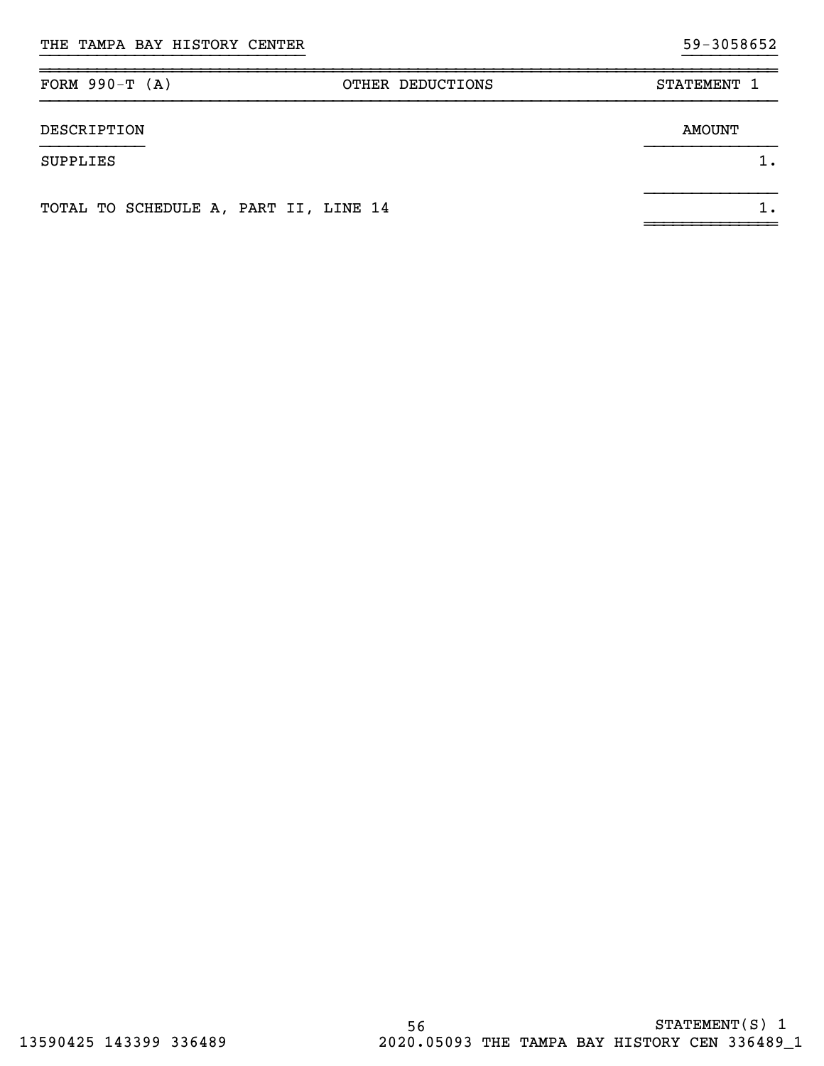THE TAMPA BAY HISTORY CENTER 59-3058652

| FORM 990-T (A) | OTHER DEDUCTIONS | STATEMENT 1 |
|---|---|---|

| DESCRIPTION | AMOUNT |
|---|---|
| SUPPLIES | 1. |
| TOTAL TO SCHEDULE A, PART II, LINE 14 | 1. |

STATEMENT(S) 1

13590425 143399 336489 2020.05093 THE TAMPA BAY HISTORY CEN 336489_1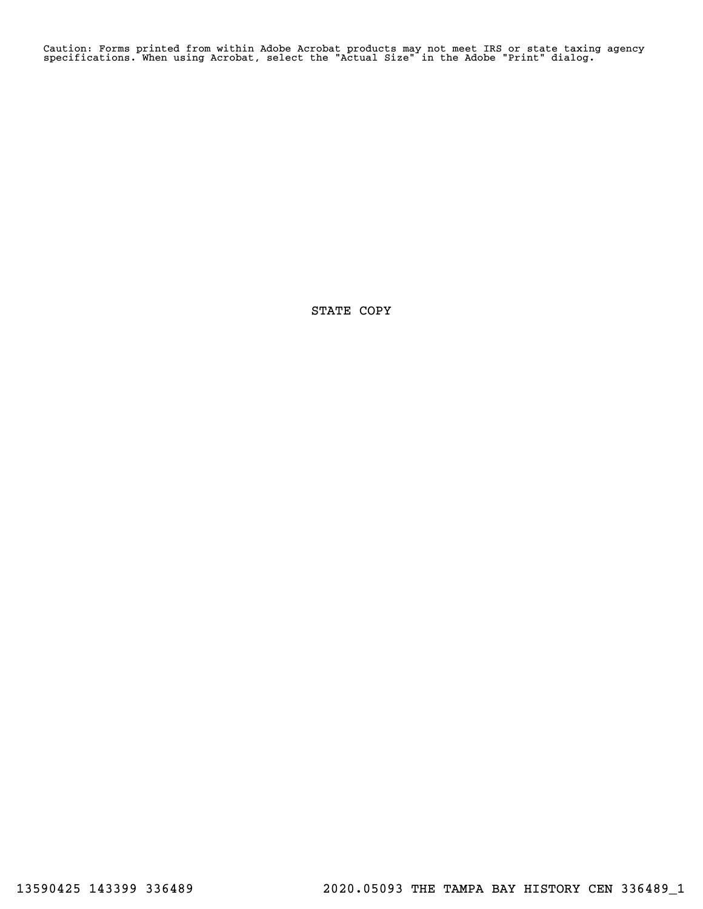Caution: Forms printed from within Adobe Acrobat products may not meet IRS or state taxing agency specifications. When using Acrobat, select the "Actual Size" in the Adobe "Print" dialog.

STATE COPY

13590425 143399 336489 2020.05093 THE TAMPA BAY HISTORY CEN 336489_1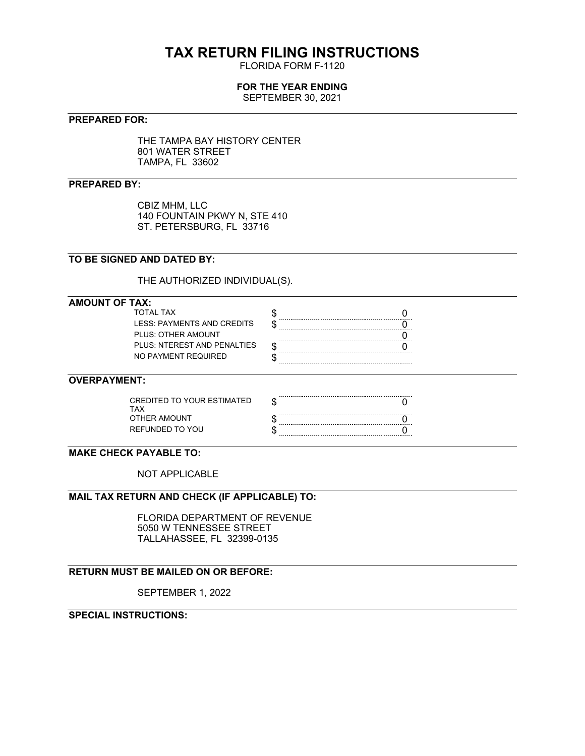# TAX RETURN FILING INSTRUCTIONS

FLORIDA FORM F-1120

**FOR THE YEAR ENDING**

SEPTEMBER 30, 2021

---

**PREPARED FOR:**

THE TAMPA BAY HISTORY CENTER
801 WATER STREET
TAMPA, FL 33602

---

**PREPARED BY:**

CBIZ MHM, LLC
140 FOUNTAIN PKWY N, STE 410
ST. PETERSBURG, FL 33716

---

**TO BE SIGNED AND DATED BY:**

THE AUTHORIZED INDIVIDUAL(S).

---

**AMOUNT OF TAX:**

| | | |
|---|---|---|
| TOTAL TAX | $ | 0 |
| LESS: PAYMENTS AND CREDITS | $ | 0 |
| PLUS: OTHER AMOUNT | | 0 |
| PLUS: NTEREST AND PENALTIES | $ | 0 |
| NO PAYMENT REQUIRED | $ | |

---

**OVERPAYMENT:**

| | | |
|---|---|---|
| CREDITED TO YOUR ESTIMATED TAX | $ | 0 |
| OTHER AMOUNT | $ | 0 |
| REFUNDED TO YOU | $ | 0 |

---

**MAKE CHECK PAYABLE TO:**

NOT APPLICABLE

---

**MAIL TAX RETURN AND CHECK (IF APPLICABLE) TO:**

FLORIDA DEPARTMENT OF REVENUE
5050 W TENNESSEE STREET
TALLAHASSEE, FL 32399-0135

---

**RETURN MUST BE MAILED ON OR BEFORE:**

SEPTEMBER 1, 2022

---

**SPECIAL INSTRUCTIONS:**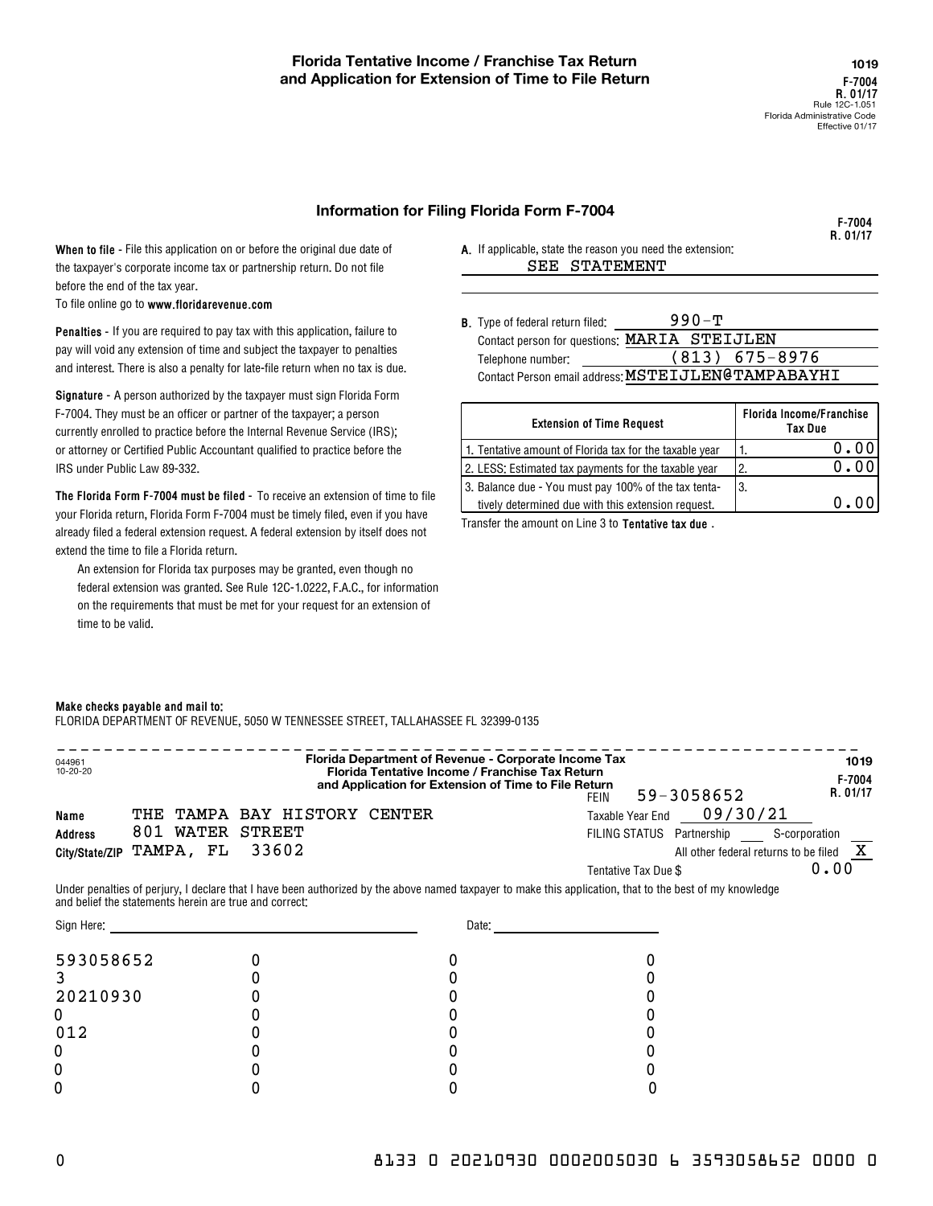# Florida Tentative Income / Franchise Tax Return and Application for Extension of Time to File Return

1019
F-7004
R. 01/17
Rule 12C-1.051
Florida Administrative Code
Effective 01/17

## Information for Filing Florida Form F-7004

F-7004
R. 01/17

**When to file** - File this application on or before the original due date of the taxpayer's corporate income tax or partnership return. Do not file before the end of the tax year.

To file online go to **www.floridarevenue.com**

**Penalties** - If you are required to pay tax with this application, failure to pay will void any extension of time and subject the taxpayer to penalties and interest. There is also a penalty for late-file return when no tax is due.

**Signature** - A person authorized by the taxpayer must sign Florida Form F-7004. They must be an officer or partner of the taxpayer; a person currently enrolled to practice before the Internal Revenue Service (IRS); or attorney or Certified Public Accountant qualified to practice before the IRS under Public Law 89-332.

**The Florida Form F-7004 must be filed** - To receive an extension of time to file your Florida return, Florida Form F-7004 must be timely filed, even if you have already filed a federal extension request. A federal extension by itself does not extend the time to file a Florida return.

An extension for Florida tax purposes may be granted, even though no federal extension was granted. See Rule 12C-1.0222, F.A.C., for information on the requirements that must be met for your request for an extension of time to be valid.

**A.** If applicable, state the reason you need the extension: SEE STATEMENT

**B.** Type of federal return filed: 990-T
Contact person for questions: MARIA STEIJLEN
Telephone number: (813) 675-8976
Contact Person email address: MSTEIJLEN@TAMPABAYHI

| Extension of Time Request | | Florida Income/Franchise Tax Due |
|---|---|---|
| 1. Tentative amount of Florida tax for the taxable year | 1. | 0.00 |
| 2. LESS: Estimated tax payments for the taxable year | 2. | 0.00 |
| 3. Balance due - You must pay 100% of the tax tentatively determined due with this extension request. | 3. | 0.00 |

Transfer the amount on Line 3 to **Tentative tax due**.

**Make checks payable and mail to:**
FLORIDA DEPARTMENT OF REVENUE, 5050 W TENNESSEE STREET, TALLAHASSEE FL 32399-0135

---

044961
10-20-20

**Florida Department of Revenue - Corporate Income Tax**
**Florida Tentative Income / Franchise Tax Return and Application for Extension of Time to File Return**

1019
F-7004
R. 01/17

FEIN 59-3058652

**Name** THE TAMPA BAY HISTORY CENTER
**Address** 801 WATER STREET
**City/State/ZIP** TAMPA, FL 33602

Taxable Year End 09/30/21
FILING STATUS Partnership ____ S-corporation ____
All other federal returns to be filed X
Tentative Tax Due $ 0.00

Under penalties of perjury, I declare that I have been authorized by the above named taxpayer to make this application, that to the best of my knowledge and belief the statements herein are true and correct:

Sign Here: ______________________ Date: ______________________

| | | | |
|---|---|---|---|
| 593058652 | 0 | 0 | 0 |
| 3 | 0 | 0 | 0 |
| 20210930 | 0 | 0 | 0 |
| 0 | 0 | 0 | 0 |
| 012 | 0 | 0 | 0 |
| 0 | 0 | 0 | 0 |
| 0 | 0 | 0 | 0 |
| 0 | 0 | 0 | 0 |

0 8133 0 20210930 0002005030 6 3593058652 0000 0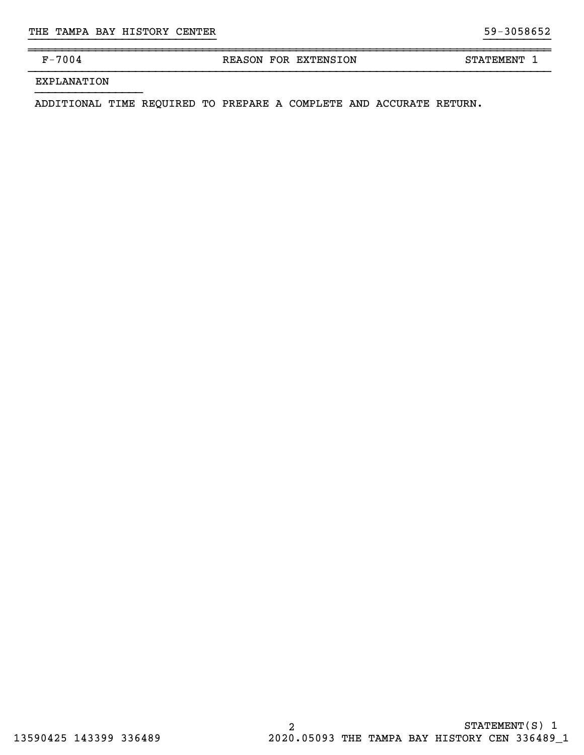THE TAMPA BAY HISTORY CENTER 59-3058652

| F-7004 | REASON FOR EXTENSION | STATEMENT 1 |
| --- | --- | --- |

EXPLANATION

ADDITIONAL TIME REQUIRED TO PREPARE A COMPLETE AND ACCURATE RETURN.

STATEMENT(S) 1

13590425 143399 336489 2020.05093 THE TAMPA BAY HISTORY CEN 336489_1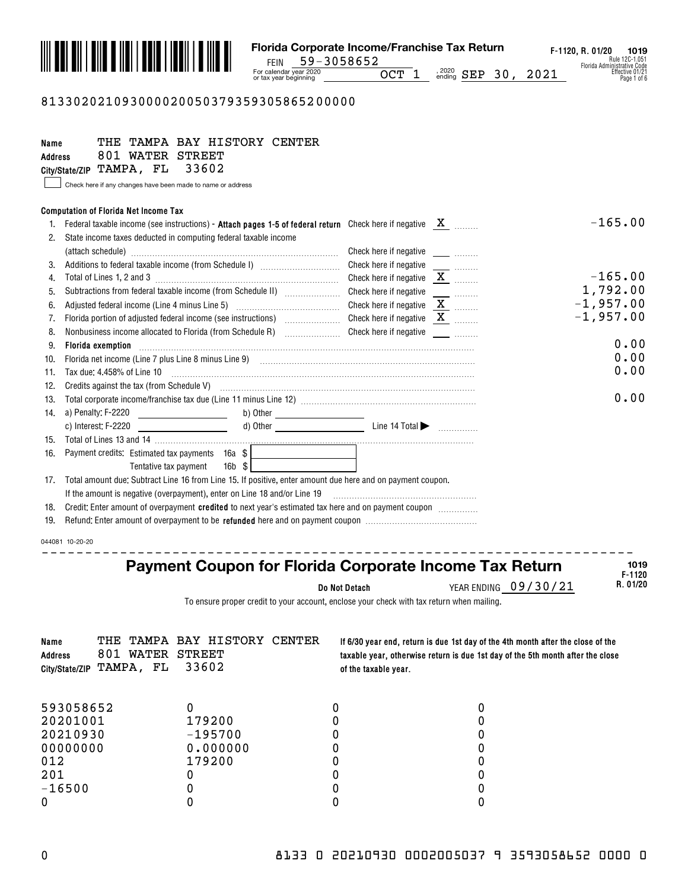**Florida Corporate Income/Franchise Tax Return**

F-1120, R. 01/20 **1019**
Rule 12C-1.051
Florida Administrative Code
Effective 01/21

FEIN 59-3058652

For calendar year 2020 or tax year beginning OCT 1, 2020 ending SEP 30, 2021

81330202109300002005037935930586520000 0

Name THE TAMPA BAY HISTORY CENTER
Address 801 WATER STREET
City/State/ZIP TAMPA, FL 33602

☐ Check here if any changes have been made to name or address

**Computation of Florida Net Income Tax**

| | | | |
|---|---|---|---|
| 1. | Federal taxable income (see instructions) - **Attach pages 1-5 of federal return** | Check here if negative X | -165.00 |
| 2. | State income taxes deducted in computing federal taxable income (attach schedule) | Check here if negative | |
| 3. | Additions to federal taxable income (from Schedule I) | Check here if negative | |
| 4. | Total of Lines 1, 2 and 3 | Check here if negative X | -165.00 |
| 5. | Subtractions from federal taxable income (from Schedule II) | Check here if negative | 1,792.00 |
| 6. | Adjusted federal income (Line 4 minus Line 5) | Check here if negative X | -1,957.00 |
| 7. | Florida portion of adjusted federal income (see instructions) | Check here if negative X | -1,957.00 |
| 8. | Nonbusiness income allocated to Florida (from Schedule R) | Check here if negative | |
| 9. | **Florida exemption** | | 0.00 |
| 10. | Florida net income (Line 7 plus Line 8 minus Line 9) | | 0.00 |
| 11. | Tax due: 4.458% of Line 10 | | 0.00 |
| 12. | Credits against the tax (from Schedule V) | | |
| 13. | Total corporate income/franchise tax due (Line 11 minus Line 12) | | 0.00 |
| 14. | a) Penalty: F-2220 ____ b) Other ____ c) Interest: F-2220 ____ d) Other ____ Line 14 Total ▶ | | |
| 15. | Total of Lines 13 and 14 | | |
| 16. | Payment credits: Estimated tax payments 16a $ ____ Tentative tax payment 16b $ ____ | | |
| 17. | Total amount due: Subtract Line 16 from Line 15. If positive, enter amount due here and on payment coupon. If the amount is negative (overpayment), enter on Line 18 and/or Line 19 | | |
| 18. | Credit: Enter amount of overpayment **credited** to next year's estimated tax here and on payment coupon | | |
| 19. | Refund: Enter amount of overpayment to be **refunded** here and on payment coupon | | |

044081 10-20-20

---

## Payment Coupon for Florida Corporate Income Tax Return

1019
F-1120
R. 01/20

**Do Not Detach** YEAR ENDING 09/30/21

To ensure proper credit to your account, enclose your check with tax return when mailing.

Name THE TAMPA BAY HISTORY CENTER
Address 801 WATER STREET
City/State/ZIP TAMPA, FL 33602

**If 6/30 year end, return is due 1st day of the 4th month after the close of the taxable year, otherwise return is due 1st day of the 5th month after the close of the taxable year.**

| | | | |
|---|---|---|---|
| 593058652 | 0 | 0 | 0 |
| 20201001 | 179200 | 0 | 0 |
| 20210930 | -195700 | 0 | 0 |
| 00000000 | 0.000000 | 0 | 0 |
| 012 | 179200 | 0 | 0 |
| 201 | 0 | 0 | 0 |
| -16500 | 0 | 0 | 0 |
| 0 | 0 | 0 | 0 |

0 8133 0 20210930 0002005037 9 3593058652 0000 0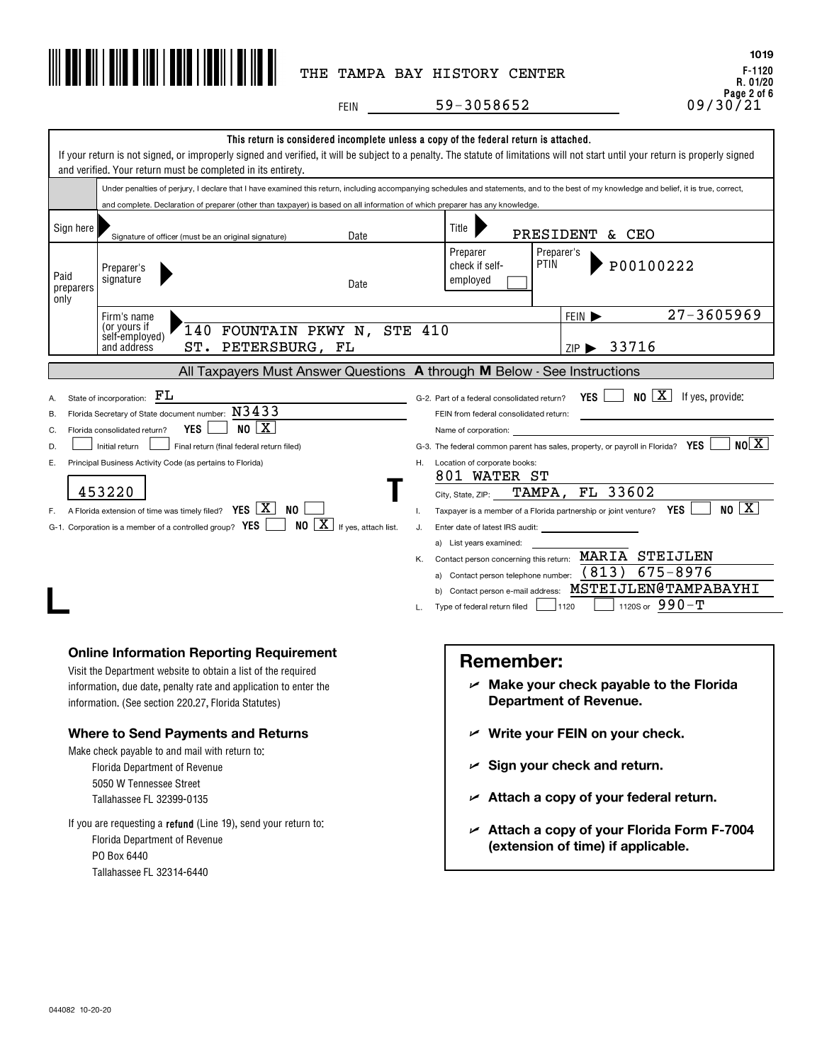THE TAMPA BAY HISTORY CENTER

FEIN 59-3058652

1019
F-1120
R. 01/20
09/30/21

**This return is considered incomplete unless a copy of the federal return is attached.**

If your return is not signed, or improperly signed and verified, it will be subject to a penalty. The statute of limitations will not start until your return is properly signed and verified. Your return must be completed in its entirety.

Under penalties of perjury, I declare that I have examined this return, including accompanying schedules and statements, and to the best of my knowledge and belief, it is true, correct, and complete. Declaration of preparer (other than taxpayer) is based on all information of which preparer has any knowledge.

| | | |
|---|---|---|
| Sign here | Signature of officer (must be an original signature) Date | Title PRESIDENT & CEO |
| Paid preparers only | Preparer's signature Date | Preparer check if self-employed ☐ Preparer's PTIN P00100222 |
| | Firm's name (or yours if self-employed) and address 140 FOUNTAIN PKWY N, STE 410 ST. PETERSBURG, FL | FEIN 27-3605969 ZIP 33716 |

## All Taxpayers Must Answer Questions A through M Below - See Instructions

A. State of incorporation: FL

B. Florida Secretary of State document number: N3433

C. Florida consolidated return? YES ☐ NO [X]

D. ☐ Initial return ☐ Final return (final federal return filed)

E. Principal Business Activity Code (as pertains to Florida)

453220

F. A Florida extension of time was timely filed? YES [X] NO ☐

G-1. Corporation is a member of a controlled group? YES ☐ NO [X] If yes, attach list.

G-2. Part of a federal consolidated return? YES ☐ NO [X] If yes, provide:
FEIN from federal consolidated return:
Name of corporation:

G-3. The federal common parent has sales, property, or payroll in Florida? YES ☐ NO [X]

H. Location of corporate books: 801 WATER ST
City, State, ZIP: TAMPA, FL 33602

I. Taxpayer is a member of a Florida partnership or joint venture? YES ☐ NO [X]

J. Enter date of latest IRS audit:
a) List years examined:

K. Contact person concerning this return: MARIA STEIJLEN
a) Contact person telephone number: (813) 675-8976
b) Contact person e-mail address: MSTEIJLEN@TAMPABAYHI

L. Type of federal return filed ☐ 1120 ☐ 1120S or 990-T

### Online Information Reporting Requirement

Visit the Department website to obtain a list of the required information, due date, penalty rate and application to enter the information. (See section 220.27, Florida Statutes)

### Where to Send Payments and Returns

Make check payable to and mail with return to:

Florida Department of Revenue
5050 W Tennessee Street
Tallahassee FL 32399-0135

If you are requesting a **refund** (Line 19), send your return to:

Florida Department of Revenue
PO Box 6440
Tallahassee FL 32314-6440

## Remember:

- **Make your check payable to the Florida Department of Revenue.**
- **Write your FEIN on your check.**
- **Sign your check and return.**
- **Attach a copy of your federal return.**
- **Attach a copy of your Florida Form F-7004 (extension of time) if applicable.**

044082 10-20-20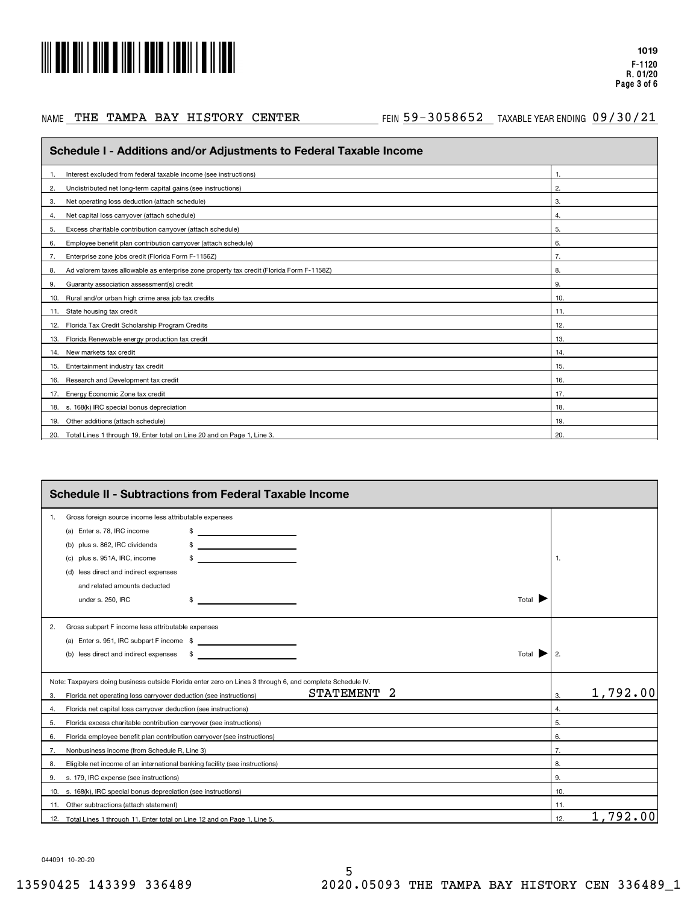1019
F-1120
R. 01/20

NAME THE TAMPA BAY HISTORY CENTER FEIN 59-3058652 TAXABLE YEAR ENDING 09/30/21

## Schedule I - Additions and/or Adjustments to Federal Taxable Income

| | | |
|---|---|---|
| 1. | Interest excluded from federal taxable income (see instructions) | 1. |
| 2. | Undistributed net long-term capital gains (see instructions) | 2. |
| 3. | Net operating loss deduction (attach schedule) | 3. |
| 4. | Net capital loss carryover (attach schedule) | 4. |
| 5. | Excess charitable contribution carryover (attach schedule) | 5. |
| 6. | Employee benefit plan contribution carryover (attach schedule) | 6. |
| 7. | Enterprise zone jobs credit (Florida Form F-1156Z) | 7. |
| 8. | Ad valorem taxes allowable as enterprise zone property tax credit (Florida Form F-1158Z) | 8. |
| 9. | Guaranty association assessment(s) credit | 9. |
| 10. | Rural and/or urban high crime area job tax credits | 10. |
| 11. | State housing tax credit | 11. |
| 12. | Florida Tax Credit Scholarship Program Credits | 12. |
| 13. | Florida Renewable energy production tax credit | 13. |
| 14. | New markets tax credit | 14. |
| 15. | Entertainment industry tax credit | 15. |
| 16. | Research and Development tax credit | 16. |
| 17. | Energy Economic Zone tax credit | 17. |
| 18. | s. 168(k) IRC special bonus depreciation | 18. |
| 19. | Other additions (attach schedule) | 19. |
| 20. | Total Lines 1 through 19. Enter total on Line 20 and on Page 1, Line 3. | 20. |

## Schedule II - Subtractions from Federal Taxable Income

1. Gross foreign source income less attributable expenses
   - (a) Enter s. 78, IRC income $
   - (b) plus s. 862, IRC dividends $
   - (c) plus s. 951A, IRC, income $
   - (d) less direct and indirect expenses and related amounts deducted under s. 250, IRC $ Total ▶ 1.

2. Gross subpart F income less attributable expenses
   - (a) Enter s. 951, IRC subpart F income $
   - (b) less direct and indirect expenses $ Total ▶ 2.

Note: Taxpayers doing business outside Florida enter zero on Lines 3 through 6, and complete Schedule IV.

| | | | |
|---|---|---|---|
| 3. | Florida net operating loss carryover deduction (see instructions) STATEMENT 2 | 3. | 1,792.00 |
| 4. | Florida net capital loss carryover deduction (see instructions) | 4. | |
| 5. | Florida excess charitable contribution carryover (see instructions) | 5. | |
| 6. | Florida employee benefit plan contribution carryover (see instructions) | 6. | |
| 7. | Nonbusiness income (from Schedule R, Line 3) | 7. | |
| 8. | Eligible net income of an international banking facility (see instructions) | 8. | |
| 9. | s. 179, IRC expense (see instructions) | 9. | |
| 10. | s. 168(k), IRC special bonus depreciation (see instructions) | 10. | |
| 11. | Other subtractions (attach statement) | 11. | |
| 12. | Total Lines 1 through 11. Enter total on Line 12 and on Page 1, Line 5. | 12. | 1,792.00 |

044091 10-20-20

13590425 143399 336489 2020.05093 THE TAMPA BAY HISTORY CEN 336489_1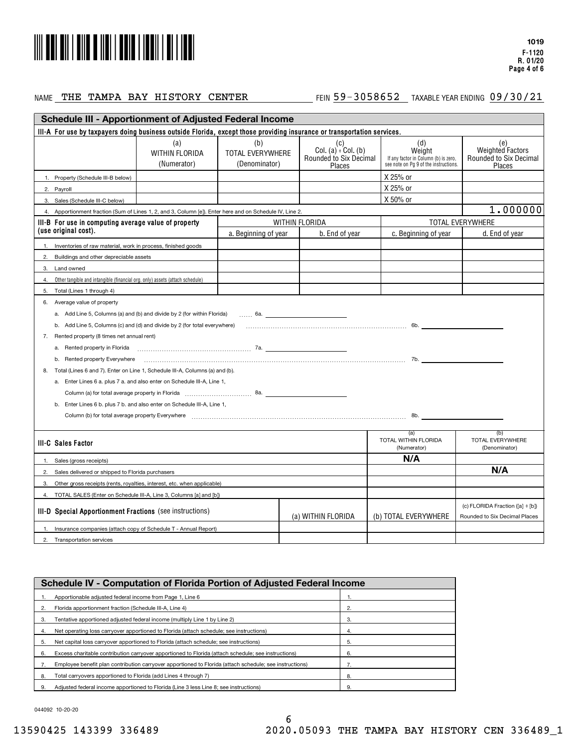1019
F-1120
R. 01/20
Page 4 of 6

NAME THE TAMPA BAY HISTORY CENTER FEIN 59-3058652 TAXABLE YEAR ENDING 09/30/21

## Schedule III - Apportionment of Adjusted Federal Income

**III-A For use by taxpayers doing business outside Florida, except those providing insurance or transportation services.**

| | (a) WITHIN FLORIDA (Numerator) | (b) TOTAL EVERYWHERE (Denominator) | (c) Col. (a) ÷ Col. (b) Rounded to Six Decimal Places | (d) Weight If any factor in Column (b) is zero, see note on Pg 9 of the instructions. | (e) Weighted Factors Rounded to Six Decimal Places |
|---|---|---|---|---|---|
| 1. Property (Schedule III-B below) | | | | X 25% or | |
| 2. Payroll | | | | X 25% or | |
| 3. Sales (Schedule III-C below) | | | | X 50% or | |
| 4. Apportionment fraction (Sum of Lines 1, 2, and 3, Column [e]). Enter here and on Schedule IV, Line 2. | | | | | 1.000000 |

| III-B For use in computing average value of property (use original cost). | WITHIN FLORIDA | | TOTAL EVERYWHERE | |
|---|---|---|---|---|
| | a. Beginning of year | b. End of year | c. Beginning of year | d. End of year |
| 1. Inventories of raw material, work in process, finished goods | | | | |
| 2. Buildings and other depreciable assets | | | | |
| 3. Land owned | | | | |
| 4. Other tangible and intangible (financial org. only) assets (attach schedule) | | | | |
| 5. Total (Lines 1 through 4) | | | | |

6. Average value of property
   - a. Add Line 5, Columns (a) and (b) and divide by 2 (for within Florida) ...... 6a. ______
   - b. Add Line 5, Columns (c) and (d) and divide by 2 (for total everywhere) ...... 6b. ______
7. Rented property (8 times net annual rent)
   - a. Rented property in Florida ...... 7a. ______
   - b. Rented property Everywhere ...... 7b. ______
8. Total (Lines 6 and 7). Enter on Line 1, Schedule III-A, Columns (a) and (b).
   - a. Enter Lines 6 a. plus 7 a. and also enter on Schedule III-A, Line 1, Column (a) for total average property in Florida ...... 8a. ______
   - b. Enter Lines 6 b. plus 7 b. and also enter on Schedule III-A, Line 1, Column (b) for total average property Everywhere ...... 8b. ______

| III-C Sales Factor | (a) TOTAL WITHIN FLORIDA (Numerator) | (b) TOTAL EVERYWHERE (Denominator) |
|---|---|---|
| 1. Sales (gross receipts) | N/A | |
| 2. Sales delivered or shipped to Florida purchasers | | N/A |
| 3. Other gross receipts (rents, royalties, interest, etc. when applicable) | | |
| 4. TOTAL SALES (Enter on Schedule III-A, Line 3, Columns [a] and [b]) | | |

| III-D Special Apportionment Fractions (see instructions) | (a) WITHIN FLORIDA | (b) TOTAL EVERYWHERE | (c) FLORIDA Fraction ([a] ÷ [b]) Rounded to Six Decimal Places |
|---|---|---|---|
| 1. Insurance companies (attach copy of Schedule T - Annual Report) | | | |
| 2. Transportation services | | | |

## Schedule IV - Computation of Florida Portion of Adjusted Federal Income

| | | |
|---|---|---|
| 1. | Apportionable adjusted federal income from Page 1, Line 6 | 1. |
| 2. | Florida apportionment fraction (Schedule III-A, Line 4) | 2. |
| 3. | Tentative apportioned adjusted federal income (multiply Line 1 by Line 2) | 3. |
| 4. | Net operating loss carryover apportioned to Florida (attach schedule; see instructions) | 4. |
| 5. | Net capital loss carryover apportioned to Florida (attach schedule; see instructions) | 5. |
| 6. | Excess charitable contribution carryover apportioned to Florida (attach schedule; see instructions) | 6. |
| 7. | Employee benefit plan contribution carryover apportioned to Florida (attach schedule; see instructions) | 7. |
| 8. | Total carryovers apportioned to Florida (add Lines 4 through 7) | 8. |
| 9. | Adjusted federal income apportioned to Florida (Line 3 less Line 8; see instructions) | 9. |

044092 10-20-20

13590425 143399 336489 2020.05093 THE TAMPA BAY HISTORY CEN 336489_1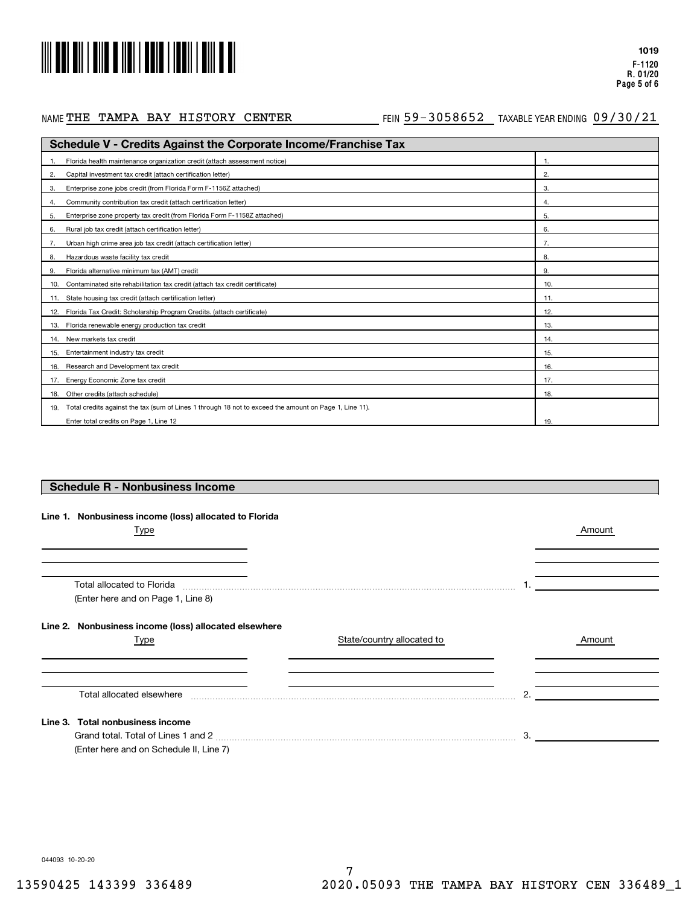1019
F-1120
R. 01/20

NAME THE TAMPA BAY HISTORY CENTER FEIN 59-3058652 TAXABLE YEAR ENDING 09/30/21

## Schedule V - Credits Against the Corporate Income/Franchise Tax

| | |
|---|---|
| 1. Florida health maintenance organization credit (attach assessment notice) | 1. |
| 2. Capital investment tax credit (attach certification letter) | 2. |
| 3. Enterprise zone jobs credit (from Florida Form F-1156Z attached) | 3. |
| 4. Community contribution tax credit (attach certification letter) | 4. |
| 5. Enterprise zone property tax credit (from Florida Form F-1158Z attached) | 5. |
| 6. Rural job tax credit (attach certification letter) | 6. |
| 7. Urban high crime area job tax credit (attach certification letter) | 7. |
| 8. Hazardous waste facility tax credit | 8. |
| 9. Florida alternative minimum tax (AMT) credit | 9. |
| 10. Contaminated site rehabilitation tax credit (attach tax credit certificate) | 10. |
| 11. State housing tax credit (attach certification letter) | 11. |
| 12. Florida Tax Credit: Scholarship Program Credits. (attach certificate) | 12. |
| 13. Florida renewable energy production tax credit | 13. |
| 14. New markets tax credit | 14. |
| 15. Entertainment industry tax credit | 15. |
| 16. Research and Development tax credit | 16. |
| 17. Energy Economic Zone tax credit | 17. |
| 18. Other credits (attach schedule) | 18. |
| 19. Total credits against the tax (sum of Lines 1 through 18 not to exceed the amount on Page 1, Line 11). Enter total credits on Page 1, Line 12 | 19. |

## Schedule R - Nonbusiness Income

**Line 1. Nonbusiness income (loss) allocated to Florida**

| Type | Amount |
|---|---|
| | |
| | |
| | |

Total allocated to Florida ........ 1. ______
(Enter here and on Page 1, Line 8)

**Line 2. Nonbusiness income (loss) allocated elsewhere**

| Type | State/country allocated to | Amount |
|---|---|---|
| | | |
| | | |
| | | |

Total allocated elsewhere ........ 2. ______

**Line 3. Total nonbusiness income**

Grand total. Total of Lines 1 and 2 ........ 3. ______
(Enter here and on Schedule II, Line 7)

044093 10-20-20

13590425 143399 336489 2020.05093 THE TAMPA BAY HISTORY CEN 336489_1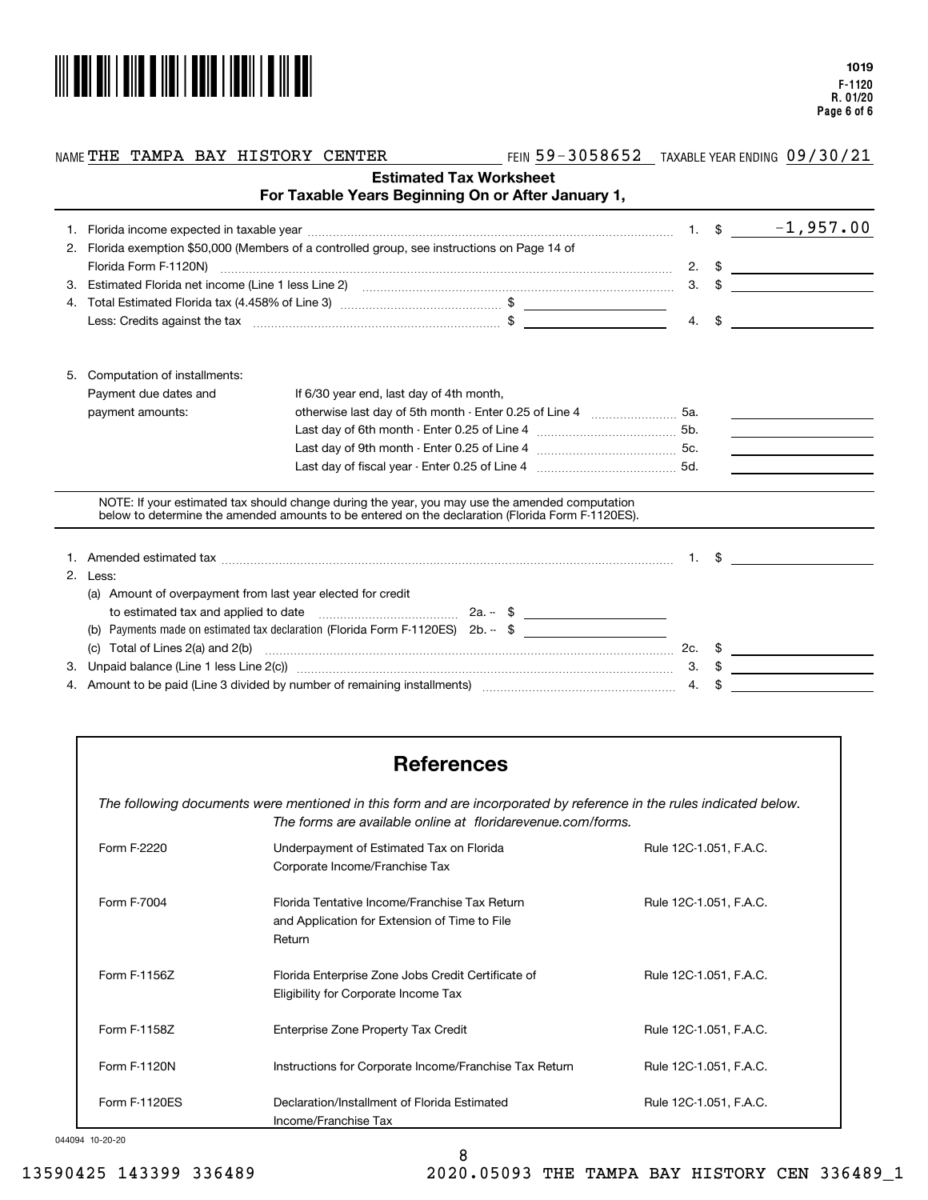1019
F-1120
R. 01/20

NAME THE TAMPA BAY HISTORY CENTER FEIN 59-3058652 TAXABLE YEAR ENDING 09/30/21

## Estimated Tax Worksheet
### For Taxable Years Beginning On or After January 1,

| | | | |
|---|---|---|---|
| 1. Florida income expected in taxable year | | 1. | $ -1,957.00 |
| 2. Florida exemption $50,000 (Members of a controlled group, see instructions on Page 14 of Florida Form F-1120N) | | 2. | $ |
| 3. Estimated Florida net income (Line 1 less Line 2) | | 3. | $ |
| 4. Total Estimated Florida tax (4.458% of Line 3) | $ | | |
| Less: Credits against the tax | $ | 4. | $ |

5. Computation of installments:

| Payment due dates and payment amounts: | | |
|---|---|---|
| If 6/30 year end, last day of 4th month, otherwise last day of 5th month - Enter 0.25 of Line 4 | 5a. | |
| Last day of 6th month - Enter 0.25 of Line 4 | 5b. | |
| Last day of 9th month - Enter 0.25 of Line 4 | 5c. | |
| Last day of fiscal year - Enter 0.25 of Line 4 | 5d. | |

NOTE: If your estimated tax should change during the year, you may use the amended computation below to determine the amended amounts to be entered on the declaration (Florida Form F-1120ES).

| | | | |
|---|---|---|---|
| 1. Amended estimated tax | | 1. | $ |
| 2. Less: | | | |
| (a) Amount of overpayment from last year elected for credit to estimated tax and applied to date | 2a. -- $ | | |
| (b) Payments made on estimated tax declaration (Florida Form F-1120ES) | 2b. -- $ | | |
| (c) Total of Lines 2(a) and 2(b) | | 2c. | $ |
| 3. Unpaid balance (Line 1 less Line 2(c)) | | 3. | $ |
| 4. Amount to be paid (Line 3 divided by number of remaining installments) | | 4. | $ |

## References

*The following documents were mentioned in this form and are incorporated by reference in the rules indicated below. The forms are available online at floridarevenue.com/forms.*

| | | |
|---|---|---|
| Form F-2220 | Underpayment of Estimated Tax on Florida Corporate Income/Franchise Tax | Rule 12C-1.051, F.A.C. |
| Form F-7004 | Florida Tentative Income/Franchise Tax Return and Application for Extension of Time to File Return | Rule 12C-1.051, F.A.C. |
| Form F-1156Z | Florida Enterprise Zone Jobs Credit Certificate of Eligibility for Corporate Income Tax | Rule 12C-1.051, F.A.C. |
| Form F-1158Z | Enterprise Zone Property Tax Credit | Rule 12C-1.051, F.A.C. |
| Form F-1120N | Instructions for Corporate Income/Franchise Tax Return | Rule 12C-1.051, F.A.C. |
| Form F-1120ES | Declaration/Installment of Florida Estimated Income/Franchise Tax | Rule 12C-1.051, F.A.C. |

044094 10-20-20

13590425 143399 336489 2020.05093 THE TAMPA BAY HISTORY CEN 336489_1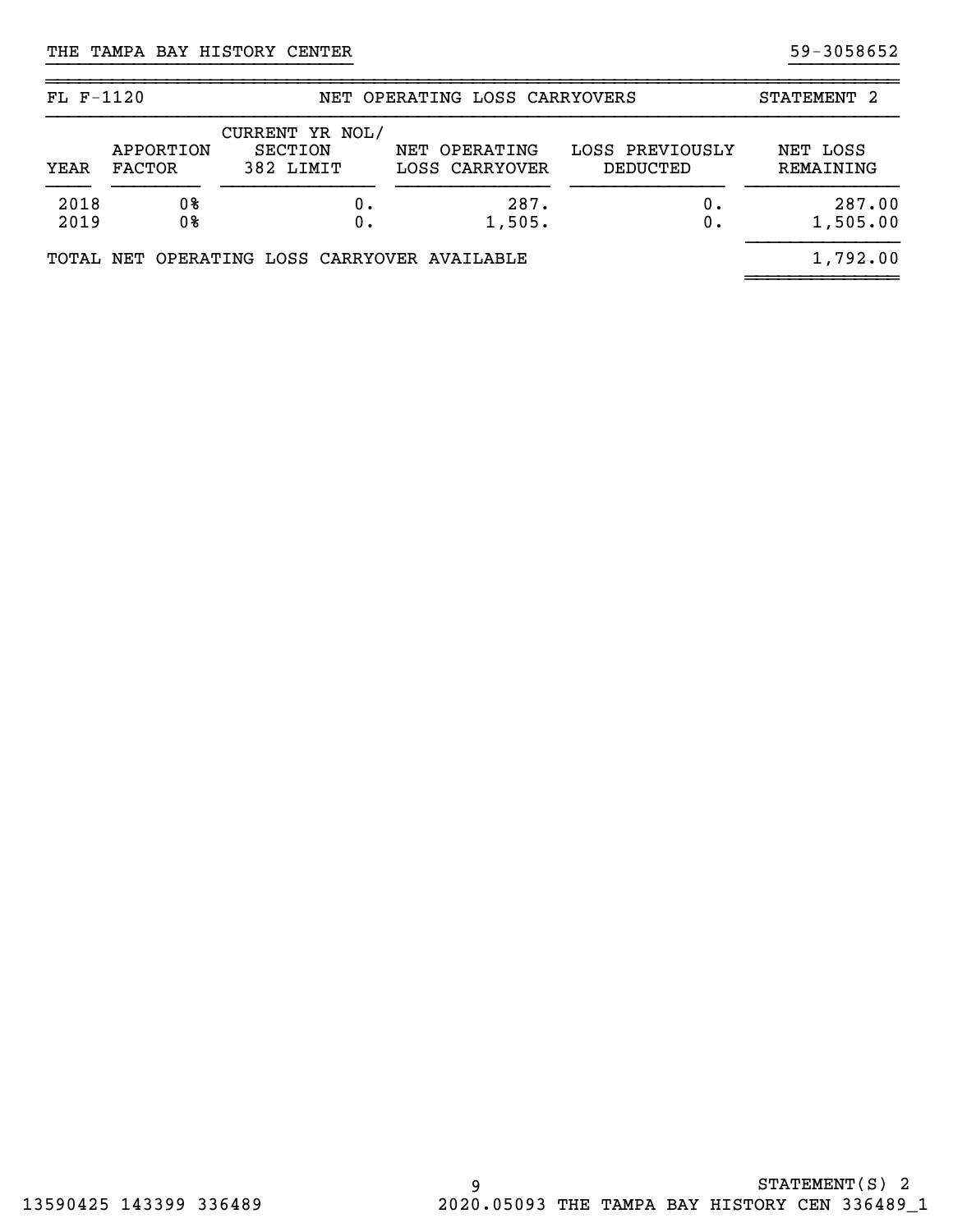THE TAMPA BAY HISTORY CENTER 59-3058652

| FL F-1120 | NET OPERATING LOSS CARRYOVERS | | | | STATEMENT 2 |
|---|---|---|---|---|---|
| YEAR | APPORTION FACTOR | CURRENT YR NOL/ SECTION 382 LIMIT | NET OPERATING LOSS CARRYOVER | LOSS PREVIOUSLY DEDUCTED | NET LOSS REMAINING |
| 2018 | 0% | 0. | 287. | 0. | 287.00 |
| 2019 | 0% | 0. | 1,505. | 0. | 1,505.00 |
| TOTAL NET OPERATING LOSS CARRYOVER AVAILABLE | | | | | 1,792.00 |

STATEMENT(S) 2

13590425 143399 336489 2020.05093 THE TAMPA BAY HISTORY CEN 336489_1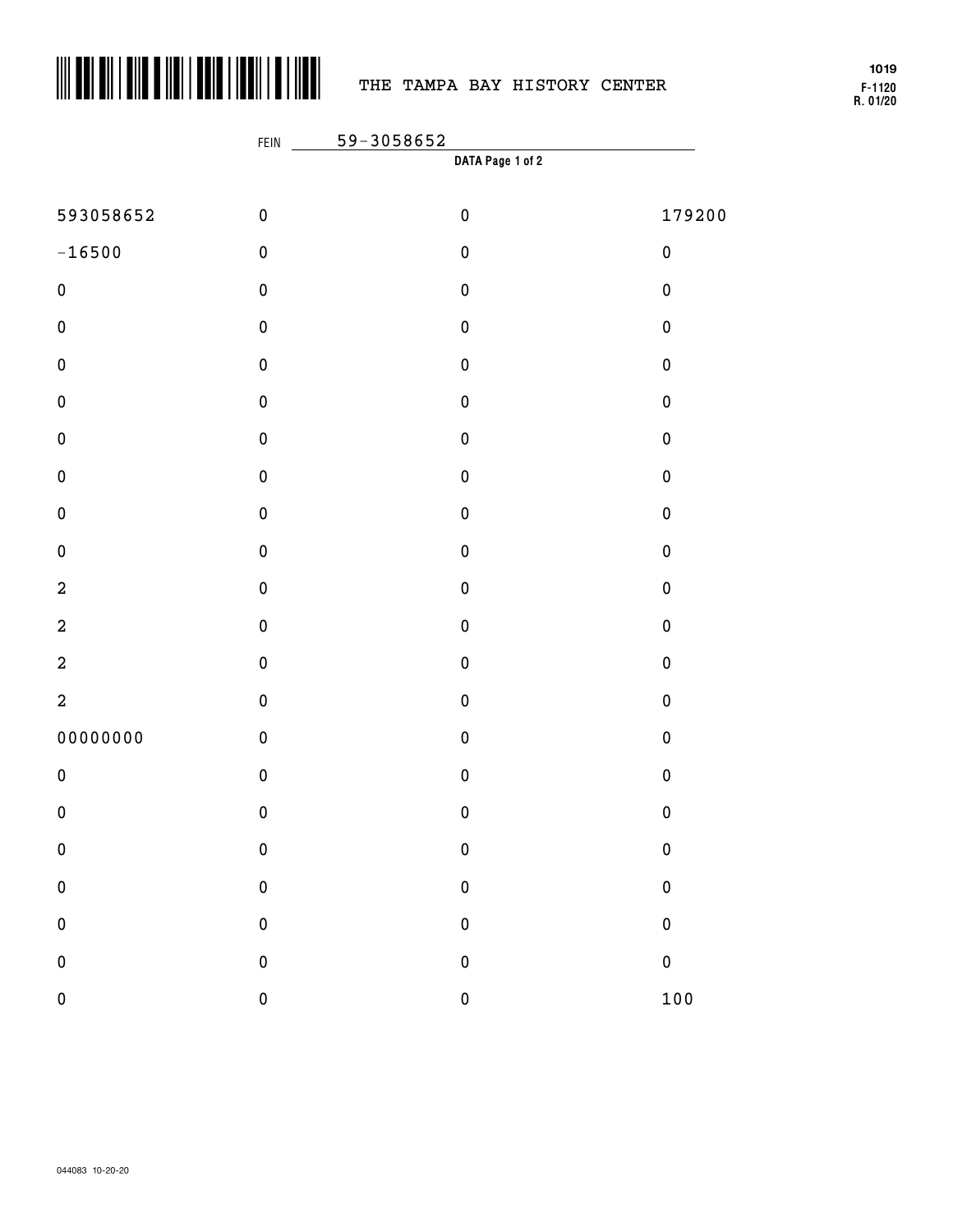THE TAMPA BAY HISTORY CENTER

1019
F-1120
R. 01/20

FEIN 59-3058652

**DATA Page 1 of 2**

| | | | |
|---|---|---|---|
| 593058652 | 0 | 0 | 179200 |
| -16500 | 0 | 0 | 0 |
| 0 | 0 | 0 | 0 |
| 0 | 0 | 0 | 0 |
| 0 | 0 | 0 | 0 |
| 0 | 0 | 0 | 0 |
| 0 | 0 | 0 | 0 |
| 0 | 0 | 0 | 0 |
| 0 | 0 | 0 | 0 |
| 0 | 0 | 0 | 0 |
| 2 | 0 | 0 | 0 |
| 2 | 0 | 0 | 0 |
| 2 | 0 | 0 | 0 |
| 2 | 0 | 0 | 0 |
| 00000000 | 0 | 0 | 0 |
| 0 | 0 | 0 | 0 |
| 0 | 0 | 0 | 0 |
| 0 | 0 | 0 | 0 |
| 0 | 0 | 0 | 0 |
| 0 | 0 | 0 | 0 |
| 0 | 0 | 0 | 0 |
| 0 | 0 | 0 | 100 |

044083 10-20-20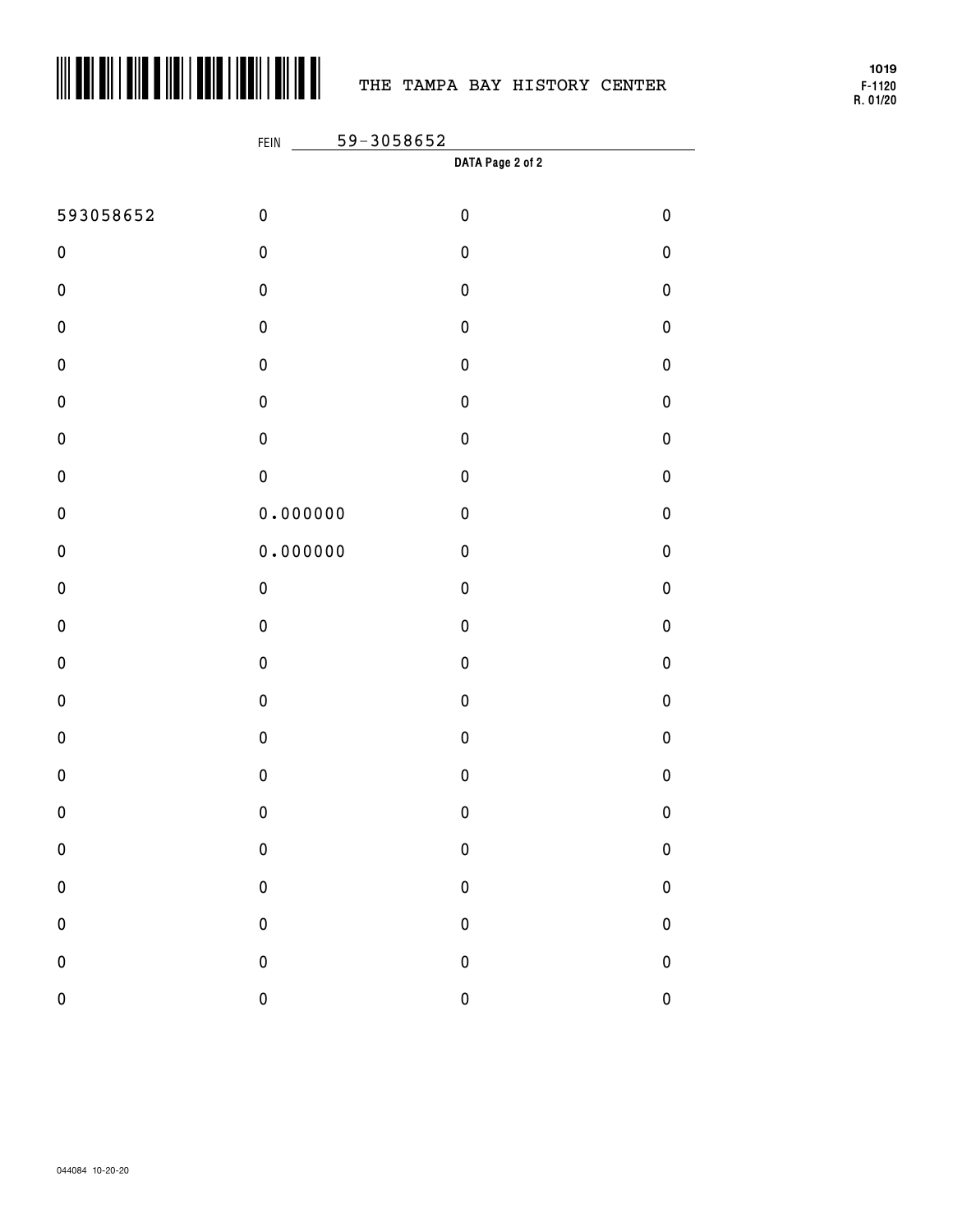THE TAMPA BAY HISTORY CENTER

1019
F-1120
R. 01/20

FEIN 59-3058652

**DATA Page 2 of 2**

| | | | |
|---|---|---|---|
| 593058652 | 0 | 0 | 0 |
| 0 | 0 | 0 | 0 |
| 0 | 0 | 0 | 0 |
| 0 | 0 | 0 | 0 |
| 0 | 0 | 0 | 0 |
| 0 | 0 | 0 | 0 |
| 0 | 0 | 0 | 0 |
| 0 | 0 | 0 | 0 |
| 0 | 0.000000 | 0 | 0 |
| 0 | 0.000000 | 0 | 0 |
| 0 | 0 | 0 | 0 |
| 0 | 0 | 0 | 0 |
| 0 | 0 | 0 | 0 |
| 0 | 0 | 0 | 0 |
| 0 | 0 | 0 | 0 |
| 0 | 0 | 0 | 0 |
| 0 | 0 | 0 | 0 |
| 0 | 0 | 0 | 0 |
| 0 | 0 | 0 | 0 |
| 0 | 0 | 0 | 0 |
| 0 | 0 | 0 | 0 |
| 0 | 0 | 0 | 0 |

044084 10-20-20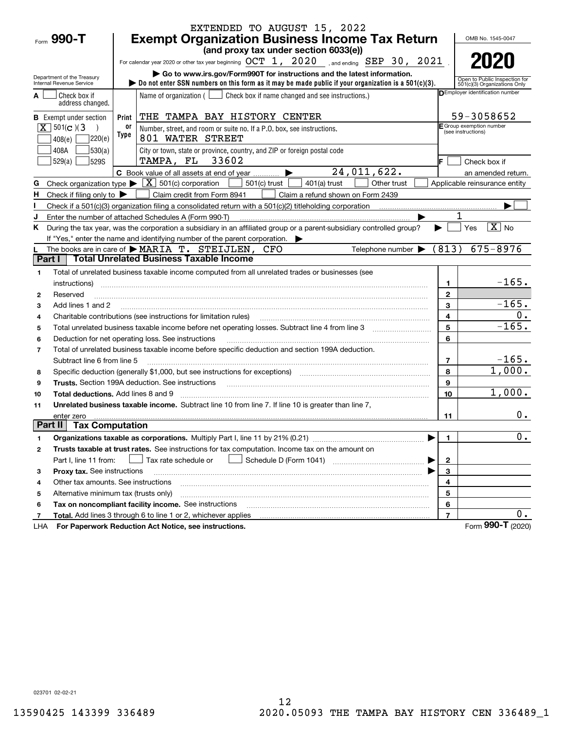EXTENDED TO AUGUST 15, 2022

Form **990-T**

# Exempt Organization Business Income Tax Return

**(and proxy tax under section 6033(e))**

For calendar year 2020 or other tax year beginning OCT 1, 2020, and ending SEP 30, 2021.

▶ Go to www.irs.gov/Form990T for instructions and the latest information.

▶ Do not enter SSN numbers on this form as it may be made public if your organization is a 501(c)(3).

Department of the Treasury
Internal Revenue Service

OMB No. 1545-0047

**2020**

Open to Public Inspection for 501(c)(3) Organizations Only

**A** ☐ Check box if address changed.

**B** Exempt under section
☒ 501(c)(3)
☐ 408(e) ☐ 220(e)
☐ 408A ☐ 530(a)
☐ 529(a) ☐ 529S

Name of organization (☐ Check box if name changed and see instructions.)
THE TAMPA BAY HISTORY CENTER

Number, street, and room or suite no. If a P.O. box, see instructions.
801 WATER STREET

City or town, state or province, country, and ZIP or foreign postal code
TAMPA, FL 33602

**D** Employer identification number: 59-3058652

**E** Group exemption number (see instructions)

**F** ☐ Check box if an amended return.

**C** Book value of all assets at end of year ▶ 24,011,622.

**G** Check organization type ▶ ☒ 501(c) corporation ☐ 501(c) trust ☐ 401(a) trust ☐ Other trust ☐ Applicable reinsurance entity

**H** Check if filing only to ▶ ☐ Claim credit from Form 8941 ☐ Claim a refund shown on Form 2439

**I** Check if a 501(c)(3) organization filing a consolidated return with a 501(c)(2) titleholding corporation ▶ ☐

**J** Enter the number of attached Schedules A (Form 990-T) ▶ 1

**K** During the tax year, was the corporation a subsidiary in an affiliated group or a parent-subsidiary controlled group? ▶ ☐ Yes ☒ No

If "Yes," enter the name and identifying number of the parent corporation. ▶

**L** The books are in care of ▶ MARIA T. STEIJLEN, CFO     Telephone number ▶ (813) 675-8976

## Part I Total Unrelated Business Taxable Income

| | | | |
|---|---|---|---|
| 1 | Total of unrelated business taxable income computed from all unrelated trades or businesses (see instructions) | 1 | -165. |
| 2 | Reserved | 2 | |
| 3 | Add lines 1 and 2 | 3 | -165. |
| 4 | Charitable contributions (see instructions for limitation rules) | 4 | 0. |
| 5 | Total unrelated business taxable income before net operating losses. Subtract line 4 from line 3 | 5 | -165. |
| 6 | Deduction for net operating loss. See instructions | 6 | |
| 7 | Total of unrelated business taxable income before specific deduction and section 199A deduction. Subtract line 6 from line 5 | 7 | -165. |
| 8 | Specific deduction (generally $1,000, but see instructions for exceptions) | 8 | 1,000. |
| 9 | **Trusts.** Section 199A deduction. See instructions | 9 | |
| 10 | **Total deductions.** Add lines 8 and 9 | 10 | 1,000. |
| 11 | **Unrelated business taxable income.** Subtract line 10 from line 7. If line 10 is greater than line 7, enter zero | 11 | 0. |

## Part II Tax Computation

| | | | |
|---|---|---|---|
| 1 | **Organizations taxable as corporations.** Multiply Part I, line 11 by 21% (0.21) ▶ | 1 | 0. |
| 2 | **Trusts taxable at trust rates.** See instructions for tax computation. Income tax on the amount on Part I, line 11 from: ☐ Tax rate schedule or ☐ Schedule D (Form 1041) ▶ | 2 | |
| 3 | **Proxy tax.** See instructions ▶ | 3 | |
| 4 | Other tax amounts. See instructions | 4 | |
| 5 | Alternative minimum tax (trusts only) | 5 | |
| 6 | **Tax on noncompliant facility income.** See instructions | 6 | |
| 7 | **Total.** Add lines 3 through 6 to line 1 or 2, whichever applies | 7 | 0. |

LHA **For Paperwork Reduction Act Notice, see instructions.** Form **990-T** (2020)

023701 02-02-21

13590425 143399 336489     2020.05093 THE TAMPA BAY HISTORY CEN 336489_1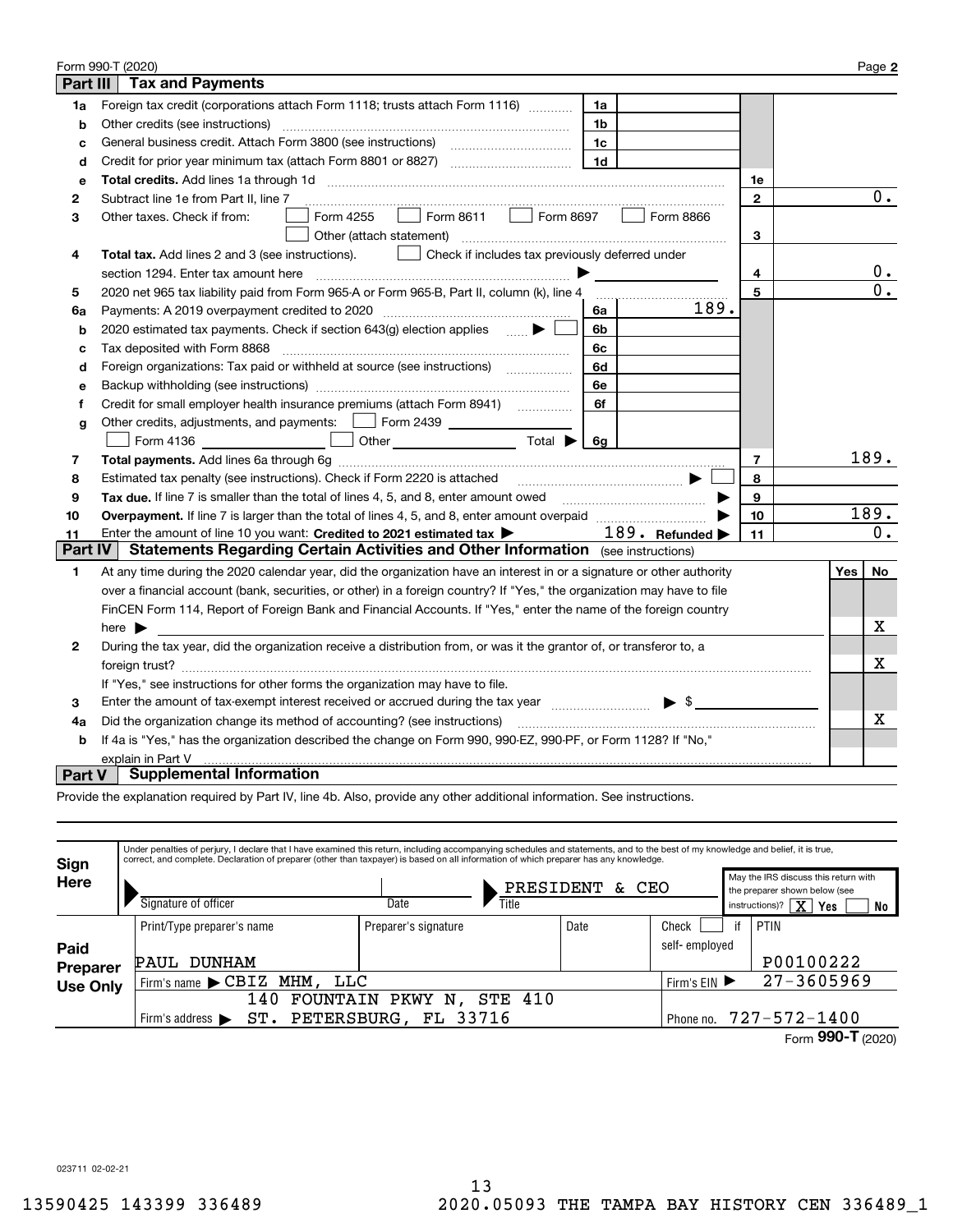Form 990-T (2020) Page **2**

## Part III Tax and Payments

| | | | | | |
|---|---|---|---|---|---|
| **1a** | Foreign tax credit (corporations attach Form 1118; trusts attach Form 1116) | 1a | | | |
| **b** | Other credits (see instructions) | 1b | | | |
| **c** | General business credit. Attach Form 3800 (see instructions) | 1c | | | |
| **d** | Credit for prior year minimum tax (attach Form 8801 or 8827) | 1d | | | |
| **e** | **Total credits.** Add lines 1a through 1d | | | 1e | |
| **2** | Subtract line 1e from Part II, line 7 | | | 2 | 0. |
| **3** | Other taxes. Check if from: ☐ Form 4255 ☐ Form 8611 ☐ Form 8697 ☐ Form 8866 ☐ Other (attach statement) | | | 3 | |
| **4** | **Total tax.** Add lines 2 and 3 (see instructions). ☐ Check if includes tax previously deferred under section 1294. Enter tax amount here ▶ | | | 4 | 0. |
| **5** | 2020 net 965 tax liability paid from Form 965-A or Form 965-B, Part II, column (k), line 4 | | | 5 | 0. |
| **6a** | Payments: A 2019 overpayment credited to 2020 | 6a | 189. | | |
| **b** | 2020 estimated tax payments. Check if section 643(g) election applies ▶ ☐ | 6b | | | |
| **c** | Tax deposited with Form 8868 | 6c | | | |
| **d** | Foreign organizations: Tax paid or withheld at source (see instructions) | 6d | | | |
| **e** | Backup withholding (see instructions) | 6e | | | |
| **f** | Credit for small employer health insurance premiums (attach Form 8941) | 6f | | | |
| **g** | Other credits, adjustments, and payments: ☐ Form 2439 ☐ Form 4136 ☐ Other Total ▶ | 6g | | | |
| **7** | **Total payments.** Add lines 6a through 6g | | | 7 | 189. |
| **8** | Estimated tax penalty (see instructions). Check if Form 2220 is attached ▶ ☐ | | | 8 | |
| **9** | **Tax due.** If line 7 is smaller than the total of lines 4, 5, and 8, enter amount owed ▶ | | | 9 | |
| **10** | **Overpayment.** If line 7 is larger than the total of lines 4, 5, and 8, enter amount overpaid ▶ | | | 10 | 189. |
| **11** | Enter the amount of line 10 you want: **Credited to 2021 estimated tax** ▶ 189. **Refunded** ▶ | | | 11 | 0. |

## Part IV Statements Regarding Certain Activities and Other Information (see instructions)

| | | Yes | No |
|---|---|---|---|
| **1** | At any time during the 2020 calendar year, did the organization have an interest in or a signature or other authority over a financial account (bank, securities, or other) in a foreign country? If "Yes," the organization may have to file FinCEN Form 114, Report of Foreign Bank and Financial Accounts. If "Yes," enter the name of the foreign country here ▶ | | X |
| **2** | During the tax year, did the organization receive a distribution from, or was it the grantor of, or transferor to, a foreign trust? If "Yes," see instructions for other forms the organization may have to file. | | X |
| **3** | Enter the amount of tax-exempt interest received or accrued during the tax year ▶ $ | | |
| **4a** | Did the organization change its method of accounting? (see instructions) | | X |
| **b** | If 4a is "Yes," has the organization described the change on Form 990, 990-EZ, 990-PF, or Form 1128? If "No," explain in Part V | | |

## Part V Supplemental Information

Provide the explanation required by Part IV, line 4b. Also, provide any other additional information. See instructions.

**Sign Here**

Under penalties of perjury, I declare that I have examined this return, including accompanying schedules and statements, and to the best of my knowledge and belief, it is true, correct, and complete. Declaration of preparer (other than taxpayer) is based on all information of which preparer has any knowledge.

Signature of officer | Date | Title: PRESIDENT & CEO

May the IRS discuss this return with the preparer shown below (see instructions)? [X] Yes ☐ No

**Paid Preparer Use Only**

| Print/Type preparer's name | Preparer's signature | Date | Check ☐ if self-employed | PTIN |
|---|---|---|---|---|
| PAUL DUNHAM | | | | P00100222 |
| Firm's name ▶ CBIZ MHM, LLC | | | Firm's EIN ▶ | 27-3605969 |
| Firm's address ▶ 140 FOUNTAIN PKWY N, STE 410 ST. PETERSBURG, FL 33716 | | | Phone no. | 727-572-1400 |

Form **990-T** (2020)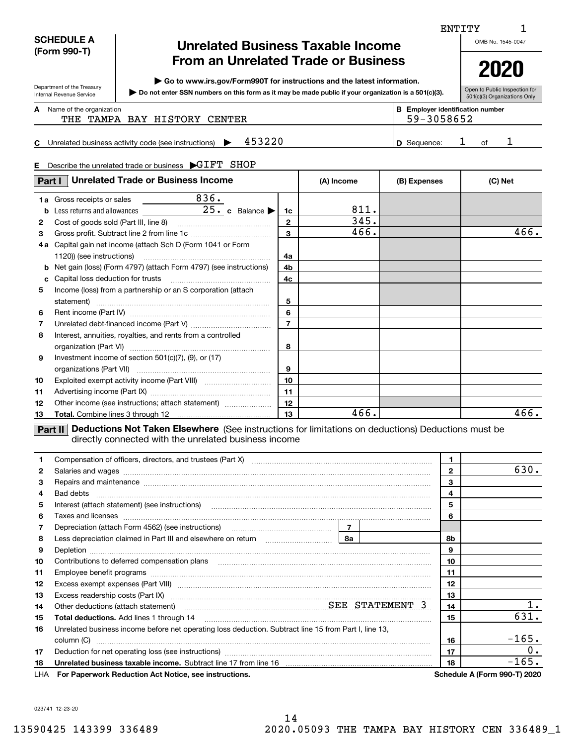ENTITY 1

**SCHEDULE A (Form 990-T)**

Department of the Treasury
Internal Revenue Service

# Unrelated Business Taxable Income From an Unrelated Trade or Business

▶ Go to www.irs.gov/Form990T for instructions and the latest information.

▶ Do not enter SSN numbers on this form as it may be made public if your organization is a 501(c)(3).

OMB No. 1545-0047

**2020**

Open to Public Inspection for 501(c)(3) Organizations Only

**A** Name of the organization: THE TAMPA BAY HISTORY CENTER

**B** Employer identification number: 59-3058652

**C** Unrelated business activity code (see instructions) ▶ 453220

**D** Sequence: 1 of 1

**E** Describe the unrelated trade or business ▶ GIFT SHOP

## Part I Unrelated Trade or Business Income

| | | | (A) Income | (B) Expenses | (C) Net |
|---|---|---|---|---|---|
| 1a | Gross receipts or sales 836. | | | | |
| b | Less returns and allowances 25. c Balance ▶ | 1c | 811. | | |
| 2 | Cost of goods sold (Part III, line 8) | 2 | 345. | | |
| 3 | Gross profit. Subtract line 2 from line 1c | 3 | 466. | | 466. |
| 4a | Capital gain net income (attach Sch D (Form 1041 or Form 1120)) (see instructions) | 4a | | | |
| b | Net gain (loss) (Form 4797) (attach Form 4797) (see instructions) | 4b | | | |
| c | Capital loss deduction for trusts | 4c | | | |
| 5 | Income (loss) from a partnership or an S corporation (attach statement) | 5 | | | |
| 6 | Rent income (Part IV) | 6 | | | |
| 7 | Unrelated debt-financed income (Part V) | 7 | | | |
| 8 | Interest, annuities, royalties, and rents from a controlled organization (Part VI) | 8 | | | |
| 9 | Investment income of section 501(c)(7), (9), or (17) organizations (Part VII) | 9 | | | |
| 10 | Exploited exempt activity income (Part VIII) | 10 | | | |
| 11 | Advertising income (Part IX) | 11 | | | |
| 12 | Other income (see instructions; attach statement) | 12 | | | |
| 13 | **Total.** Combine lines 3 through 12 | 13 | 466. | | 466. |

## Part II Deductions Not Taken Elsewhere

(See instructions for limitations on deductions) Deductions must be directly connected with the unrelated business income

| | | | |
|---|---|---|---|
| 1 | Compensation of officers, directors, and trustees (Part X) | 1 | |
| 2 | Salaries and wages | 2 | 630. |
| 3 | Repairs and maintenance | 3 | |
| 4 | Bad debts | 4 | |
| 5 | Interest (attach statement) (see instructions) | 5 | |
| 6 | Taxes and licenses | 6 | |
| 7 | Depreciation (attach Form 4562) (see instructions) 7 | | |
| 8 | Less depreciation claimed in Part III and elsewhere on return 8a | 8b | |
| 9 | Depletion | 9 | |
| 10 | Contributions to deferred compensation plans | 10 | |
| 11 | Employee benefit programs | 11 | |
| 12 | Excess exempt expenses (Part VIII) | 12 | |
| 13 | Excess readership costs (Part IX) | 13 | |
| 14 | Other deductions (attach statement) SEE STATEMENT 3 | 14 | 1. |
| 15 | **Total deductions.** Add lines 1 through 14 | 15 | 631. |
| 16 | Unrelated business income before net operating loss deduction. Subtract line 15 from Part I, line 13, column (C) | 16 | -165. |
| 17 | Deduction for net operating loss (see instructions) | 17 | 0. |
| 18 | **Unrelated business taxable income.** Subtract line 17 from line 16 | 18 | -165. |

LHA **For Paperwork Reduction Act Notice, see instructions.**

**Schedule A (Form 990-T) 2020**

023741 12-23-20

13590425 143399 336489 2020.05093 THE TAMPA BAY HISTORY CEN 336489_1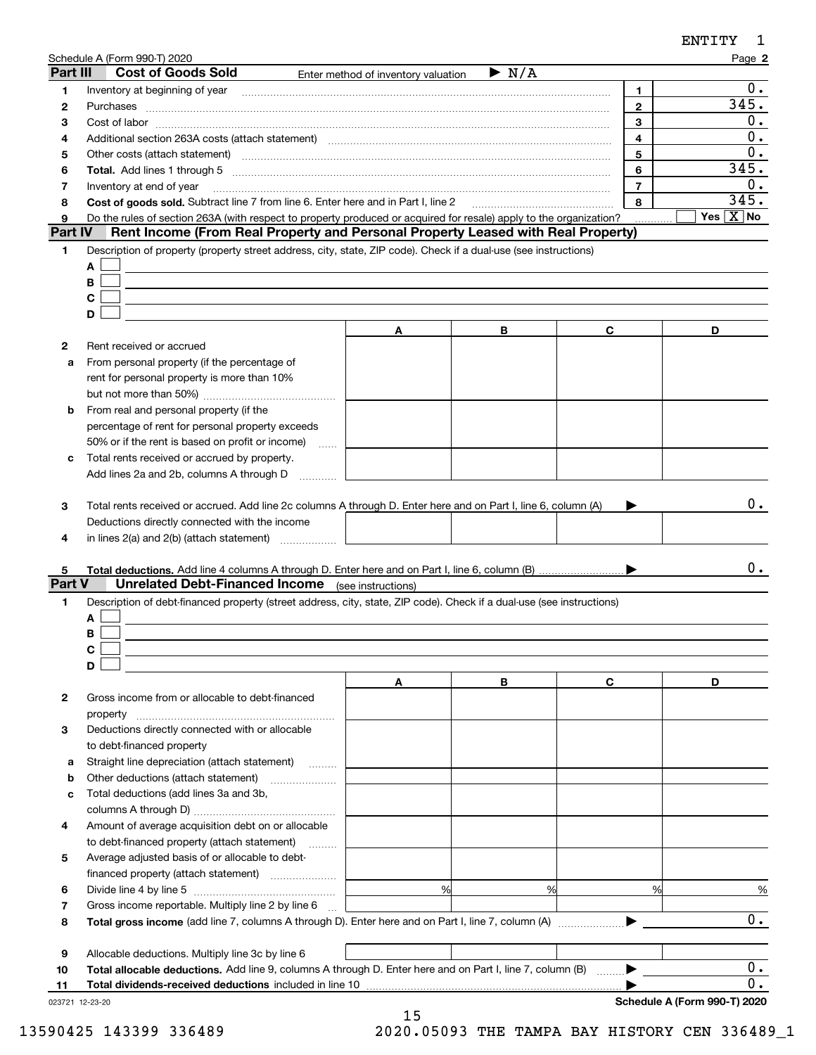Schedule A (Form 990-T) 2020

## Part III Cost of Goods Sold

Enter method of inventory valuation ▶ N/A

| | | | |
|---|---|---|---|
| 1 | Inventory at beginning of year | 1 | 0. |
| 2 | Purchases | 2 | 345. |
| 3 | Cost of labor | 3 | 0. |
| 4 | Additional section 263A costs (attach statement) | 4 | 0. |
| 5 | Other costs (attach statement) | 5 | 0. |
| 6 | **Total.** Add lines 1 through 5 | 6 | 345. |
| 7 | Inventory at end of year | 7 | 0. |
| 8 | **Cost of goods sold.** Subtract line 7 from line 6. Enter here and in Part I, line 2 | 8 | 345. |
| 9 | Do the rules of section 263A (with respect to property produced or acquired for resale) apply to the organization? | | Yes [ ] No [X] |

## Part IV Rent Income (From Real Property and Personal Property Leased with Real Property)

1 Description of property (property street address, city, state, ZIP code). Check if a dual-use (see instructions)

A [ ]
B [ ]
C [ ]
D [ ]

| | | A | B | C | D |
|---|---|---|---|---|---|
| 2 | Rent received or accrued | | | | |
| a | From personal property (if the percentage of rent for personal property is more than 10% but not more than 50%) | | | | |
| b | From real and personal property (if the percentage of rent for personal property exceeds 50% or if the rent is based on profit or income) | | | | |
| c | Total rents received or accrued by property. Add lines 2a and 2b, columns A through D | | | | |
| 3 | Total rents received or accrued. Add line 2c columns A through D. Enter here and on Part I, line 6, column (A) ▶ | | | | 0. |
| 4 | Deductions directly connected with the income in lines 2(a) and 2(b) (attach statement) | | | | |
| 5 | **Total deductions.** Add line 4 columns A through D. Enter here and on Part I, line 6, column (B) ▶ | | | | 0. |

## Part V Unrelated Debt-Financed Income (see instructions)

1 Description of debt-financed property (street address, city, state, ZIP code). Check if a dual-use (see instructions)

A [ ]
B [ ]
C [ ]
D [ ]

| | | A | B | C | D |
|---|---|---|---|---|---|
| 2 | Gross income from or allocable to debt-financed property | | | | |
| 3 | Deductions directly connected with or allocable to debt-financed property | | | | |
| a | Straight line depreciation (attach statement) | | | | |
| b | Other deductions (attach statement) | | | | |
| c | Total deductions (add lines 3a and 3b, columns A through D) | | | | |
| 4 | Amount of average acquisition debt on or allocable to debt-financed property (attach statement) | | | | |
| 5 | Average adjusted basis of or allocable to debt-financed property (attach statement) | | | | |
| 6 | Divide line 4 by line 5 | % | % | % | % |
| 7 | Gross income reportable. Multiply line 2 by line 6 | | | | |
| 8 | **Total gross income** (add line 7, columns A through D). Enter here and on Part I, line 7, column (A) ▶ | | | | 0. |
| 9 | Allocable deductions. Multiply line 3c by line 6 | | | | |
| 10 | **Total allocable deductions.** Add line 9, columns A through D. Enter here and on Part I, line 7, column (B) ▶ | | | | 0. |
| 11 | **Total dividends-received deductions** included in line 10 ▶ | | | | 0. |

Schedule A (Form 990-T) 2020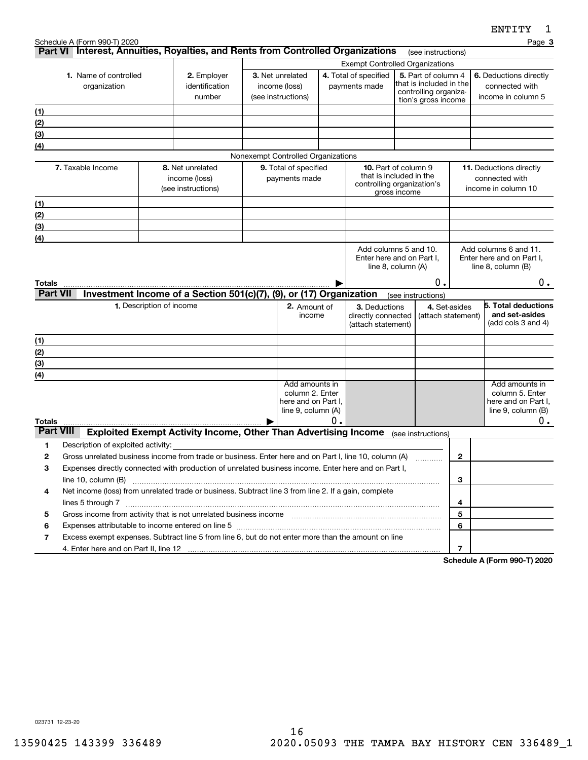ENTITY 1

Schedule A (Form 990-T) 2020 Page **3**

## Part VI Interest, Annuities, Royalties, and Rents from Controlled Organizations (see instructions)

| | | Exempt Controlled Organizations | | | |
|---|---|---|---|---|---|
| **1.** Name of controlled organization | **2.** Employer identification number | **3.** Net unrelated income (loss) (see instructions) | **4.** Total of specified payments made | **5.** Part of column 4 that is included in the controlling organization's gross income | **6.** Deductions directly connected with income in column 5 |
| (1) | | | | | |
| (2) | | | | | |
| (3) | | | | | |
| (4) | | | | | |

Nonexempt Controlled Organizations

| **7.** Taxable Income | **8.** Net unrelated income (loss) (see instructions) | **9.** Total of specified payments made | **10.** Part of column 9 that is included in the controlling organization's gross income | **11.** Deductions directly connected with income in column 10 |
|---|---|---|---|---|
| (1) | | | | |
| (2) | | | | |
| (3) | | | | |
| (4) | | | | |
| | | | Add columns 5 and 10. Enter here and on Part I, line 8, column (A) | Add columns 6 and 11. Enter here and on Part I, line 8, column (B) |
| **Totals** ▶ | | | 0. | 0. |

## Part VII Investment Income of a Section 501(c)(7), (9), or (17) Organization (see instructions)

| **1.** Description of income | **2.** Amount of income | **3.** Deductions directly connected (attach statement) | **4.** Set-asides (attach statement) | **5. Total deductions and set-asides** (add cols 3 and 4) |
|---|---|---|---|---|
| (1) | | | | |
| (2) | | | | |
| (3) | | | | |
| (4) | | | | |
| | Add amounts in column 2. Enter here and on Part I, line 9, column (A) | | | Add amounts in column 5. Enter here and on Part I, line 9, column (B) |
| **Totals** ▶ | 0. | | | 0. |

## Part VIII Exploited Exempt Activity Income, Other Than Advertising Income (see instructions)

| | | | |
|---|---|---|---|
| **1** | Description of exploited activity: | | |
| **2** | Gross unrelated business income from trade or business. Enter here and on Part I, line 10, column (A) | **2** | |
| **3** | Expenses directly connected with production of unrelated business income. Enter here and on Part I, line 10, column (B) | **3** | |
| **4** | Net income (loss) from unrelated trade or business. Subtract line 3 from line 2. If a gain, complete lines 5 through 7 | **4** | |
| **5** | Gross income from activity that is not unrelated business income | **5** | |
| **6** | Expenses attributable to income entered on line 5 | **6** | |
| **7** | Excess exempt expenses. Subtract line 5 from line 6, but do not enter more than the amount on line 4. Enter here and on Part II, line 12 | **7** | |

**Schedule A (Form 990-T) 2020**

023731 12-23-20

13590425 143399 336489 2020.05093 THE TAMPA BAY HISTORY CEN 336489_1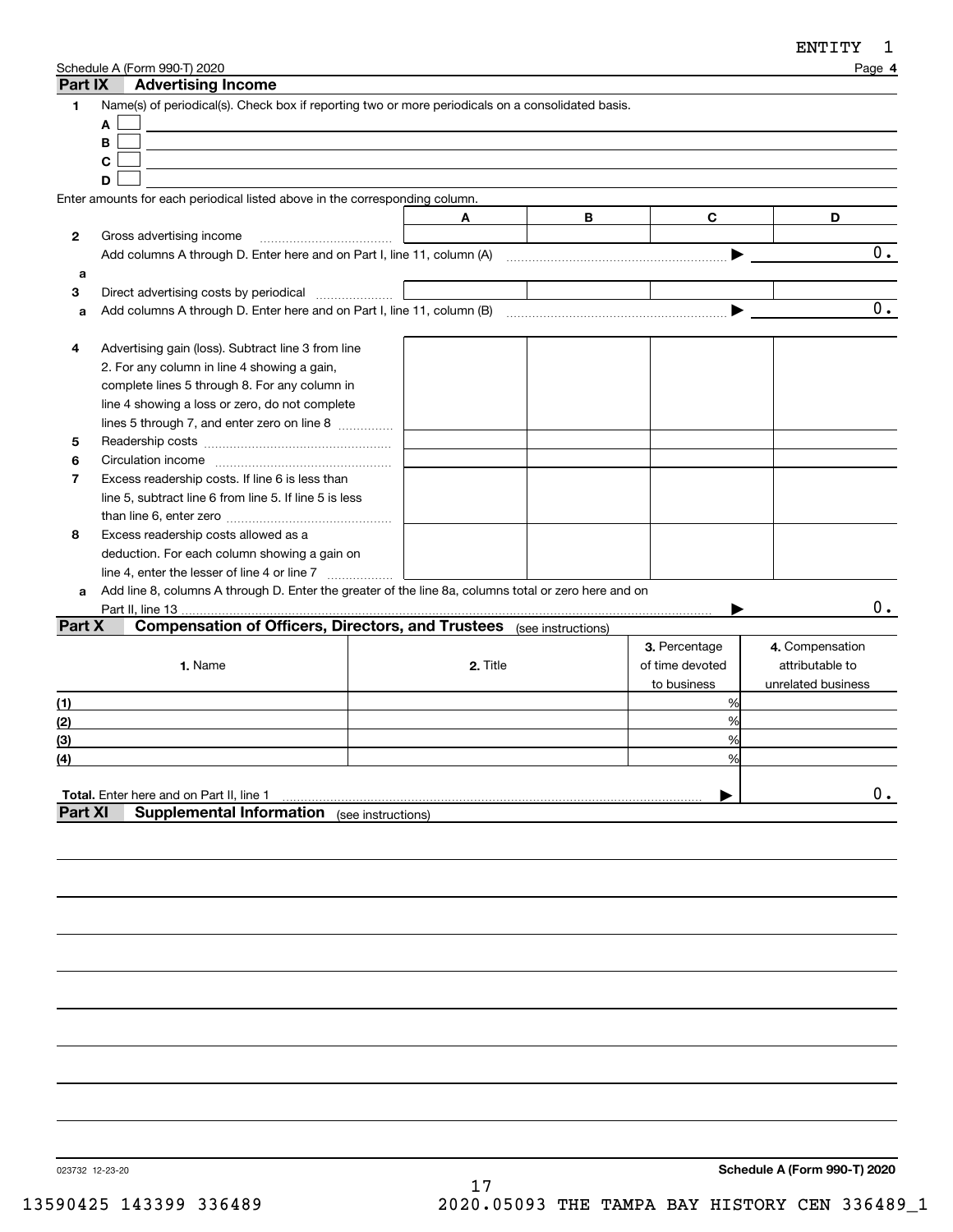ENTITY 1

Schedule A (Form 990-T) 2020 Page **4**

## Part IX Advertising Income

**1** Name(s) of periodical(s). Check box if reporting two or more periodicals on a consolidated basis.

- **A** ☐
- **B** ☐
- **C** ☐
- **D** ☐

Enter amounts for each periodical listed above in the corresponding column.

| | | A | B | C | D |
|---|---|---|---|---|---|
| **2** | Gross advertising income | | | | |
| | Add columns A through D. Enter here and on Part I, line 11, column (A) ▶ | | | | 0. |
| **a** | | | | | |
| **3** | Direct advertising costs by periodical | | | | |
| **a** | Add columns A through D. Enter here and on Part I, line 11, column (B) ▶ | | | | 0. |
| **4** | Advertising gain (loss). Subtract line 3 from line 2. For any column in line 4 showing a gain, complete lines 5 through 8. For any column in line 4 showing a loss or zero, do not complete lines 5 through 7, and enter zero on line 8 | | | | |
| **5** | Readership costs | | | | |
| **6** | Circulation income | | | | |
| **7** | Excess readership costs. If line 6 is less than line 5, subtract line 6 from line 5. If line 5 is less than line 6, enter zero | | | | |
| **8** | Excess readership costs allowed as a deduction. For each column showing a gain on line 4, enter the lesser of line 4 or line 7 | | | | |
| **a** | Add line 8, columns A through D. Enter the greater of the line 8a, columns total or zero here and on Part II, line 13 ▶ | | | | 0. |

## Part X Compensation of Officers, Directors, and Trustees (see instructions)

| | 1. Name | 2. Title | 3. Percentage of time devoted to business | 4. Compensation attributable to unrelated business |
|---|---|---|---|---|
| (1) | | | % | |
| (2) | | | % | |
| (3) | | | % | |
| (4) | | | % | |
| **Total.** Enter here and on Part II, line 1 ▶ | | | | 0. |

## Part XI Supplemental Information (see instructions)

023732 12-23-20

**Schedule A (Form 990-T) 2020**

13590425 143399 336489 2020.05093 THE TAMPA BAY HISTORY CEN 336489_1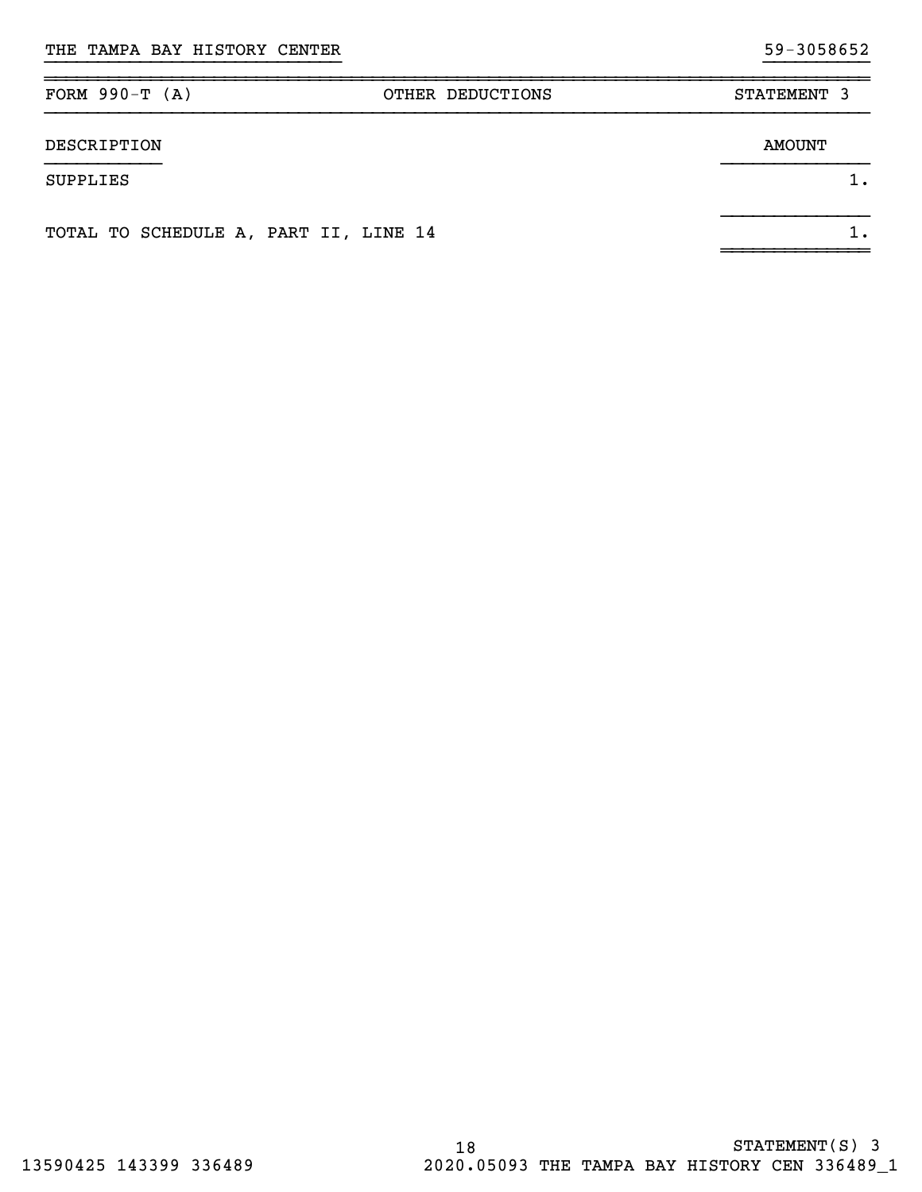THE TAMPA BAY HISTORY CENTER 59-3058652

| FORM 990-T (A) | OTHER DEDUCTIONS | STATEMENT 3 |
|---|---|---|

| DESCRIPTION | AMOUNT |
|---|---|
| SUPPLIES | 1. |
| TOTAL TO SCHEDULE A, PART II, LINE 14 | 1. |

STATEMENT(S) 3

13590425 143399 336489 2020.05093 THE TAMPA BAY HISTORY CEN 336489_1